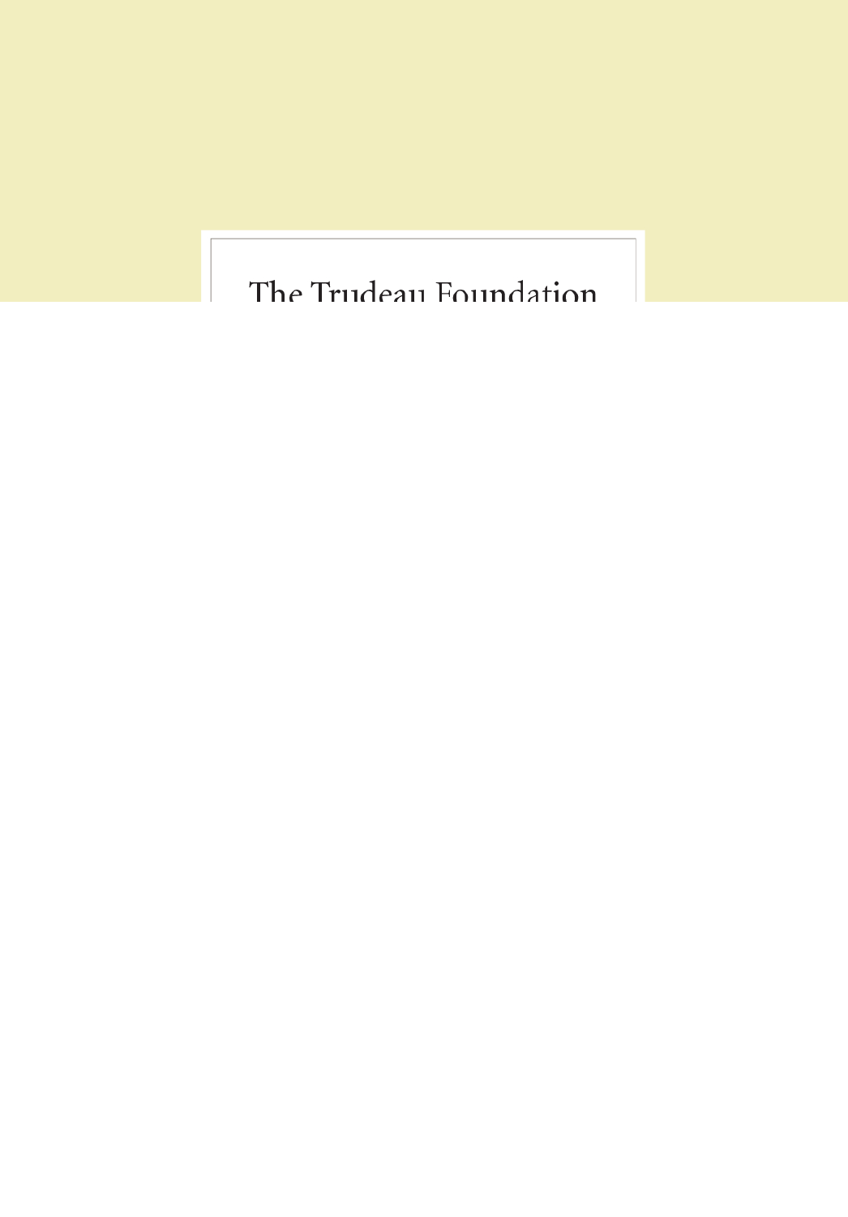# The Trudeau Foundation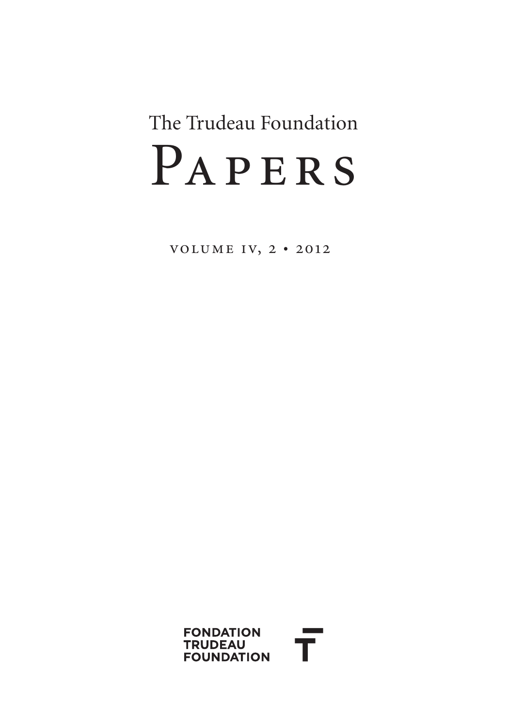The Trudeau Foundation

# Papers

volume iv, 2 • 2012

FONDATION
TRUDEAU
FOUNDATION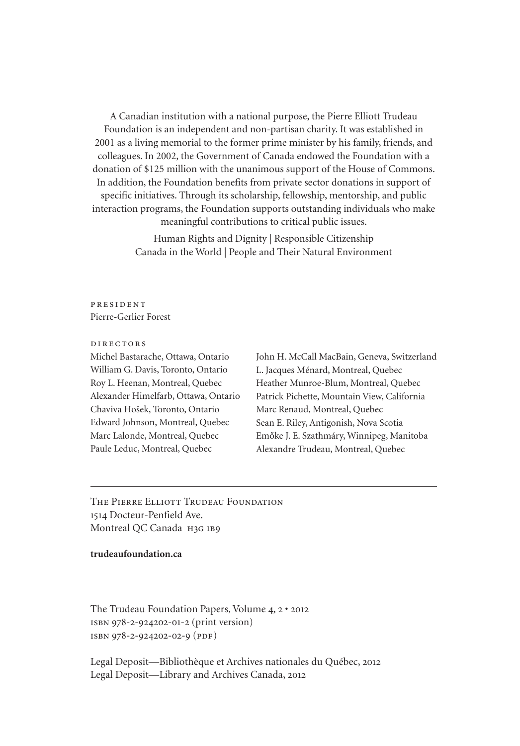A Canadian institution with a national purpose, the Pierre Elliott Trudeau Foundation is an independent and non-partisan charity. It was established in 2001 as a living memorial to the former prime minister by his family, friends, and colleagues. In 2002, the Government of Canada endowed the Foundation with a donation of $125 million with the unanimous support of the House of Commons. In addition, the Foundation benefits from private sector donations in support of specific initiatives. Through its scholarship, fellowship, mentorship, and public interaction programs, the Foundation supports outstanding individuals who make meaningful contributions to critical public issues.

Human Rights and Dignity | Responsible Citizenship
Canada in the World | People and Their Natural Environment

PRESIDENT
Pierre-Gerlier Forest

DIRECTORS
Michel Bastarache, Ottawa, Ontario
William G. Davis, Toronto, Ontario
Roy L. Heenan, Montreal, Quebec
Alexander Himelfarb, Ottawa, Ontario
Chaviva Hošek, Toronto, Ontario
Edward Johnson, Montreal, Quebec
Marc Lalonde, Montreal, Quebec
Paule Leduc, Montreal, Quebec
John H. McCall MacBain, Geneva, Switzerland
L. Jacques Ménard, Montreal, Quebec
Heather Munroe-Blum, Montreal, Quebec
Patrick Pichette, Mountain View, California
Marc Renaud, Montreal, Quebec
Sean E. Riley, Antigonish, Nova Scotia
Emőke J. E. Szathmáry, Winnipeg, Manitoba
Alexandre Trudeau, Montreal, Quebec

---

THE PIERRE ELLIOTT TRUDEAU FOUNDATION
1514 Docteur-Penfield Ave.
Montreal QC Canada H3G 1B9

**trudeaufoundation.ca**

The Trudeau Foundation Papers, Volume 4, 2 • 2012
ISBN 978-2-924202-01-2 (print version)
ISBN 978-2-924202-02-9 (PDF)

Legal Deposit—Bibliothèque et Archives nationales du Québec, 2012
Legal Deposit—Library and Archives Canada, 2012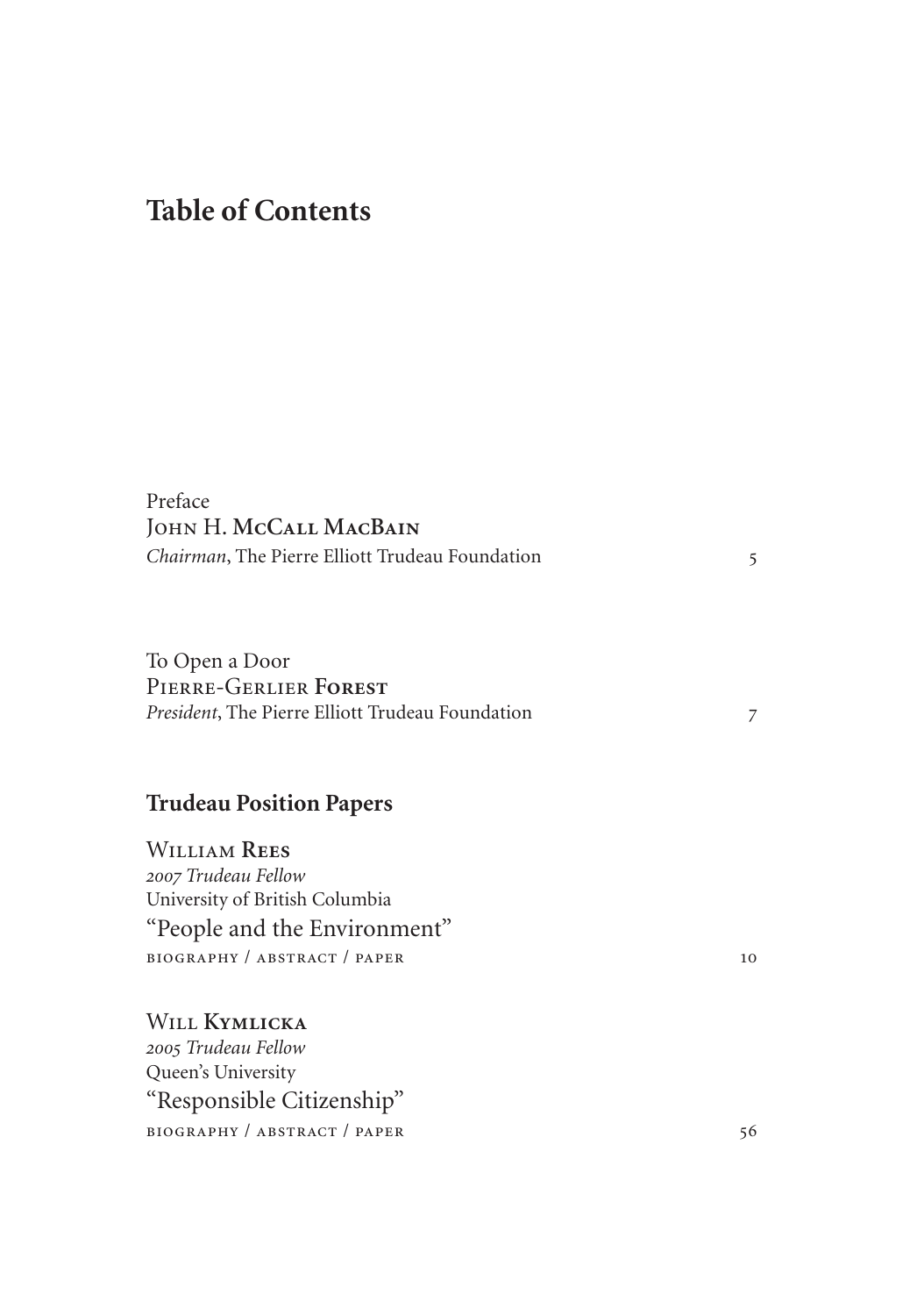# Table of Contents

Preface
John H. **McCall MacBain**
*Chairman*, The Pierre Elliott Trudeau Foundation 5

To Open a Door
Pierre-Gerlier **Forest**
*President*, The Pierre Elliott Trudeau Foundation 7

## Trudeau Position Papers

William **Rees**
*2007 Trudeau Fellow*
University of British Columbia
"People and the Environment"
biography / abstract / paper 10

Will **Kymlicka**
*2005 Trudeau Fellow*
Queen's University
"Responsible Citizenship"
biography / abstract / paper 56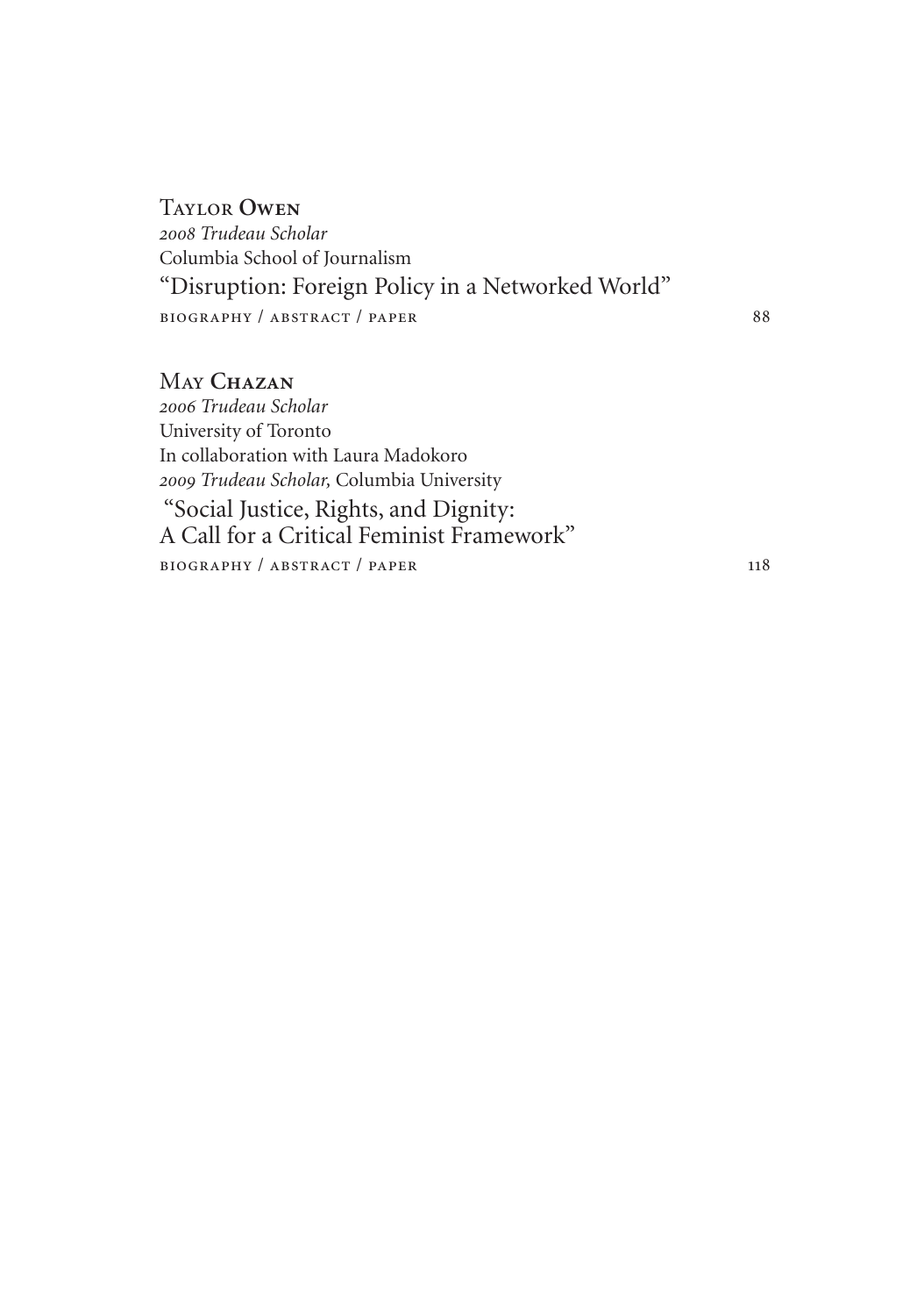Taylor **Owen**

*2008 Trudeau Scholar*

Columbia School of Journalism

"Disruption: Foreign Policy in a Networked World"

biography / abstract / paper 88

May **Chazan**

*2006 Trudeau Scholar*

University of Toronto

In collaboration with Laura Madokoro

*2009 Trudeau Scholar,* Columbia University

"Social Justice, Rights, and Dignity:
A Call for a Critical Feminist Framework"

biography / abstract / paper 118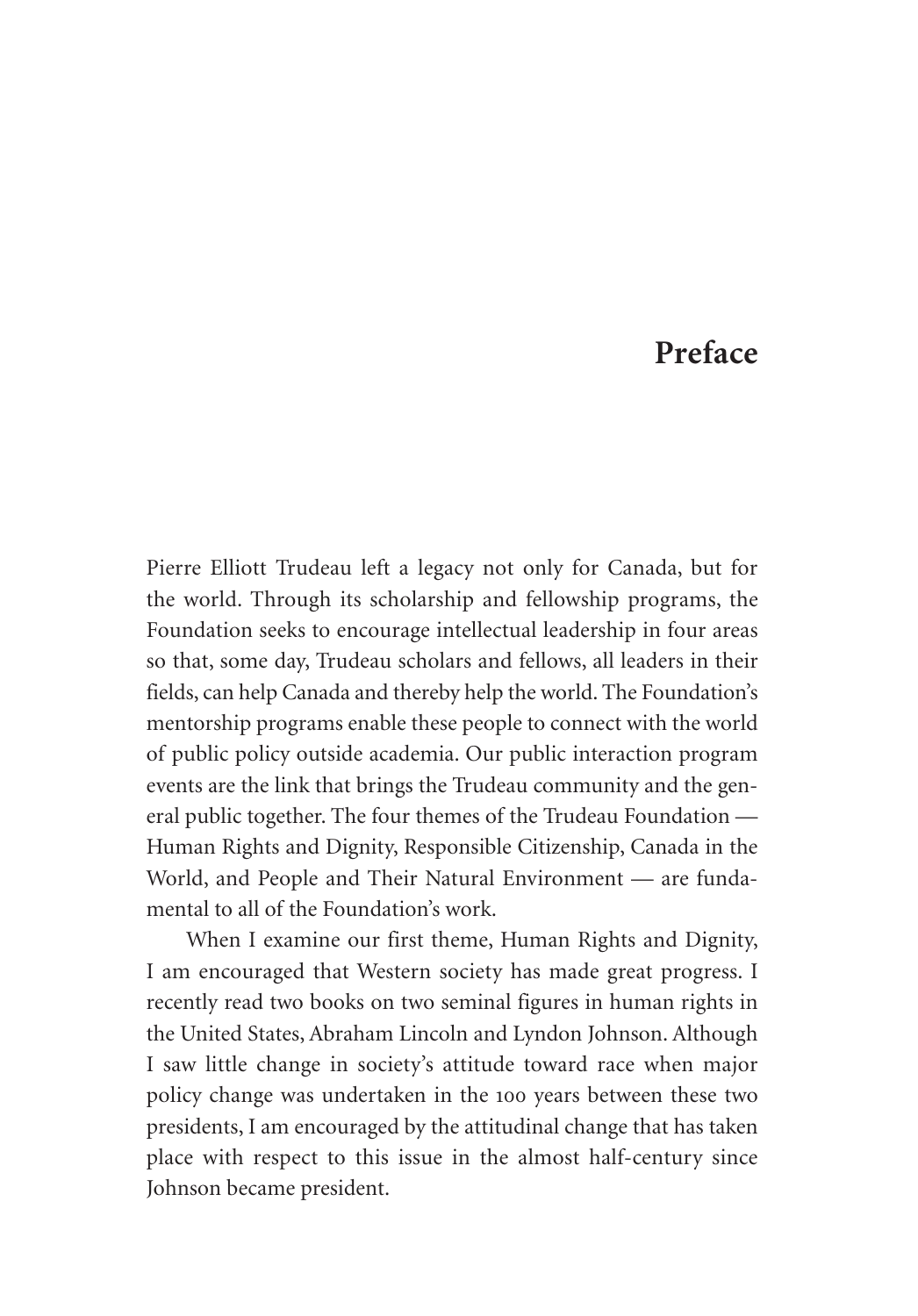# Preface

Pierre Elliott Trudeau left a legacy not only for Canada, but for the world. Through its scholarship and fellowship programs, the Foundation seeks to encourage intellectual leadership in four areas so that, some day, Trudeau scholars and fellows, all leaders in their fields, can help Canada and thereby help the world. The Foundation's mentorship programs enable these people to connect with the world of public policy outside academia. Our public interaction program events are the link that brings the Trudeau community and the general public together. The four themes of the Trudeau Foundation — Human Rights and Dignity, Responsible Citizenship, Canada in the World, and People and Their Natural Environment — are fundamental to all of the Foundation's work.

When I examine our first theme, Human Rights and Dignity, I am encouraged that Western society has made great progress. I recently read two books on two seminal figures in human rights in the United States, Abraham Lincoln and Lyndon Johnson. Although I saw little change in society's attitude toward race when major policy change was undertaken in the 100 years between these two presidents, I am encouraged by the attitudinal change that has taken place with respect to this issue in the almost half-century since Johnson became president.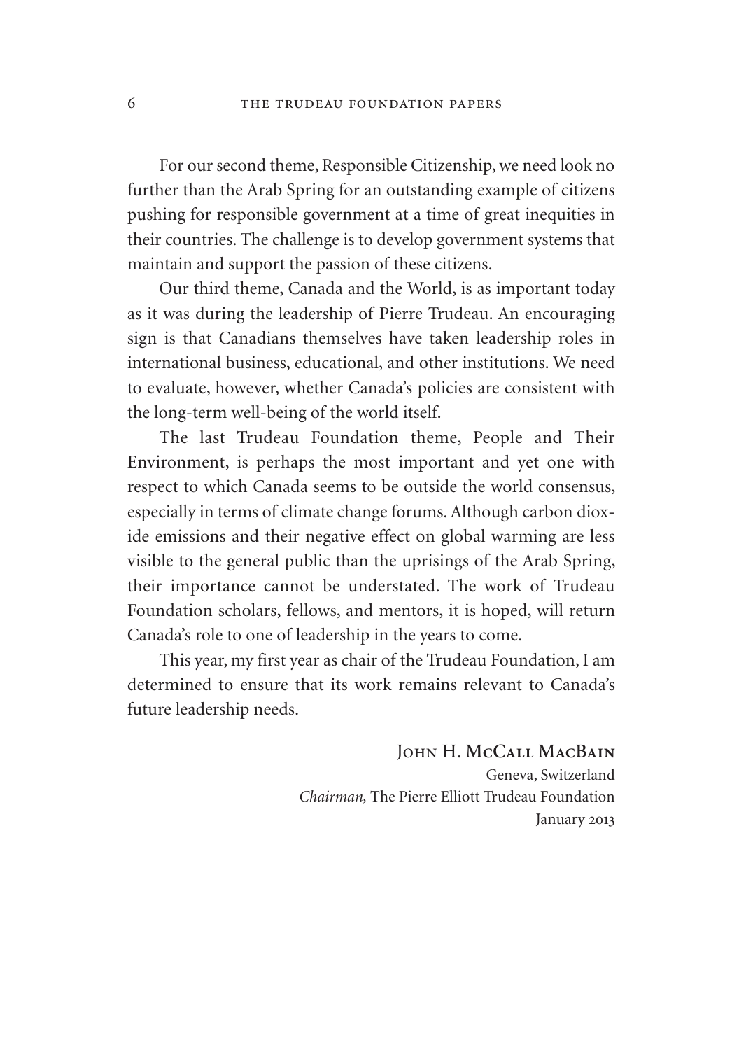For our second theme, Responsible Citizenship, we need look no further than the Arab Spring for an outstanding example of citizens pushing for responsible government at a time of great inequities in their countries. The challenge is to develop government systems that maintain and support the passion of these citizens.

Our third theme, Canada and the World, is as important today as it was during the leadership of Pierre Trudeau. An encouraging sign is that Canadians themselves have taken leadership roles in international business, educational, and other institutions. We need to evaluate, however, whether Canada's policies are consistent with the long-term well-being of the world itself.

The last Trudeau Foundation theme, People and Their Environment, is perhaps the most important and yet one with respect to which Canada seems to be outside the world consensus, especially in terms of climate change forums. Although carbon dioxide emissions and their negative effect on global warming are less visible to the general public than the uprisings of the Arab Spring, their importance cannot be understated. The work of Trudeau Foundation scholars, fellows, and mentors, it is hoped, will return Canada's role to one of leadership in the years to come.

This year, my first year as chair of the Trudeau Foundation, I am determined to ensure that its work remains relevant to Canada's future leadership needs.

John H. **McCall MacBain**
Geneva, Switzerland
*Chairman,* The Pierre Elliott Trudeau Foundation
January 2013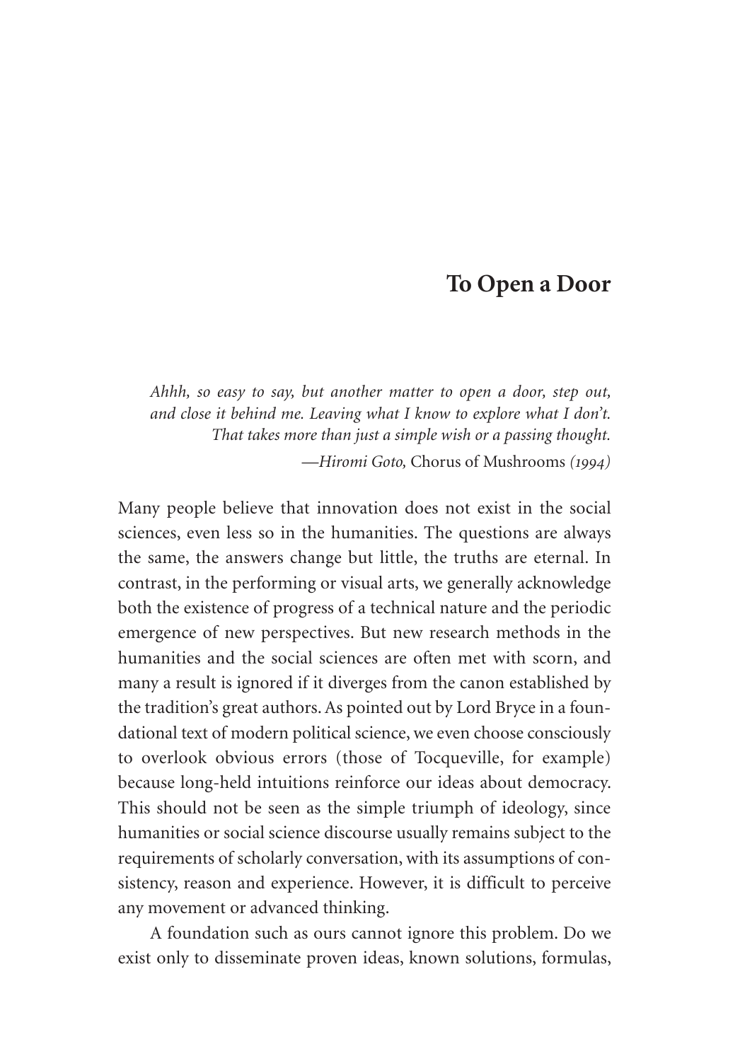# To Open a Door

> *Ahhh, so easy to say, but another matter to open a door, step out, and close it behind me. Leaving what I know to explore what I don't. That takes more than just a simple wish or a passing thought.*
>
> —*Hiromi Goto,* Chorus of Mushrooms *(1994)*

Many people believe that innovation does not exist in the social sciences, even less so in the humanities. The questions are always the same, the answers change but little, the truths are eternal. In contrast, in the performing or visual arts, we generally acknowledge both the existence of progress of a technical nature and the periodic emergence of new perspectives. But new research methods in the humanities and the social sciences are often met with scorn, and many a result is ignored if it diverges from the canon established by the tradition's great authors. As pointed out by Lord Bryce in a foundational text of modern political science, we even choose consciously to overlook obvious errors (those of Tocqueville, for example) because long-held intuitions reinforce our ideas about democracy. This should not be seen as the simple triumph of ideology, since humanities or social science discourse usually remains subject to the requirements of scholarly conversation, with its assumptions of consistency, reason and experience. However, it is difficult to perceive any movement or advanced thinking.

A foundation such as ours cannot ignore this problem. Do we exist only to disseminate proven ideas, known solutions, formulas,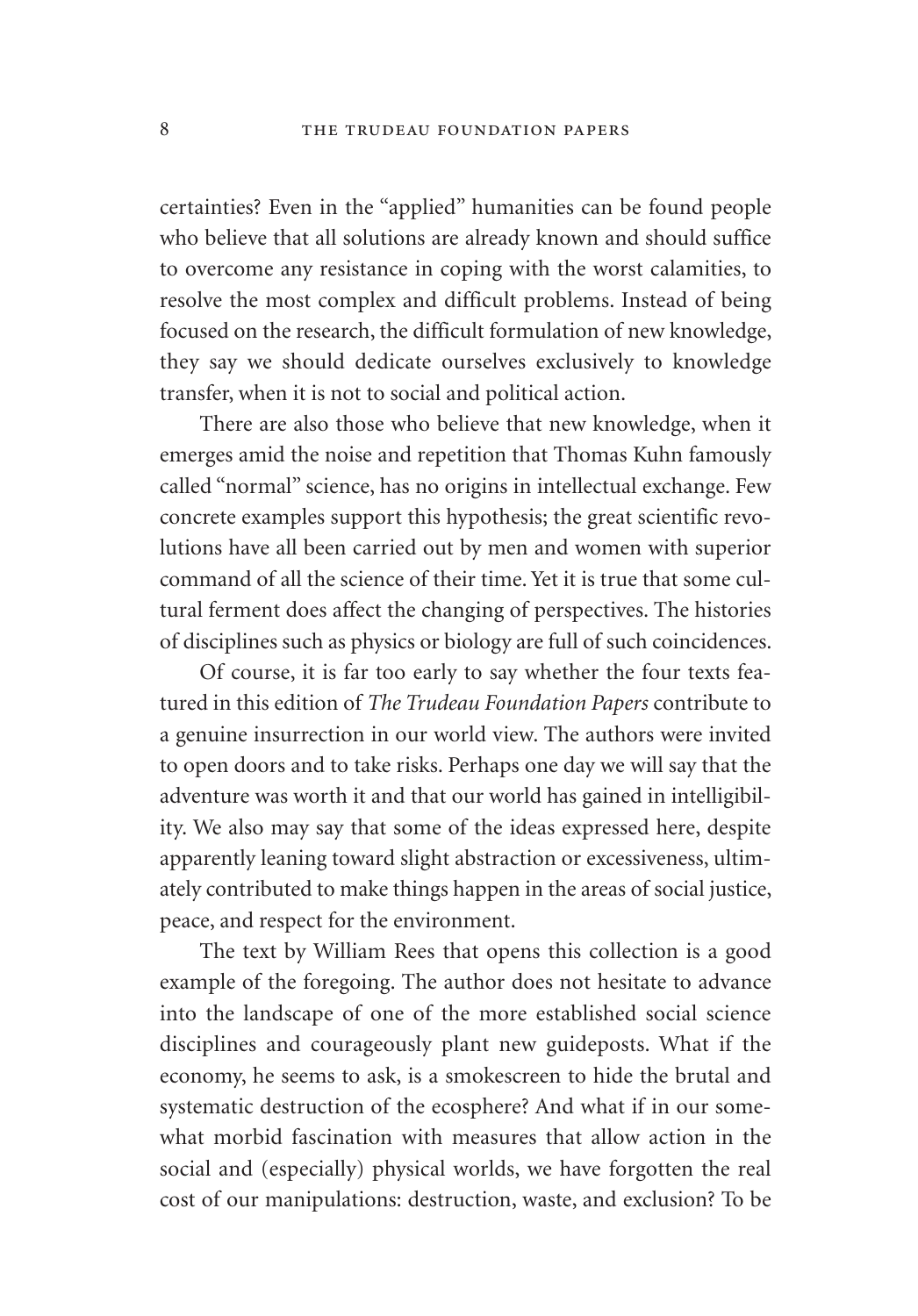certainties? Even in the "applied" humanities can be found people who believe that all solutions are already known and should suffice to overcome any resistance in coping with the worst calamities, to resolve the most complex and difficult problems. Instead of being focused on the research, the difficult formulation of new knowledge, they say we should dedicate ourselves exclusively to knowledge transfer, when it is not to social and political action.

There are also those who believe that new knowledge, when it emerges amid the noise and repetition that Thomas Kuhn famously called "normal" science, has no origins in intellectual exchange. Few concrete examples support this hypothesis; the great scientific revolutions have all been carried out by men and women with superior command of all the science of their time. Yet it is true that some cultural ferment does affect the changing of perspectives. The histories of disciplines such as physics or biology are full of such coincidences.

Of course, it is far too early to say whether the four texts featured in this edition of *The Trudeau Foundation Papers* contribute to a genuine insurrection in our world view. The authors were invited to open doors and to take risks. Perhaps one day we will say that the adventure was worth it and that our world has gained in intelligibility. We also may say that some of the ideas expressed here, despite apparently leaning toward slight abstraction or excessiveness, ultimately contributed to make things happen in the areas of social justice, peace, and respect for the environment.

The text by William Rees that opens this collection is a good example of the foregoing. The author does not hesitate to advance into the landscape of one of the more established social science disciplines and courageously plant new guideposts. What if the economy, he seems to ask, is a smokescreen to hide the brutal and systematic destruction of the ecosphere? And what if in our somewhat morbid fascination with measures that allow action in the social and (especially) physical worlds, we have forgotten the real cost of our manipulations: destruction, waste, and exclusion? To be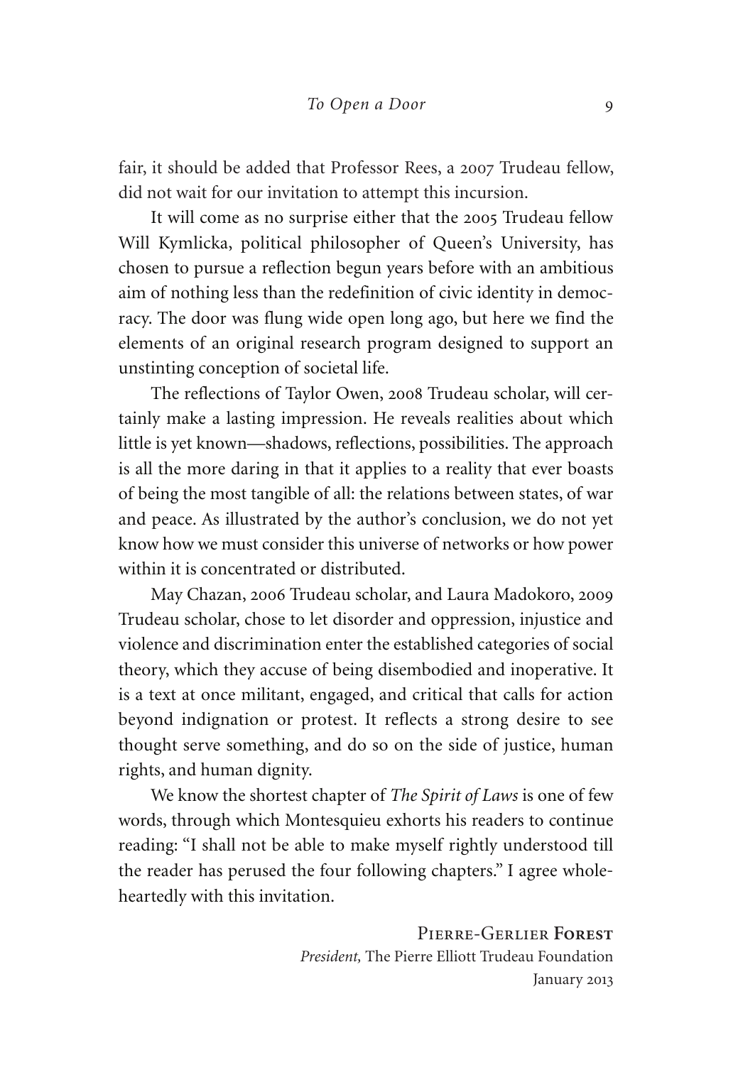fair, it should be added that Professor Rees, a 2007 Trudeau fellow, did not wait for our invitation to attempt this incursion.

It will come as no surprise either that the 2005 Trudeau fellow Will Kymlicka, political philosopher of Queen's University, has chosen to pursue a reflection begun years before with an ambitious aim of nothing less than the redefinition of civic identity in democracy. The door was flung wide open long ago, but here we find the elements of an original research program designed to support an unstinting conception of societal life.

The reflections of Taylor Owen, 2008 Trudeau scholar, will certainly make a lasting impression. He reveals realities about which little is yet known—shadows, reflections, possibilities. The approach is all the more daring in that it applies to a reality that ever boasts of being the most tangible of all: the relations between states, of war and peace. As illustrated by the author's conclusion, we do not yet know how we must consider this universe of networks or how power within it is concentrated or distributed.

May Chazan, 2006 Trudeau scholar, and Laura Madokoro, 2009 Trudeau scholar, chose to let disorder and oppression, injustice and violence and discrimination enter the established categories of social theory, which they accuse of being disembodied and inoperative. It is a text at once militant, engaged, and critical that calls for action beyond indignation or protest. It reflects a strong desire to see thought serve something, and do so on the side of justice, human rights, and human dignity.

We know the shortest chapter of *The Spirit of Laws* is one of few words, through which Montesquieu exhorts his readers to continue reading: "I shall not be able to make myself rightly understood till the reader has perused the four following chapters." I agree wholeheartedly with this invitation.

Pierre-Gerlier **Forest**
*President,* The Pierre Elliott Trudeau Foundation
January 2013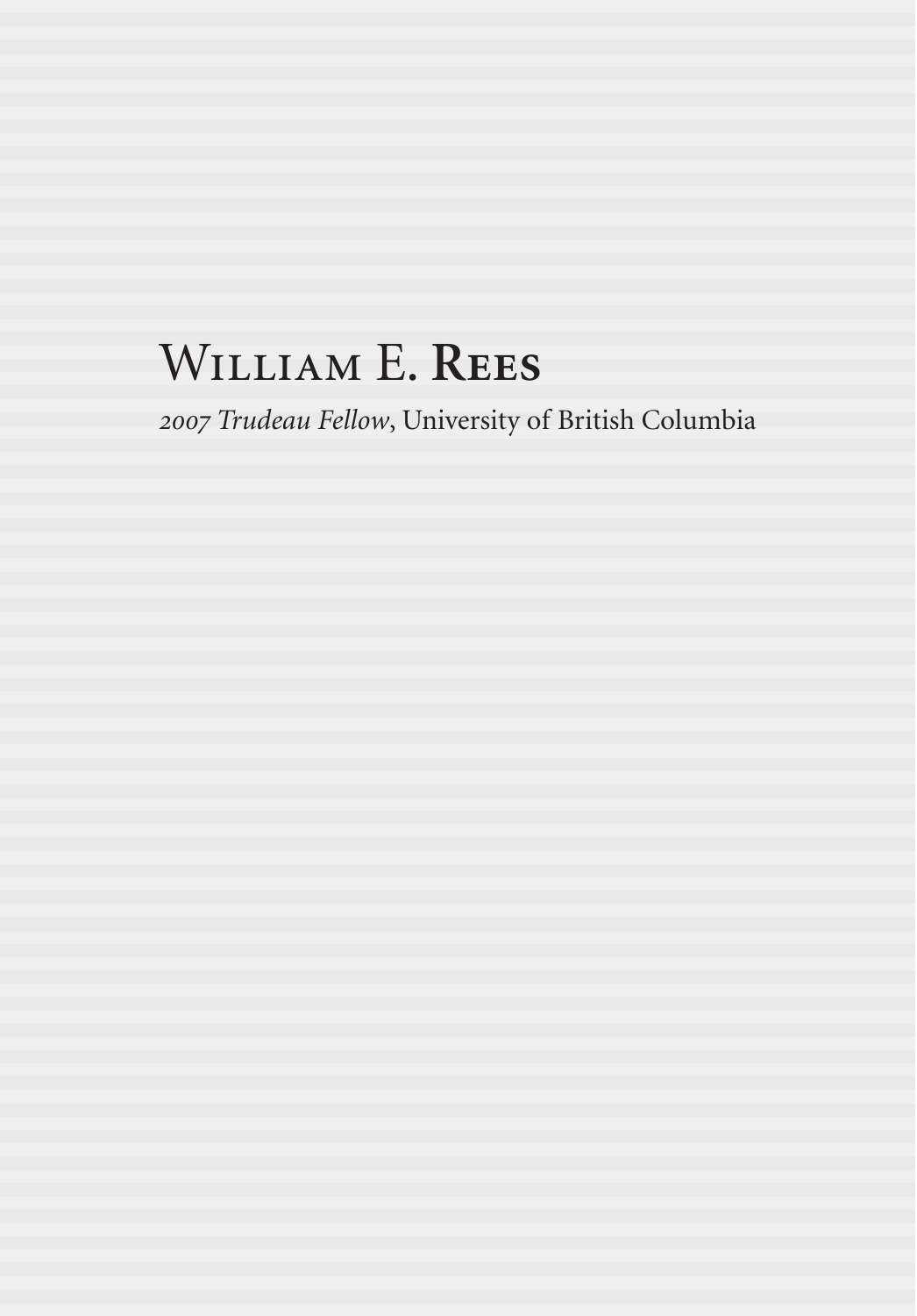# William E. Rees

*2007 Trudeau Fellow*, University of British Columbia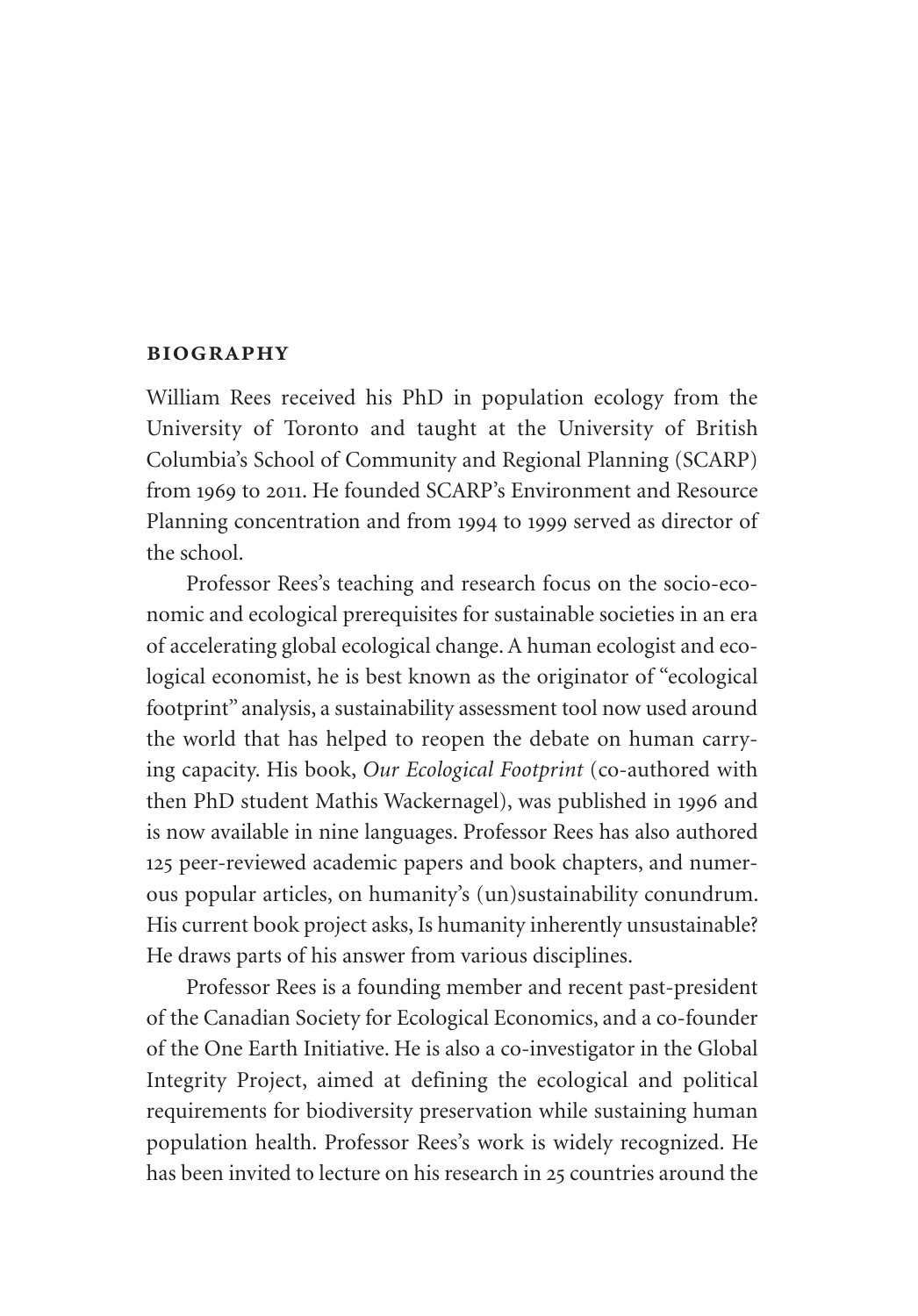## BIOGRAPHY

William Rees received his PhD in population ecology from the University of Toronto and taught at the University of British Columbia's School of Community and Regional Planning (SCARP) from 1969 to 2011. He founded SCARP's Environment and Resource Planning concentration and from 1994 to 1999 served as director of the school.

Professor Rees's teaching and research focus on the socio-economic and ecological prerequisites for sustainable societies in an era of accelerating global ecological change. A human ecologist and ecological economist, he is best known as the originator of "ecological footprint" analysis, a sustainability assessment tool now used around the world that has helped to reopen the debate on human carrying capacity. His book, *Our Ecological Footprint* (co-authored with then PhD student Mathis Wackernagel), was published in 1996 and is now available in nine languages. Professor Rees has also authored 125 peer-reviewed academic papers and book chapters, and numerous popular articles, on humanity's (un)sustainability conundrum. His current book project asks, Is humanity inherently unsustainable? He draws parts of his answer from various disciplines.

Professor Rees is a founding member and recent past-president of the Canadian Society for Ecological Economics, and a co-founder of the One Earth Initiative. He is also a co-investigator in the Global Integrity Project, aimed at defining the ecological and political requirements for biodiversity preservation while sustaining human population health. Professor Rees's work is widely recognized. He has been invited to lecture on his research in 25 countries around the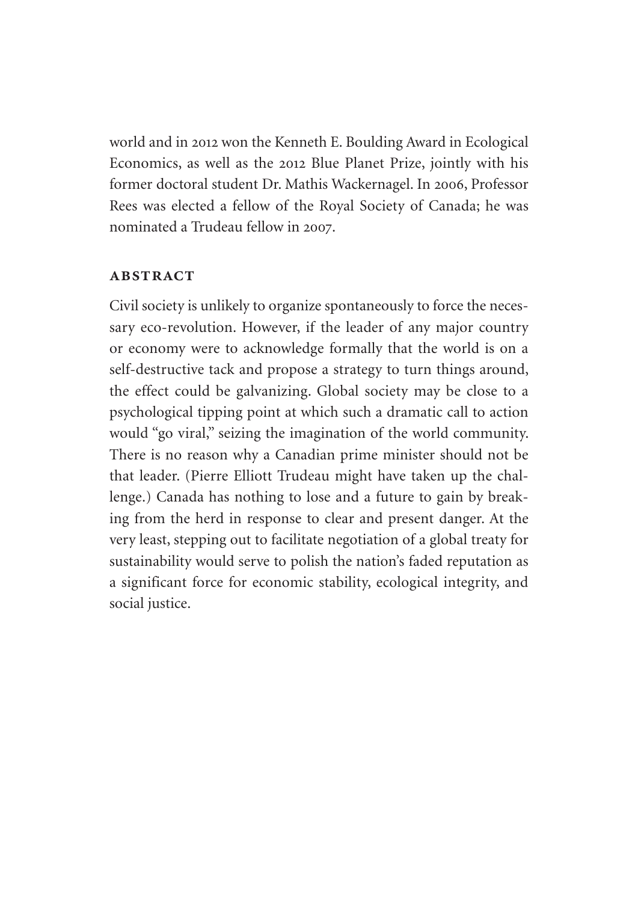world and in 2012 won the Kenneth E. Boulding Award in Ecological Economics, as well as the 2012 Blue Planet Prize, jointly with his former doctoral student Dr. Mathis Wackernagel. In 2006, Professor Rees was elected a fellow of the Royal Society of Canada; he was nominated a Trudeau fellow in 2007.

## ABSTRACT

Civil society is unlikely to organize spontaneously to force the necessary eco-revolution. However, if the leader of any major country or economy were to acknowledge formally that the world is on a self-destructive tack and propose a strategy to turn things around, the effect could be galvanizing. Global society may be close to a psychological tipping point at which such a dramatic call to action would "go viral," seizing the imagination of the world community. There is no reason why a Canadian prime minister should not be that leader. (Pierre Elliott Trudeau might have taken up the challenge.) Canada has nothing to lose and a future to gain by breaking from the herd in response to clear and present danger. At the very least, stepping out to facilitate negotiation of a global treaty for sustainability would serve to polish the nation's faded reputation as a significant force for economic stability, ecological integrity, and social justice.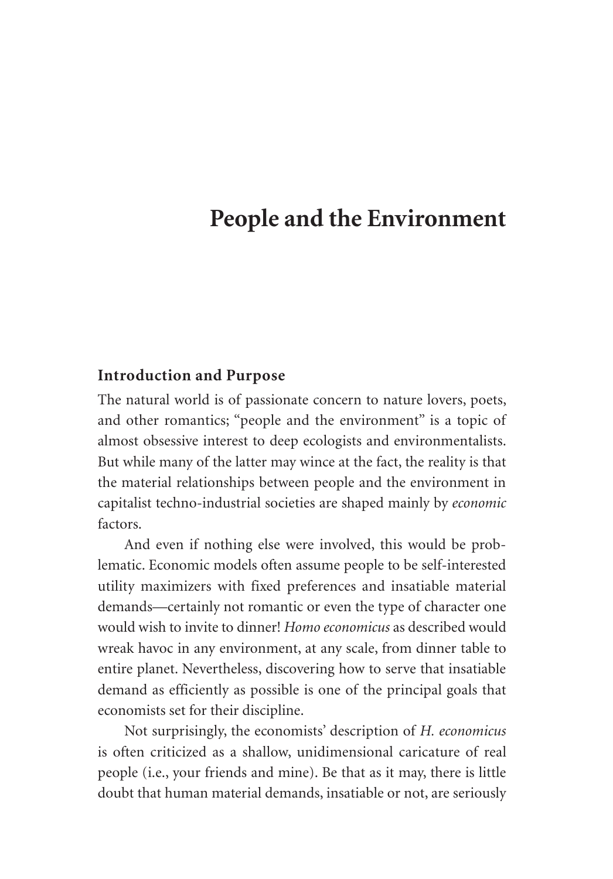# People and the Environment

## Introduction and Purpose

The natural world is of passionate concern to nature lovers, poets, and other romantics; "people and the environment" is a topic of almost obsessive interest to deep ecologists and environmentalists. But while many of the latter may wince at the fact, the reality is that the material relationships between people and the environment in capitalist techno-industrial societies are shaped mainly by *economic* factors.

And even if nothing else were involved, this would be problematic. Economic models often assume people to be self-interested utility maximizers with fixed preferences and insatiable material demands—certainly not romantic or even the type of character one would wish to invite to dinner! *Homo economicus* as described would wreak havoc in any environment, at any scale, from dinner table to entire planet. Nevertheless, discovering how to serve that insatiable demand as efficiently as possible is one of the principal goals that economists set for their discipline.

Not surprisingly, the economists' description of *H. economicus* is often criticized as a shallow, unidimensional caricature of real people (i.e., your friends and mine). Be that as it may, there is little doubt that human material demands, insatiable or not, are seriously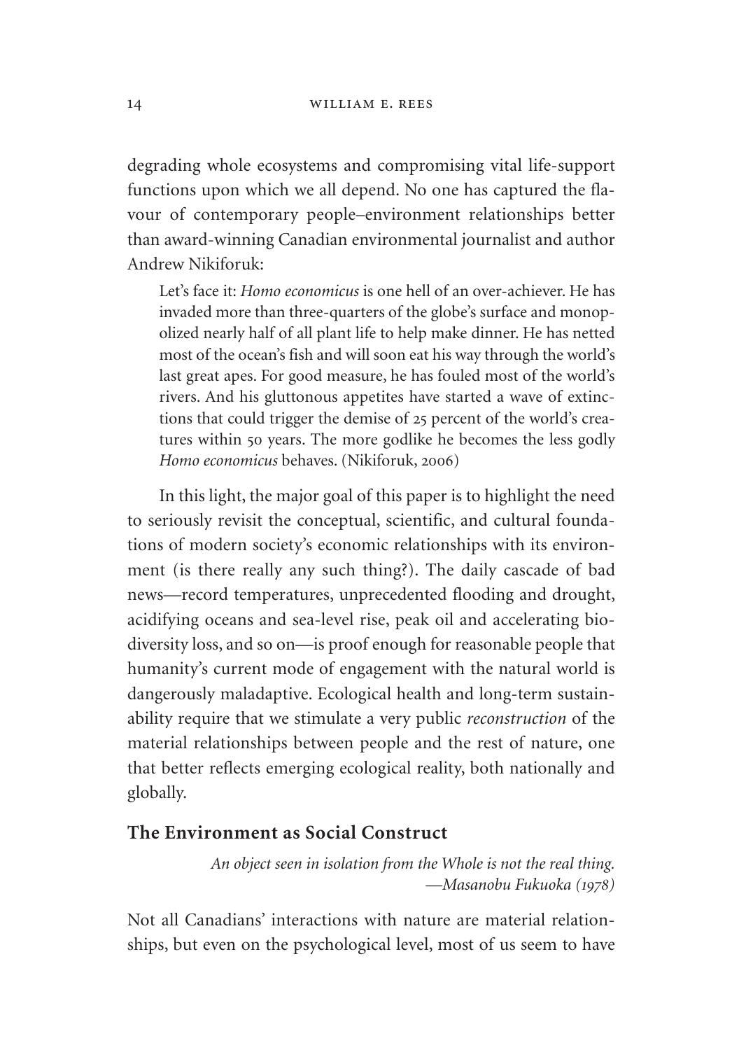degrading whole ecosystems and compromising vital life-support functions upon which we all depend. No one has captured the flavour of contemporary people–environment relationships better than award-winning Canadian environmental journalist and author Andrew Nikiforuk:

> Let's face it: *Homo economicus* is one hell of an over-achiever. He has invaded more than three-quarters of the globe's surface and monopolized nearly half of all plant life to help make dinner. He has netted most of the ocean's fish and will soon eat his way through the world's last great apes. For good measure, he has fouled most of the world's rivers. And his gluttonous appetites have started a wave of extinctions that could trigger the demise of 25 percent of the world's creatures within 50 years. The more godlike he becomes the less godly *Homo economicus* behaves. (Nikiforuk, 2006)

In this light, the major goal of this paper is to highlight the need to seriously revisit the conceptual, scientific, and cultural foundations of modern society's economic relationships with its environment (is there really any such thing?). The daily cascade of bad news—record temperatures, unprecedented flooding and drought, acidifying oceans and sea-level rise, peak oil and accelerating biodiversity loss, and so on—is proof enough for reasonable people that humanity's current mode of engagement with the natural world is dangerously maladaptive. Ecological health and long-term sustainability require that we stimulate a very public *reconstruction* of the material relationships between people and the rest of nature, one that better reflects emerging ecological reality, both nationally and globally.

## The Environment as Social Construct

> *An object seen in isolation from the Whole is not the real thing.*
> *—Masanobu Fukuoka (1978)*

Not all Canadians' interactions with nature are material relationships, but even on the psychological level, most of us seem to have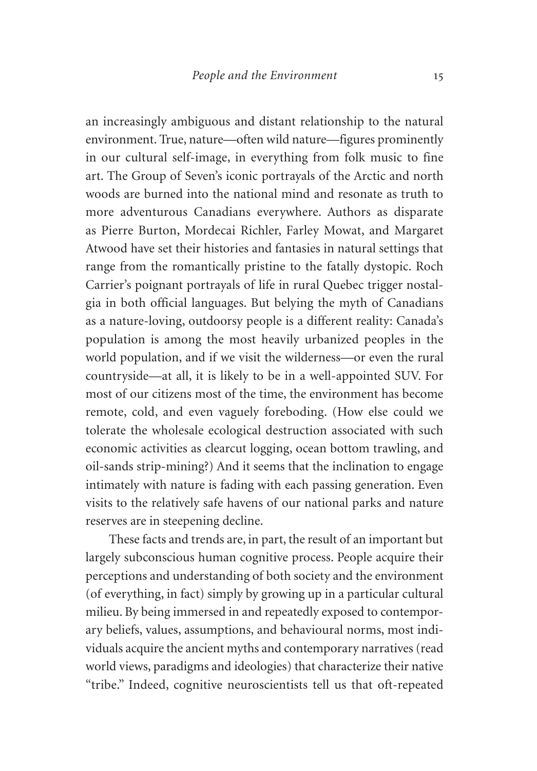an increasingly ambiguous and distant relationship to the natural environment. True, nature—often wild nature—figures prominently in our cultural self-image, in everything from folk music to fine art. The Group of Seven's iconic portrayals of the Arctic and north woods are burned into the national mind and resonate as truth to more adventurous Canadians everywhere. Authors as disparate as Pierre Burton, Mordecai Richler, Farley Mowat, and Margaret Atwood have set their histories and fantasies in natural settings that range from the romantically pristine to the fatally dystopic. Roch Carrier's poignant portrayals of life in rural Quebec trigger nostalgia in both official languages. But belying the myth of Canadians as a nature-loving, outdoorsy people is a different reality: Canada's population is among the most heavily urbanized peoples in the world population, and if we visit the wilderness—or even the rural countryside—at all, it is likely to be in a well-appointed SUV. For most of our citizens most of the time, the environment has become remote, cold, and even vaguely foreboding. (How else could we tolerate the wholesale ecological destruction associated with such economic activities as clearcut logging, ocean bottom trawling, and oil-sands strip-mining?) And it seems that the inclination to engage intimately with nature is fading with each passing generation. Even visits to the relatively safe havens of our national parks and nature reserves are in steepening decline.

These facts and trends are, in part, the result of an important but largely subconscious human cognitive process. People acquire their perceptions and understanding of both society and the environment (of everything, in fact) simply by growing up in a particular cultural milieu. By being immersed in and repeatedly exposed to contemporary beliefs, values, assumptions, and behavioural norms, most individuals acquire the ancient myths and contemporary narratives (read world views, paradigms and ideologies) that characterize their native "tribe." Indeed, cognitive neuroscientists tell us that oft-repeated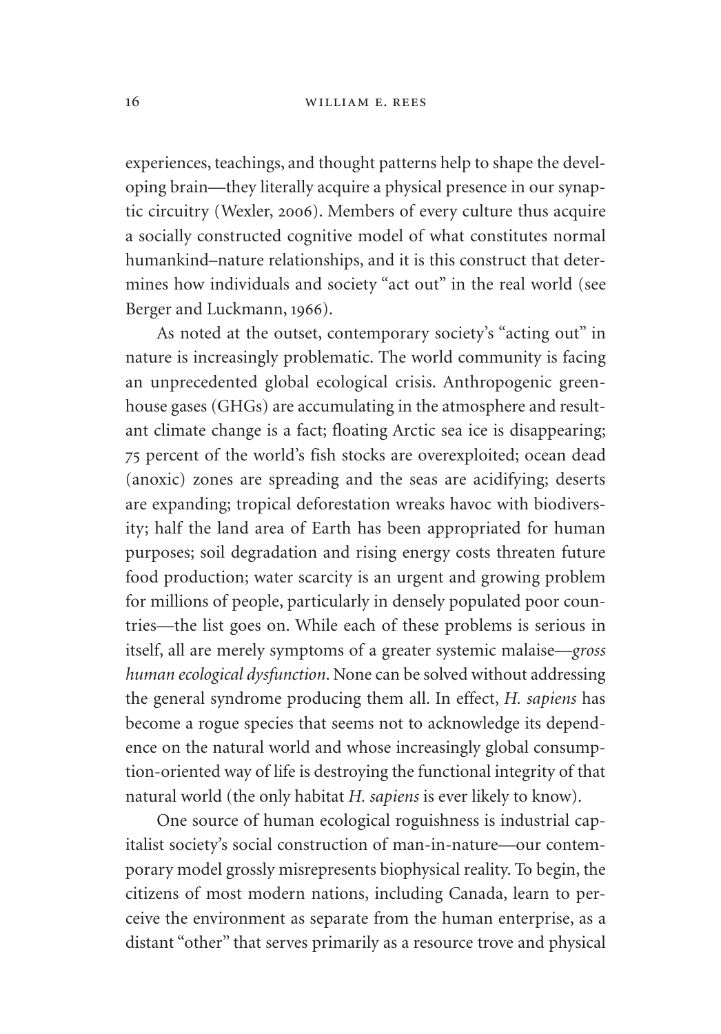experiences, teachings, and thought patterns help to shape the developing brain—they literally acquire a physical presence in our synaptic circuitry (Wexler, 2006). Members of every culture thus acquire a socially constructed cognitive model of what constitutes normal humankind–nature relationships, and it is this construct that determines how individuals and society "act out" in the real world (see Berger and Luckmann, 1966).

As noted at the outset, contemporary society's "acting out" in nature is increasingly problematic. The world community is facing an unprecedented global ecological crisis. Anthropogenic greenhouse gases (GHGs) are accumulating in the atmosphere and resultant climate change is a fact; floating Arctic sea ice is disappearing; 75 percent of the world's fish stocks are overexploited; ocean dead (anoxic) zones are spreading and the seas are acidifying; deserts are expanding; tropical deforestation wreaks havoc with biodiversity; half the land area of Earth has been appropriated for human purposes; soil degradation and rising energy costs threaten future food production; water scarcity is an urgent and growing problem for millions of people, particularly in densely populated poor countries—the list goes on. While each of these problems is serious in itself, all are merely symptoms of a greater systemic malaise—*gross human ecological dysfunction*. None can be solved without addressing the general syndrome producing them all. In effect, *H. sapiens* has become a rogue species that seems not to acknowledge its dependence on the natural world and whose increasingly global consumption-oriented way of life is destroying the functional integrity of that natural world (the only habitat *H. sapiens* is ever likely to know).

One source of human ecological roguishness is industrial capitalist society's social construction of man-in-nature—our contemporary model grossly misrepresents biophysical reality. To begin, the citizens of most modern nations, including Canada, learn to perceive the environment as separate from the human enterprise, as a distant "other" that serves primarily as a resource trove and physical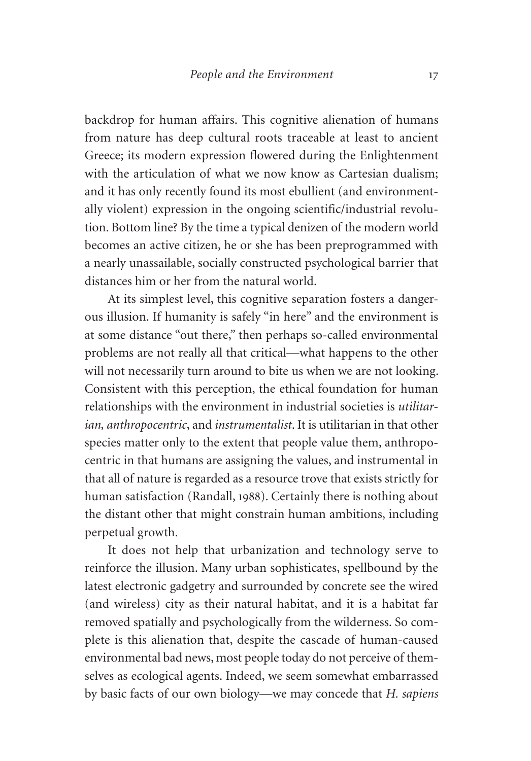backdrop for human affairs. This cognitive alienation of humans from nature has deep cultural roots traceable at least to ancient Greece; its modern expression flowered during the Enlightenment with the articulation of what we now know as Cartesian dualism; and it has only recently found its most ebullient (and environmentally violent) expression in the ongoing scientific/industrial revolution. Bottom line? By the time a typical denizen of the modern world becomes an active citizen, he or she has been preprogrammed with a nearly unassailable, socially constructed psychological barrier that distances him or her from the natural world.

At its simplest level, this cognitive separation fosters a dangerous illusion. If humanity is safely "in here" and the environment is at some distance "out there," then perhaps so-called environmental problems are not really all that critical—what happens to the other will not necessarily turn around to bite us when we are not looking. Consistent with this perception, the ethical foundation for human relationships with the environment in industrial societies is *utilitarian, anthropocentric*, and *instrumentalist*. It is utilitarian in that other species matter only to the extent that people value them, anthropocentric in that humans are assigning the values, and instrumental in that all of nature is regarded as a resource trove that exists strictly for human satisfaction (Randall, 1988). Certainly there is nothing about the distant other that might constrain human ambitions, including perpetual growth.

It does not help that urbanization and technology serve to reinforce the illusion. Many urban sophisticates, spellbound by the latest electronic gadgetry and surrounded by concrete see the wired (and wireless) city as their natural habitat, and it is a habitat far removed spatially and psychologically from the wilderness. So complete is this alienation that, despite the cascade of human-caused environmental bad news, most people today do not perceive of themselves as ecological agents. Indeed, we seem somewhat embarrassed by basic facts of our own biology—we may concede that *H. sapiens*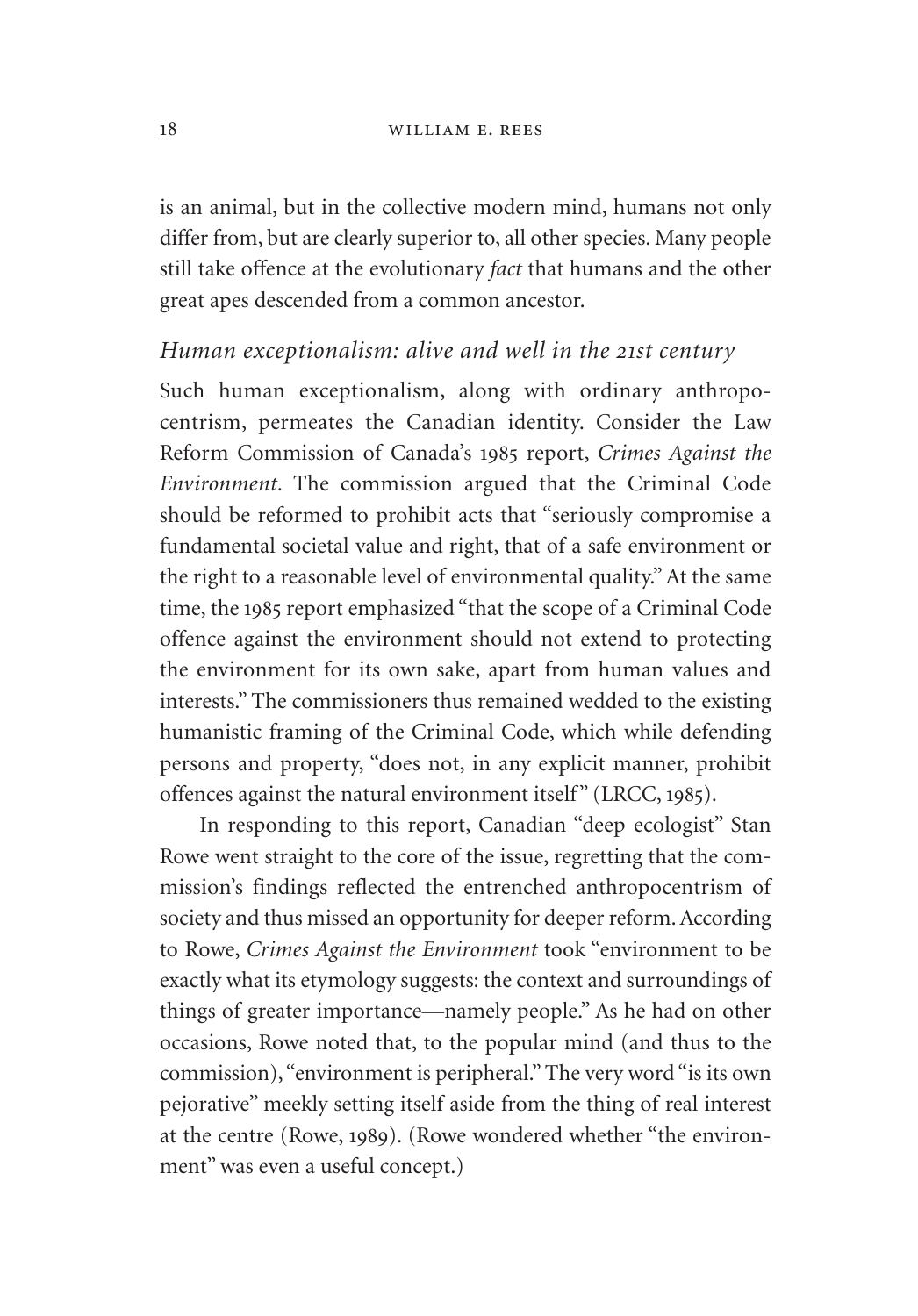is an animal, but in the collective modern mind, humans not only differ from, but are clearly superior to, all other species. Many people still take offence at the evolutionary *fact* that humans and the other great apes descended from a common ancestor.

### *Human exceptionalism: alive and well in the 21st century*

Such human exceptionalism, along with ordinary anthropocentrism, permeates the Canadian identity. Consider the Law Reform Commission of Canada's 1985 report, *Crimes Against the Environment*. The commission argued that the Criminal Code should be reformed to prohibit acts that "seriously compromise a fundamental societal value and right, that of a safe environment or the right to a reasonable level of environmental quality." At the same time, the 1985 report emphasized "that the scope of a Criminal Code offence against the environment should not extend to protecting the environment for its own sake, apart from human values and interests." The commissioners thus remained wedded to the existing humanistic framing of the Criminal Code, which while defending persons and property, "does not, in any explicit manner, prohibit offences against the natural environment itself" (LRCC, 1985).

In responding to this report, Canadian "deep ecologist" Stan Rowe went straight to the core of the issue, regretting that the commission's findings reflected the entrenched anthropocentrism of society and thus missed an opportunity for deeper reform. According to Rowe, *Crimes Against the Environment* took "environment to be exactly what its etymology suggests: the context and surroundings of things of greater importance—namely people." As he had on other occasions, Rowe noted that, to the popular mind (and thus to the commission), "environment is peripheral." The very word "is its own pejorative" meekly setting itself aside from the thing of real interest at the centre (Rowe, 1989). (Rowe wondered whether "the environment" was even a useful concept.)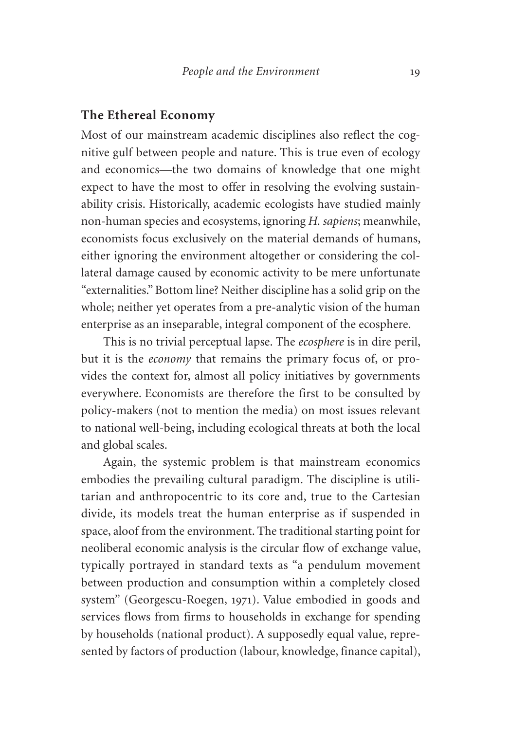## The Ethereal Economy

Most of our mainstream academic disciplines also reflect the cognitive gulf between people and nature. This is true even of ecology and economics—the two domains of knowledge that one might expect to have the most to offer in resolving the evolving sustainability crisis. Historically, academic ecologists have studied mainly non-human species and ecosystems, ignoring *H. sapiens*; meanwhile, economists focus exclusively on the material demands of humans, either ignoring the environment altogether or considering the collateral damage caused by economic activity to be mere unfortunate "externalities." Bottom line? Neither discipline has a solid grip on the whole; neither yet operates from a pre-analytic vision of the human enterprise as an inseparable, integral component of the ecosphere.

This is no trivial perceptual lapse. The *ecosphere* is in dire peril, but it is the *economy* that remains the primary focus of, or provides the context for, almost all policy initiatives by governments everywhere. Economists are therefore the first to be consulted by policy-makers (not to mention the media) on most issues relevant to national well-being, including ecological threats at both the local and global scales.

Again, the systemic problem is that mainstream economics embodies the prevailing cultural paradigm. The discipline is utilitarian and anthropocentric to its core and, true to the Cartesian divide, its models treat the human enterprise as if suspended in space, aloof from the environment. The traditional starting point for neoliberal economic analysis is the circular flow of exchange value, typically portrayed in standard texts as "a pendulum movement between production and consumption within a completely closed system" (Georgescu-Roegen, 1971). Value embodied in goods and services flows from firms to households in exchange for spending by households (national product). A supposedly equal value, represented by factors of production (labour, knowledge, finance capital),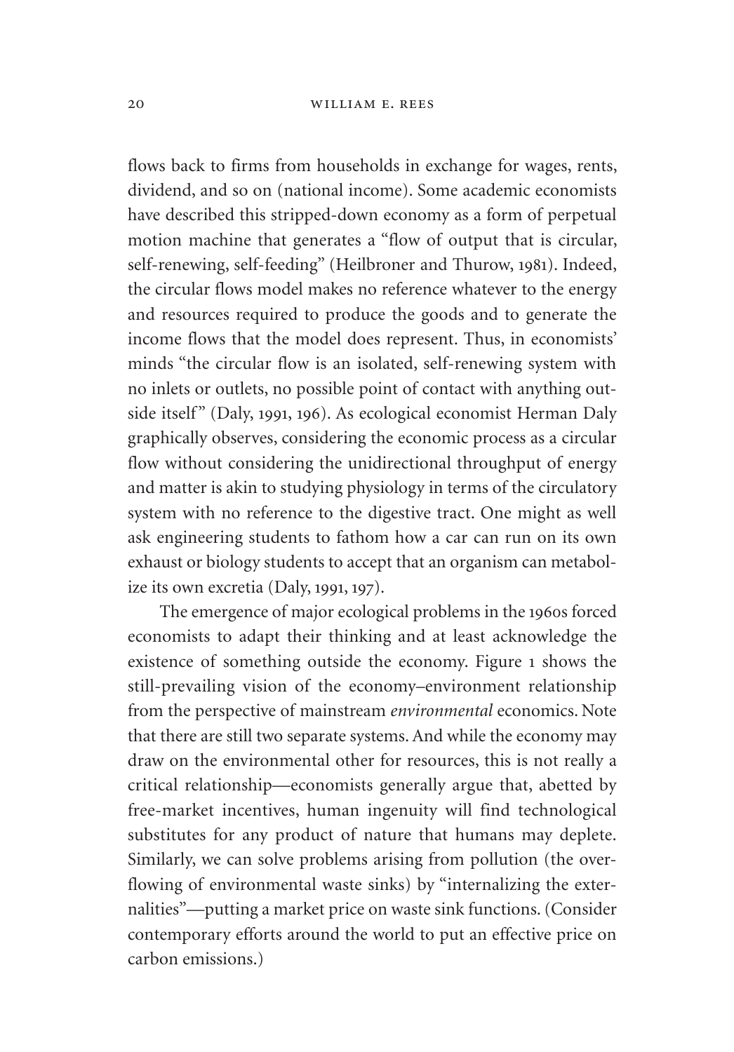flows back to firms from households in exchange for wages, rents, dividend, and so on (national income). Some academic economists have described this stripped-down economy as a form of perpetual motion machine that generates a "flow of output that is circular, self-renewing, self-feeding" (Heilbroner and Thurow, 1981). Indeed, the circular flows model makes no reference whatever to the energy and resources required to produce the goods and to generate the income flows that the model does represent. Thus, in economists' minds "the circular flow is an isolated, self-renewing system with no inlets or outlets, no possible point of contact with anything outside itself" (Daly, 1991, 196). As ecological economist Herman Daly graphically observes, considering the economic process as a circular flow without considering the unidirectional throughput of energy and matter is akin to studying physiology in terms of the circulatory system with no reference to the digestive tract. One might as well ask engineering students to fathom how a car can run on its own exhaust or biology students to accept that an organism can metabolize its own excretia (Daly, 1991, 197).

The emergence of major ecological problems in the 1960s forced economists to adapt their thinking and at least acknowledge the existence of something outside the economy. Figure 1 shows the still-prevailing vision of the economy–environment relationship from the perspective of mainstream *environmental* economics. Note that there are still two separate systems. And while the economy may draw on the environmental other for resources, this is not really a critical relationship—economists generally argue that, abetted by free-market incentives, human ingenuity will find technological substitutes for any product of nature that humans may deplete. Similarly, we can solve problems arising from pollution (the overflowing of environmental waste sinks) by "internalizing the externalities"—putting a market price on waste sink functions. (Consider contemporary efforts around the world to put an effective price on carbon emissions.)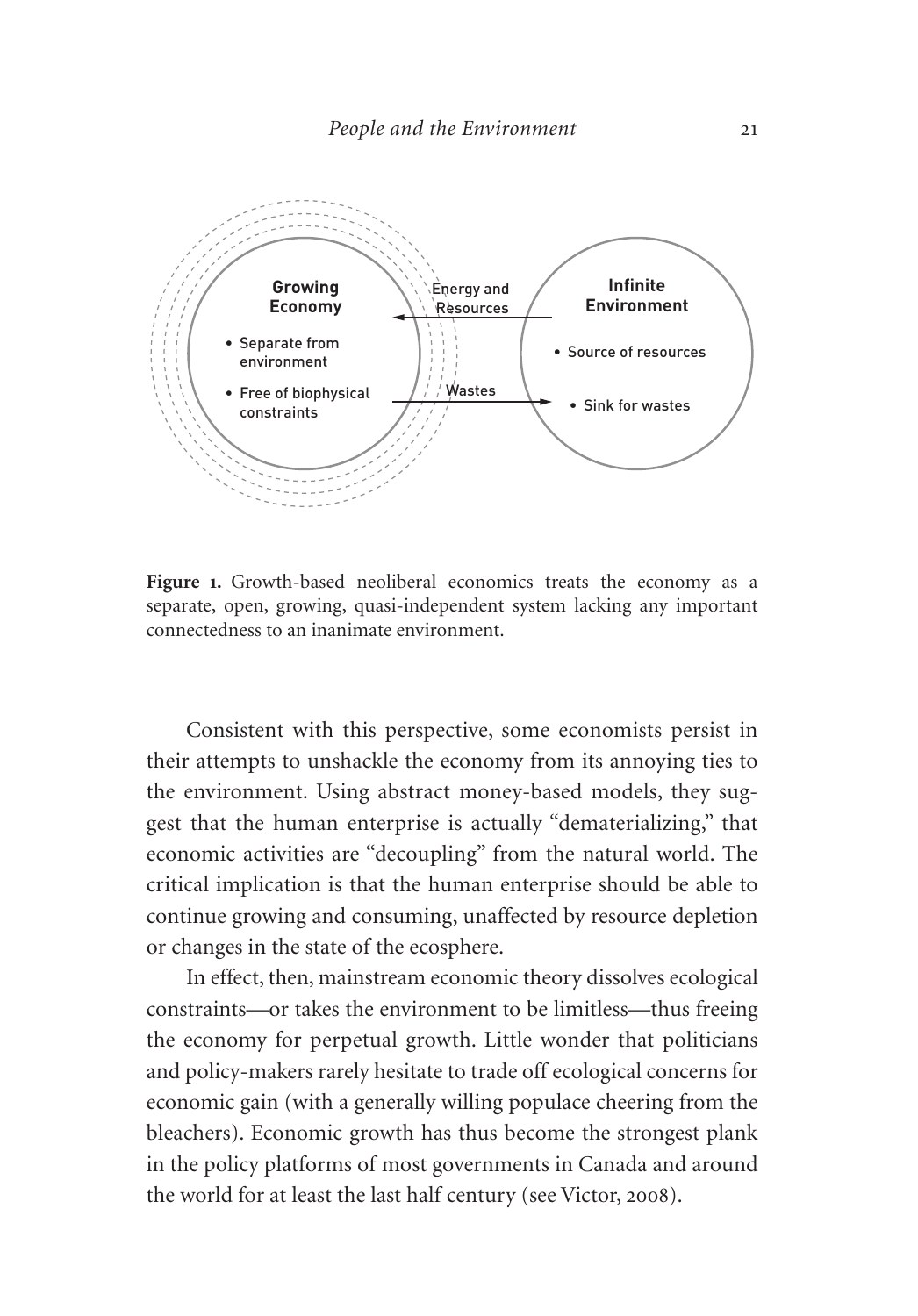**Figure 1.** Growth-based neoliberal economics treats the economy as a separate, open, growing, quasi-independent system lacking any important connectedness to an inanimate environment.

Consistent with this perspective, some economists persist in their attempts to unshackle the economy from its annoying ties to the environment. Using abstract money-based models, they suggest that the human enterprise is actually "dematerializing," that economic activities are "decoupling" from the natural world. The critical implication is that the human enterprise should be able to continue growing and consuming, unaffected by resource depletion or changes in the state of the ecosphere.

In effect, then, mainstream economic theory dissolves ecological constraints—or takes the environment to be limitless—thus freeing the economy for perpetual growth. Little wonder that politicians and policy-makers rarely hesitate to trade off ecological concerns for economic gain (with a generally willing populace cheering from the bleachers). Economic growth has thus become the strongest plank in the policy platforms of most governments in Canada and around the world for at least the last half century (see Victor, 2008).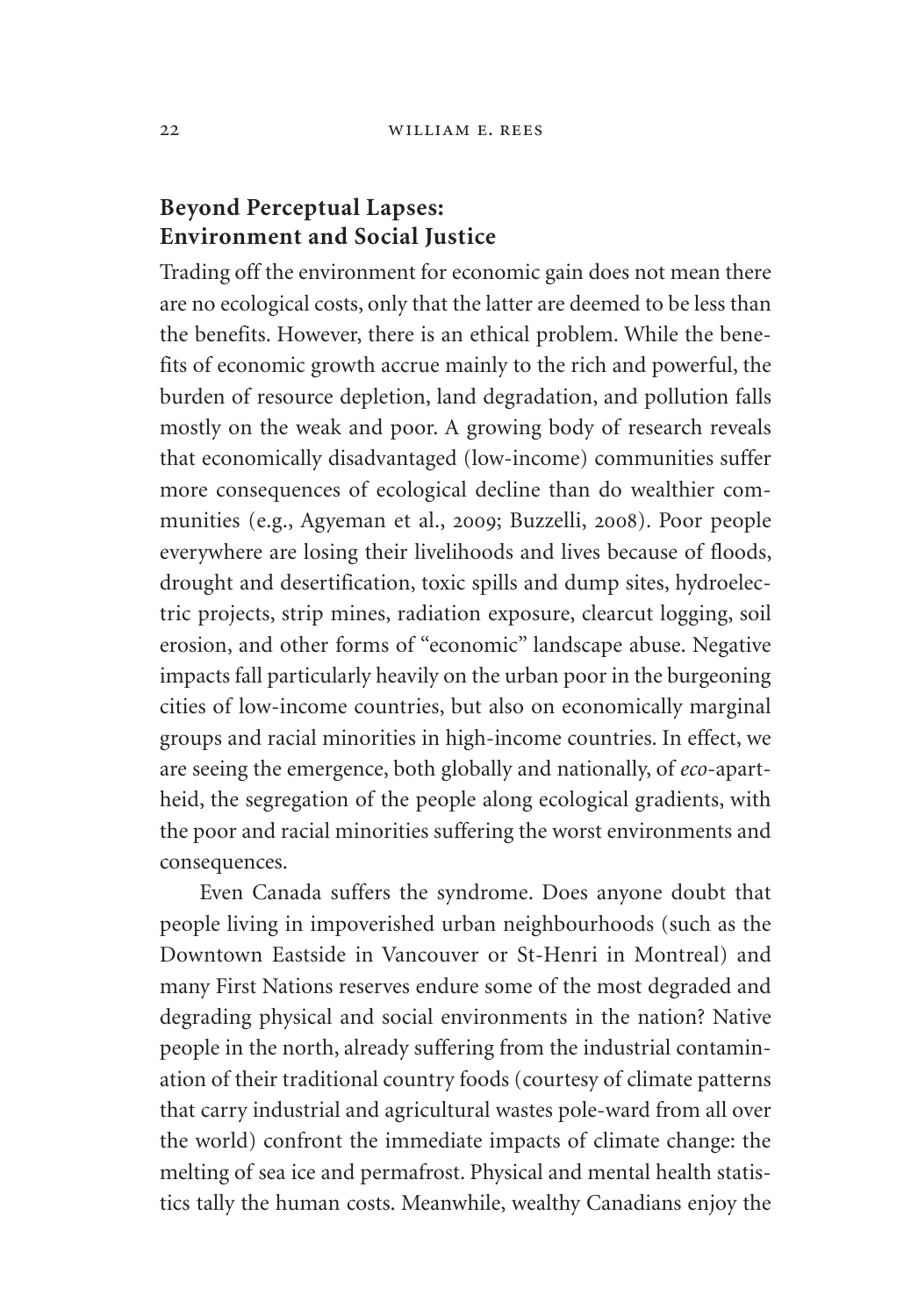## Beyond Perceptual Lapses: Environment and Social Justice

Trading off the environment for economic gain does not mean there are no ecological costs, only that the latter are deemed to be less than the benefits. However, there is an ethical problem. While the benefits of economic growth accrue mainly to the rich and powerful, the burden of resource depletion, land degradation, and pollution falls mostly on the weak and poor. A growing body of research reveals that economically disadvantaged (low-income) communities suffer more consequences of ecological decline than do wealthier communities (e.g., Agyeman et al., 2009; Buzzelli, 2008). Poor people everywhere are losing their livelihoods and lives because of floods, drought and desertification, toxic spills and dump sites, hydroelectric projects, strip mines, radiation exposure, clearcut logging, soil erosion, and other forms of "economic" landscape abuse. Negative impacts fall particularly heavily on the urban poor in the burgeoning cities of low-income countries, but also on economically marginal groups and racial minorities in high-income countries. In effect, we are seeing the emergence, both globally and nationally, of *eco*-apartheid, the segregation of the people along ecological gradients, with the poor and racial minorities suffering the worst environments and consequences.

Even Canada suffers the syndrome. Does anyone doubt that people living in impoverished urban neighbourhoods (such as the Downtown Eastside in Vancouver or St-Henri in Montreal) and many First Nations reserves endure some of the most degraded and degrading physical and social environments in the nation? Native people in the north, already suffering from the industrial contamination of their traditional country foods (courtesy of climate patterns that carry industrial and agricultural wastes pole-ward from all over the world) confront the immediate impacts of climate change: the melting of sea ice and permafrost. Physical and mental health statistics tally the human costs. Meanwhile, wealthy Canadians enjoy the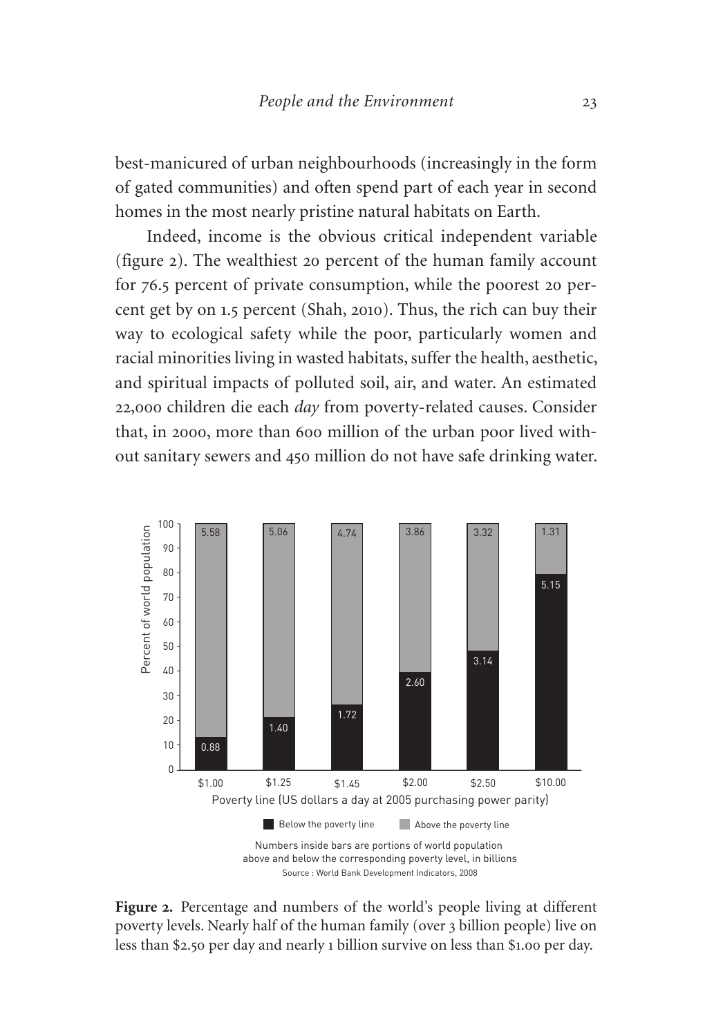best-manicured of urban neighbourhoods (increasingly in the form of gated communities) and often spend part of each year in second homes in the most nearly pristine natural habitats on Earth.

Indeed, income is the obvious critical independent variable (figure 2). The wealthiest 20 percent of the human family account for 76.5 percent of private consumption, while the poorest 20 percent get by on 1.5 percent (Shah, 2010). Thus, the rich can buy their way to ecological safety while the poor, particularly women and racial minorities living in wasted habitats, suffer the health, aesthetic, and spiritual impacts of polluted soil, air, and water. An estimated 22,000 children die each *day* from poverty-related causes. Consider that, in 2000, more than 600 million of the urban poor lived without sanitary sewers and 450 million do not have safe drinking water.

Numbers inside bars are portions of world population above and below the corresponding poverty level, in billions

Source : World Bank Development Indicators, 2008

**Figure 2.** Percentage and numbers of the world's people living at different poverty levels. Nearly half of the human family (over 3 billion people) live on less than $2.50 per day and nearly 1 billion survive on less than $1.00 per day.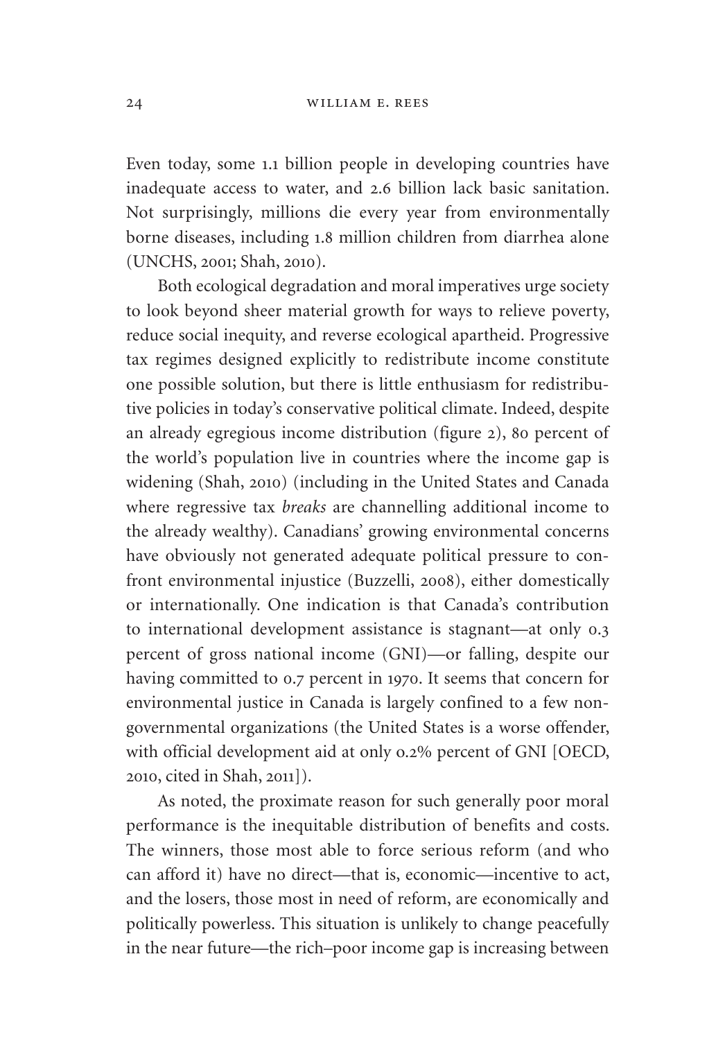Even today, some 1.1 billion people in developing countries have inadequate access to water, and 2.6 billion lack basic sanitation. Not surprisingly, millions die every year from environmentally borne diseases, including 1.8 million children from diarrhea alone (UNCHS, 2001; Shah, 2010).

Both ecological degradation and moral imperatives urge society to look beyond sheer material growth for ways to relieve poverty, reduce social inequity, and reverse ecological apartheid. Progressive tax regimes designed explicitly to redistribute income constitute one possible solution, but there is little enthusiasm for redistributive policies in today's conservative political climate. Indeed, despite an already egregious income distribution (figure 2), 80 percent of the world's population live in countries where the income gap is widening (Shah, 2010) (including in the United States and Canada where regressive tax *breaks* are channelling additional income to the already wealthy). Canadians' growing environmental concerns have obviously not generated adequate political pressure to confront environmental injustice (Buzzelli, 2008), either domestically or internationally. One indication is that Canada's contribution to international development assistance is stagnant—at only 0.3 percent of gross national income (GNI)—or falling, despite our having committed to 0.7 percent in 1970. It seems that concern for environmental justice in Canada is largely confined to a few non-governmental organizations (the United States is a worse offender, with official development aid at only 0.2% percent of GNI [OECD, 2010, cited in Shah, 2011]).

As noted, the proximate reason for such generally poor moral performance is the inequitable distribution of benefits and costs. The winners, those most able to force serious reform (and who can afford it) have no direct—that is, economic—incentive to act, and the losers, those most in need of reform, are economically and politically powerless. This situation is unlikely to change peacefully in the near future—the rich–poor income gap is increasing between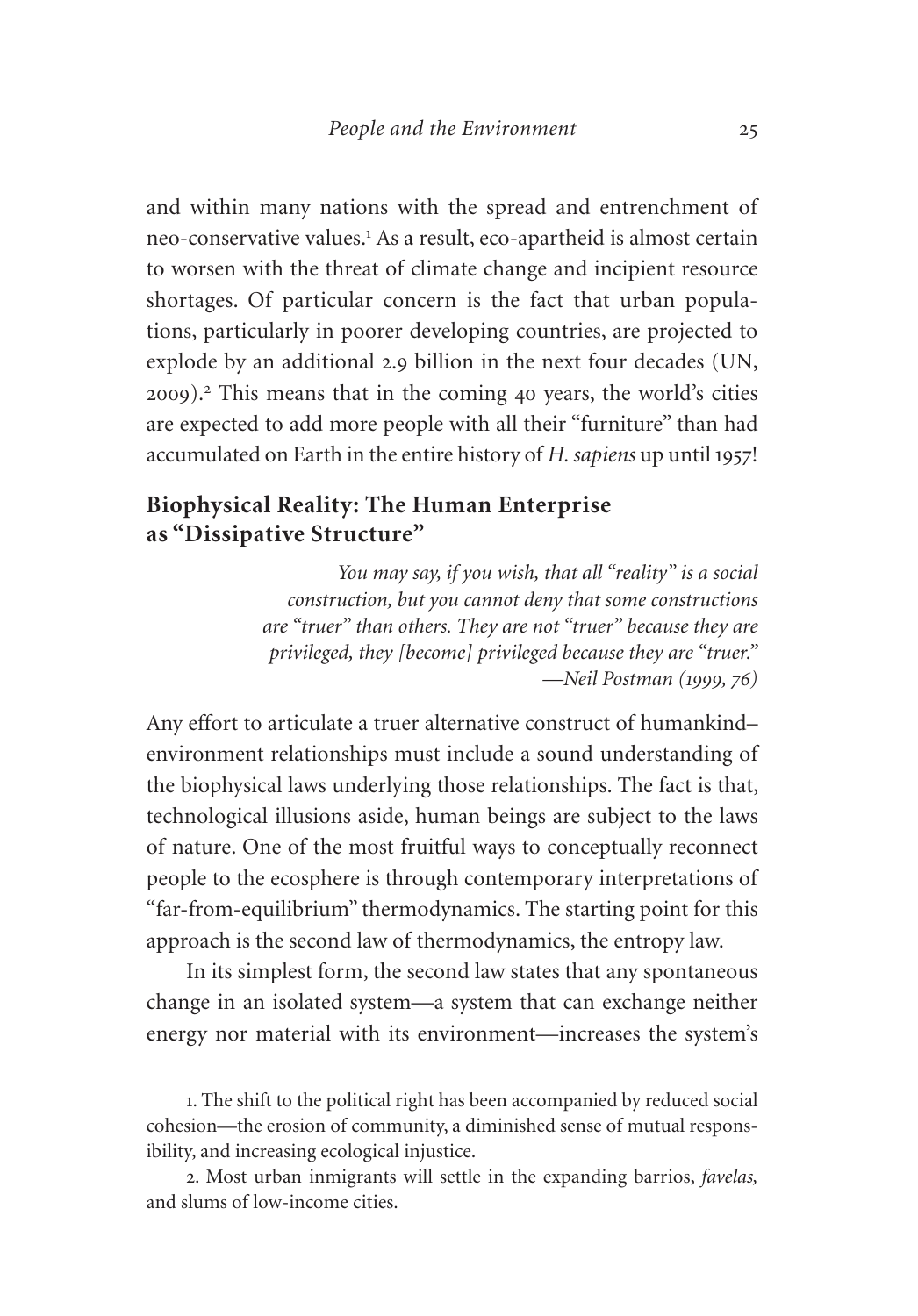and within many nations with the spread and entrenchment of neo-conservative values.[1] As a result, eco-apartheid is almost certain to worsen with the threat of climate change and incipient resource shortages. Of particular concern is the fact that urban populations, particularly in poorer developing countries, are projected to explode by an additional 2.9 billion in the next four decades (UN, 2009).[2] This means that in the coming 40 years, the world's cities are expected to add more people with all their "furniture" than had accumulated on Earth in the entire history of *H. sapiens* up until 1957!

## Biophysical Reality: The Human Enterprise as "Dissipative Structure"

> *You may say, if you wish, that all "reality" is a social construction, but you cannot deny that some constructions are "truer" than others. They are not "truer" because they are privileged, they [become] privileged because they are "truer."*
> —*Neil Postman (1999, 76)*

Any effort to articulate a truer alternative construct of humankind–environment relationships must include a sound understanding of the biophysical laws underlying those relationships. The fact is that, technological illusions aside, human beings are subject to the laws of nature. One of the most fruitful ways to conceptually reconnect people to the ecosphere is through contemporary interpretations of "far-from-equilibrium" thermodynamics. The starting point for this approach is the second law of thermodynamics, the entropy law.

In its simplest form, the second law states that any spontaneous change in an isolated system—a system that can exchange neither energy nor material with its environment—increases the system's

1. The shift to the political right has been accompanied by reduced social cohesion—the erosion of community, a diminished sense of mutual responsibility, and increasing ecological injustice.

2. Most urban inmigrants will settle in the expanding barrios, *favelas,* and slums of low-income cities.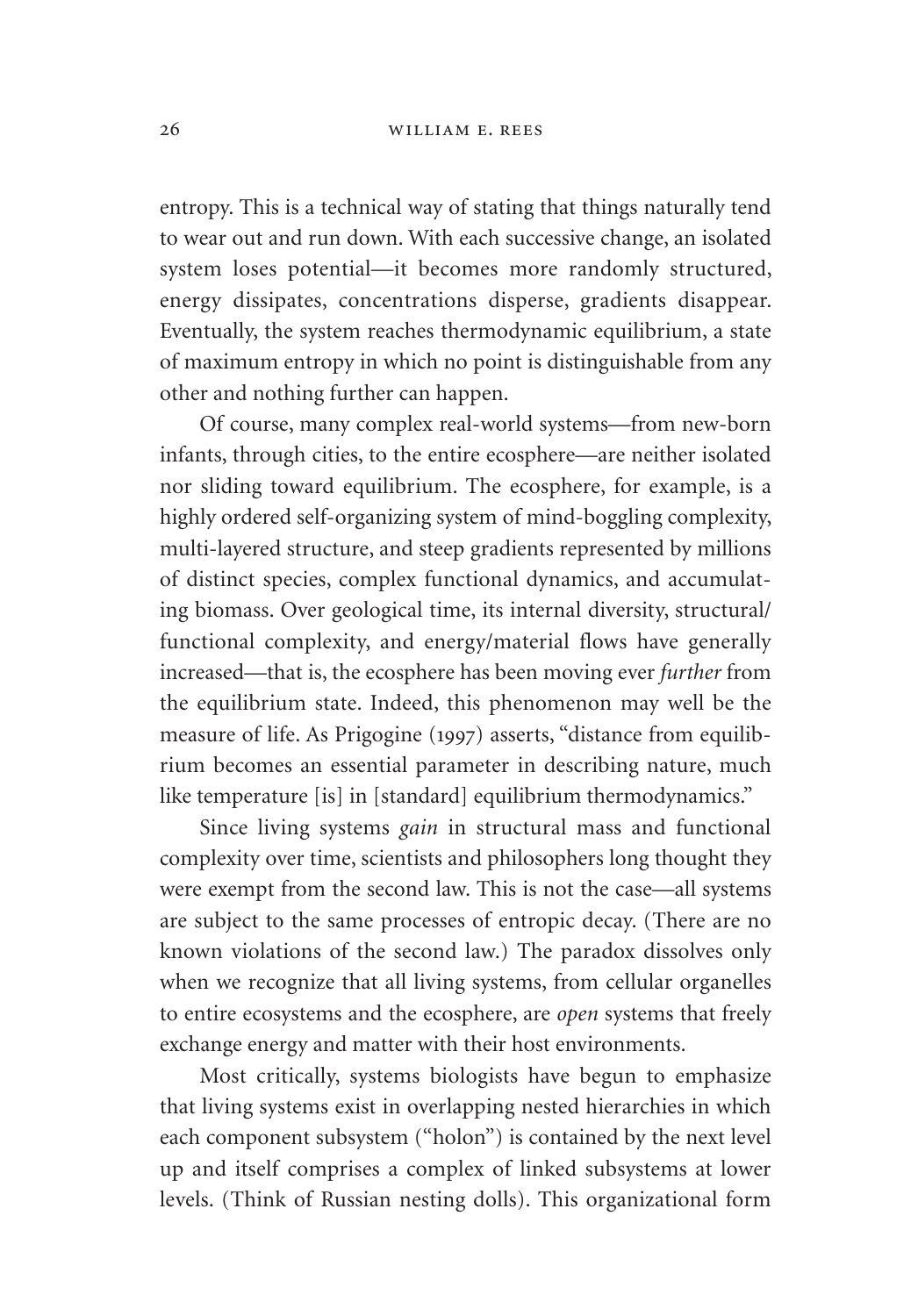entropy. This is a technical way of stating that things naturally tend to wear out and run down. With each successive change, an isolated system loses potential—it becomes more randomly structured, energy dissipates, concentrations disperse, gradients disappear. Eventually, the system reaches thermodynamic equilibrium, a state of maximum entropy in which no point is distinguishable from any other and nothing further can happen.

Of course, many complex real-world systems—from new-born infants, through cities, to the entire ecosphere—are neither isolated nor sliding toward equilibrium. The ecosphere, for example, is a highly ordered self-organizing system of mind-boggling complexity, multi-layered structure, and steep gradients represented by millions of distinct species, complex functional dynamics, and accumulating biomass. Over geological time, its internal diversity, structural/functional complexity, and energy/material flows have generally increased—that is, the ecosphere has been moving ever *further* from the equilibrium state. Indeed, this phenomenon may well be the measure of life. As Prigogine (1997) asserts, "distance from equilibrium becomes an essential parameter in describing nature, much like temperature [is] in [standard] equilibrium thermodynamics."

Since living systems *gain* in structural mass and functional complexity over time, scientists and philosophers long thought they were exempt from the second law. This is not the case—all systems are subject to the same processes of entropic decay. (There are no known violations of the second law.) The paradox dissolves only when we recognize that all living systems, from cellular organelles to entire ecosystems and the ecosphere, are *open* systems that freely exchange energy and matter with their host environments.

Most critically, systems biologists have begun to emphasize that living systems exist in overlapping nested hierarchies in which each component subsystem ("holon") is contained by the next level up and itself comprises a complex of linked subsystems at lower levels. (Think of Russian nesting dolls). This organizational form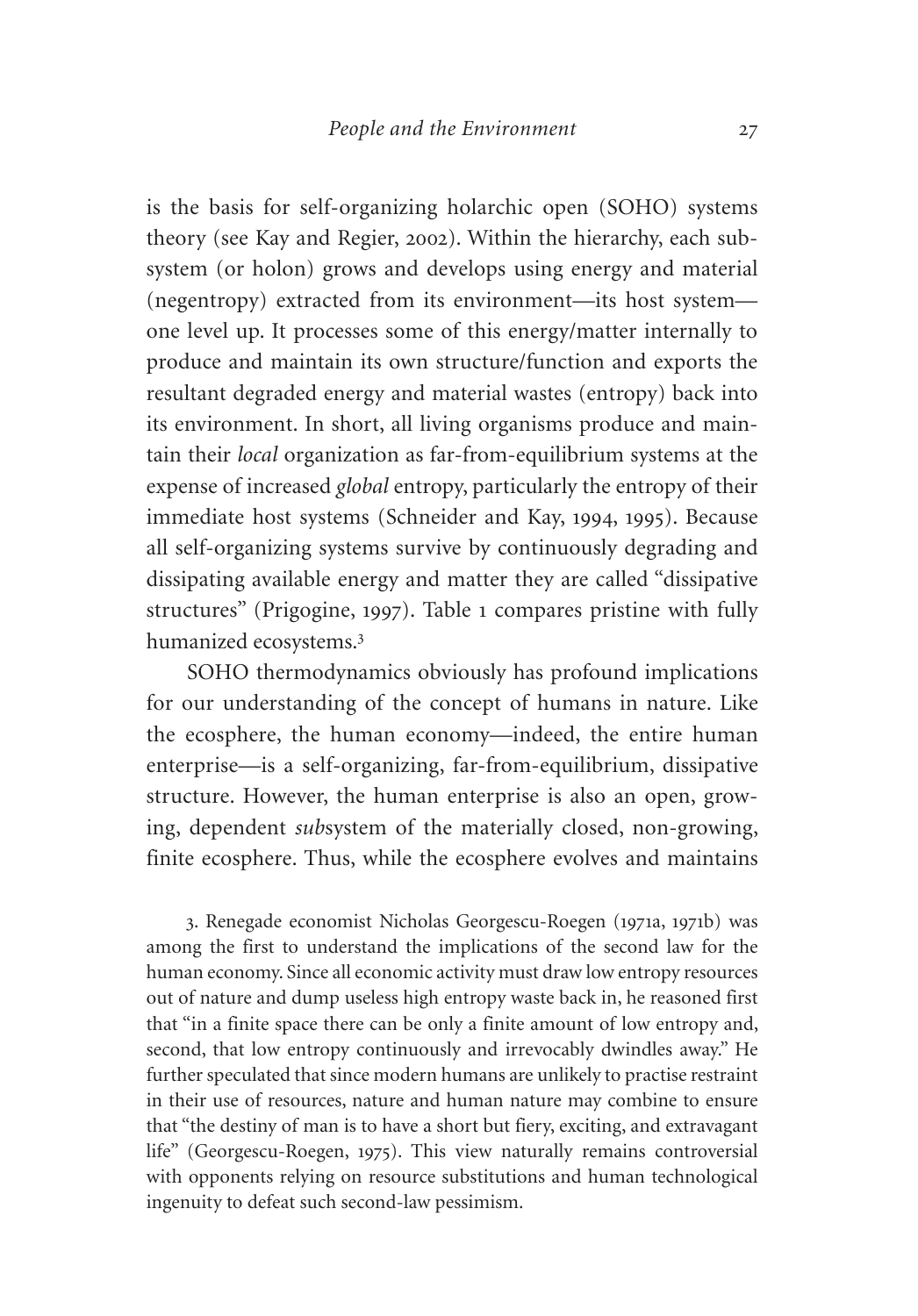is the basis for self-organizing holarchic open (SOHO) systems theory (see Kay and Regier, 2002). Within the hierarchy, each subsystem (or holon) grows and develops using energy and material (negentropy) extracted from its environment—its host system—one level up. It processes some of this energy/matter internally to produce and maintain its own structure/function and exports the resultant degraded energy and material wastes (entropy) back into its environment. In short, all living organisms produce and maintain their *local* organization as far-from-equilibrium systems at the expense of increased *global* entropy, particularly the entropy of their immediate host systems (Schneider and Kay, 1994, 1995). Because all self-organizing systems survive by continuously degrading and dissipating available energy and matter they are called "dissipative structures" (Prigogine, 1997). Table 1 compares pristine with fully humanized ecosystems.[3]

SOHO thermodynamics obviously has profound implications for our understanding of the concept of humans in nature. Like the ecosphere, the human economy—indeed, the entire human enterprise—is a self-organizing, far-from-equilibrium, dissipative structure. However, the human enterprise is also an open, growing, dependent *sub*system of the materially closed, non-growing, finite ecosphere. Thus, while the ecosphere evolves and maintains

3. Renegade economist Nicholas Georgescu-Roegen (1971a, 1971b) was among the first to understand the implications of the second law for the human economy. Since all economic activity must draw low entropy resources out of nature and dump useless high entropy waste back in, he reasoned first that "in a finite space there can be only a finite amount of low entropy and, second, that low entropy continuously and irrevocably dwindles away." He further speculated that since modern humans are unlikely to practise restraint in their use of resources, nature and human nature may combine to ensure that "the destiny of man is to have a short but fiery, exciting, and extravagant life" (Georgescu-Roegen, 1975). This view naturally remains controversial with opponents relying on resource substitutions and human technological ingenuity to defeat such second-law pessimism.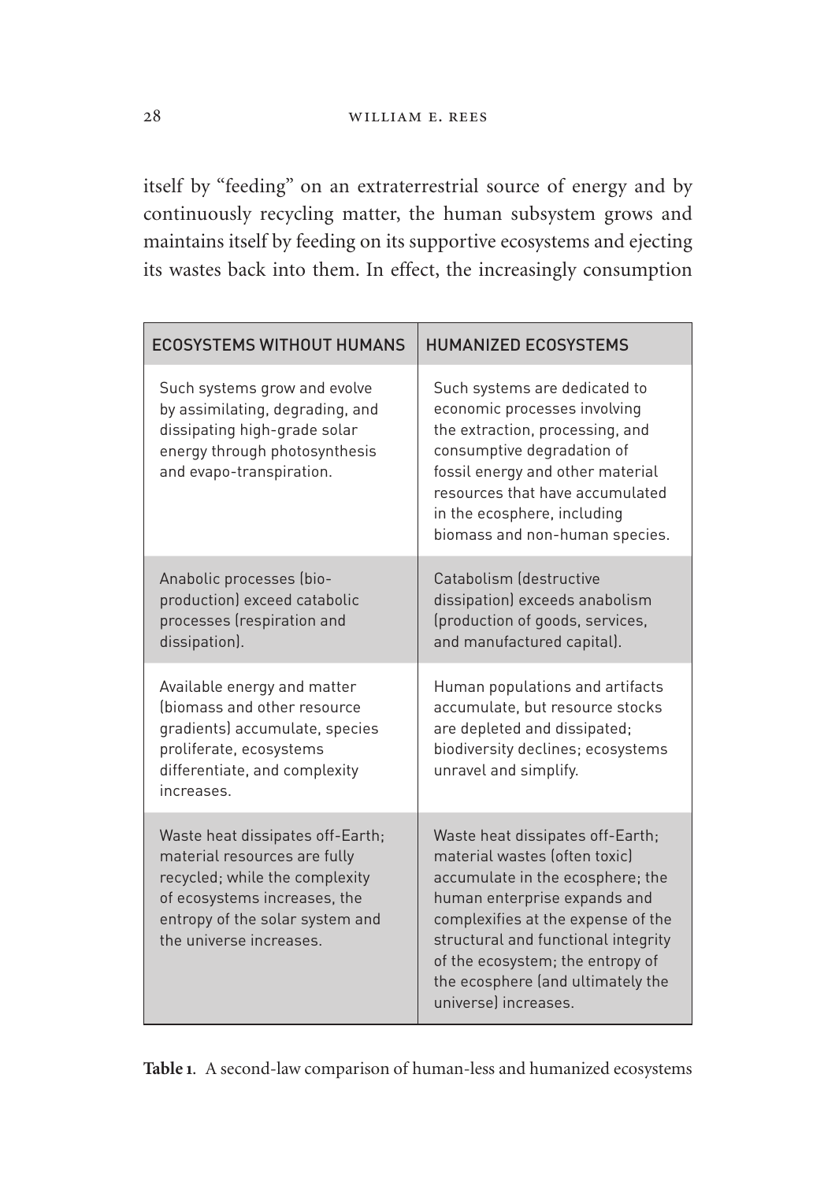itself by "feeding" on an extraterrestrial source of energy and by continuously recycling matter, the human subsystem grows and maintains itself by feeding on its supportive ecosystems and ejecting its wastes back into them. In effect, the increasingly consumption

| ECOSYSTEMS WITHOUT HUMANS | HUMANIZED ECOSYSTEMS |
|---|---|
| Such systems grow and evolve by assimilating, degrading, and dissipating high-grade solar energy through photosynthesis and evapo-transpiration. | Such systems are dedicated to economic processes involving the extraction, processing, and consumptive degradation of fossil energy and other material resources that have accumulated in the ecosphere, including biomass and non-human species. |
| Anabolic processes (bio-production) exceed catabolic processes (respiration and dissipation). | Catabolism (destructive dissipation) exceeds anabolism (production of goods, services, and manufactured capital). |
| Available energy and matter (biomass and other resource gradients) accumulate, species proliferate, ecosystems differentiate, and complexity increases. | Human populations and artifacts accumulate, but resource stocks are depleted and dissipated; biodiversity declines; ecosystems unravel and simplify. |
| Waste heat dissipates off-Earth; material resources are fully recycled; while the complexity of ecosystems increases, the entropy of the solar system and the universe increases. | Waste heat dissipates off-Earth; material wastes (often toxic) accumulate in the ecosphere; the human enterprise expands and complexifies at the expense of the structural and functional integrity of the ecosystem; the entropy of the ecosphere (and ultimately the universe) increases. |

**Table 1.** A second-law comparison of human-less and humanized ecosystems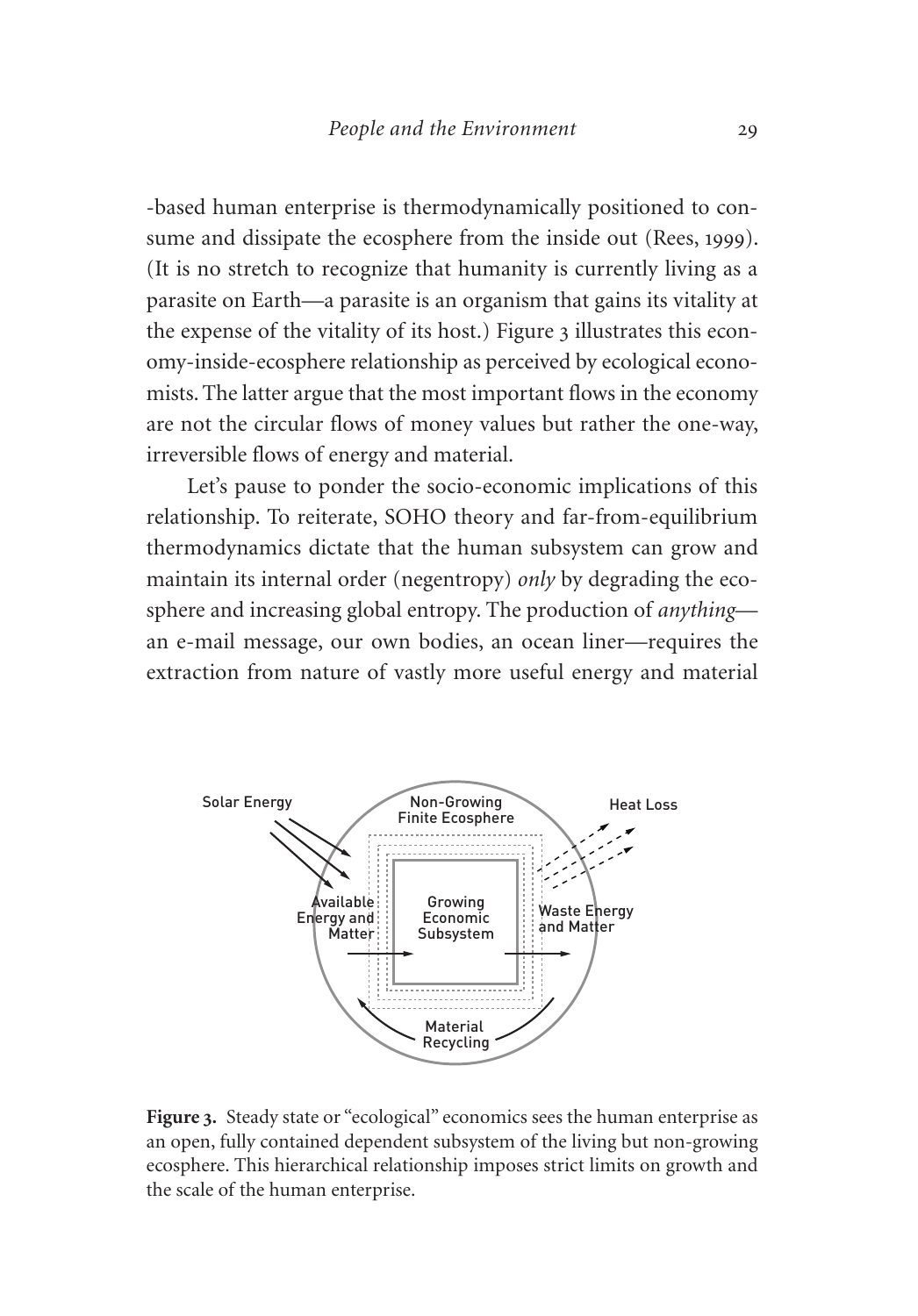-based human enterprise is thermodynamically positioned to consume and dissipate the ecosphere from the inside out (Rees, 1999). (It is no stretch to recognize that humanity is currently living as a parasite on Earth—a parasite is an organism that gains its vitality at the expense of the vitality of its host.) Figure 3 illustrates this economy-inside-ecosphere relationship as perceived by ecological economists. The latter argue that the most important flows in the economy are not the circular flows of money values but rather the one-way, irreversible flows of energy and material.

Let's pause to ponder the socio-economic implications of this relationship. To reiterate, SOHO theory and far-from-equilibrium thermodynamics dictate that the human subsystem can grow and maintain its internal order (negentropy) *only* by degrading the ecosphere and increasing global entropy. The production of *anything*—an e-mail message, our own bodies, an ocean liner—requires the extraction from nature of vastly more useful energy and material

Solar Energy

Non-Growing Finite Ecosphere

Heat Loss

Available Energy and Matter

Growing Economic Subsystem

Waste Energy and Matter

Material Recycling

**Figure 3.** Steady state or "ecological" economics sees the human enterprise as an open, fully contained dependent subsystem of the living but non-growing ecosphere. This hierarchical relationship imposes strict limits on growth and the scale of the human enterprise.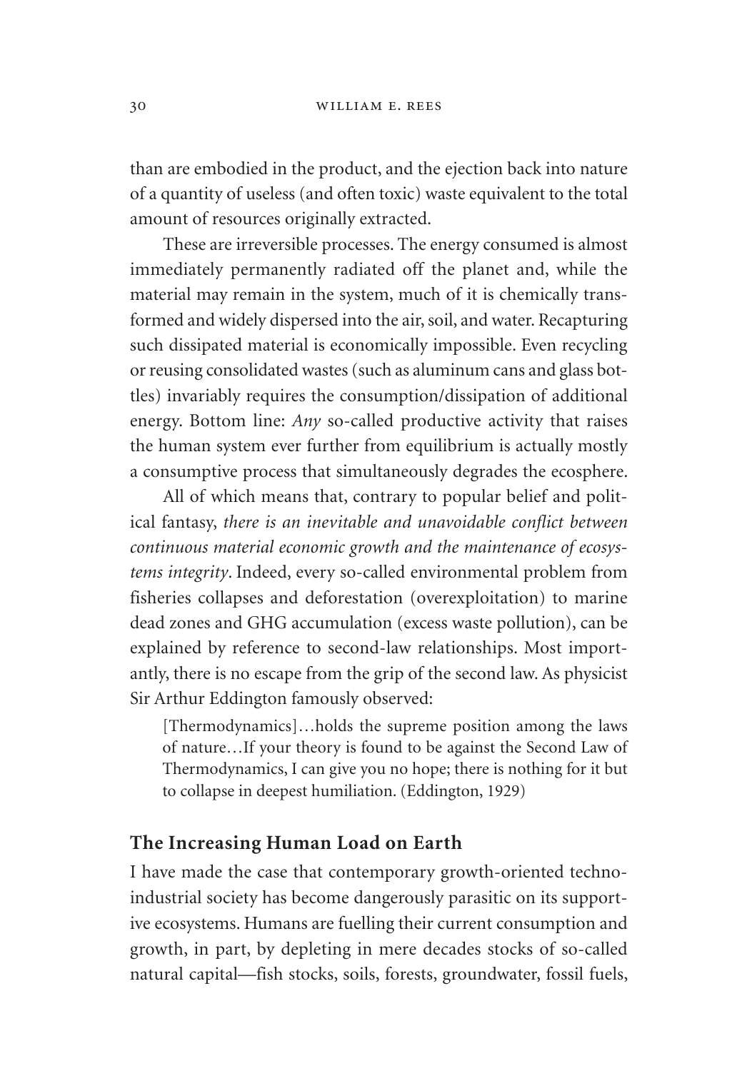than are embodied in the product, and the ejection back into nature of a quantity of useless (and often toxic) waste equivalent to the total amount of resources originally extracted.

These are irreversible processes. The energy consumed is almost immediately permanently radiated off the planet and, while the material may remain in the system, much of it is chemically transformed and widely dispersed into the air, soil, and water. Recapturing such dissipated material is economically impossible. Even recycling or reusing consolidated wastes (such as aluminum cans and glass bottles) invariably requires the consumption/dissipation of additional energy. Bottom line: *Any* so-called productive activity that raises the human system ever further from equilibrium is actually mostly a consumptive process that simultaneously degrades the ecosphere.

All of which means that, contrary to popular belief and political fantasy, *there is an inevitable and unavoidable conflict between continuous material economic growth and the maintenance of ecosystems integrity*. Indeed, every so-called environmental problem from fisheries collapses and deforestation (overexploitation) to marine dead zones and GHG accumulation (excess waste pollution), can be explained by reference to second-law relationships. Most importantly, there is no escape from the grip of the second law. As physicist Sir Arthur Eddington famously observed:

> [Thermodynamics]…holds the supreme position among the laws of nature…If your theory is found to be against the Second Law of Thermodynamics, I can give you no hope; there is nothing for it but to collapse in deepest humiliation. (Eddington, 1929)

## The Increasing Human Load on Earth

I have made the case that contemporary growth-oriented techno-industrial society has become dangerously parasitic on its supportive ecosystems. Humans are fuelling their current consumption and growth, in part, by depleting in mere decades stocks of so-called natural capital—fish stocks, soils, forests, groundwater, fossil fuels,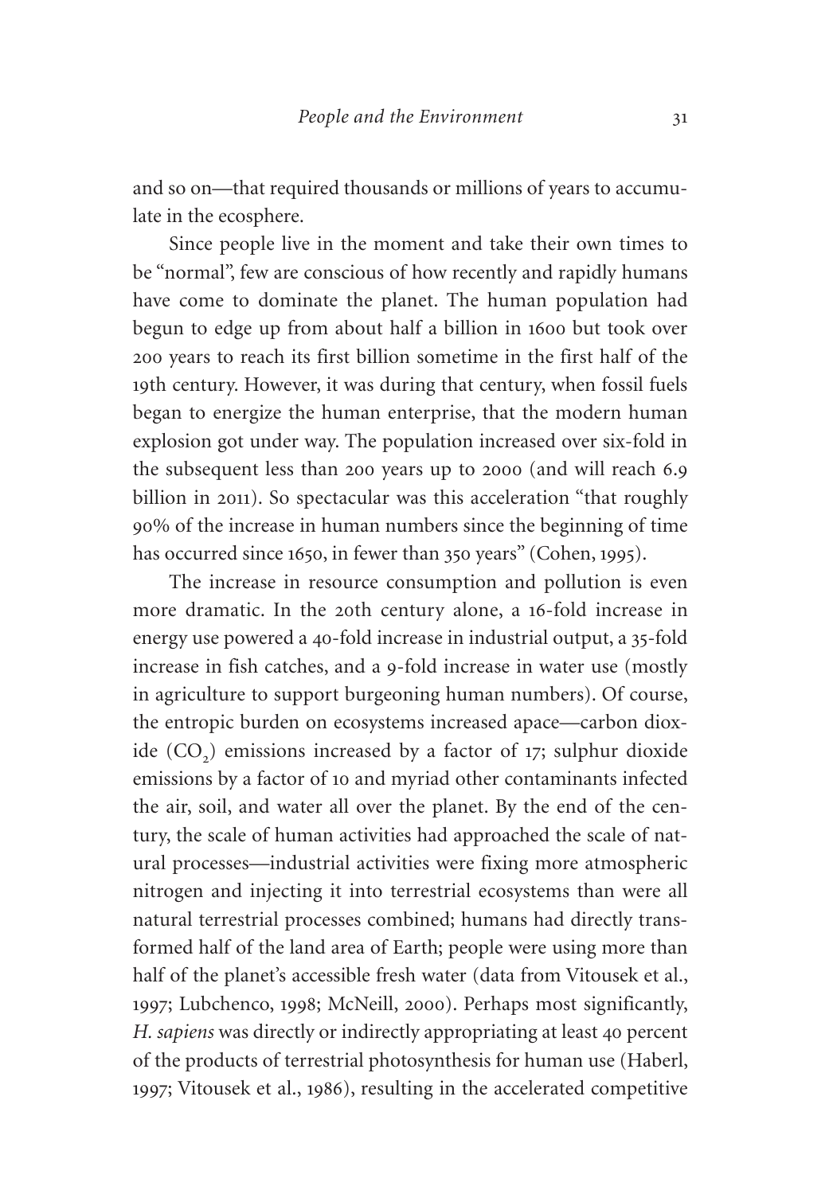and so on—that required thousands or millions of years to accumulate in the ecosphere.

Since people live in the moment and take their own times to be "normal", few are conscious of how recently and rapidly humans have come to dominate the planet. The human population had begun to edge up from about half a billion in 1600 but took over 200 years to reach its first billion sometime in the first half of the 19th century. However, it was during that century, when fossil fuels began to energize the human enterprise, that the modern human explosion got under way. The population increased over six-fold in the subsequent less than 200 years up to 2000 (and will reach 6.9 billion in 2011). So spectacular was this acceleration "that roughly 90% of the increase in human numbers since the beginning of time has occurred since 1650, in fewer than 350 years" (Cohen, 1995).

The increase in resource consumption and pollution is even more dramatic. In the 20th century alone, a 16-fold increase in energy use powered a 40-fold increase in industrial output, a 35-fold increase in fish catches, and a 9-fold increase in water use (mostly in agriculture to support burgeoning human numbers). Of course, the entropic burden on ecosystems increased apace—carbon dioxide ($CO_2$) emissions increased by a factor of 17; sulphur dioxide emissions by a factor of 10 and myriad other contaminants infected the air, soil, and water all over the planet. By the end of the century, the scale of human activities had approached the scale of natural processes—industrial activities were fixing more atmospheric nitrogen and injecting it into terrestrial ecosystems than were all natural terrestrial processes combined; humans had directly transformed half of the land area of Earth; people were using more than half of the planet's accessible fresh water (data from Vitousek et al., 1997; Lubchenco, 1998; McNeill, 2000). Perhaps most significantly, *H. sapiens* was directly or indirectly appropriating at least 40 percent of the products of terrestrial photosynthesis for human use (Haberl, 1997; Vitousek et al., 1986), resulting in the accelerated competitive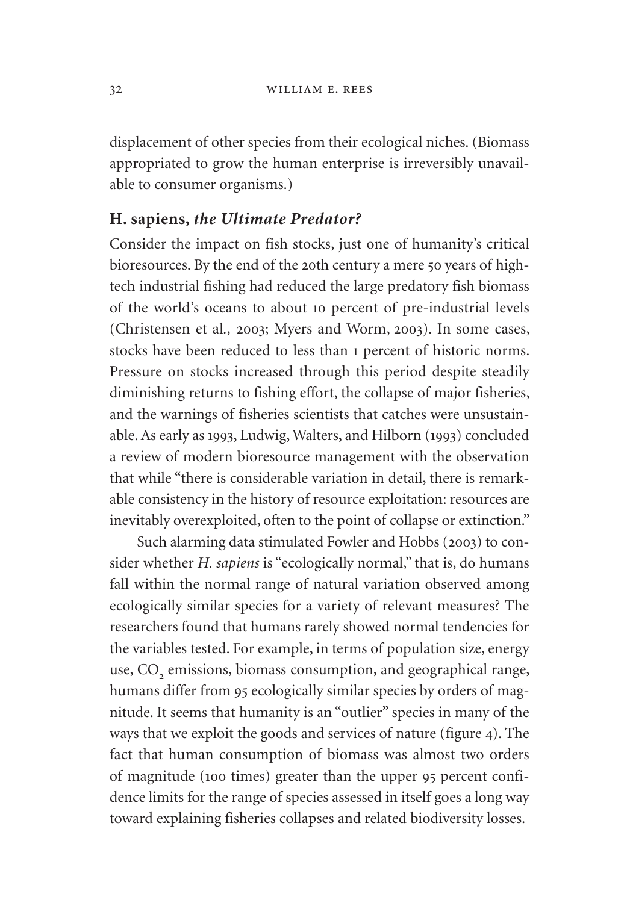displacement of other species from their ecological niches. (Biomass appropriated to grow the human enterprise is irreversibly unavailable to consumer organisms.)

## H. sapiens, *the Ultimate Predator?*

Consider the impact on fish stocks, just one of humanity's critical bioresources. By the end of the 20th century a mere 50 years of high-tech industrial fishing had reduced the large predatory fish biomass of the world's oceans to about 10 percent of pre-industrial levels (Christensen et al., 2003; Myers and Worm, 2003). In some cases, stocks have been reduced to less than 1 percent of historic norms. Pressure on stocks increased through this period despite steadily diminishing returns to fishing effort, the collapse of major fisheries, and the warnings of fisheries scientists that catches were unsustainable. As early as 1993, Ludwig, Walters, and Hilborn (1993) concluded a review of modern bioresource management with the observation that while "there is considerable variation in detail, there is remarkable consistency in the history of resource exploitation: resources are inevitably overexploited, often to the point of collapse or extinction."

Such alarming data stimulated Fowler and Hobbs (2003) to consider whether *H. sapiens* is "ecologically normal," that is, do humans fall within the normal range of natural variation observed among ecologically similar species for a variety of relevant measures? The researchers found that humans rarely showed normal tendencies for the variables tested. For example, in terms of population size, energy use, $CO_2$ emissions, biomass consumption, and geographical range, humans differ from 95 ecologically similar species by orders of magnitude. It seems that humanity is an "outlier" species in many of the ways that we exploit the goods and services of nature (figure 4). The fact that human consumption of biomass was almost two orders of magnitude (100 times) greater than the upper 95 percent confidence limits for the range of species assessed in itself goes a long way toward explaining fisheries collapses and related biodiversity losses.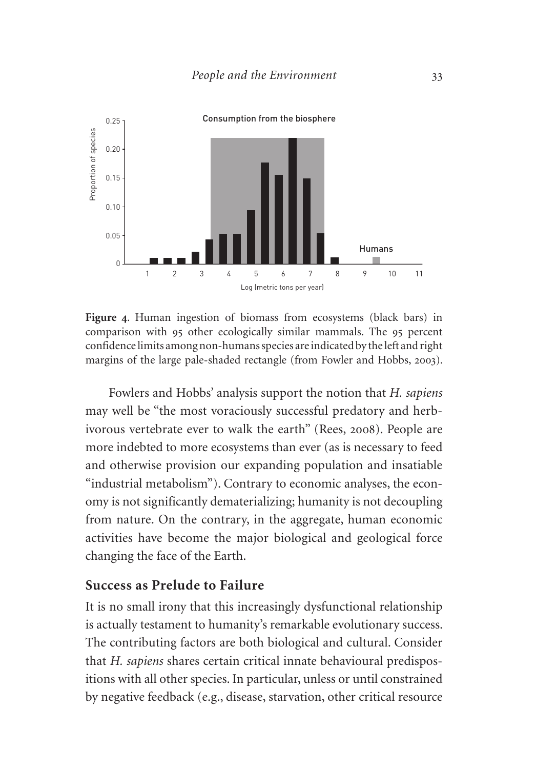**Figure 4**. Human ingestion of biomass from ecosystems (black bars) in comparison with 95 other ecologically similar mammals. The 95 percent confidence limits among non-humans species are indicated by the left and right margins of the large pale-shaded rectangle (from Fowler and Hobbs, 2003).

Fowlers and Hobbs' analysis support the notion that *H. sapiens* may well be "the most voraciously successful predatory and herbivorous vertebrate ever to walk the earth" (Rees, 2008). People are more indebted to more ecosystems than ever (as is necessary to feed and otherwise provision our expanding population and insatiable "industrial metabolism"). Contrary to economic analyses, the economy is not significantly dematerializing; humanity is not decoupling from nature. On the contrary, in the aggregate, human economic activities have become the major biological and geological force changing the face of the Earth.

## Success as Prelude to Failure

It is no small irony that this increasingly dysfunctional relationship is actually testament to humanity's remarkable evolutionary success. The contributing factors are both biological and cultural. Consider that *H. sapiens* shares certain critical innate behavioural predispositions with all other species. In particular, unless or until constrained by negative feedback (e.g., disease, starvation, other critical resource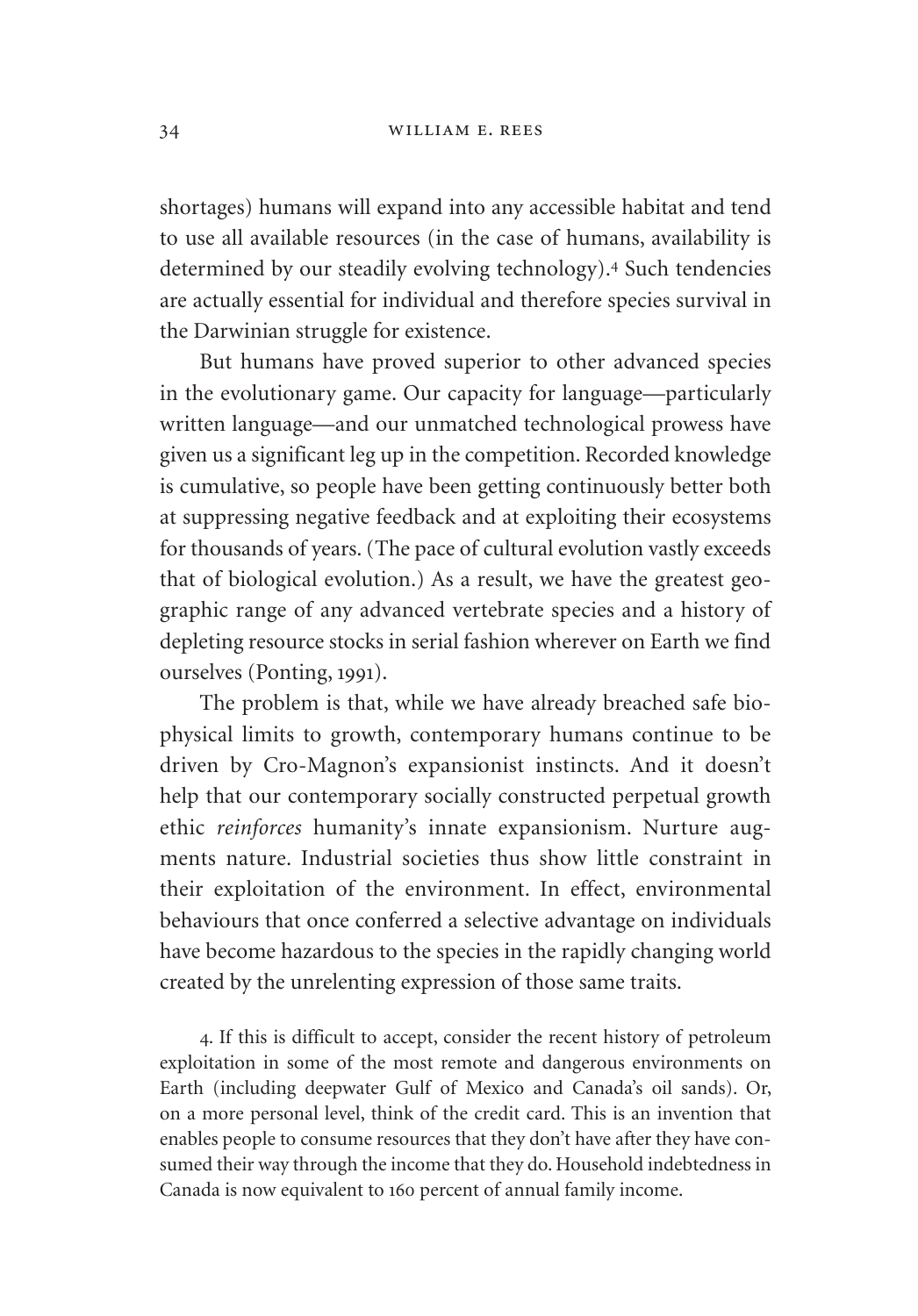shortages) humans will expand into any accessible habitat and tend to use all available resources (in the case of humans, availability is determined by our steadily evolving technology).[4] Such tendencies are actually essential for individual and therefore species survival in the Darwinian struggle for existence.

But humans have proved superior to other advanced species in the evolutionary game. Our capacity for language—particularly written language—and our unmatched technological prowess have given us a significant leg up in the competition. Recorded knowledge is cumulative, so people have been getting continuously better both at suppressing negative feedback and at exploiting their ecosystems for thousands of years. (The pace of cultural evolution vastly exceeds that of biological evolution.) As a result, we have the greatest geographic range of any advanced vertebrate species and a history of depleting resource stocks in serial fashion wherever on Earth we find ourselves (Ponting, 1991).

The problem is that, while we have already breached safe biophysical limits to growth, contemporary humans continue to be driven by Cro-Magnon's expansionist instincts. And it doesn't help that our contemporary socially constructed perpetual growth ethic *reinforces* humanity's innate expansionism. Nurture augments nature. Industrial societies thus show little constraint in their exploitation of the environment. In effect, environmental behaviours that once conferred a selective advantage on individuals have become hazardous to the species in the rapidly changing world created by the unrelenting expression of those same traits.

4. If this is difficult to accept, consider the recent history of petroleum exploitation in some of the most remote and dangerous environments on Earth (including deepwater Gulf of Mexico and Canada's oil sands). Or, on a more personal level, think of the credit card. This is an invention that enables people to consume resources that they don't have after they have consumed their way through the income that they do. Household indebtedness in Canada is now equivalent to 160 percent of annual family income.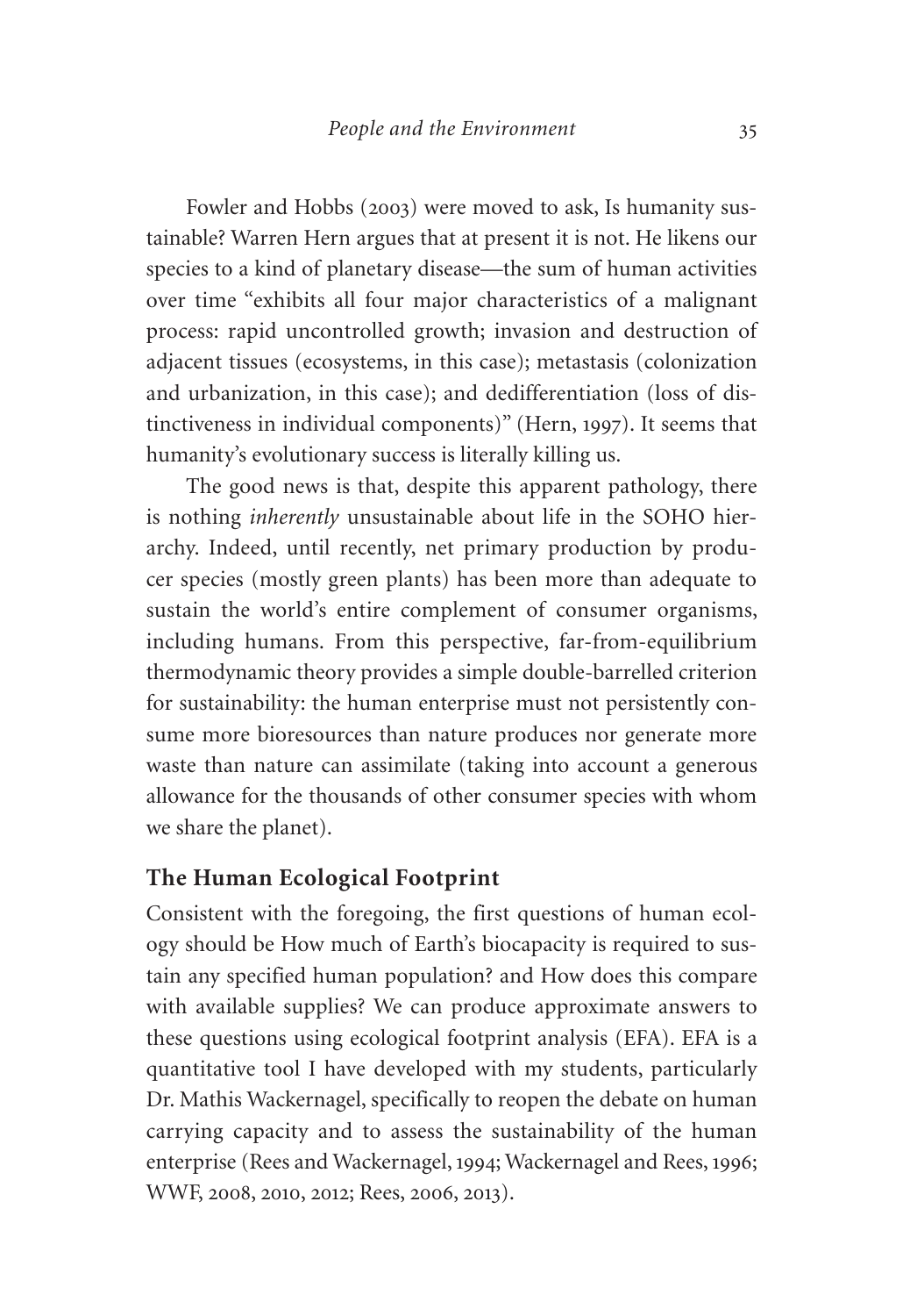Fowler and Hobbs (2003) were moved to ask, Is humanity sustainable? Warren Hern argues that at present it is not. He likens our species to a kind of planetary disease—the sum of human activities over time "exhibits all four major characteristics of a malignant process: rapid uncontrolled growth; invasion and destruction of adjacent tissues (ecosystems, in this case); metastasis (colonization and urbanization, in this case); and dedifferentiation (loss of distinctiveness in individual components)" (Hern, 1997). It seems that humanity's evolutionary success is literally killing us.

The good news is that, despite this apparent pathology, there is nothing *inherently* unsustainable about life in the SOHO hierarchy. Indeed, until recently, net primary production by producer species (mostly green plants) has been more than adequate to sustain the world's entire complement of consumer organisms, including humans. From this perspective, far-from-equilibrium thermodynamic theory provides a simple double-barrelled criterion for sustainability: the human enterprise must not persistently consume more bioresources than nature produces nor generate more waste than nature can assimilate (taking into account a generous allowance for the thousands of other consumer species with whom we share the planet).

## The Human Ecological Footprint

Consistent with the foregoing, the first questions of human ecology should be How much of Earth's biocapacity is required to sustain any specified human population? and How does this compare with available supplies? We can produce approximate answers to these questions using ecological footprint analysis (EFA). EFA is a quantitative tool I have developed with my students, particularly Dr. Mathis Wackernagel, specifically to reopen the debate on human carrying capacity and to assess the sustainability of the human enterprise (Rees and Wackernagel, 1994; Wackernagel and Rees, 1996; WWF, 2008, 2010, 2012; Rees, 2006, 2013).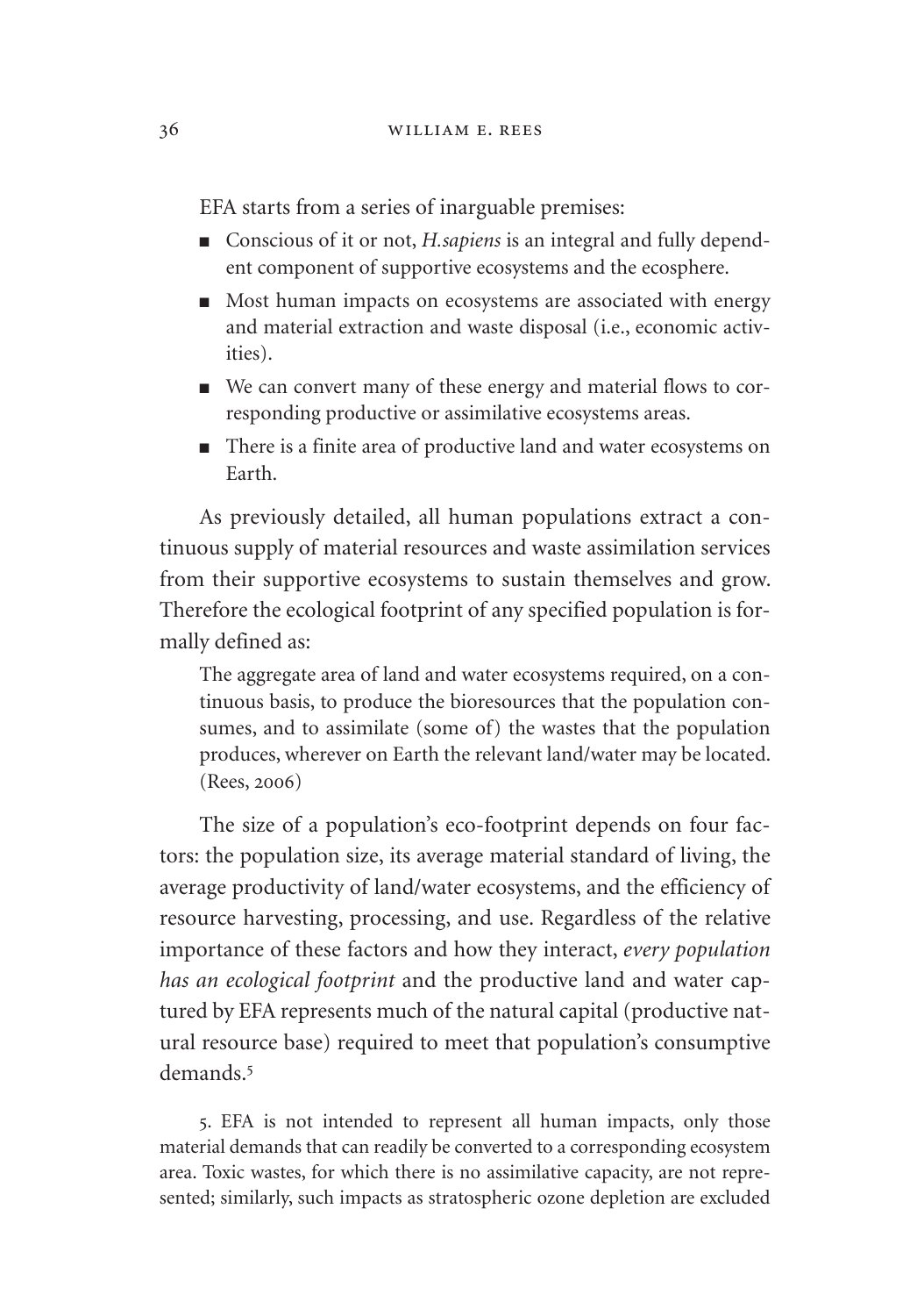EFA starts from a series of inarguable premises:

- Conscious of it or not, *H.sapiens* is an integral and fully dependent component of supportive ecosystems and the ecosphere.
- Most human impacts on ecosystems are associated with energy and material extraction and waste disposal (i.e., economic activities).
- We can convert many of these energy and material flows to corresponding productive or assimilative ecosystems areas.
- There is a finite area of productive land and water ecosystems on Earth.

As previously detailed, all human populations extract a continuous supply of material resources and waste assimilation services from their supportive ecosystems to sustain themselves and grow. Therefore the ecological footprint of any specified population is formally defined as:

> The aggregate area of land and water ecosystems required, on a continuous basis, to produce the bioresources that the population consumes, and to assimilate (some of) the wastes that the population produces, wherever on Earth the relevant land/water may be located. (Rees, 2006)

The size of a population's eco-footprint depends on four factors: the population size, its average material standard of living, the average productivity of land/water ecosystems, and the efficiency of resource harvesting, processing, and use. Regardless of the relative importance of these factors and how they interact, *every population has an ecological footprint* and the productive land and water captured by EFA represents much of the natural capital (productive natural resource base) required to meet that population's consumptive demands.[5]

5. EFA is not intended to represent all human impacts, only those material demands that can readily be converted to a corresponding ecosystem area. Toxic wastes, for which there is no assimilative capacity, are not represented; similarly, such impacts as stratospheric ozone depletion are excluded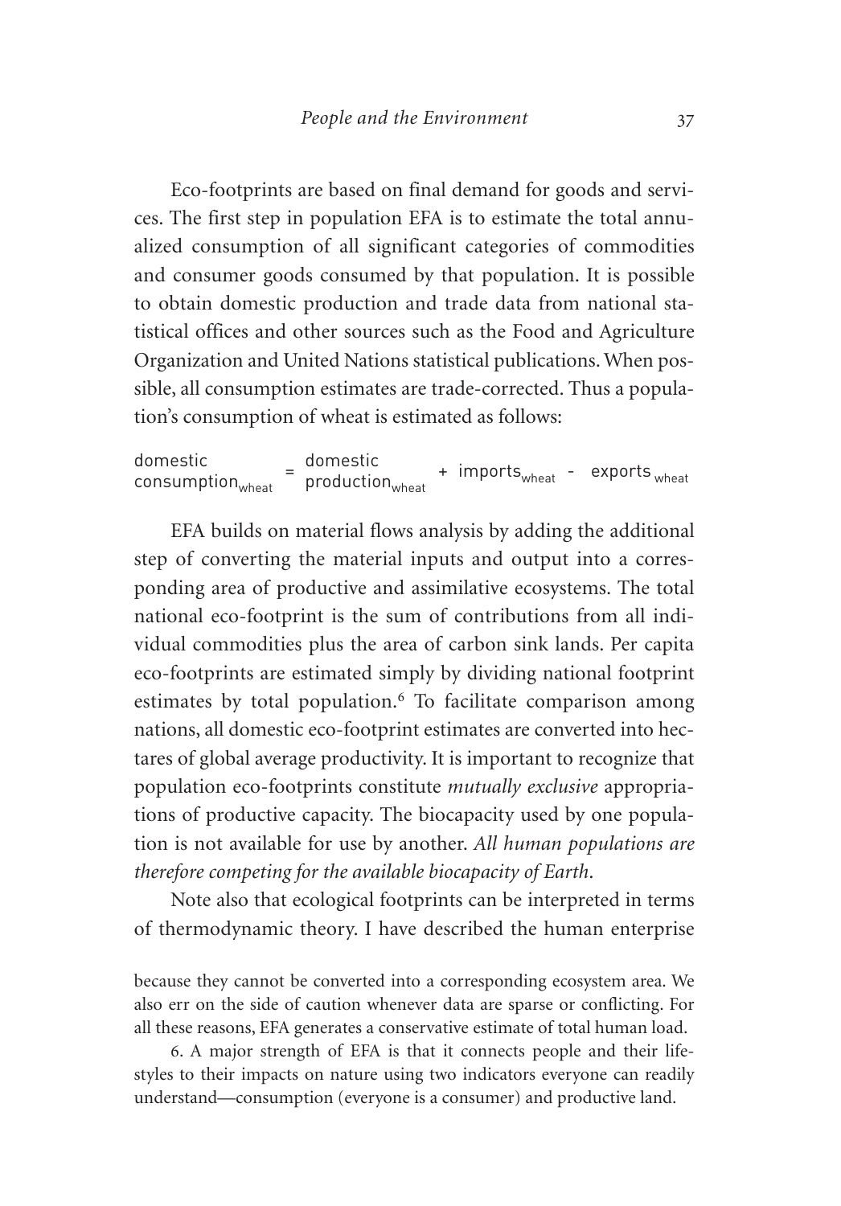Eco-footprints are based on final demand for goods and services. The first step in population EFA is to estimate the total annualized consumption of all significant categories of commodities and consumer goods consumed by that population. It is possible to obtain domestic production and trade data from national statistical offices and other sources such as the Food and Agriculture Organization and United Nations statistical publications. When possible, all consumption estimates are trade-corrected. Thus a population's consumption of wheat is estimated as follows:

$$\text{domestic consumption}_{\text{wheat}} = \text{domestic production}_{\text{wheat}} + \text{imports}_{\text{wheat}} - \text{exports}_{\text{wheat}}$$

EFA builds on material flows analysis by adding the additional step of converting the material inputs and output into a corresponding area of productive and assimilative ecosystems. The total national eco-footprint is the sum of contributions from all individual commodities plus the area of carbon sink lands. Per capita eco-footprints are estimated simply by dividing national footprint estimates by total population.[6] To facilitate comparison among nations, all domestic eco-footprint estimates are converted into hectares of global average productivity. It is important to recognize that population eco-footprints constitute *mutually exclusive* appropriations of productive capacity. The biocapacity used by one population is not available for use by another. *All human populations are therefore competing for the available biocapacity of Earth.*

Note also that ecological footprints can be interpreted in terms of thermodynamic theory. I have described the human enterprise

because they cannot be converted into a corresponding ecosystem area. We also err on the side of caution whenever data are sparse or conflicting. For all these reasons, EFA generates a conservative estimate of total human load.

6. A major strength of EFA is that it connects people and their lifestyles to their impacts on nature using two indicators everyone can readily understand—consumption (everyone is a consumer) and productive land.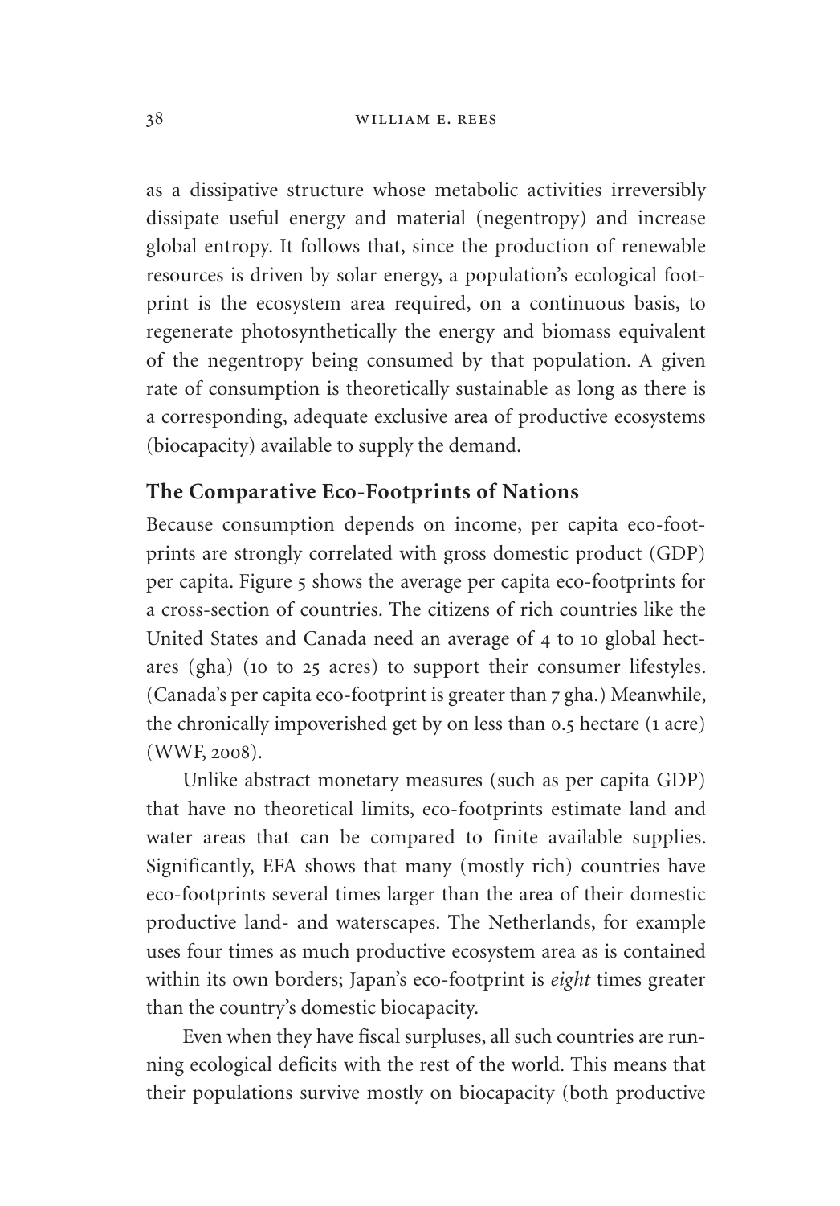as a dissipative structure whose metabolic activities irreversibly dissipate useful energy and material (negentropy) and increase global entropy. It follows that, since the production of renewable resources is driven by solar energy, a population's ecological footprint is the ecosystem area required, on a continuous basis, to regenerate photosynthetically the energy and biomass equivalent of the negentropy being consumed by that population. A given rate of consumption is theoretically sustainable as long as there is a corresponding, adequate exclusive area of productive ecosystems (biocapacity) available to supply the demand.

## The Comparative Eco-Footprints of Nations

Because consumption depends on income, per capita eco-footprints are strongly correlated with gross domestic product (GDP) per capita. Figure 5 shows the average per capita eco-footprints for a cross-section of countries. The citizens of rich countries like the United States and Canada need an average of 4 to 10 global hectares (gha) (10 to 25 acres) to support their consumer lifestyles. (Canada's per capita eco-footprint is greater than 7 gha.) Meanwhile, the chronically impoverished get by on less than 0.5 hectare (1 acre) (WWF, 2008).

Unlike abstract monetary measures (such as per capita GDP) that have no theoretical limits, eco-footprints estimate land and water areas that can be compared to finite available supplies. Significantly, EFA shows that many (mostly rich) countries have eco-footprints several times larger than the area of their domestic productive land- and waterscapes. The Netherlands, for example uses four times as much productive ecosystem area as is contained within its own borders; Japan's eco-footprint is *eight* times greater than the country's domestic biocapacity.

Even when they have fiscal surpluses, all such countries are running ecological deficits with the rest of the world. This means that their populations survive mostly on biocapacity (both productive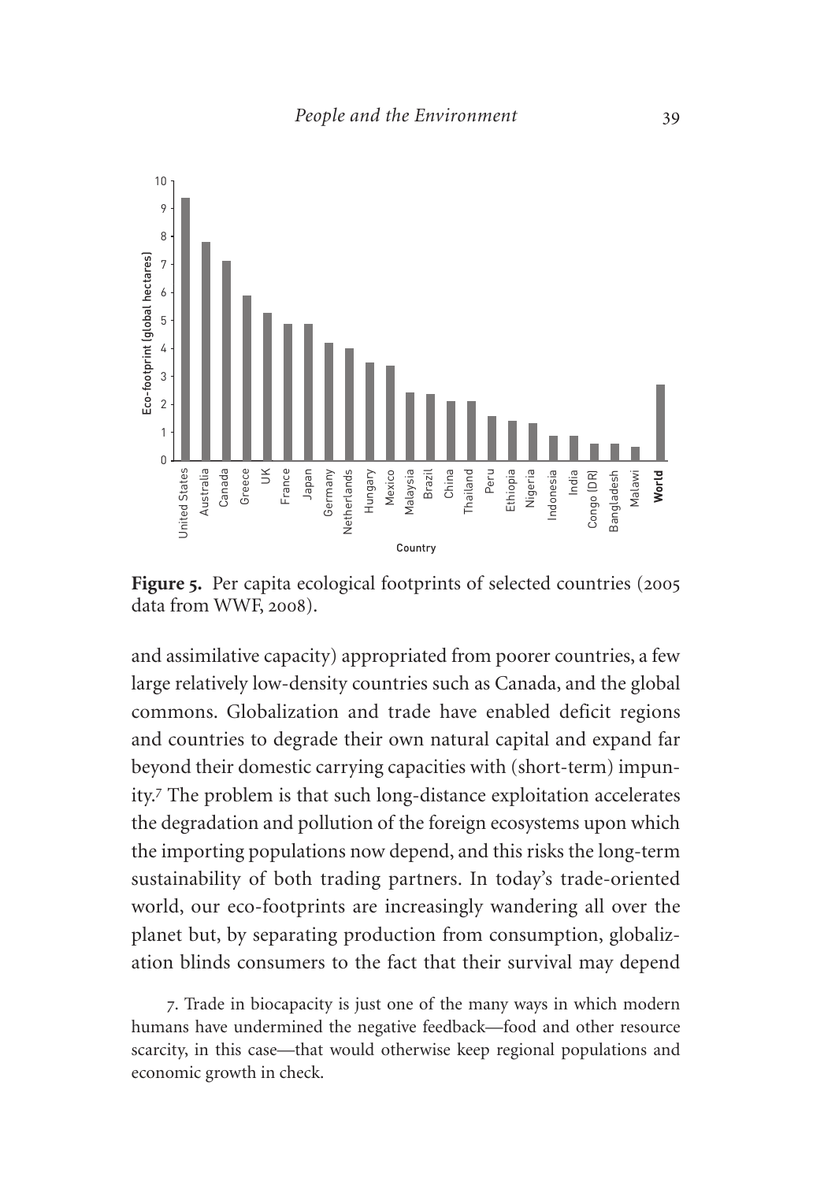**Figure 5.** Per capita ecological footprints of selected countries (2005 data from WWF, 2008).

and assimilative capacity) appropriated from poorer countries, a few large relatively low-density countries such as Canada, and the global commons. Globalization and trade have enabled deficit regions and countries to degrade their own natural capital and expand far beyond their domestic carrying capacities with (short-term) impunity.[7] The problem is that such long-distance exploitation accelerates the degradation and pollution of the foreign ecosystems upon which the importing populations now depend, and this risks the long-term sustainability of both trading partners. In today's trade-oriented world, our eco-footprints are increasingly wandering all over the planet but, by separating production from consumption, globalization blinds consumers to the fact that their survival may depend

7. Trade in biocapacity is just one of the many ways in which modern humans have undermined the negative feedback—food and other resource scarcity, in this case—that would otherwise keep regional populations and economic growth in check.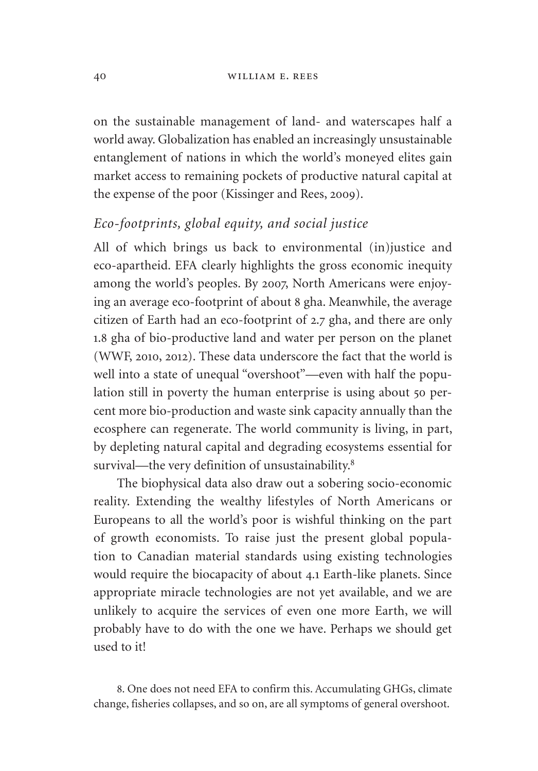on the sustainable management of land- and waterscapes half a world away. Globalization has enabled an increasingly unsustainable entanglement of nations in which the world's moneyed elites gain market access to remaining pockets of productive natural capital at the expense of the poor (Kissinger and Rees, 2009).

### *Eco-footprints, global equity, and social justice*

All of which brings us back to environmental (in)justice and eco-apartheid. EFA clearly highlights the gross economic inequity among the world's peoples. By 2007, North Americans were enjoying an average eco-footprint of about 8 gha. Meanwhile, the average citizen of Earth had an eco-footprint of 2.7 gha, and there are only 1.8 gha of bio-productive land and water per person on the planet (WWF, 2010, 2012). These data underscore the fact that the world is well into a state of unequal "overshoot"—even with half the population still in poverty the human enterprise is using about 50 percent more bio-production and waste sink capacity annually than the ecosphere can regenerate. The world community is living, in part, by depleting natural capital and degrading ecosystems essential for survival—the very definition of unsustainability.[8]

The biophysical data also draw out a sobering socio-economic reality. Extending the wealthy lifestyles of North Americans or Europeans to all the world's poor is wishful thinking on the part of growth economists. To raise just the present global population to Canadian material standards using existing technologies would require the biocapacity of about 4.1 Earth-like planets. Since appropriate miracle technologies are not yet available, and we are unlikely to acquire the services of even one more Earth, we will probably have to do with the one we have. Perhaps we should get used to it!

8. One does not need EFA to confirm this. Accumulating GHGs, climate change, fisheries collapses, and so on, are all symptoms of general overshoot.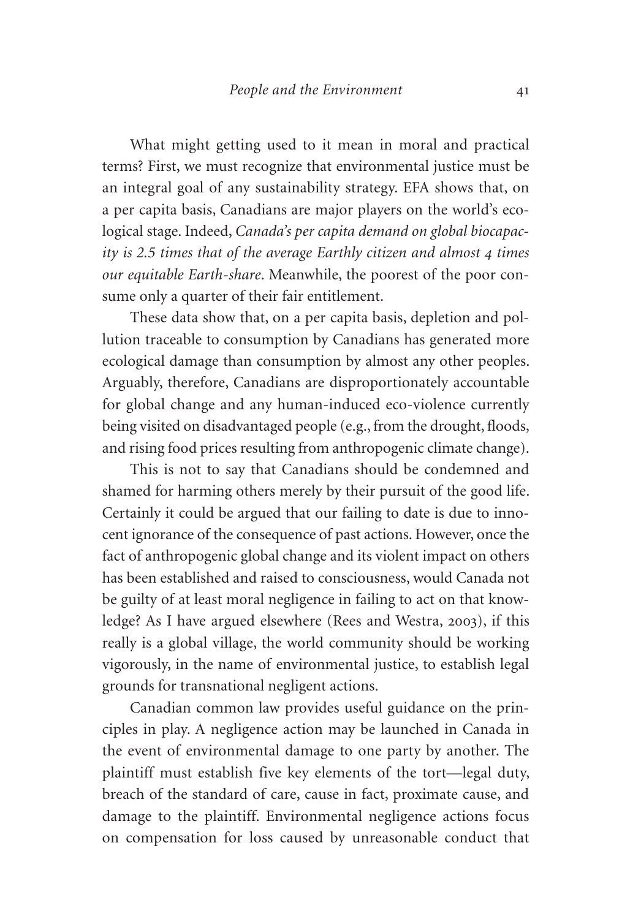What might getting used to it mean in moral and practical terms? First, we must recognize that environmental justice must be an integral goal of any sustainability strategy. EFA shows that, on a per capita basis, Canadians are major players on the world's ecological stage. Indeed, *Canada's per capita demand on global biocapacity is 2.5 times that of the average Earthly citizen and almost 4 times our equitable Earth-share*. Meanwhile, the poorest of the poor consume only a quarter of their fair entitlement.

These data show that, on a per capita basis, depletion and pollution traceable to consumption by Canadians has generated more ecological damage than consumption by almost any other peoples. Arguably, therefore, Canadians are disproportionately accountable for global change and any human-induced eco-violence currently being visited on disadvantaged people (e.g., from the drought, floods, and rising food prices resulting from anthropogenic climate change).

This is not to say that Canadians should be condemned and shamed for harming others merely by their pursuit of the good life. Certainly it could be argued that our failing to date is due to innocent ignorance of the consequence of past actions. However, once the fact of anthropogenic global change and its violent impact on others has been established and raised to consciousness, would Canada not be guilty of at least moral negligence in failing to act on that knowledge? As I have argued elsewhere (Rees and Westra, 2003), if this really is a global village, the world community should be working vigorously, in the name of environmental justice, to establish legal grounds for transnational negligent actions.

Canadian common law provides useful guidance on the principles in play. A negligence action may be launched in Canada in the event of environmental damage to one party by another. The plaintiff must establish five key elements of the tort—legal duty, breach of the standard of care, cause in fact, proximate cause, and damage to the plaintiff. Environmental negligence actions focus on compensation for loss caused by unreasonable conduct that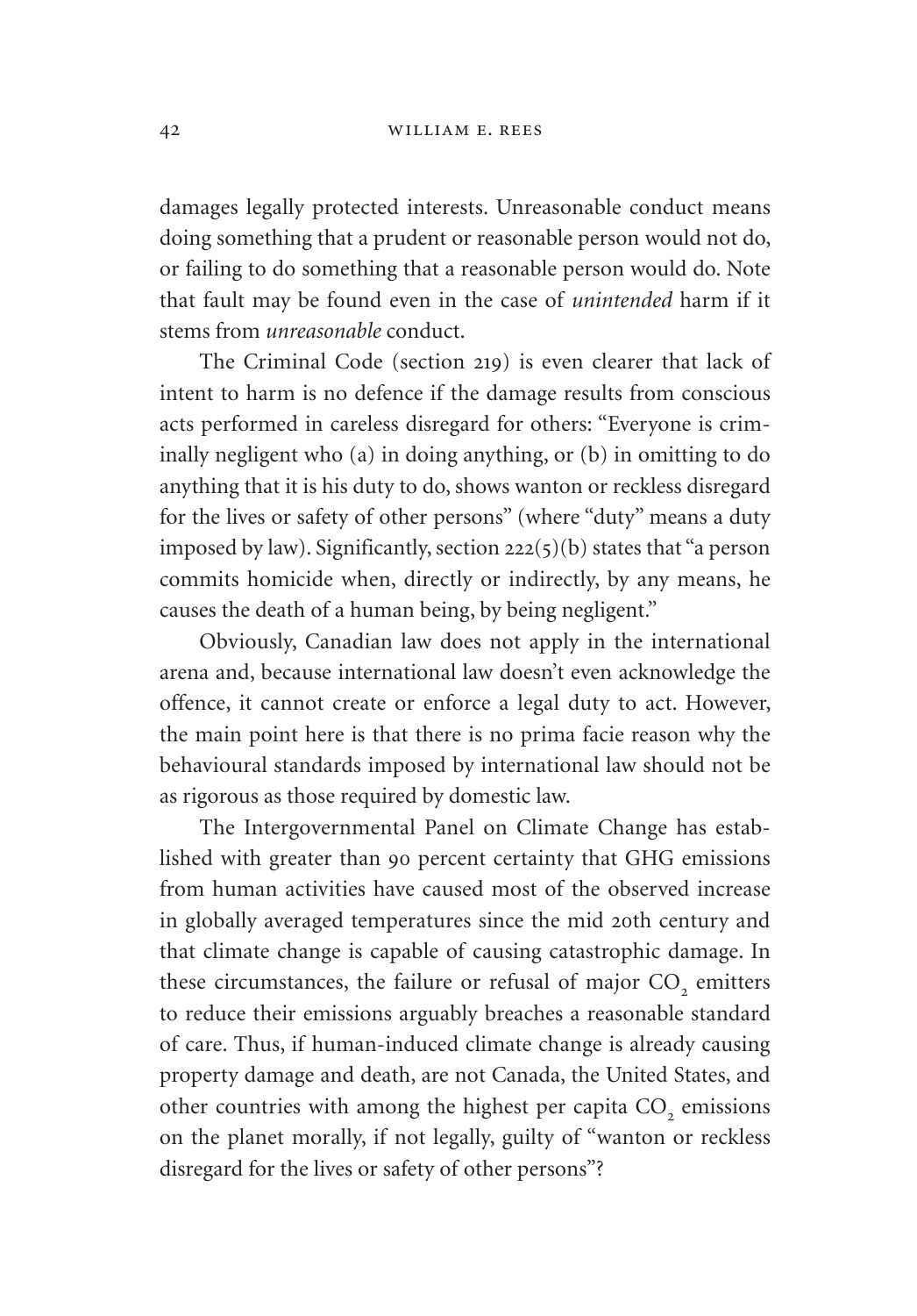damages legally protected interests. Unreasonable conduct means doing something that a prudent or reasonable person would not do, or failing to do something that a reasonable person would do. Note that fault may be found even in the case of *unintended* harm if it stems from *unreasonable* conduct.

The Criminal Code (section 219) is even clearer that lack of intent to harm is no defence if the damage results from conscious acts performed in careless disregard for others: "Everyone is criminally negligent who (a) in doing anything, or (b) in omitting to do anything that it is his duty to do, shows wanton or reckless disregard for the lives or safety of other persons" (where "duty" means a duty imposed by law). Significantly, section 222(5)(b) states that "a person commits homicide when, directly or indirectly, by any means, he causes the death of a human being, by being negligent."

Obviously, Canadian law does not apply in the international arena and, because international law doesn't even acknowledge the offence, it cannot create or enforce a legal duty to act. However, the main point here is that there is no prima facie reason why the behavioural standards imposed by international law should not be as rigorous as those required by domestic law.

The Intergovernmental Panel on Climate Change has established with greater than 90 percent certainty that GHG emissions from human activities have caused most of the observed increase in globally averaged temperatures since the mid 20th century and that climate change is capable of causing catastrophic damage. In these circumstances, the failure or refusal of major $CO_2$ emitters to reduce their emissions arguably breaches a reasonable standard of care. Thus, if human-induced climate change is already causing property damage and death, are not Canada, the United States, and other countries with among the highest per capita $CO_2$ emissions on the planet morally, if not legally, guilty of "wanton or reckless disregard for the lives or safety of other persons"?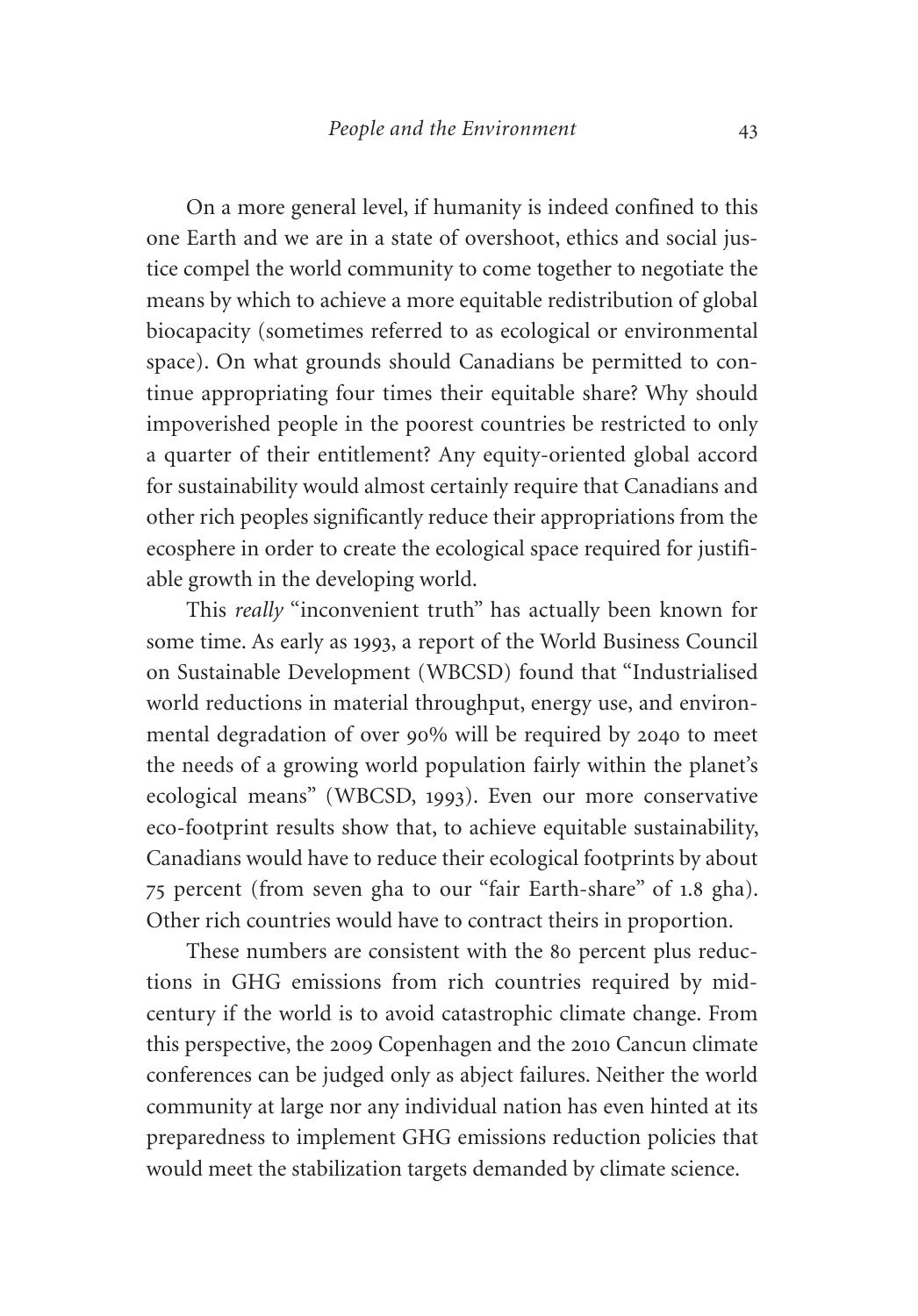On a more general level, if humanity is indeed confined to this one Earth and we are in a state of overshoot, ethics and social justice compel the world community to come together to negotiate the means by which to achieve a more equitable redistribution of global biocapacity (sometimes referred to as ecological or environmental space). On what grounds should Canadians be permitted to continue appropriating four times their equitable share? Why should impoverished people in the poorest countries be restricted to only a quarter of their entitlement? Any equity-oriented global accord for sustainability would almost certainly require that Canadians and other rich peoples significantly reduce their appropriations from the ecosphere in order to create the ecological space required for justifiable growth in the developing world.

This *really* "inconvenient truth" has actually been known for some time. As early as 1993, a report of the World Business Council on Sustainable Development (WBCSD) found that "Industrialised world reductions in material throughput, energy use, and environmental degradation of over 90% will be required by 2040 to meet the needs of a growing world population fairly within the planet's ecological means" (WBCSD, 1993). Even our more conservative eco-footprint results show that, to achieve equitable sustainability, Canadians would have to reduce their ecological footprints by about 75 percent (from seven gha to our "fair Earth-share" of 1.8 gha). Other rich countries would have to contract theirs in proportion.

These numbers are consistent with the 80 percent plus reductions in GHG emissions from rich countries required by mid-century if the world is to avoid catastrophic climate change. From this perspective, the 2009 Copenhagen and the 2010 Cancun climate conferences can be judged only as abject failures. Neither the world community at large nor any individual nation has even hinted at its preparedness to implement GHG emissions reduction policies that would meet the stabilization targets demanded by climate science.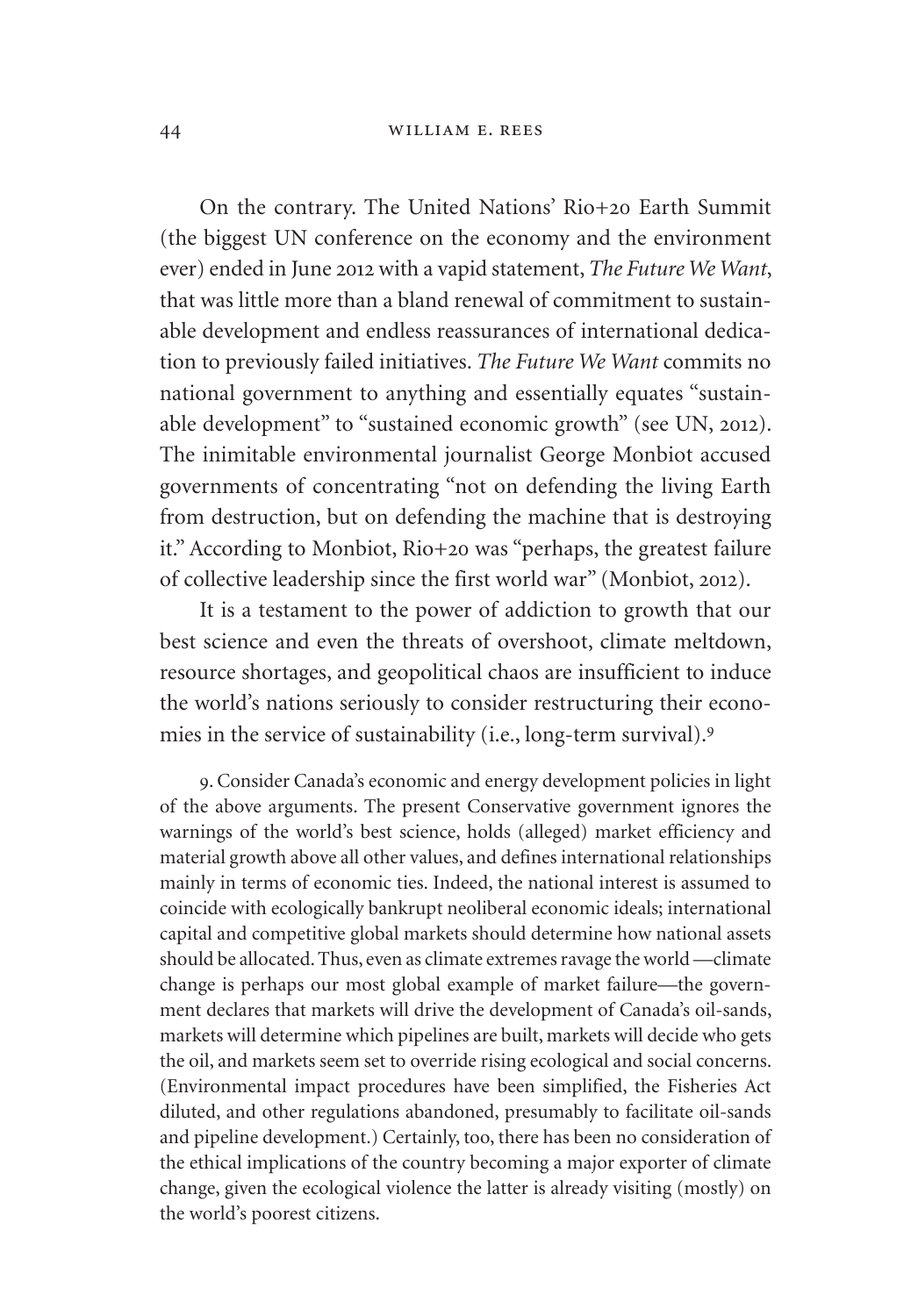On the contrary. The United Nations' Rio+20 Earth Summit (the biggest UN conference on the economy and the environment ever) ended in June 2012 with a vapid statement, *The Future We Want*, that was little more than a bland renewal of commitment to sustainable development and endless reassurances of international dedication to previously failed initiatives. *The Future We Want* commits no national government to anything and essentially equates "sustainable development" to "sustained economic growth" (see UN, 2012). The inimitable environmental journalist George Monbiot accused governments of concentrating "not on defending the living Earth from destruction, but on defending the machine that is destroying it." According to Monbiot, Rio+20 was "perhaps, the greatest failure of collective leadership since the first world war" (Monbiot, 2012).

It is a testament to the power of addiction to growth that our best science and even the threats of overshoot, climate meltdown, resource shortages, and geopolitical chaos are insufficient to induce the world's nations seriously to consider restructuring their economies in the service of sustainability (i.e., long-term survival).[9]

9. Consider Canada's economic and energy development policies in light of the above arguments. The present Conservative government ignores the warnings of the world's best science, holds (alleged) market efficiency and material growth above all other values, and defines international relationships mainly in terms of economic ties. Indeed, the national interest is assumed to coincide with ecologically bankrupt neoliberal economic ideals; international capital and competitive global markets should determine how national assets should be allocated. Thus, even as climate extremes ravage the world —climate change is perhaps our most global example of market failure—the government declares that markets will drive the development of Canada's oil-sands, markets will determine which pipelines are built, markets will decide who gets the oil, and markets seem set to override rising ecological and social concerns. (Environmental impact procedures have been simplified, the Fisheries Act diluted, and other regulations abandoned, presumably to facilitate oil-sands and pipeline development.) Certainly, too, there has been no consideration of the ethical implications of the country becoming a major exporter of climate change, given the ecological violence the latter is already visiting (mostly) on the world's poorest citizens.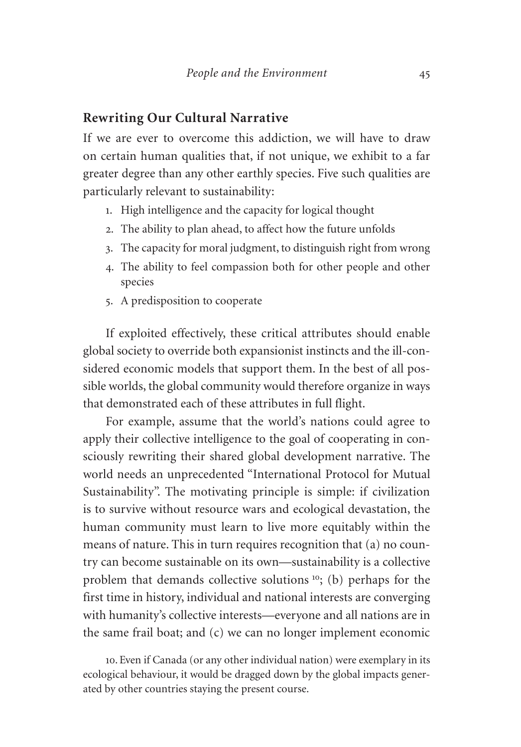## Rewriting Our Cultural Narrative

If we are ever to overcome this addiction, we will have to draw on certain human qualities that, if not unique, we exhibit to a far greater degree than any other earthly species. Five such qualities are particularly relevant to sustainability:

1. High intelligence and the capacity for logical thought
2. The ability to plan ahead, to affect how the future unfolds
3. The capacity for moral judgment, to distinguish right from wrong
4. The ability to feel compassion both for other people and other species
5. A predisposition to cooperate

If exploited effectively, these critical attributes should enable global society to override both expansionist instincts and the ill-considered economic models that support them. In the best of all possible worlds, the global community would therefore organize in ways that demonstrated each of these attributes in full flight.

For example, assume that the world's nations could agree to apply their collective intelligence to the goal of cooperating in consciously rewriting their shared global development narrative. The world needs an unprecedented "International Protocol for Mutual Sustainability". The motivating principle is simple: if civilization is to survive without resource wars and ecological devastation, the human community must learn to live more equitably within the means of nature. This in turn requires recognition that (a) no country can become sustainable on its own—sustainability is a collective problem that demands collective solutions [10]; (b) perhaps for the first time in history, individual and national interests are converging with humanity's collective interests—everyone and all nations are in the same frail boat; and (c) we can no longer implement economic

10. Even if Canada (or any other individual nation) were exemplary in its ecological behaviour, it would be dragged down by the global impacts generated by other countries staying the present course.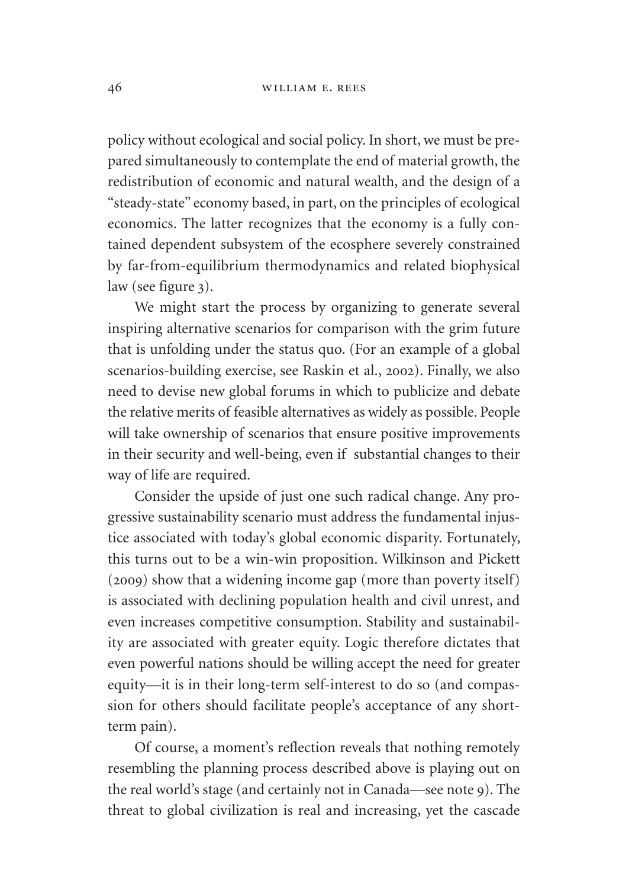policy without ecological and social policy. In short, we must be prepared simultaneously to contemplate the end of material growth, the redistribution of economic and natural wealth, and the design of a "steady-state" economy based, in part, on the principles of ecological economics. The latter recognizes that the economy is a fully contained dependent subsystem of the ecosphere severely constrained by far-from-equilibrium thermodynamics and related biophysical law (see figure 3).

We might start the process by organizing to generate several inspiring alternative scenarios for comparison with the grim future that is unfolding under the status quo. (For an example of a global scenarios-building exercise, see Raskin et al., 2002). Finally, we also need to devise new global forums in which to publicize and debate the relative merits of feasible alternatives as widely as possible. People will take ownership of scenarios that ensure positive improvements in their security and well-being, even if substantial changes to their way of life are required.

Consider the upside of just one such radical change. Any progressive sustainability scenario must address the fundamental injustice associated with today's global economic disparity. Fortunately, this turns out to be a win-win proposition. Wilkinson and Pickett (2009) show that a widening income gap (more than poverty itself) is associated with declining population health and civil unrest, and even increases competitive consumption. Stability and sustainability are associated with greater equity. Logic therefore dictates that even powerful nations should be willing accept the need for greater equity—it is in their long-term self-interest to do so (and compassion for others should facilitate people's acceptance of any short-term pain).

Of course, a moment's reflection reveals that nothing remotely resembling the planning process described above is playing out on the real world's stage (and certainly not in Canada—see note 9). The threat to global civilization is real and increasing, yet the cascade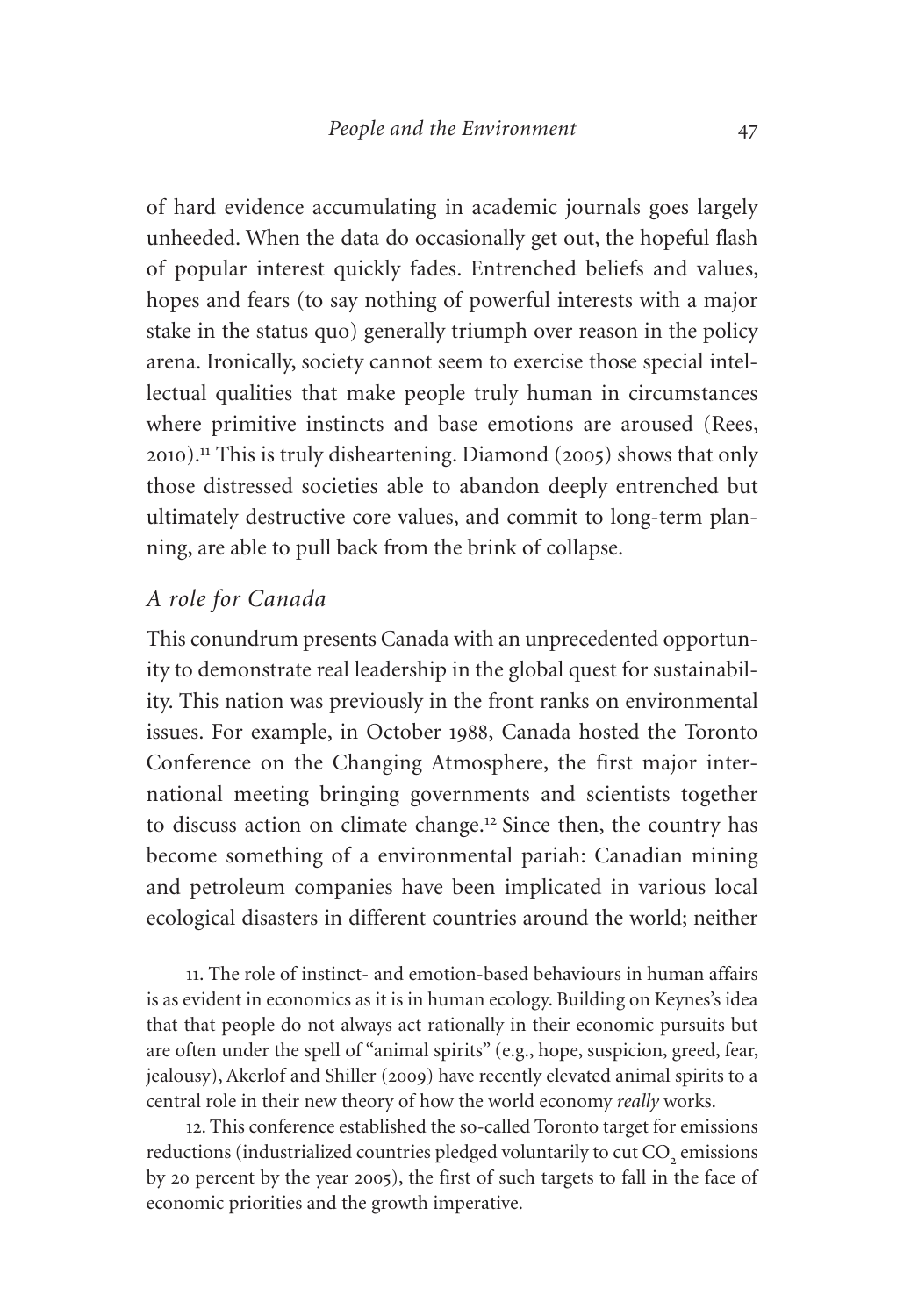of hard evidence accumulating in academic journals goes largely unheeded. When the data do occasionally get out, the hopeful flash of popular interest quickly fades. Entrenched beliefs and values, hopes and fears (to say nothing of powerful interests with a major stake in the status quo) generally triumph over reason in the policy arena. Ironically, society cannot seem to exercise those special intellectual qualities that make people truly human in circumstances where primitive instincts and base emotions are aroused (Rees, 2010).[11] This is truly disheartening. Diamond (2005) shows that only those distressed societies able to abandon deeply entrenched but ultimately destructive core values, and commit to long-term planning, are able to pull back from the brink of collapse.

## *A role for Canada*

This conundrum presents Canada with an unprecedented opportunity to demonstrate real leadership in the global quest for sustainability. This nation was previously in the front ranks on environmental issues. For example, in October 1988, Canada hosted the Toronto Conference on the Changing Atmosphere, the first major international meeting bringing governments and scientists together to discuss action on climate change.[12] Since then, the country has become something of a environmental pariah: Canadian mining and petroleum companies have been implicated in various local ecological disasters in different countries around the world; neither

11. The role of instinct- and emotion-based behaviours in human affairs is as evident in economics as it is in human ecology. Building on Keynes's idea that that people do not always act rationally in their economic pursuits but are often under the spell of "animal spirits" (e.g., hope, suspicion, greed, fear, jealousy), Akerlof and Shiller (2009) have recently elevated animal spirits to a central role in their new theory of how the world economy *really* works.

12. This conference established the so-called Toronto target for emissions reductions (industrialized countries pledged voluntarily to cut $CO_2$ emissions by 20 percent by the year 2005), the first of such targets to fall in the face of economic priorities and the growth imperative.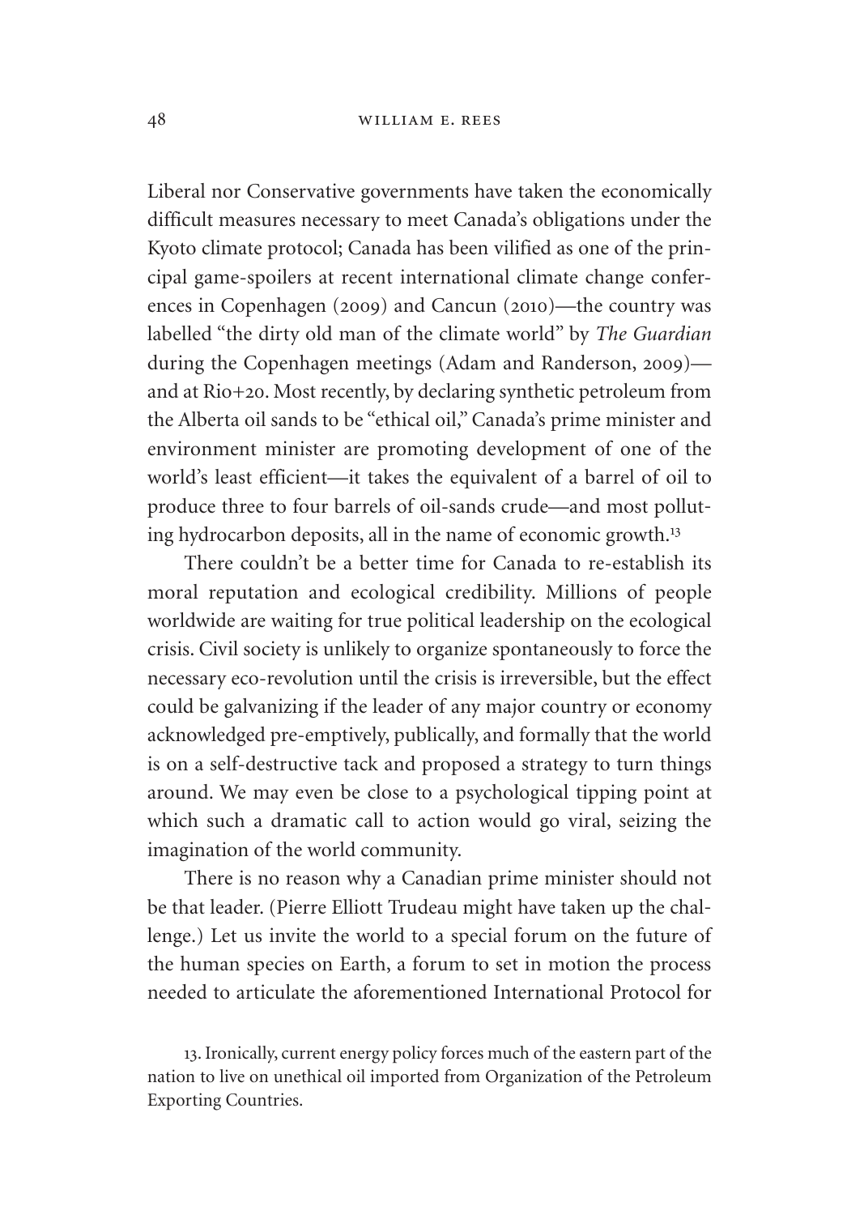Liberal nor Conservative governments have taken the economically difficult measures necessary to meet Canada's obligations under the Kyoto climate protocol; Canada has been vilified as one of the principal game-spoilers at recent international climate change conferences in Copenhagen (2009) and Cancun (2010)—the country was labelled "the dirty old man of the climate world" by *The Guardian* during the Copenhagen meetings (Adam and Randerson, 2009)—and at Rio+20. Most recently, by declaring synthetic petroleum from the Alberta oil sands to be "ethical oil," Canada's prime minister and environment minister are promoting development of one of the world's least efficient—it takes the equivalent of a barrel of oil to produce three to four barrels of oil-sands crude—and most polluting hydrocarbon deposits, all in the name of economic growth.[13]

There couldn't be a better time for Canada to re-establish its moral reputation and ecological credibility. Millions of people worldwide are waiting for true political leadership on the ecological crisis. Civil society is unlikely to organize spontaneously to force the necessary eco-revolution until the crisis is irreversible, but the effect could be galvanizing if the leader of any major country or economy acknowledged pre-emptively, publically, and formally that the world is on a self-destructive tack and proposed a strategy to turn things around. We may even be close to a psychological tipping point at which such a dramatic call to action would go viral, seizing the imagination of the world community.

There is no reason why a Canadian prime minister should not be that leader. (Pierre Elliott Trudeau might have taken up the challenge.) Let us invite the world to a special forum on the future of the human species on Earth, a forum to set in motion the process needed to articulate the aforementioned International Protocol for

13. Ironically, current energy policy forces much of the eastern part of the nation to live on unethical oil imported from Organization of the Petroleum Exporting Countries.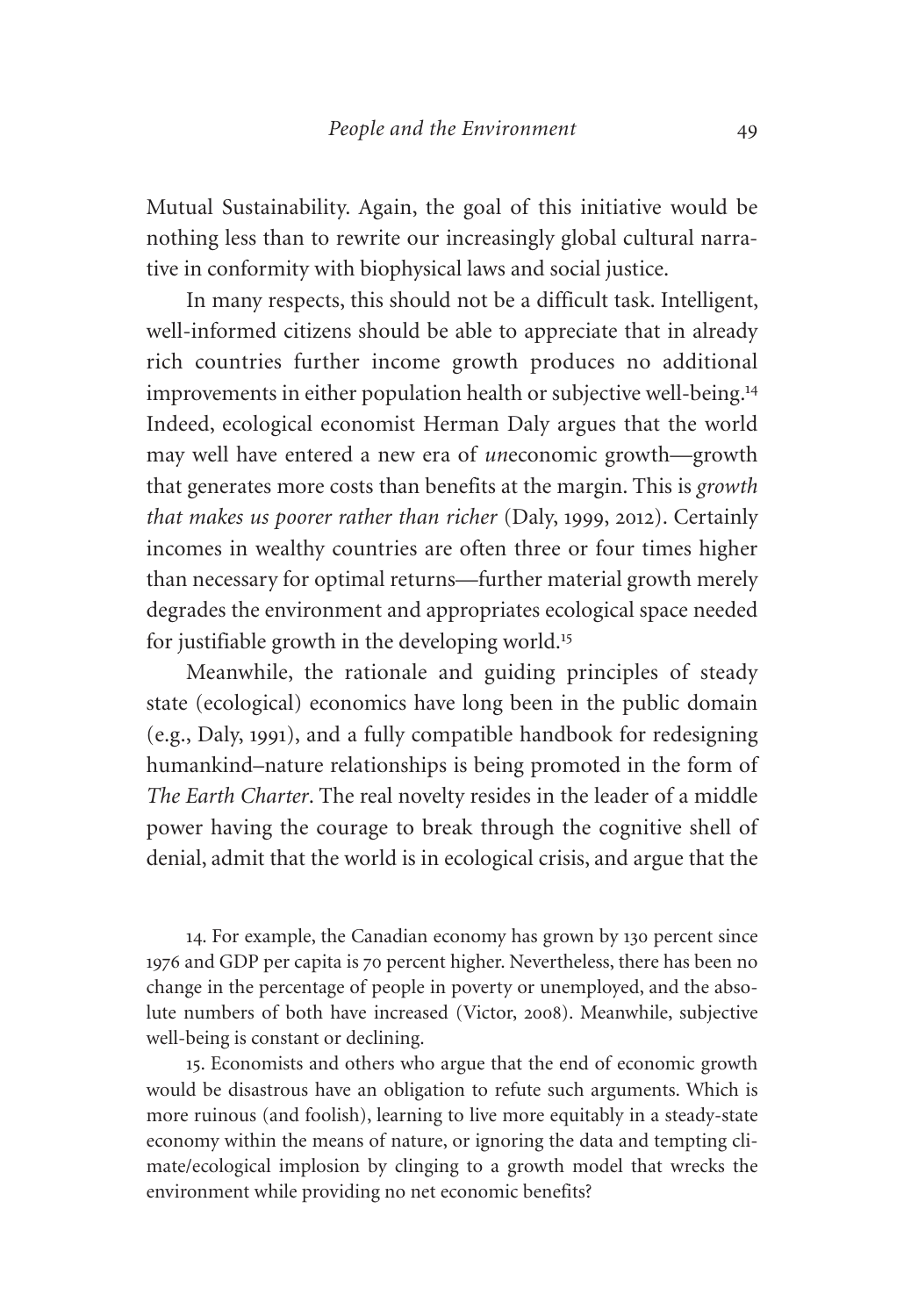Mutual Sustainability. Again, the goal of this initiative would be nothing less than to rewrite our increasingly global cultural narrative in conformity with biophysical laws and social justice.

In many respects, this should not be a difficult task. Intelligent, well-informed citizens should be able to appreciate that in already rich countries further income growth produces no additional improvements in either population health or subjective well-being.[14] Indeed, ecological economist Herman Daly argues that the world may well have entered a new era of *un*economic growth—growth that generates more costs than benefits at the margin. This is *growth that makes us poorer rather than richer* (Daly, 1999, 2012). Certainly incomes in wealthy countries are often three or four times higher than necessary for optimal returns—further material growth merely degrades the environment and appropriates ecological space needed for justifiable growth in the developing world.[15]

Meanwhile, the rationale and guiding principles of steady state (ecological) economics have long been in the public domain (e.g., Daly, 1991), and a fully compatible handbook for redesigning humankind–nature relationships is being promoted in the form of *The Earth Charter*. The real novelty resides in the leader of a middle power having the courage to break through the cognitive shell of denial, admit that the world is in ecological crisis, and argue that the

14. For example, the Canadian economy has grown by 130 percent since 1976 and GDP per capita is 70 percent higher. Nevertheless, there has been no change in the percentage of people in poverty or unemployed, and the absolute numbers of both have increased (Victor, 2008). Meanwhile, subjective well-being is constant or declining.

15. Economists and others who argue that the end of economic growth would be disastrous have an obligation to refute such arguments. Which is more ruinous (and foolish), learning to live more equitably in a steady-state economy within the means of nature, or ignoring the data and tempting climate/ecological implosion by clinging to a growth model that wrecks the environment while providing no net economic benefits?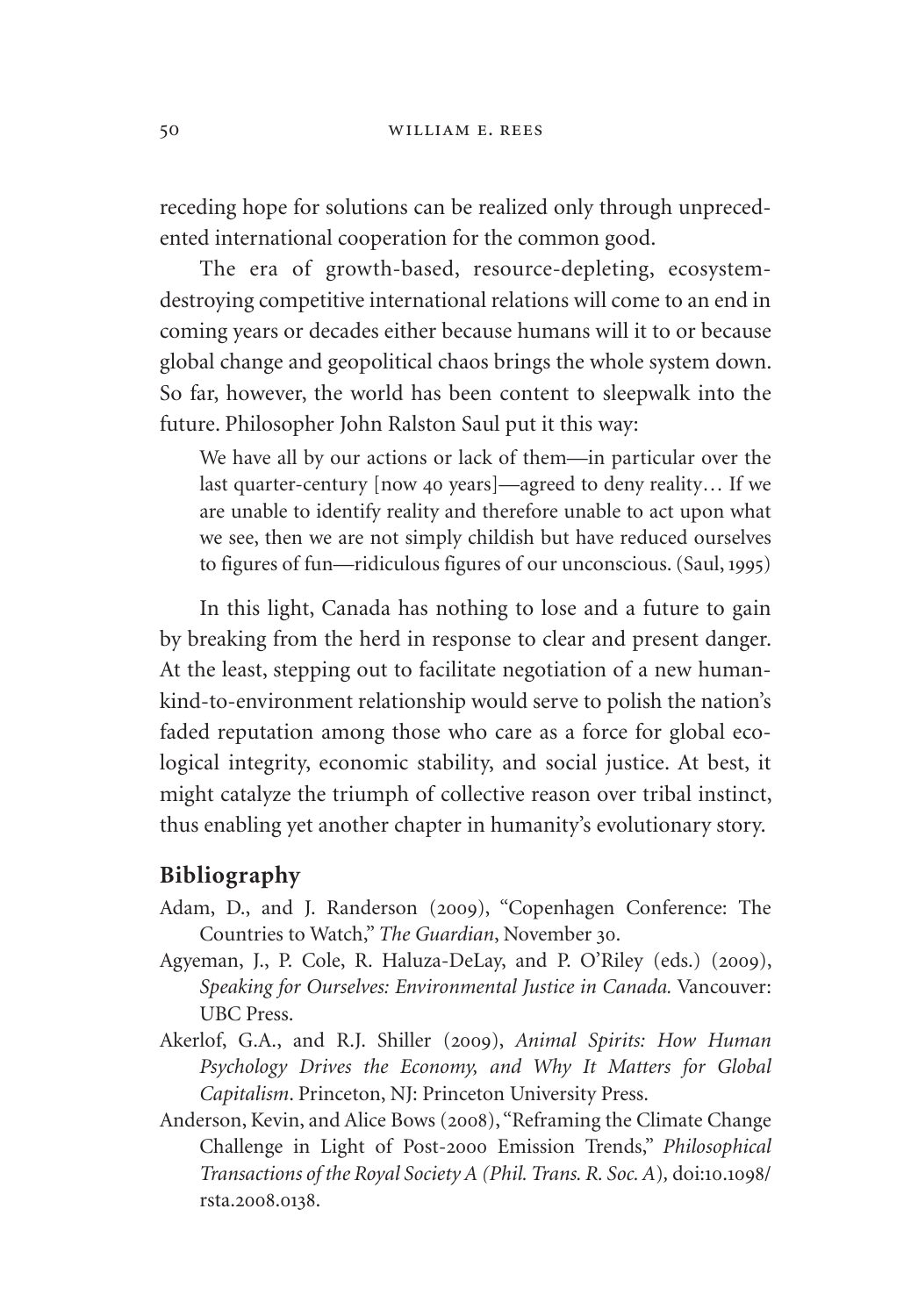receding hope for solutions can be realized only through unprecedented international cooperation for the common good.

The era of growth-based, resource-depleting, ecosystem-destroying competitive international relations will come to an end in coming years or decades either because humans will it to or because global change and geopolitical chaos brings the whole system down. So far, however, the world has been content to sleepwalk into the future. Philosopher John Ralston Saul put it this way:

> We have all by our actions or lack of them—in particular over the last quarter-century [now 40 years]—agreed to deny reality… If we are unable to identify reality and therefore unable to act upon what we see, then we are not simply childish but have reduced ourselves to figures of fun—ridiculous figures of our unconscious. (Saul, 1995)

In this light, Canada has nothing to lose and a future to gain by breaking from the herd in response to clear and present danger. At the least, stepping out to facilitate negotiation of a new humankind-to-environment relationship would serve to polish the nation's faded reputation among those who care as a force for global ecological integrity, economic stability, and social justice. At best, it might catalyze the triumph of collective reason over tribal instinct, thus enabling yet another chapter in humanity's evolutionary story.

## Bibliography

Adam, D., and J. Randerson (2009), "Copenhagen Conference: The Countries to Watch," *The Guardian*, November 30.

Agyeman, J., P. Cole, R. Haluza-DeLay, and P. O'Riley (eds.) (2009), *Speaking for Ourselves: Environmental Justice in Canada.* Vancouver: UBC Press.

Akerlof, G.A., and R.J. Shiller (2009), *Animal Spirits: How Human Psychology Drives the Economy, and Why It Matters for Global Capitalism*. Princeton, NJ: Princeton University Press.

Anderson, Kevin, and Alice Bows (2008), "Reframing the Climate Change Challenge in Light of Post-2000 Emission Trends," *Philosophical Transactions of the Royal Society A (Phil. Trans. R. Soc. A)*, doi:10.1098/rsta.2008.0138.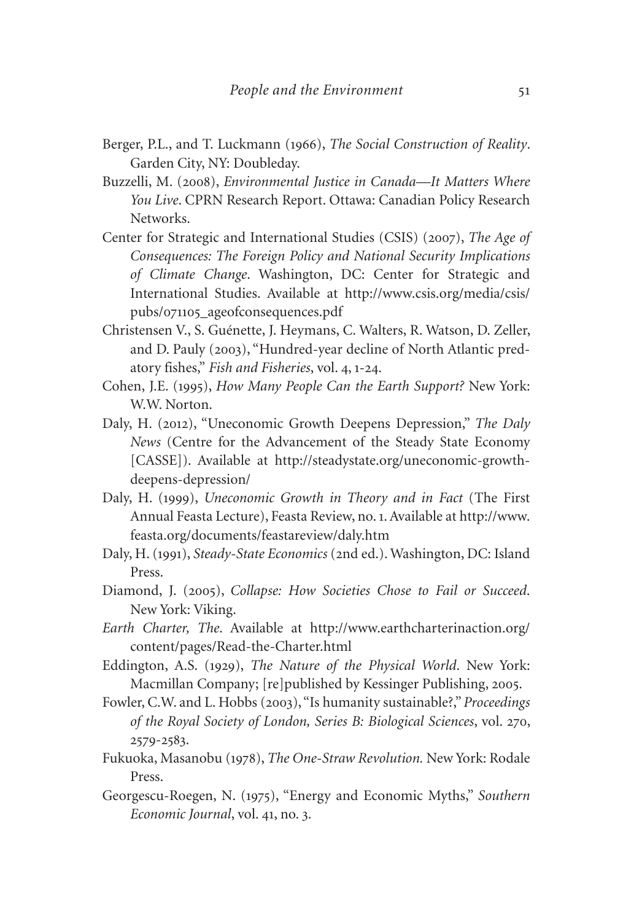Berger, P.L., and T. Luckmann (1966), *The Social Construction of Reality*. Garden City, NY: Doubleday.

Buzzelli, M. (2008), *Environmental Justice in Canada—It Matters Where You Live*. CPRN Research Report. Ottawa: Canadian Policy Research Networks.

Center for Strategic and International Studies (CSIS) (2007), *The Age of Consequences: The Foreign Policy and National Security Implications of Climate Change*. Washington, DC: Center for Strategic and International Studies. Available at http://www.csis.org/media/csis/pubs/071105_ageofconsequences.pdf

Christensen V., S. Guénette, J. Heymans, C. Walters, R. Watson, D. Zeller, and D. Pauly (2003), "Hundred-year decline of North Atlantic predatory fishes," *Fish and Fisheries*, vol. 4, 1-24.

Cohen, J.E. (1995), *How Many People Can the Earth Support?* New York: W.W. Norton.

Daly, H. (2012), "Uneconomic Growth Deepens Depression," *The Daly News* (Centre for the Advancement of the Steady State Economy [CASSE]). Available at http://steadystate.org/uneconomic-growth-deepens-depression/

Daly, H. (1999), *Uneconomic Growth in Theory and in Fact* (The First Annual Feasta Lecture), Feasta Review, no. 1. Available at http://www.feasta.org/documents/feastareview/daly.htm

Daly, H. (1991), *Steady-State Economics* (2nd ed.). Washington, DC: Island Press.

Diamond, J. (2005), *Collapse: How Societies Chose to Fail or Succeed*. New York: Viking.

*Earth Charter, The*. Available at http://www.earthcharterinaction.org/content/pages/Read-the-Charter.html

Eddington, A.S. (1929), *The Nature of the Physical World*. New York: Macmillan Company; [re]published by Kessinger Publishing, 2005.

Fowler, C.W. and L. Hobbs (2003), "Is humanity sustainable?," *Proceedings of the Royal Society of London, Series B: Biological Sciences*, vol. 270, 2579-2583.

Fukuoka, Masanobu (1978), *The One-Straw Revolution.* New York: Rodale Press.

Georgescu-Roegen, N. (1975), "Energy and Economic Myths," *Southern Economic Journal*, vol. 41, no. 3.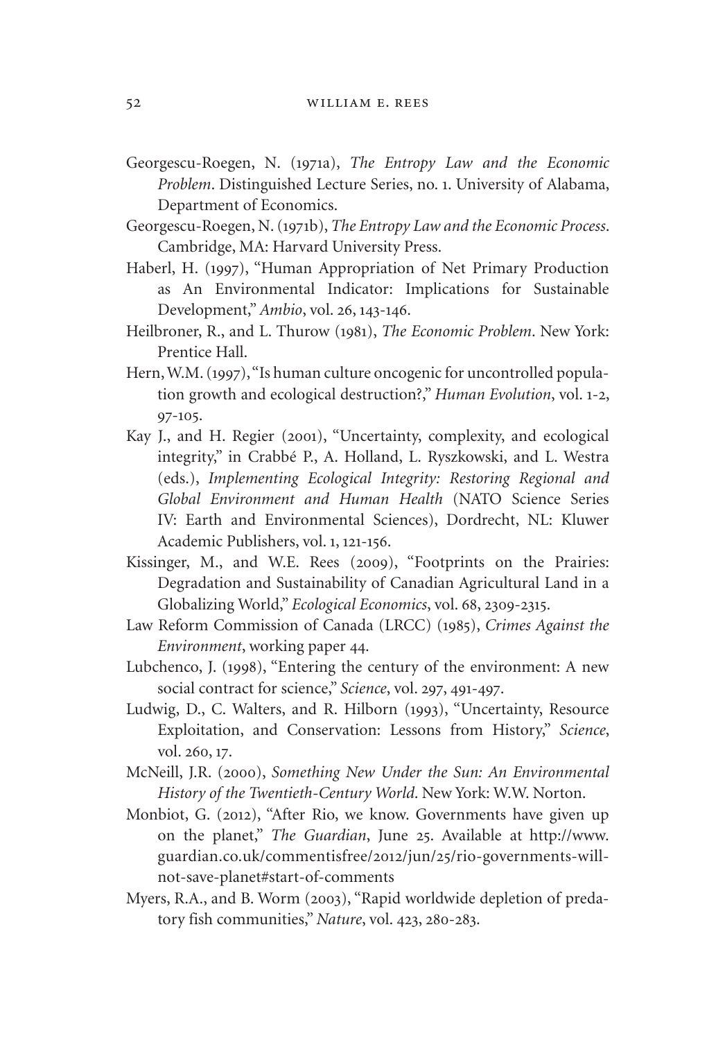Georgescu-Roegen, N. (1971a), *The Entropy Law and the Economic Problem*. Distinguished Lecture Series, no. 1. University of Alabama, Department of Economics.

Georgescu-Roegen, N. (1971b), *The Entropy Law and the Economic Process*. Cambridge, MA: Harvard University Press.

Haberl, H. (1997), "Human Appropriation of Net Primary Production as An Environmental Indicator: Implications for Sustainable Development," *Ambio*, vol. 26, 143-146.

Heilbroner, R., and L. Thurow (1981), *The Economic Problem*. New York: Prentice Hall.

Hern, W.M. (1997), "Is human culture oncogenic for uncontrolled population growth and ecological destruction?," *Human Evolution*, vol. 1-2, 97-105.

Kay J., and H. Regier (2001), "Uncertainty, complexity, and ecological integrity," in Crabbé P., A. Holland, L. Ryszkowski, and L. Westra (eds.), *Implementing Ecological Integrity: Restoring Regional and Global Environment and Human Health* (NATO Science Series IV: Earth and Environmental Sciences), Dordrecht, NL: Kluwer Academic Publishers, vol. 1, 121-156.

Kissinger, M., and W.E. Rees (2009), "Footprints on the Prairies: Degradation and Sustainability of Canadian Agricultural Land in a Globalizing World," *Ecological Economics*, vol. 68, 2309-2315.

Law Reform Commission of Canada (LRCC) (1985), *Crimes Against the Environment*, working paper 44.

Lubchenco, J. (1998), "Entering the century of the environment: A new social contract for science," *Science*, vol. 297, 491-497.

Ludwig, D., C. Walters, and R. Hilborn (1993), "Uncertainty, Resource Exploitation, and Conservation: Lessons from History," *Science*, vol. 260, 17.

McNeill, J.R. (2000), *Something New Under the Sun: An Environmental History of the Twentieth-Century World*. New York: W.W. Norton.

Monbiot, G. (2012), "After Rio, we know. Governments have given up on the planet," *The Guardian*, June 25. Available at http://www.guardian.co.uk/commentisfree/2012/jun/25/rio-governments-will-not-save-planet#start-of-comments

Myers, R.A., and B. Worm (2003), "Rapid worldwide depletion of predatory fish communities," *Nature*, vol. 423, 280-283.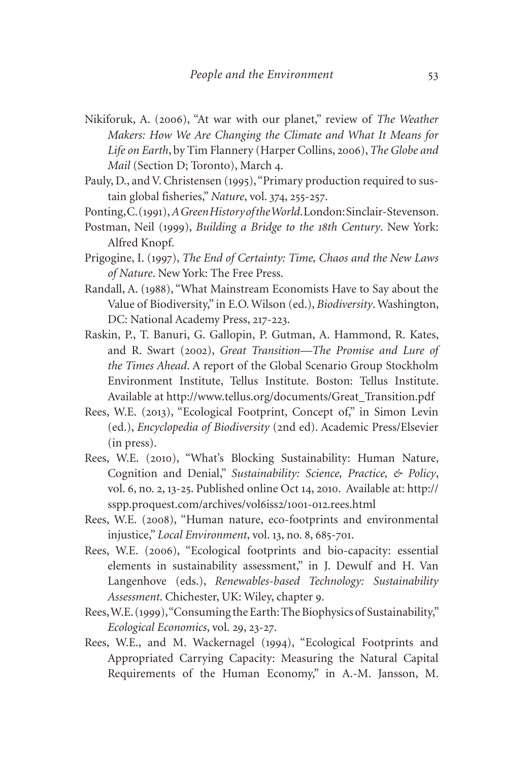Nikiforuk, A. (2006), "At war with our planet," review of *The Weather Makers: How We Are Changing the Climate and What It Means for Life on Earth*, by Tim Flannery (Harper Collins, 2006), *The Globe and Mail* (Section D; Toronto), March 4.

Pauly, D., and V. Christensen (1995), "Primary production required to sustain global fisheries," *Nature*, vol. 374, 255-257.

Ponting, C. (1991), *A Green History of the World*. London: Sinclair-Stevenson.

Postman, Neil (1999), *Building a Bridge to the 18th Century*. New York: Alfred Knopf.

Prigogine, I. (1997), *The End of Certainty: Time, Chaos and the New Laws of Nature*. New York: The Free Press.

Randall, A. (1988), "What Mainstream Economists Have to Say about the Value of Biodiversity," in E.O. Wilson (ed.), *Biodiversity*. Washington, DC: National Academy Press, 217-223.

Raskin, P., T. Banuri, G. Gallopin, P. Gutman, A. Hammond, R. Kates, and R. Swart (2002), *Great Transition—The Promise and Lure of the Times Ahead*. A report of the Global Scenario Group Stockholm Environment Institute, Tellus Institute. Boston: Tellus Institute. Available at http://www.tellus.org/documents/Great_Transition.pdf

Rees, W.E. (2013), "Ecological Footprint, Concept of," in Simon Levin (ed.), *Encyclopedia of Biodiversity* (2nd ed). Academic Press/Elsevier (in press).

Rees, W.E. (2010), "What's Blocking Sustainability: Human Nature, Cognition and Denial," *Sustainability: Science, Practice, & Policy*, vol. 6, no. 2, 13-25. Published online Oct 14, 2010. Available at: http://sspp.proquest.com/archives/vol6iss2/1001-012.rees.html

Rees, W.E. (2008), "Human nature, eco-footprints and environmental injustice," *Local Environment*, vol. 13, no. 8, 685-701.

Rees, W.E. (2006), "Ecological footprints and bio-capacity: essential elements in sustainability assessment," in J. Dewulf and H. Van Langenhove (eds.), *Renewables-based Technology: Sustainability Assessment*. Chichester, UK: Wiley, chapter 9.

Rees, W.E. (1999), "Consuming the Earth: The Biophysics of Sustainability," *Ecological Economics*, vol. 29, 23-27.

Rees, W.E., and M. Wackernagel (1994), "Ecological Footprints and Appropriated Carrying Capacity: Measuring the Natural Capital Requirements of the Human Economy," in A.-M. Jansson, M.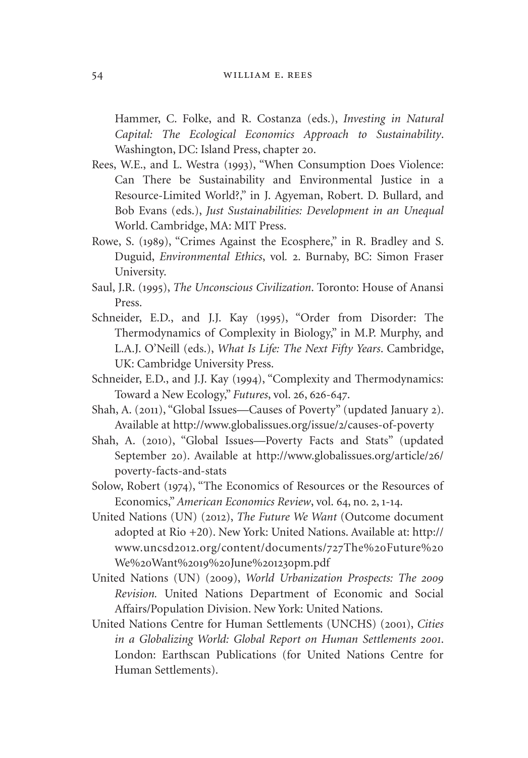Hammer, C. Folke, and R. Costanza (eds.), *Investing in Natural Capital: The Ecological Economics Approach to Sustainability*. Washington, DC: Island Press, chapter 20.

Rees, W.E., and L. Westra (1993), "When Consumption Does Violence: Can There be Sustainability and Environmental Justice in a Resource-Limited World?," in J. Agyeman, Robert. D. Bullard, and Bob Evans (eds.), *Just Sustainabilities: Development in an Unequal* World. Cambridge, MA: MIT Press.

Rowe, S. (1989), "Crimes Against the Ecosphere," in R. Bradley and S. Duguid, *Environmental Ethics*, vol. 2. Burnaby, BC: Simon Fraser University.

Saul, J.R. (1995), *The Unconscious Civilization*. Toronto: House of Anansi Press.

Schneider, E.D., and J.J. Kay (1995), "Order from Disorder: The Thermodynamics of Complexity in Biology," in M.P. Murphy, and L.A.J. O'Neill (eds.), *What Is Life: The Next Fifty Years*. Cambridge, UK: Cambridge University Press.

Schneider, E.D., and J.J. Kay (1994), "Complexity and Thermodynamics: Toward a New Ecology," *Futures*, vol. 26, 626-647.

Shah, A. (2011), "Global Issues—Causes of Poverty" (updated January 2). Available at http://www.globalissues.org/issue/2/causes-of-poverty

Shah, A. (2010), "Global Issues—Poverty Facts and Stats" (updated September 20). Available at http://www.globalissues.org/article/26/poverty-facts-and-stats

Solow, Robert (1974), "The Economics of Resources or the Resources of Economics," *American Economics Review*, vol. 64, no. 2, 1-14.

United Nations (UN) (2012), *The Future We Want* (Outcome document adopted at Rio +20). New York: United Nations. Available at: http://www.uncsd2012.org/content/documents/727The%20Future%20We%20Want%2019%20June%201230pm.pdf

United Nations (UN) (2009), *World Urbanization Prospects: The 2009 Revision.* United Nations Department of Economic and Social Affairs/Population Division. New York: United Nations.

United Nations Centre for Human Settlements (UNCHS) (2001), *Cities in a Globalizing World: Global Report on Human Settlements 2001*. London: Earthscan Publications (for United Nations Centre for Human Settlements).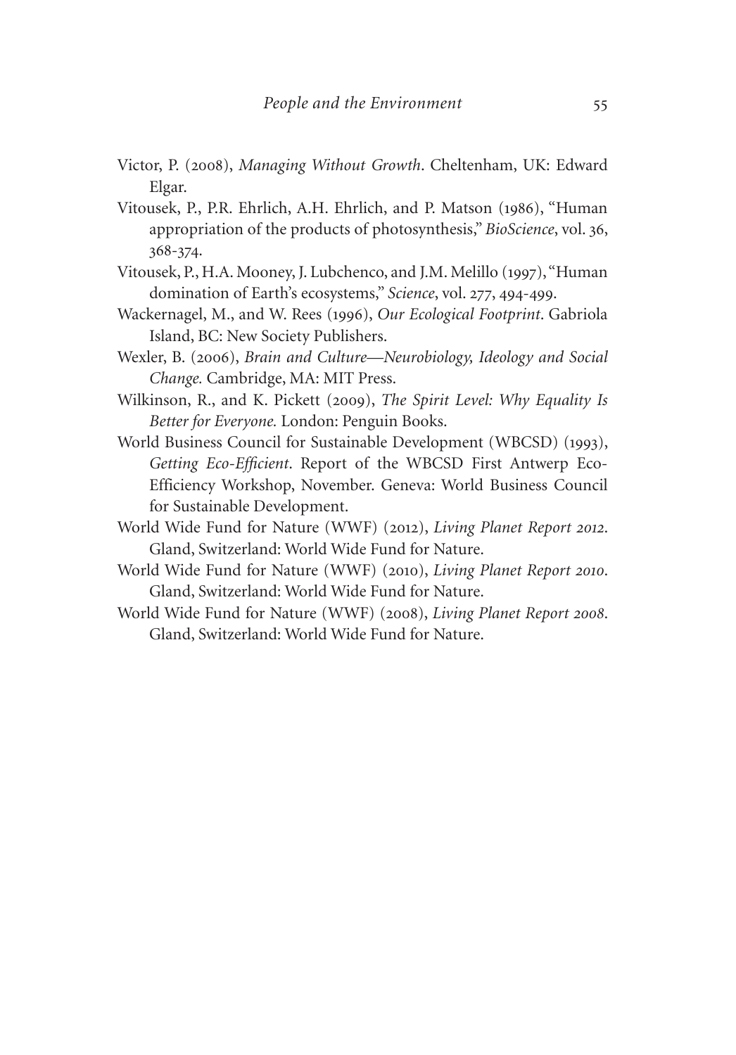Victor, P. (2008), *Managing Without Growth*. Cheltenham, UK: Edward Elgar.

Vitousek, P., P.R. Ehrlich, A.H. Ehrlich, and P. Matson (1986), "Human appropriation of the products of photosynthesis," *BioScience*, vol. 36, 368-374.

Vitousek, P., H.A. Mooney, J. Lubchenco, and J.M. Melillo (1997), "Human domination of Earth's ecosystems," *Science*, vol. 277, 494-499.

Wackernagel, M., and W. Rees (1996), *Our Ecological Footprint*. Gabriola Island, BC: New Society Publishers.

Wexler, B. (2006), *Brain and Culture—Neurobiology, Ideology and Social Change.* Cambridge, MA: MIT Press.

Wilkinson, R., and K. Pickett (2009), *The Spirit Level: Why Equality Is Better for Everyone.* London: Penguin Books.

World Business Council for Sustainable Development (WBCSD) (1993), *Getting Eco-Efficient*. Report of the WBCSD First Antwerp Eco-Efficiency Workshop, November. Geneva: World Business Council for Sustainable Development.

World Wide Fund for Nature (WWF) (2012), *Living Planet Report 2012*. Gland, Switzerland: World Wide Fund for Nature.

World Wide Fund for Nature (WWF) (2010), *Living Planet Report 2010*. Gland, Switzerland: World Wide Fund for Nature.

World Wide Fund for Nature (WWF) (2008), *Living Planet Report 2008*. Gland, Switzerland: World Wide Fund for Nature.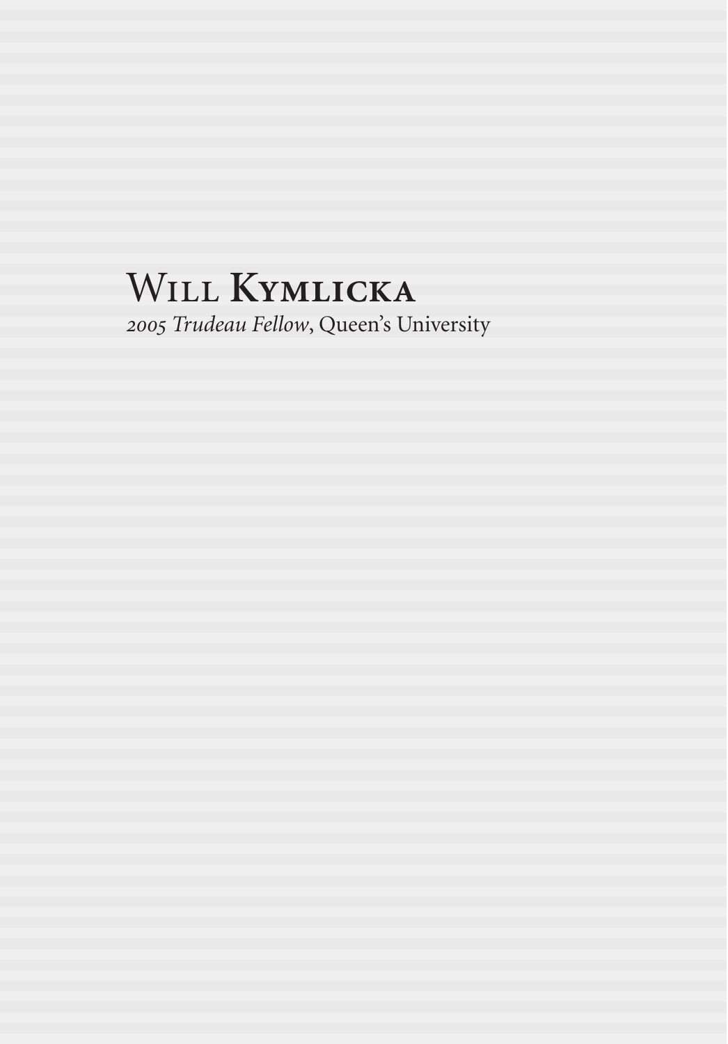# Will Kymlicka

*2005 Trudeau Fellow*, Queen's University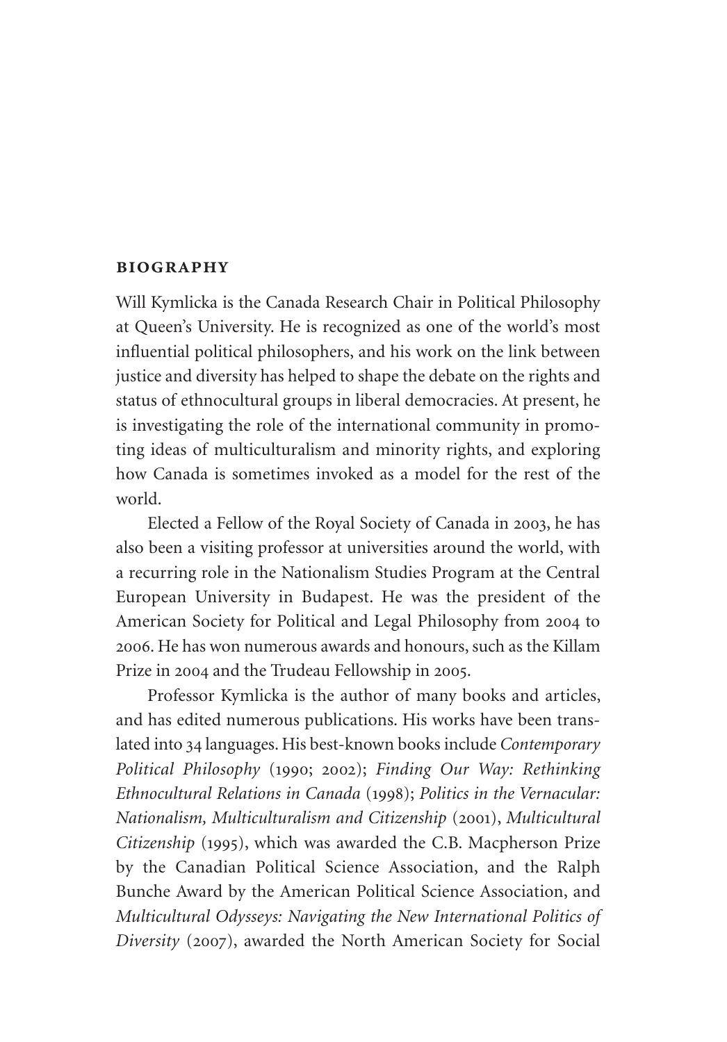## BIOGRAPHY

Will Kymlicka is the Canada Research Chair in Political Philosophy at Queen's University. He is recognized as one of the world's most influential political philosophers, and his work on the link between justice and diversity has helped to shape the debate on the rights and status of ethnocultural groups in liberal democracies. At present, he is investigating the role of the international community in promoting ideas of multiculturalism and minority rights, and exploring how Canada is sometimes invoked as a model for the rest of the world.

Elected a Fellow of the Royal Society of Canada in 2003, he has also been a visiting professor at universities around the world, with a recurring role in the Nationalism Studies Program at the Central European University in Budapest. He was the president of the American Society for Political and Legal Philosophy from 2004 to 2006. He has won numerous awards and honours, such as the Killam Prize in 2004 and the Trudeau Fellowship in 2005.

Professor Kymlicka is the author of many books and articles, and has edited numerous publications. His works have been translated into 34 languages. His best-known books include *Contemporary Political Philosophy* (1990; 2002); *Finding Our Way: Rethinking Ethnocultural Relations in Canada* (1998); *Politics in the Vernacular: Nationalism, Multiculturalism and Citizenship* (2001), *Multicultural Citizenship* (1995), which was awarded the C.B. Macpherson Prize by the Canadian Political Science Association, and the Ralph Bunche Award by the American Political Science Association, and *Multicultural Odysseys: Navigating the New International Politics of Diversity* (2007), awarded the North American Society for Social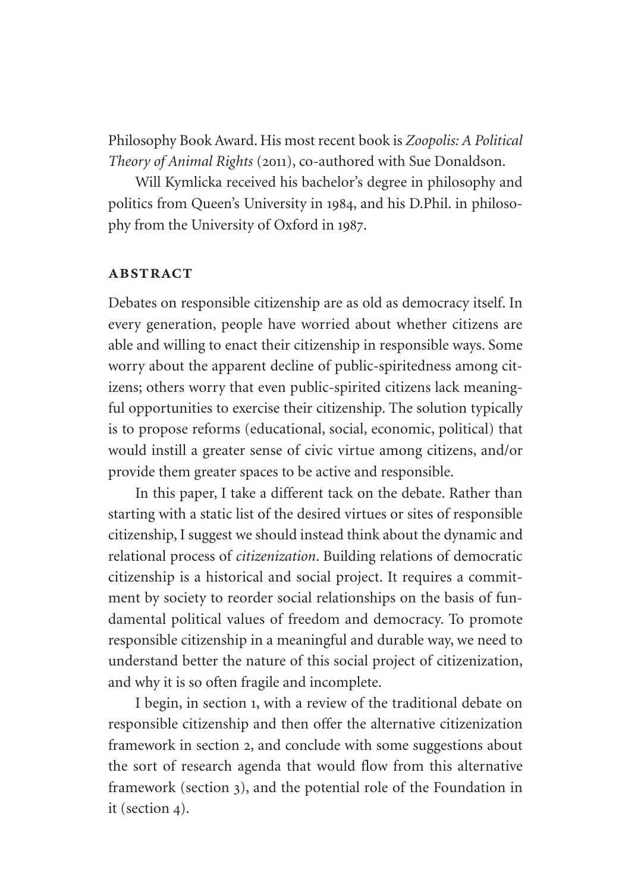Philosophy Book Award. His most recent book is *Zoopolis: A Political Theory of Animal Rights* (2011), co-authored with Sue Donaldson.

Will Kymlicka received his bachelor's degree in philosophy and politics from Queen's University in 1984, and his D.Phil. in philosophy from the University of Oxford in 1987.

## ABSTRACT

Debates on responsible citizenship are as old as democracy itself. In every generation, people have worried about whether citizens are able and willing to enact their citizenship in responsible ways. Some worry about the apparent decline of public-spiritedness among citizens; others worry that even public-spirited citizens lack meaningful opportunities to exercise their citizenship. The solution typically is to propose reforms (educational, social, economic, political) that would instill a greater sense of civic virtue among citizens, and/or provide them greater spaces to be active and responsible.

In this paper, I take a different tack on the debate. Rather than starting with a static list of the desired virtues or sites of responsible citizenship, I suggest we should instead think about the dynamic and relational process of *citizenization*. Building relations of democratic citizenship is a historical and social project. It requires a commitment by society to reorder social relationships on the basis of fundamental political values of freedom and democracy. To promote responsible citizenship in a meaningful and durable way, we need to understand better the nature of this social project of citizenization, and why it is so often fragile and incomplete.

I begin, in section 1, with a review of the traditional debate on responsible citizenship and then offer the alternative citizenization framework in section 2, and conclude with some suggestions about the sort of research agenda that would flow from this alternative framework (section 3), and the potential role of the Foundation in it (section 4).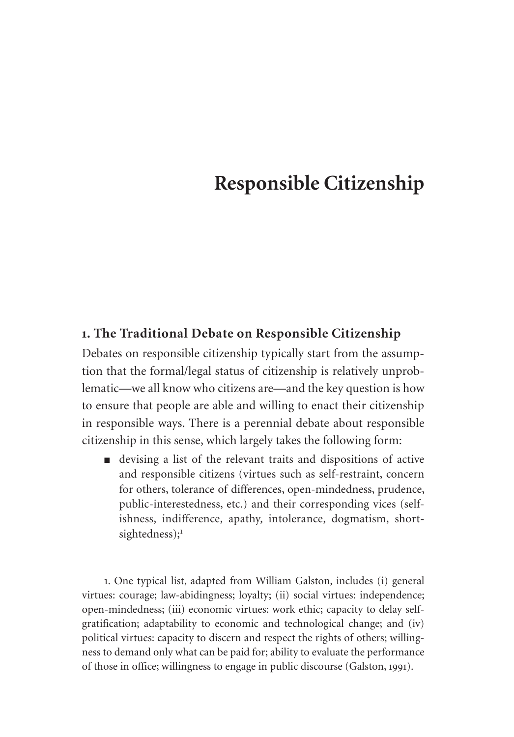# Responsible Citizenship

## 1. The Traditional Debate on Responsible Citizenship

Debates on responsible citizenship typically start from the assumption that the formal/legal status of citizenship is relatively unproblematic—we all know who citizens are—and the key question is how to ensure that people are able and willing to enact their citizenship in responsible ways. There is a perennial debate about responsible citizenship in this sense, which largely takes the following form:

- devising a list of the relevant traits and dispositions of active and responsible citizens (virtues such as self-restraint, concern for others, tolerance of differences, open-mindedness, prudence, public-interestedness, etc.) and their corresponding vices (selfishness, indifference, apathy, intolerance, dogmatism, short-sightedness);[1]

1. One typical list, adapted from William Galston, includes (i) general virtues: courage; law-abidingness; loyalty; (ii) social virtues: independence; open-mindedness; (iii) economic virtues: work ethic; capacity to delay self-gratification; adaptability to economic and technological change; and (iv) political virtues: capacity to discern and respect the rights of others; willingness to demand only what can be paid for; ability to evaluate the performance of those in office; willingness to engage in public discourse (Galston, 1991).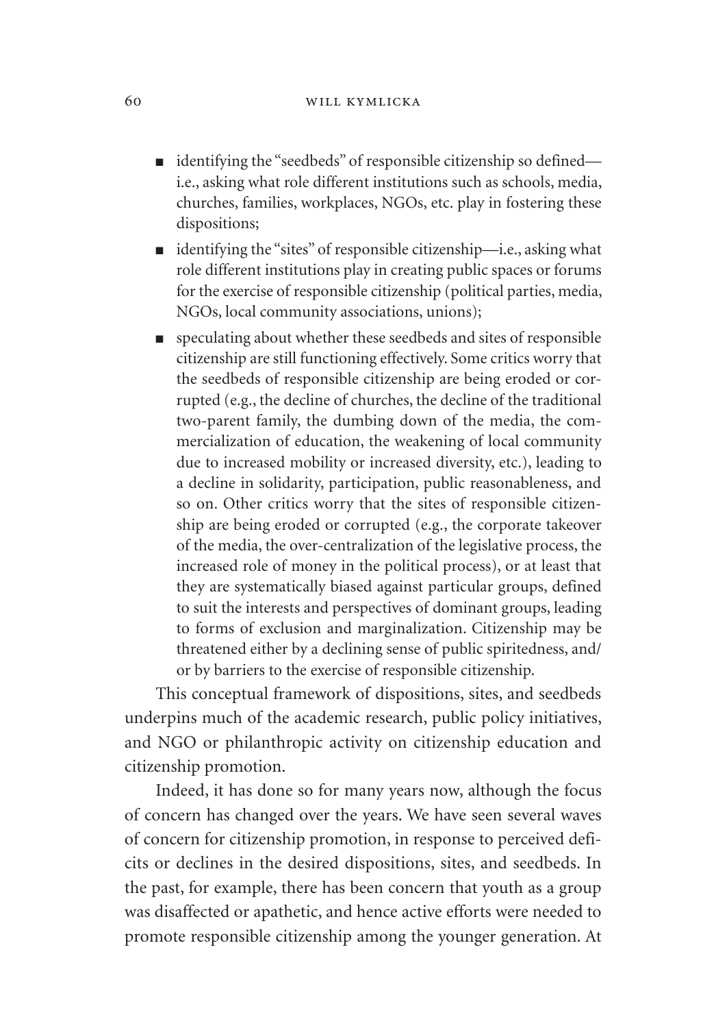- identifying the "seedbeds" of responsible citizenship so defined—i.e., asking what role different institutions such as schools, media, churches, families, workplaces, NGOs, etc. play in fostering these dispositions;
- identifying the "sites" of responsible citizenship—i.e., asking what role different institutions play in creating public spaces or forums for the exercise of responsible citizenship (political parties, media, NGOs, local community associations, unions);
- speculating about whether these seedbeds and sites of responsible citizenship are still functioning effectively. Some critics worry that the seedbeds of responsible citizenship are being eroded or corrupted (e.g., the decline of churches, the decline of the traditional two-parent family, the dumbing down of the media, the commercialization of education, the weakening of local community due to increased mobility or increased diversity, etc.), leading to a decline in solidarity, participation, public reasonableness, and so on. Other critics worry that the sites of responsible citizenship are being eroded or corrupted (e.g., the corporate takeover of the media, the over-centralization of the legislative process, the increased role of money in the political process), or at least that they are systematically biased against particular groups, defined to suit the interests and perspectives of dominant groups, leading to forms of exclusion and marginalization. Citizenship may be threatened either by a declining sense of public spiritedness, and/or by barriers to the exercise of responsible citizenship.

This conceptual framework of dispositions, sites, and seedbeds underpins much of the academic research, public policy initiatives, and NGO or philanthropic activity on citizenship education and citizenship promotion.

Indeed, it has done so for many years now, although the focus of concern has changed over the years. We have seen several waves of concern for citizenship promotion, in response to perceived deficits or declines in the desired dispositions, sites, and seedbeds. In the past, for example, there has been concern that youth as a group was disaffected or apathetic, and hence active efforts were needed to promote responsible citizenship among the younger generation. At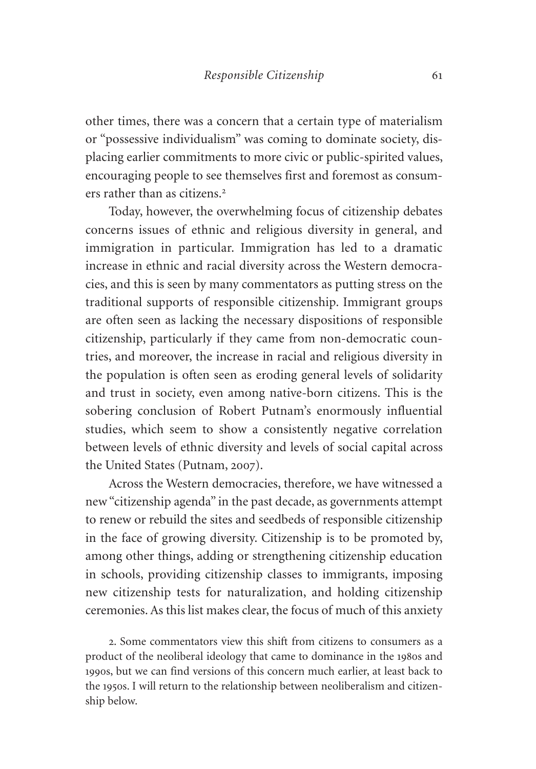other times, there was a concern that a certain type of materialism or "possessive individualism" was coming to dominate society, displacing earlier commitments to more civic or public-spirited values, encouraging people to see themselves first and foremost as consumers rather than as citizens.[2]

Today, however, the overwhelming focus of citizenship debates concerns issues of ethnic and religious diversity in general, and immigration in particular. Immigration has led to a dramatic increase in ethnic and racial diversity across the Western democracies, and this is seen by many commentators as putting stress on the traditional supports of responsible citizenship. Immigrant groups are often seen as lacking the necessary dispositions of responsible citizenship, particularly if they came from non-democratic countries, and moreover, the increase in racial and religious diversity in the population is often seen as eroding general levels of solidarity and trust in society, even among native-born citizens. This is the sobering conclusion of Robert Putnam's enormously influential studies, which seem to show a consistently negative correlation between levels of ethnic diversity and levels of social capital across the United States (Putnam, 2007).

Across the Western democracies, therefore, we have witnessed a new "citizenship agenda" in the past decade, as governments attempt to renew or rebuild the sites and seedbeds of responsible citizenship in the face of growing diversity. Citizenship is to be promoted by, among other things, adding or strengthening citizenship education in schools, providing citizenship classes to immigrants, imposing new citizenship tests for naturalization, and holding citizenship ceremonies. As this list makes clear, the focus of much of this anxiety

2. Some commentators view this shift from citizens to consumers as a product of the neoliberal ideology that came to dominance in the 1980s and 1990s, but we can find versions of this concern much earlier, at least back to the 1950s. I will return to the relationship between neoliberalism and citizenship below.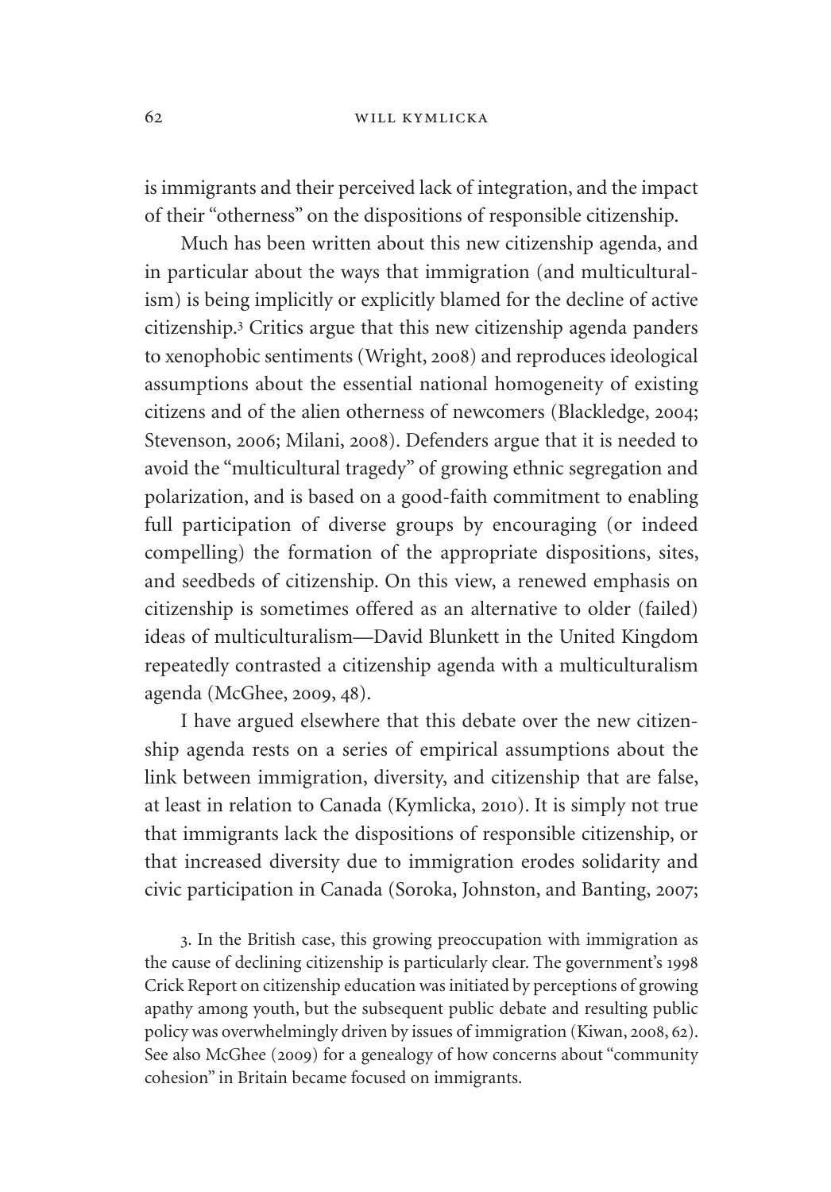is immigrants and their perceived lack of integration, and the impact of their "otherness" on the dispositions of responsible citizenship.

Much has been written about this new citizenship agenda, and in particular about the ways that immigration (and multiculturalism) is being implicitly or explicitly blamed for the decline of active citizenship.[3] Critics argue that this new citizenship agenda panders to xenophobic sentiments (Wright, 2008) and reproduces ideological assumptions about the essential national homogeneity of existing citizens and of the alien otherness of newcomers (Blackledge, 2004; Stevenson, 2006; Milani, 2008). Defenders argue that it is needed to avoid the "multicultural tragedy" of growing ethnic segregation and polarization, and is based on a good-faith commitment to enabling full participation of diverse groups by encouraging (or indeed compelling) the formation of the appropriate dispositions, sites, and seedbeds of citizenship. On this view, a renewed emphasis on citizenship is sometimes offered as an alternative to older (failed) ideas of multiculturalism—David Blunkett in the United Kingdom repeatedly contrasted a citizenship agenda with a multiculturalism agenda (McGhee, 2009, 48).

I have argued elsewhere that this debate over the new citizenship agenda rests on a series of empirical assumptions about the link between immigration, diversity, and citizenship that are false, at least in relation to Canada (Kymlicka, 2010). It is simply not true that immigrants lack the dispositions of responsible citizenship, or that increased diversity due to immigration erodes solidarity and civic participation in Canada (Soroka, Johnston, and Banting, 2007;

3. In the British case, this growing preoccupation with immigration as the cause of declining citizenship is particularly clear. The government's 1998 Crick Report on citizenship education was initiated by perceptions of growing apathy among youth, but the subsequent public debate and resulting public policy was overwhelmingly driven by issues of immigration (Kiwan, 2008, 62). See also McGhee (2009) for a genealogy of how concerns about "community cohesion" in Britain became focused on immigrants.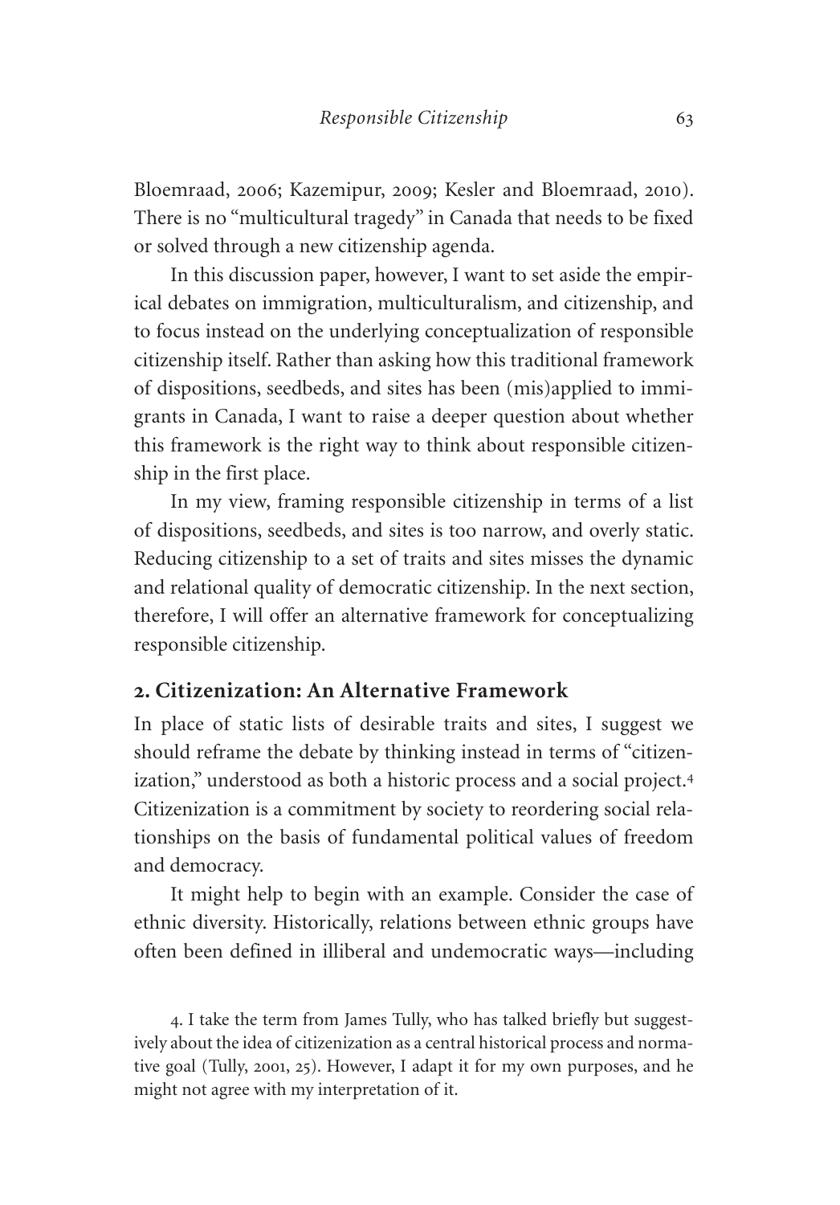Bloemraad, 2006; Kazemipur, 2009; Kesler and Bloemraad, 2010). There is no "multicultural tragedy" in Canada that needs to be fixed or solved through a new citizenship agenda.

In this discussion paper, however, I want to set aside the empirical debates on immigration, multiculturalism, and citizenship, and to focus instead on the underlying conceptualization of responsible citizenship itself. Rather than asking how this traditional framework of dispositions, seedbeds, and sites has been (mis)applied to immigrants in Canada, I want to raise a deeper question about whether this framework is the right way to think about responsible citizenship in the first place.

In my view, framing responsible citizenship in terms of a list of dispositions, seedbeds, and sites is too narrow, and overly static. Reducing citizenship to a set of traits and sites misses the dynamic and relational quality of democratic citizenship. In the next section, therefore, I will offer an alternative framework for conceptualizing responsible citizenship.

## 2. Citizenization: An Alternative Framework

In place of static lists of desirable traits and sites, I suggest we should reframe the debate by thinking instead in terms of "citizenization," understood as both a historic process and a social project.[4] Citizenization is a commitment by society to reordering social relationships on the basis of fundamental political values of freedom and democracy.

It might help to begin with an example. Consider the case of ethnic diversity. Historically, relations between ethnic groups have often been defined in illiberal and undemocratic ways—including

4. I take the term from James Tully, who has talked briefly but suggestively about the idea of citizenization as a central historical process and normative goal (Tully, 2001, 25). However, I adapt it for my own purposes, and he might not agree with my interpretation of it.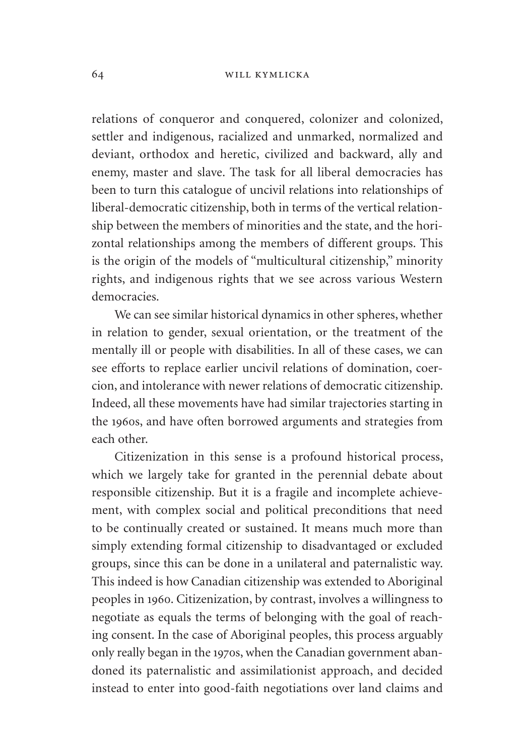relations of conqueror and conquered, colonizer and colonized, settler and indigenous, racialized and unmarked, normalized and deviant, orthodox and heretic, civilized and backward, ally and enemy, master and slave. The task for all liberal democracies has been to turn this catalogue of uncivil relations into relationships of liberal-democratic citizenship, both in terms of the vertical relationship between the members of minorities and the state, and the horizontal relationships among the members of different groups. This is the origin of the models of "multicultural citizenship," minority rights, and indigenous rights that we see across various Western democracies.

We can see similar historical dynamics in other spheres, whether in relation to gender, sexual orientation, or the treatment of the mentally ill or people with disabilities. In all of these cases, we can see efforts to replace earlier uncivil relations of domination, coercion, and intolerance with newer relations of democratic citizenship. Indeed, all these movements have had similar trajectories starting in the 1960s, and have often borrowed arguments and strategies from each other.

Citizenization in this sense is a profound historical process, which we largely take for granted in the perennial debate about responsible citizenship. But it is a fragile and incomplete achievement, with complex social and political preconditions that need to be continually created or sustained. It means much more than simply extending formal citizenship to disadvantaged or excluded groups, since this can be done in a unilateral and paternalistic way. This indeed is how Canadian citizenship was extended to Aboriginal peoples in 1960. Citizenization, by contrast, involves a willingness to negotiate as equals the terms of belonging with the goal of reaching consent. In the case of Aboriginal peoples, this process arguably only really began in the 1970s, when the Canadian government abandoned its paternalistic and assimilationist approach, and decided instead to enter into good-faith negotiations over land claims and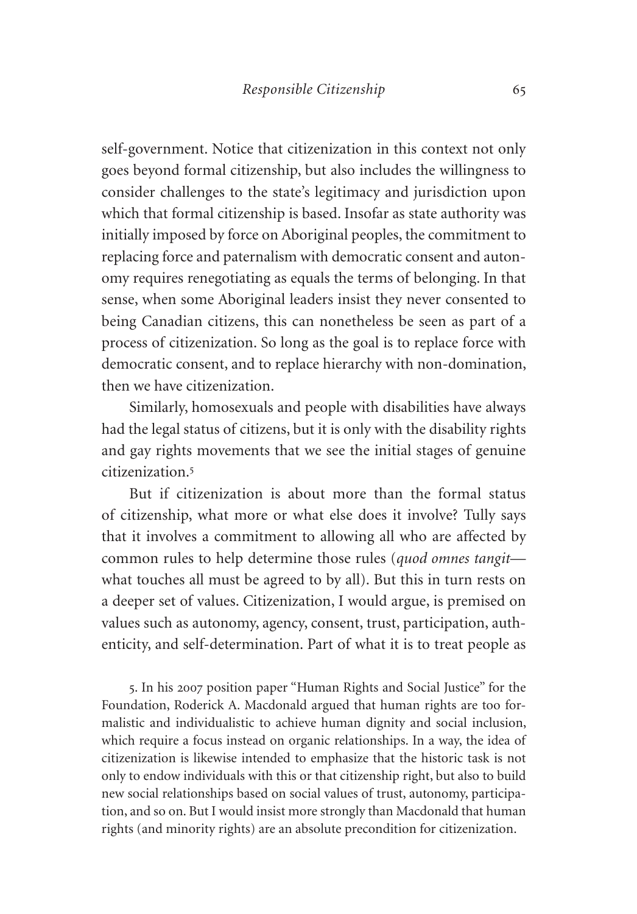self-government. Notice that citizenization in this context not only goes beyond formal citizenship, but also includes the willingness to consider challenges to the state's legitimacy and jurisdiction upon which that formal citizenship is based. Insofar as state authority was initially imposed by force on Aboriginal peoples, the commitment to replacing force and paternalism with democratic consent and autonomy requires renegotiating as equals the terms of belonging. In that sense, when some Aboriginal leaders insist they never consented to being Canadian citizens, this can nonetheless be seen as part of a process of citizenization. So long as the goal is to replace force with democratic consent, and to replace hierarchy with non-domination, then we have citizenization.

Similarly, homosexuals and people with disabilities have always had the legal status of citizens, but it is only with the disability rights and gay rights movements that we see the initial stages of genuine citizenization.[5]

But if citizenization is about more than the formal status of citizenship, what more or what else does it involve? Tully says that it involves a commitment to allowing all who are affected by common rules to help determine those rules (*quod omnes tangit*—what touches all must be agreed to by all). But this in turn rests on a deeper set of values. Citizenization, I would argue, is premised on values such as autonomy, agency, consent, trust, participation, authenticity, and self-determination. Part of what it is to treat people as

5. In his 2007 position paper "Human Rights and Social Justice" for the Foundation, Roderick A. Macdonald argued that human rights are too formalistic and individualistic to achieve human dignity and social inclusion, which require a focus instead on organic relationships. In a way, the idea of citizenization is likewise intended to emphasize that the historic task is not only to endow individuals with this or that citizenship right, but also to build new social relationships based on social values of trust, autonomy, participation, and so on. But I would insist more strongly than Macdonald that human rights (and minority rights) are an absolute precondition for citizenization.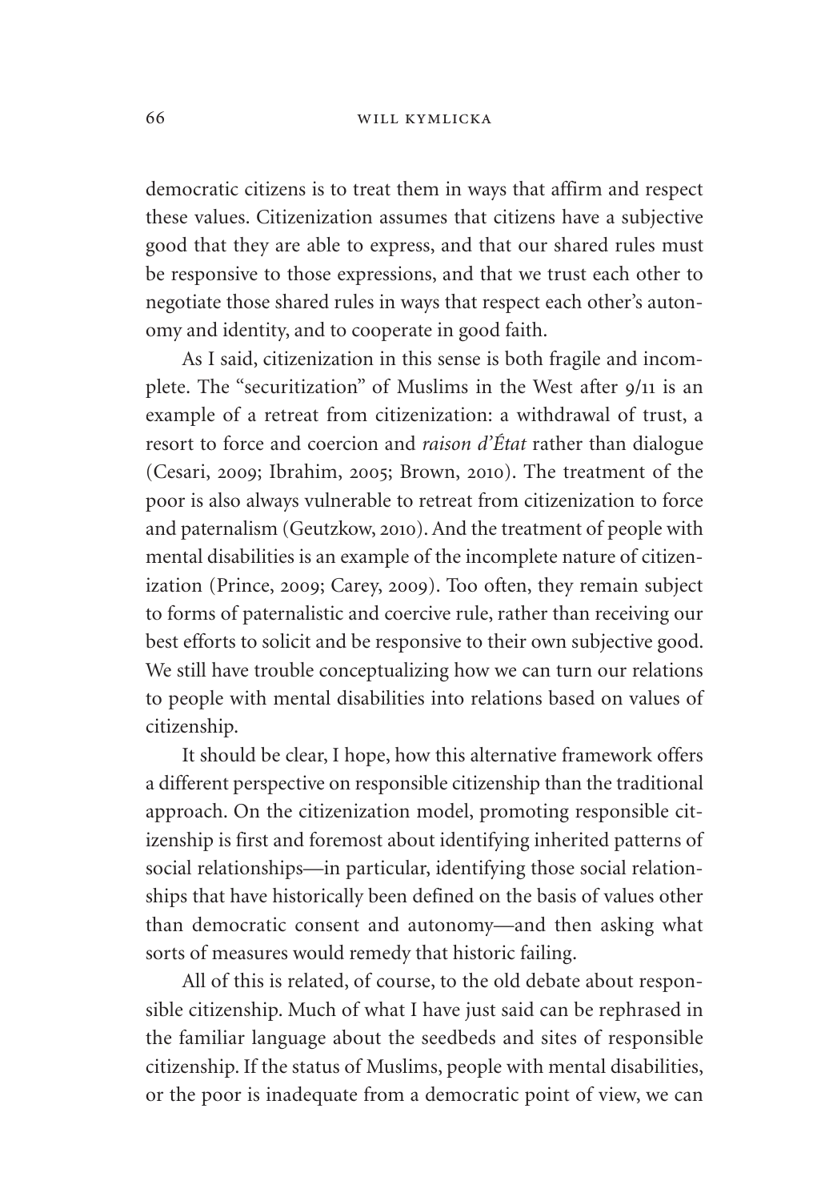democratic citizens is to treat them in ways that affirm and respect these values. Citizenization assumes that citizens have a subjective good that they are able to express, and that our shared rules must be responsive to those expressions, and that we trust each other to negotiate those shared rules in ways that respect each other's autonomy and identity, and to cooperate in good faith.

As I said, citizenization in this sense is both fragile and incomplete. The "securitization" of Muslims in the West after 9/11 is an example of a retreat from citizenization: a withdrawal of trust, a resort to force and coercion and *raison d'État* rather than dialogue (Cesari, 2009; Ibrahim, 2005; Brown, 2010). The treatment of the poor is also always vulnerable to retreat from citizenization to force and paternalism (Geutzkow, 2010). And the treatment of people with mental disabilities is an example of the incomplete nature of citizenization (Prince, 2009; Carey, 2009). Too often, they remain subject to forms of paternalistic and coercive rule, rather than receiving our best efforts to solicit and be responsive to their own subjective good. We still have trouble conceptualizing how we can turn our relations to people with mental disabilities into relations based on values of citizenship.

It should be clear, I hope, how this alternative framework offers a different perspective on responsible citizenship than the traditional approach. On the citizenization model, promoting responsible citizenship is first and foremost about identifying inherited patterns of social relationships—in particular, identifying those social relationships that have historically been defined on the basis of values other than democratic consent and autonomy—and then asking what sorts of measures would remedy that historic failing.

All of this is related, of course, to the old debate about responsible citizenship. Much of what I have just said can be rephrased in the familiar language about the seedbeds and sites of responsible citizenship. If the status of Muslims, people with mental disabilities, or the poor is inadequate from a democratic point of view, we can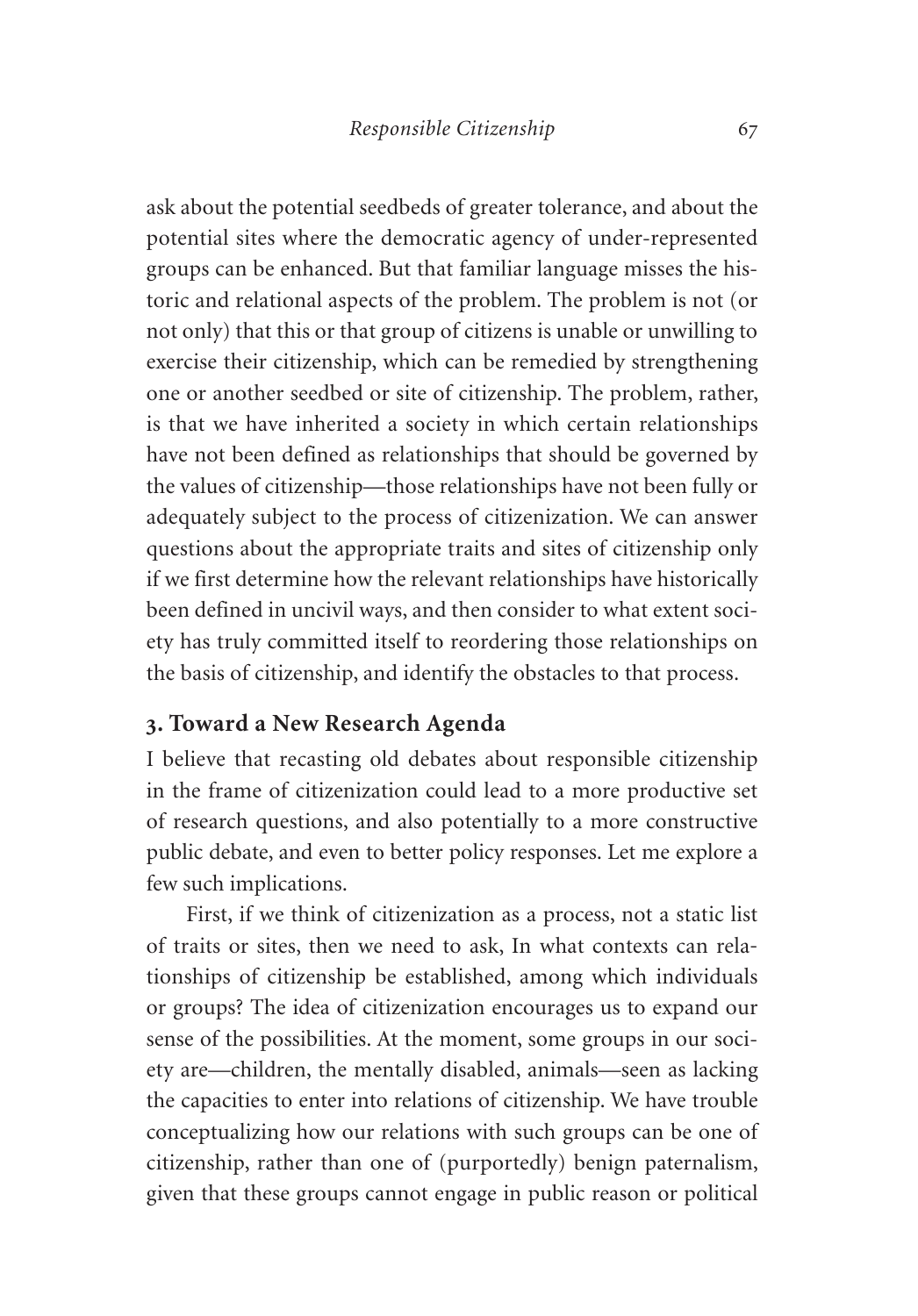ask about the potential seedbeds of greater tolerance, and about the potential sites where the democratic agency of under-represented groups can be enhanced. But that familiar language misses the historic and relational aspects of the problem. The problem is not (or not only) that this or that group of citizens is unable or unwilling to exercise their citizenship, which can be remedied by strengthening one or another seedbed or site of citizenship. The problem, rather, is that we have inherited a society in which certain relationships have not been defined as relationships that should be governed by the values of citizenship—those relationships have not been fully or adequately subject to the process of citizenization. We can answer questions about the appropriate traits and sites of citizenship only if we first determine how the relevant relationships have historically been defined in uncivil ways, and then consider to what extent society has truly committed itself to reordering those relationships on the basis of citizenship, and identify the obstacles to that process.

## 3. Toward a New Research Agenda

I believe that recasting old debates about responsible citizenship in the frame of citizenization could lead to a more productive set of research questions, and also potentially to a more constructive public debate, and even to better policy responses. Let me explore a few such implications.

First, if we think of citizenization as a process, not a static list of traits or sites, then we need to ask, In what contexts can relationships of citizenship be established, among which individuals or groups? The idea of citizenization encourages us to expand our sense of the possibilities. At the moment, some groups in our society are—children, the mentally disabled, animals—seen as lacking the capacities to enter into relations of citizenship. We have trouble conceptualizing how our relations with such groups can be one of citizenship, rather than one of (purportedly) benign paternalism, given that these groups cannot engage in public reason or political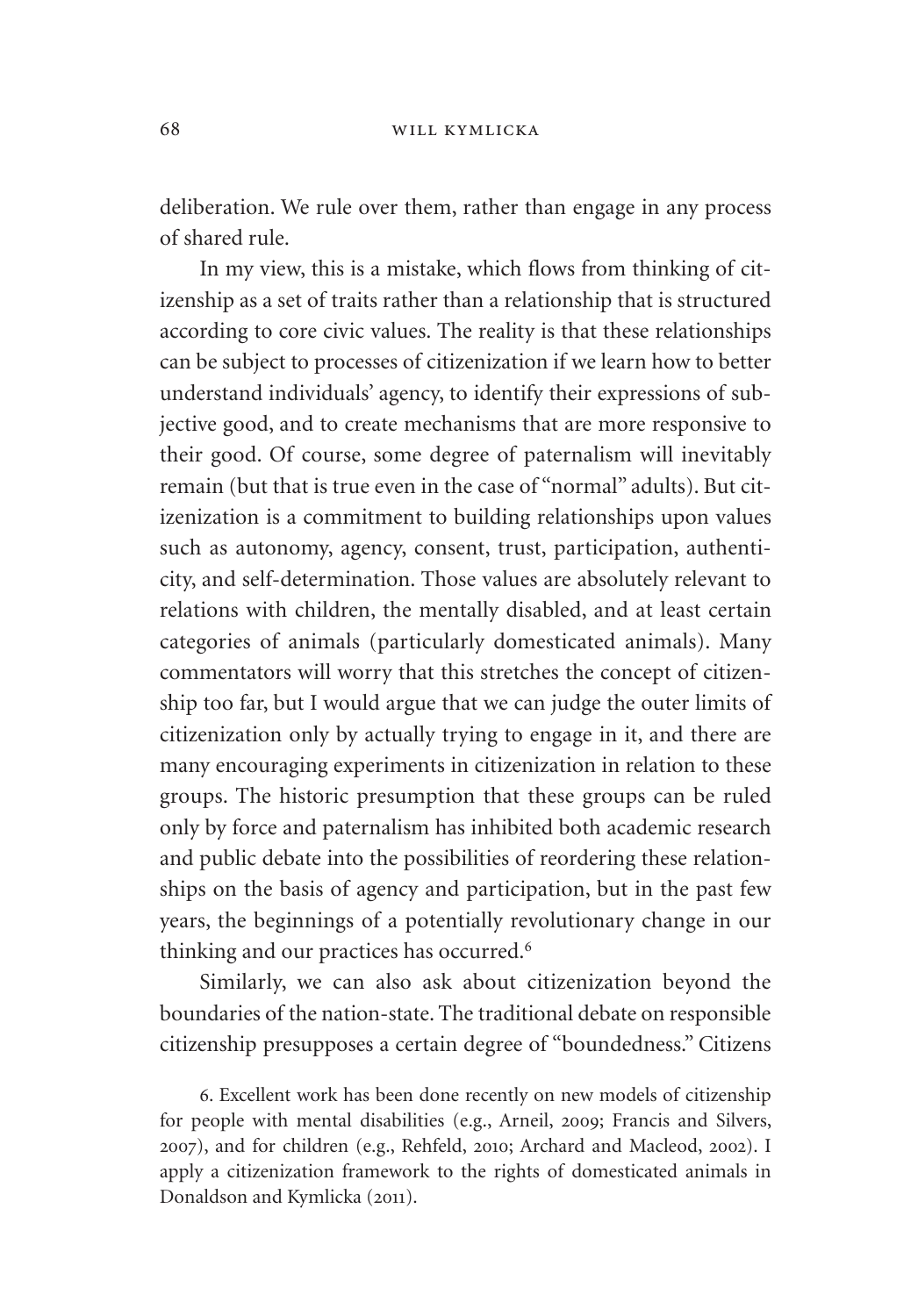deliberation. We rule over them, rather than engage in any process of shared rule.

In my view, this is a mistake, which flows from thinking of citizenship as a set of traits rather than a relationship that is structured according to core civic values. The reality is that these relationships can be subject to processes of citizenization if we learn how to better understand individuals' agency, to identify their expressions of subjective good, and to create mechanisms that are more responsive to their good. Of course, some degree of paternalism will inevitably remain (but that is true even in the case of "normal" adults). But citizenization is a commitment to building relationships upon values such as autonomy, agency, consent, trust, participation, authenticity, and self-determination. Those values are absolutely relevant to relations with children, the mentally disabled, and at least certain categories of animals (particularly domesticated animals). Many commentators will worry that this stretches the concept of citizenship too far, but I would argue that we can judge the outer limits of citizenization only by actually trying to engage in it, and there are many encouraging experiments in citizenization in relation to these groups. The historic presumption that these groups can be ruled only by force and paternalism has inhibited both academic research and public debate into the possibilities of reordering these relationships on the basis of agency and participation, but in the past few years, the beginnings of a potentially revolutionary change in our thinking and our practices has occurred.[6]

Similarly, we can also ask about citizenization beyond the boundaries of the nation-state. The traditional debate on responsible citizenship presupposes a certain degree of "boundedness." Citizens

6. Excellent work has been done recently on new models of citizenship for people with mental disabilities (e.g., Arneil, 2009; Francis and Silvers, 2007), and for children (e.g., Rehfeld, 2010; Archard and Macleod, 2002). I apply a citizenization framework to the rights of domesticated animals in Donaldson and Kymlicka (2011).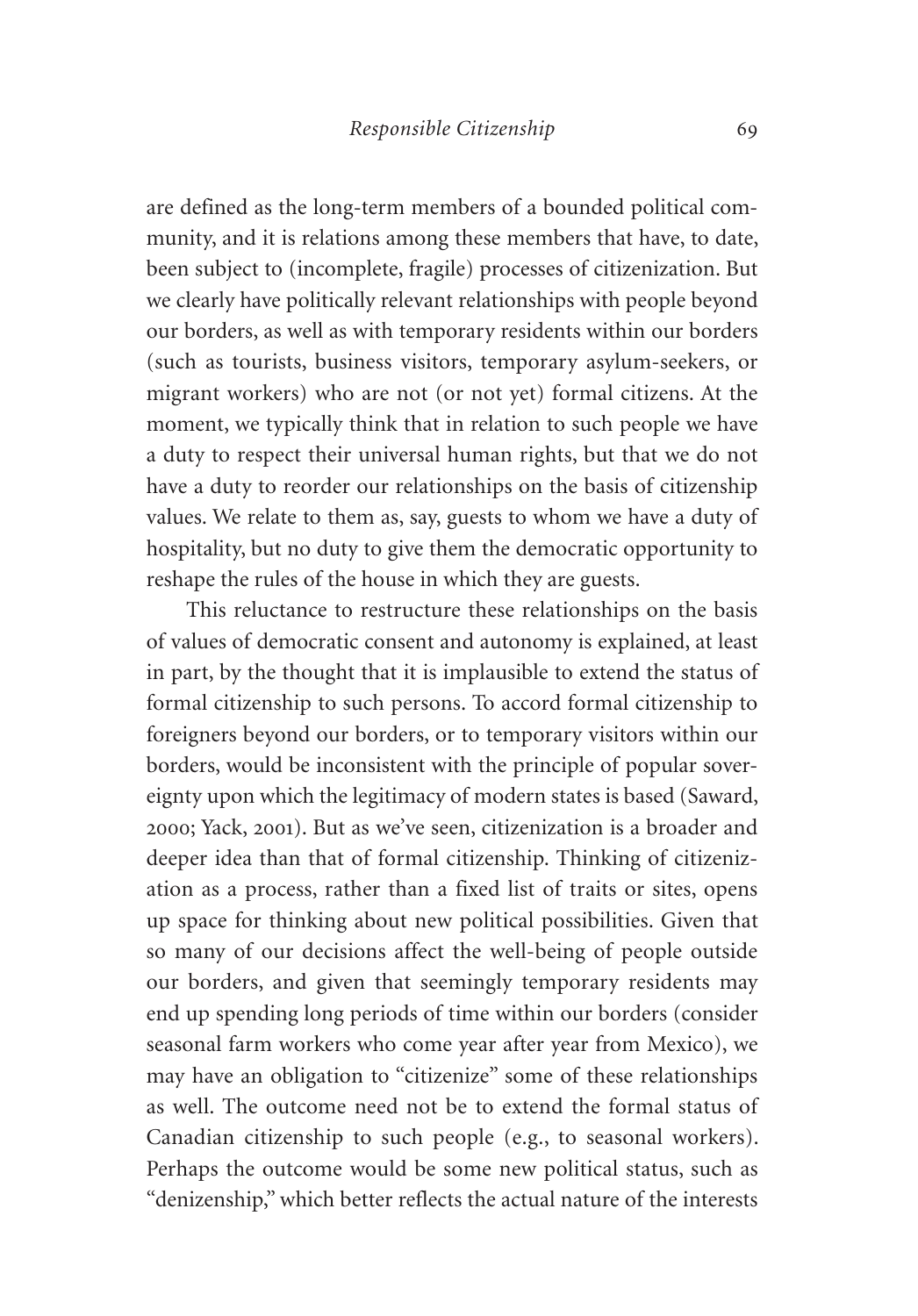are defined as the long-term members of a bounded political community, and it is relations among these members that have, to date, been subject to (incomplete, fragile) processes of citizenization. But we clearly have politically relevant relationships with people beyond our borders, as well as with temporary residents within our borders (such as tourists, business visitors, temporary asylum-seekers, or migrant workers) who are not (or not yet) formal citizens. At the moment, we typically think that in relation to such people we have a duty to respect their universal human rights, but that we do not have a duty to reorder our relationships on the basis of citizenship values. We relate to them as, say, guests to whom we have a duty of hospitality, but no duty to give them the democratic opportunity to reshape the rules of the house in which they are guests.

This reluctance to restructure these relationships on the basis of values of democratic consent and autonomy is explained, at least in part, by the thought that it is implausible to extend the status of formal citizenship to such persons. To accord formal citizenship to foreigners beyond our borders, or to temporary visitors within our borders, would be inconsistent with the principle of popular sovereignty upon which the legitimacy of modern states is based (Saward, 2000; Yack, 2001). But as we've seen, citizenization is a broader and deeper idea than that of formal citizenship. Thinking of citizenization as a process, rather than a fixed list of traits or sites, opens up space for thinking about new political possibilities. Given that so many of our decisions affect the well-being of people outside our borders, and given that seemingly temporary residents may end up spending long periods of time within our borders (consider seasonal farm workers who come year after year from Mexico), we may have an obligation to "citizenize" some of these relationships as well. The outcome need not be to extend the formal status of Canadian citizenship to such people (e.g., to seasonal workers). Perhaps the outcome would be some new political status, such as "denizenship," which better reflects the actual nature of the interests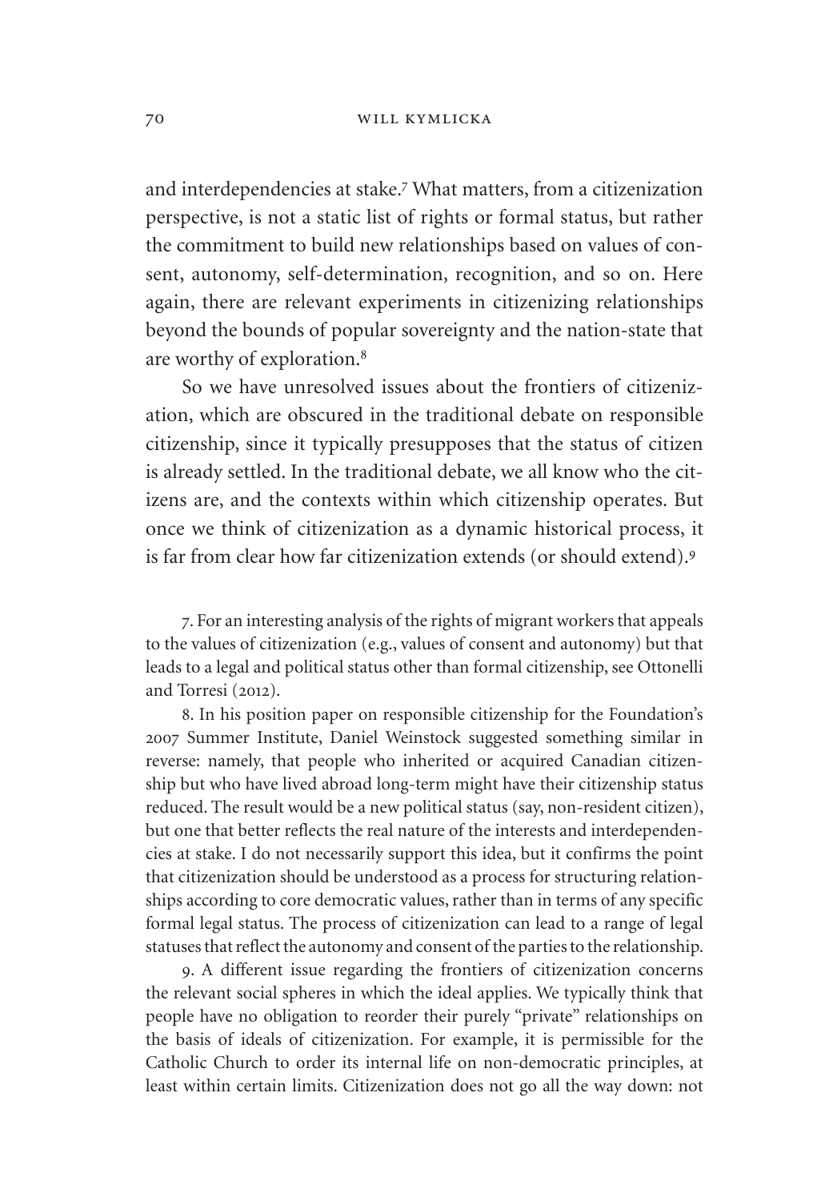and interdependencies at stake.[7] What matters, from a citizenization perspective, is not a static list of rights or formal status, but rather the commitment to build new relationships based on values of consent, autonomy, self-determination, recognition, and so on. Here again, there are relevant experiments in citizenizing relationships beyond the bounds of popular sovereignty and the nation-state that are worthy of exploration.[8]

So we have unresolved issues about the frontiers of citizenization, which are obscured in the traditional debate on responsible citizenship, since it typically presupposes that the status of citizen is already settled. In the traditional debate, we all know who the citizens are, and the contexts within which citizenship operates. But once we think of citizenization as a dynamic historical process, it is far from clear how far citizenization extends (or should extend).[9]

7. For an interesting analysis of the rights of migrant workers that appeals to the values of citizenization (e.g., values of consent and autonomy) but that leads to a legal and political status other than formal citizenship, see Ottonelli and Torresi (2012).

8. In his position paper on responsible citizenship for the Foundation's 2007 Summer Institute, Daniel Weinstock suggested something similar in reverse: namely, that people who inherited or acquired Canadian citizenship but who have lived abroad long-term might have their citizenship status reduced. The result would be a new political status (say, non-resident citizen), but one that better reflects the real nature of the interests and interdependencies at stake. I do not necessarily support this idea, but it confirms the point that citizenization should be understood as a process for structuring relationships according to core democratic values, rather than in terms of any specific formal legal status. The process of citizenization can lead to a range of legal statuses that reflect the autonomy and consent of the parties to the relationship.

9. A different issue regarding the frontiers of citizenization concerns the relevant social spheres in which the ideal applies. We typically think that people have no obligation to reorder their purely "private" relationships on the basis of ideals of citizenization. For example, it is permissible for the Catholic Church to order its internal life on non-democratic principles, at least within certain limits. Citizenization does not go all the way down: not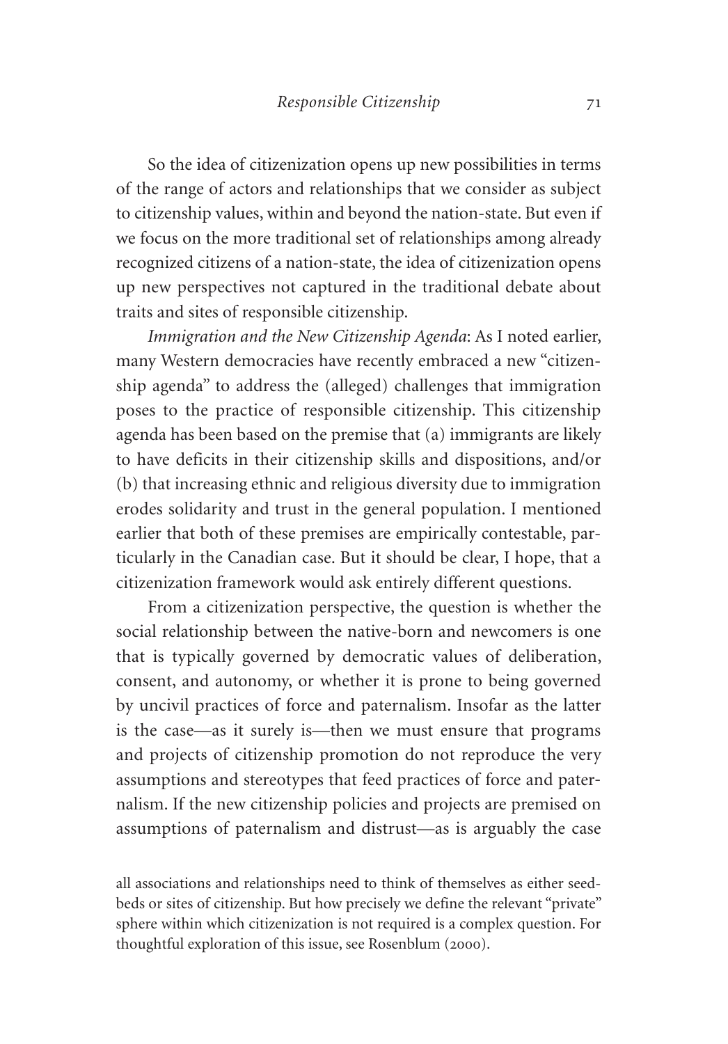So the idea of citizenization opens up new possibilities in terms of the range of actors and relationships that we consider as subject to citizenship values, within and beyond the nation-state. But even if we focus on the more traditional set of relationships among already recognized citizens of a nation-state, the idea of citizenization opens up new perspectives not captured in the traditional debate about traits and sites of responsible citizenship.

*Immigration and the New Citizenship Agenda*: As I noted earlier, many Western democracies have recently embraced a new "citizenship agenda" to address the (alleged) challenges that immigration poses to the practice of responsible citizenship. This citizenship agenda has been based on the premise that (a) immigrants are likely to have deficits in their citizenship skills and dispositions, and/or (b) that increasing ethnic and religious diversity due to immigration erodes solidarity and trust in the general population. I mentioned earlier that both of these premises are empirically contestable, particularly in the Canadian case. But it should be clear, I hope, that a citizenization framework would ask entirely different questions.

From a citizenization perspective, the question is whether the social relationship between the native-born and newcomers is one that is typically governed by democratic values of deliberation, consent, and autonomy, or whether it is prone to being governed by uncivil practices of force and paternalism. Insofar as the latter is the case—as it surely is—then we must ensure that programs and projects of citizenship promotion do not reproduce the very assumptions and stereotypes that feed practices of force and paternalism. If the new citizenship policies and projects are premised on assumptions of paternalism and distrust—as is arguably the case

all associations and relationships need to think of themselves as either seedbeds or sites of citizenship. But how precisely we define the relevant "private" sphere within which citizenization is not required is a complex question. For thoughtful exploration of this issue, see Rosenblum (2000).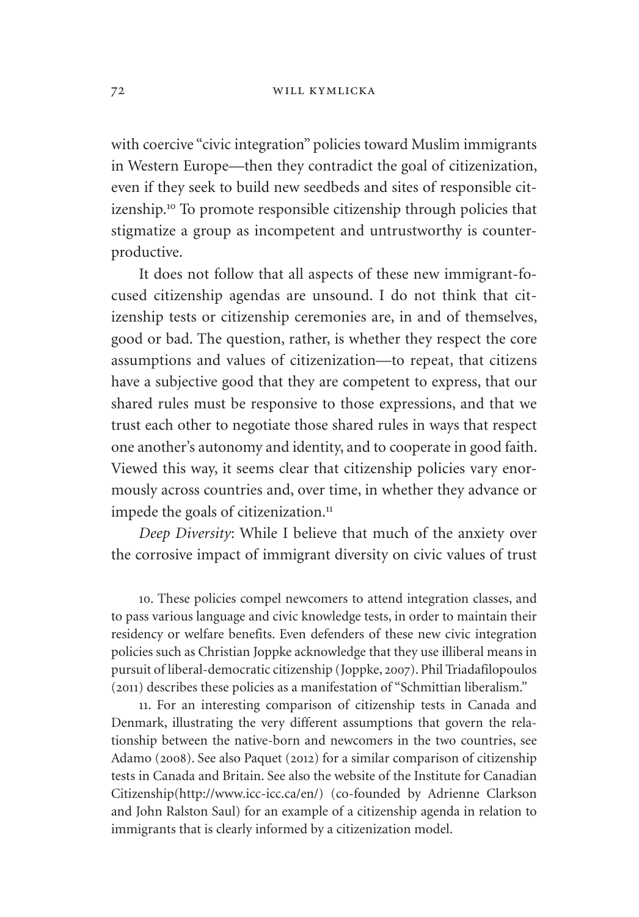with coercive "civic integration" policies toward Muslim immigrants in Western Europe—then they contradict the goal of citizenization, even if they seek to build new seedbeds and sites of responsible citizenship.[10] To promote responsible citizenship through policies that stigmatize a group as incompetent and untrustworthy is counterproductive.

It does not follow that all aspects of these new immigrant-focused citizenship agendas are unsound. I do not think that citizenship tests or citizenship ceremonies are, in and of themselves, good or bad. The question, rather, is whether they respect the core assumptions and values of citizenization—to repeat, that citizens have a subjective good that they are competent to express, that our shared rules must be responsive to those expressions, and that we trust each other to negotiate those shared rules in ways that respect one another's autonomy and identity, and to cooperate in good faith. Viewed this way, it seems clear that citizenship policies vary enormously across countries and, over time, in whether they advance or impede the goals of citizenization.[11]

*Deep Diversity*: While I believe that much of the anxiety over the corrosive impact of immigrant diversity on civic values of trust

10. These policies compel newcomers to attend integration classes, and to pass various language and civic knowledge tests, in order to maintain their residency or welfare benefits. Even defenders of these new civic integration policies such as Christian Joppke acknowledge that they use illiberal means in pursuit of liberal-democratic citizenship (Joppke, 2007). Phil Triadafilopoulos (2011) describes these policies as a manifestation of "Schmittian liberalism."

11. For an interesting comparison of citizenship tests in Canada and Denmark, illustrating the very different assumptions that govern the relationship between the native-born and newcomers in the two countries, see Adamo (2008). See also Paquet (2012) for a similar comparison of citizenship tests in Canada and Britain. See also the website of the Institute for Canadian Citizenship(http://www.icc-icc.ca/en/) (co-founded by Adrienne Clarkson and John Ralston Saul) for an example of a citizenship agenda in relation to immigrants that is clearly informed by a citizenization model.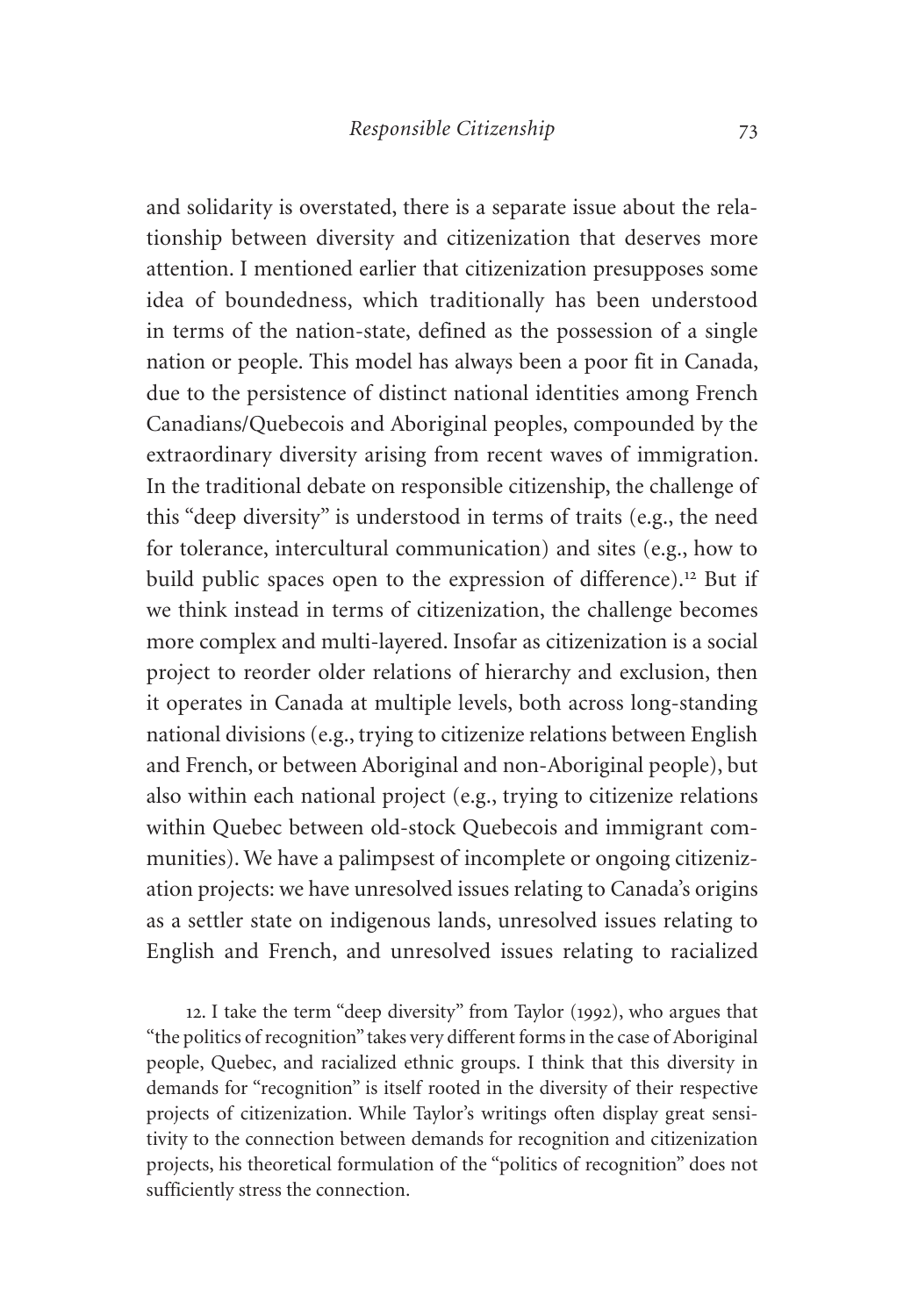and solidarity is overstated, there is a separate issue about the relationship between diversity and citizenization that deserves more attention. I mentioned earlier that citizenization presupposes some idea of boundedness, which traditionally has been understood in terms of the nation-state, defined as the possession of a single nation or people. This model has always been a poor fit in Canada, due to the persistence of distinct national identities among French Canadians/Quebecois and Aboriginal peoples, compounded by the extraordinary diversity arising from recent waves of immigration. In the traditional debate on responsible citizenship, the challenge of this "deep diversity" is understood in terms of traits (e.g., the need for tolerance, intercultural communication) and sites (e.g., how to build public spaces open to the expression of difference).[12] But if we think instead in terms of citizenization, the challenge becomes more complex and multi-layered. Insofar as citizenization is a social project to reorder older relations of hierarchy and exclusion, then it operates in Canada at multiple levels, both across long-standing national divisions (e.g., trying to citizenize relations between English and French, or between Aboriginal and non-Aboriginal people), but also within each national project (e.g., trying to citizenize relations within Quebec between old-stock Quebecois and immigrant communities). We have a palimpsest of incomplete or ongoing citizenization projects: we have unresolved issues relating to Canada's origins as a settler state on indigenous lands, unresolved issues relating to English and French, and unresolved issues relating to racialized

12. I take the term "deep diversity" from Taylor (1992), who argues that "the politics of recognition" takes very different forms in the case of Aboriginal people, Quebec, and racialized ethnic groups. I think that this diversity in demands for "recognition" is itself rooted in the diversity of their respective projects of citizenization. While Taylor's writings often display great sensitivity to the connection between demands for recognition and citizenization projects, his theoretical formulation of the "politics of recognition" does not sufficiently stress the connection.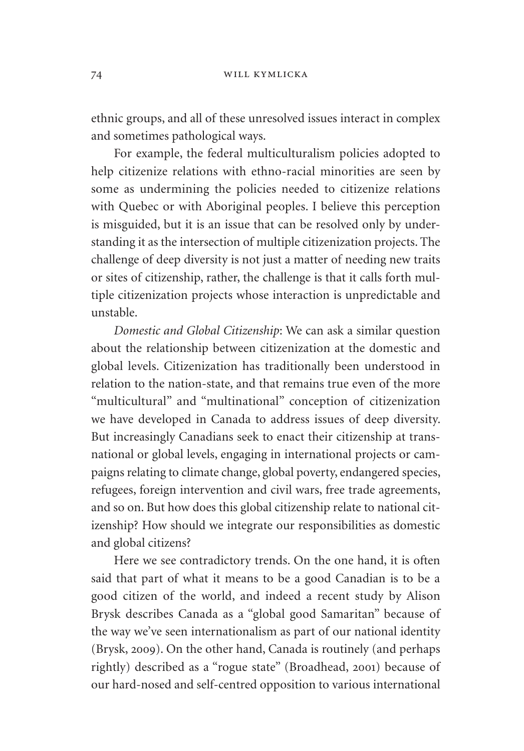ethnic groups, and all of these unresolved issues interact in complex and sometimes pathological ways.

For example, the federal multiculturalism policies adopted to help citizenize relations with ethno-racial minorities are seen by some as undermining the policies needed to citizenize relations with Quebec or with Aboriginal peoples. I believe this perception is misguided, but it is an issue that can be resolved only by understanding it as the intersection of multiple citizenization projects. The challenge of deep diversity is not just a matter of needing new traits or sites of citizenship, rather, the challenge is that it calls forth multiple citizenization projects whose interaction is unpredictable and unstable.

*Domestic and Global Citizenship*: We can ask a similar question about the relationship between citizenization at the domestic and global levels. Citizenization has traditionally been understood in relation to the nation-state, and that remains true even of the more "multicultural" and "multinational" conception of citizenization we have developed in Canada to address issues of deep diversity. But increasingly Canadians seek to enact their citizenship at transnational or global levels, engaging in international projects or campaigns relating to climate change, global poverty, endangered species, refugees, foreign intervention and civil wars, free trade agreements, and so on. But how does this global citizenship relate to national citizenship? How should we integrate our responsibilities as domestic and global citizens?

Here we see contradictory trends. On the one hand, it is often said that part of what it means to be a good Canadian is to be a good citizen of the world, and indeed a recent study by Alison Brysk describes Canada as a "global good Samaritan" because of the way we've seen internationalism as part of our national identity (Brysk, 2009). On the other hand, Canada is routinely (and perhaps rightly) described as a "rogue state" (Broadhead, 2001) because of our hard-nosed and self-centred opposition to various international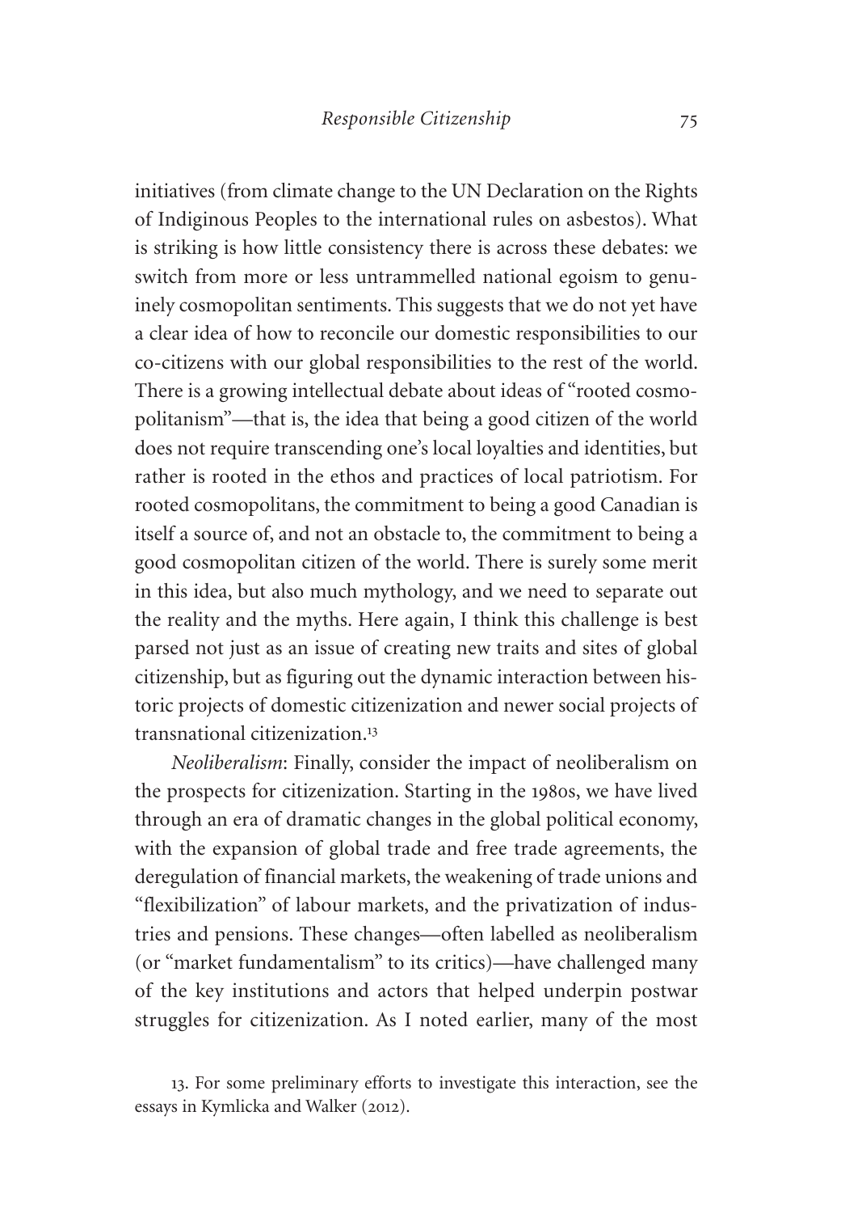initiatives (from climate change to the UN Declaration on the Rights of Indiginous Peoples to the international rules on asbestos). What is striking is how little consistency there is across these debates: we switch from more or less untrammelled national egoism to genuinely cosmopolitan sentiments. This suggests that we do not yet have a clear idea of how to reconcile our domestic responsibilities to our co-citizens with our global responsibilities to the rest of the world. There is a growing intellectual debate about ideas of "rooted cosmopolitanism"—that is, the idea that being a good citizen of the world does not require transcending one's local loyalties and identities, but rather is rooted in the ethos and practices of local patriotism. For rooted cosmopolitans, the commitment to being a good Canadian is itself a source of, and not an obstacle to, the commitment to being a good cosmopolitan citizen of the world. There is surely some merit in this idea, but also much mythology, and we need to separate out the reality and the myths. Here again, I think this challenge is best parsed not just as an issue of creating new traits and sites of global citizenship, but as figuring out the dynamic interaction between historic projects of domestic citizenization and newer social projects of transnational citizenization.[13]

*Neoliberalism*: Finally, consider the impact of neoliberalism on the prospects for citizenization. Starting in the 1980s, we have lived through an era of dramatic changes in the global political economy, with the expansion of global trade and free trade agreements, the deregulation of financial markets, the weakening of trade unions and "flexibilization" of labour markets, and the privatization of industries and pensions. These changes—often labelled as neoliberalism (or "market fundamentalism" to its critics)—have challenged many of the key institutions and actors that helped underpin postwar struggles for citizenization. As I noted earlier, many of the most

13. For some preliminary efforts to investigate this interaction, see the essays in Kymlicka and Walker (2012).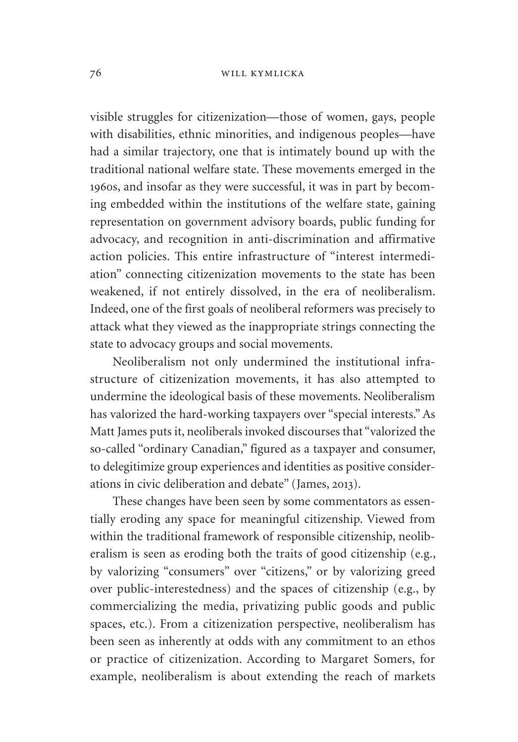visible struggles for citizenization—those of women, gays, people with disabilities, ethnic minorities, and indigenous peoples—have had a similar trajectory, one that is intimately bound up with the traditional national welfare state. These movements emerged in the 1960s, and insofar as they were successful, it was in part by becoming embedded within the institutions of the welfare state, gaining representation on government advisory boards, public funding for advocacy, and recognition in anti-discrimination and affirmative action policies. This entire infrastructure of "interest intermediation" connecting citizenization movements to the state has been weakened, if not entirely dissolved, in the era of neoliberalism. Indeed, one of the first goals of neoliberal reformers was precisely to attack what they viewed as the inappropriate strings connecting the state to advocacy groups and social movements.

Neoliberalism not only undermined the institutional infrastructure of citizenization movements, it has also attempted to undermine the ideological basis of these movements. Neoliberalism has valorized the hard-working taxpayers over "special interests." As Matt James puts it, neoliberals invoked discourses that "valorized the so-called "ordinary Canadian," figured as a taxpayer and consumer, to delegitimize group experiences and identities as positive considerations in civic deliberation and debate" (James, 2013).

These changes have been seen by some commentators as essentially eroding any space for meaningful citizenship. Viewed from within the traditional framework of responsible citizenship, neoliberalism is seen as eroding both the traits of good citizenship (e.g., by valorizing "consumers" over "citizens," or by valorizing greed over public-interestedness) and the spaces of citizenship (e.g., by commercializing the media, privatizing public goods and public spaces, etc.). From a citizenization perspective, neoliberalism has been seen as inherently at odds with any commitment to an ethos or practice of citizenization. According to Margaret Somers, for example, neoliberalism is about extending the reach of markets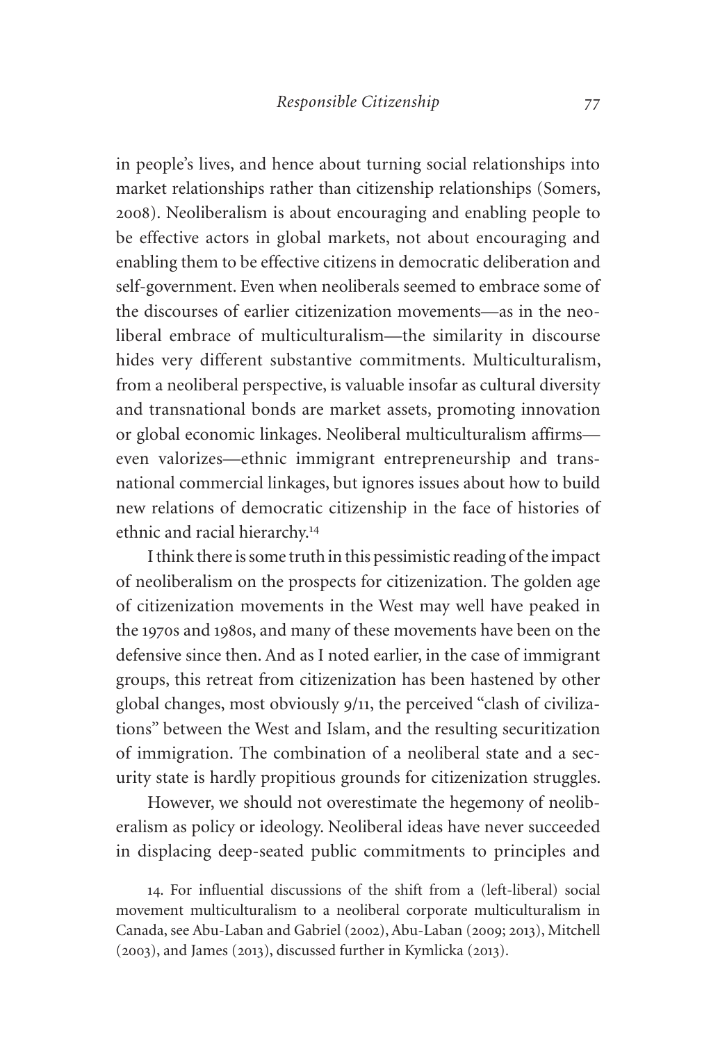in people's lives, and hence about turning social relationships into market relationships rather than citizenship relationships (Somers, 2008). Neoliberalism is about encouraging and enabling people to be effective actors in global markets, not about encouraging and enabling them to be effective citizens in democratic deliberation and self-government. Even when neoliberals seemed to embrace some of the discourses of earlier citizenization movements—as in the neoliberal embrace of multiculturalism—the similarity in discourse hides very different substantive commitments. Multiculturalism, from a neoliberal perspective, is valuable insofar as cultural diversity and transnational bonds are market assets, promoting innovation or global economic linkages. Neoliberal multiculturalism affirms—even valorizes—ethnic immigrant entrepreneurship and transnational commercial linkages, but ignores issues about how to build new relations of democratic citizenship in the face of histories of ethnic and racial hierarchy.[14]

I think there is some truth in this pessimistic reading of the impact of neoliberalism on the prospects for citizenization. The golden age of citizenization movements in the West may well have peaked in the 1970s and 1980s, and many of these movements have been on the defensive since then. And as I noted earlier, in the case of immigrant groups, this retreat from citizenization has been hastened by other global changes, most obviously 9/11, the perceived "clash of civilizations" between the West and Islam, and the resulting securitization of immigration. The combination of a neoliberal state and a security state is hardly propitious grounds for citizenization struggles.

However, we should not overestimate the hegemony of neoliberalism as policy or ideology. Neoliberal ideas have never succeeded in displacing deep-seated public commitments to principles and

14. For influential discussions of the shift from a (left-liberal) social movement multiculturalism to a neoliberal corporate multiculturalism in Canada, see Abu-Laban and Gabriel (2002), Abu-Laban (2009; 2013), Mitchell (2003), and James (2013), discussed further in Kymlicka (2013).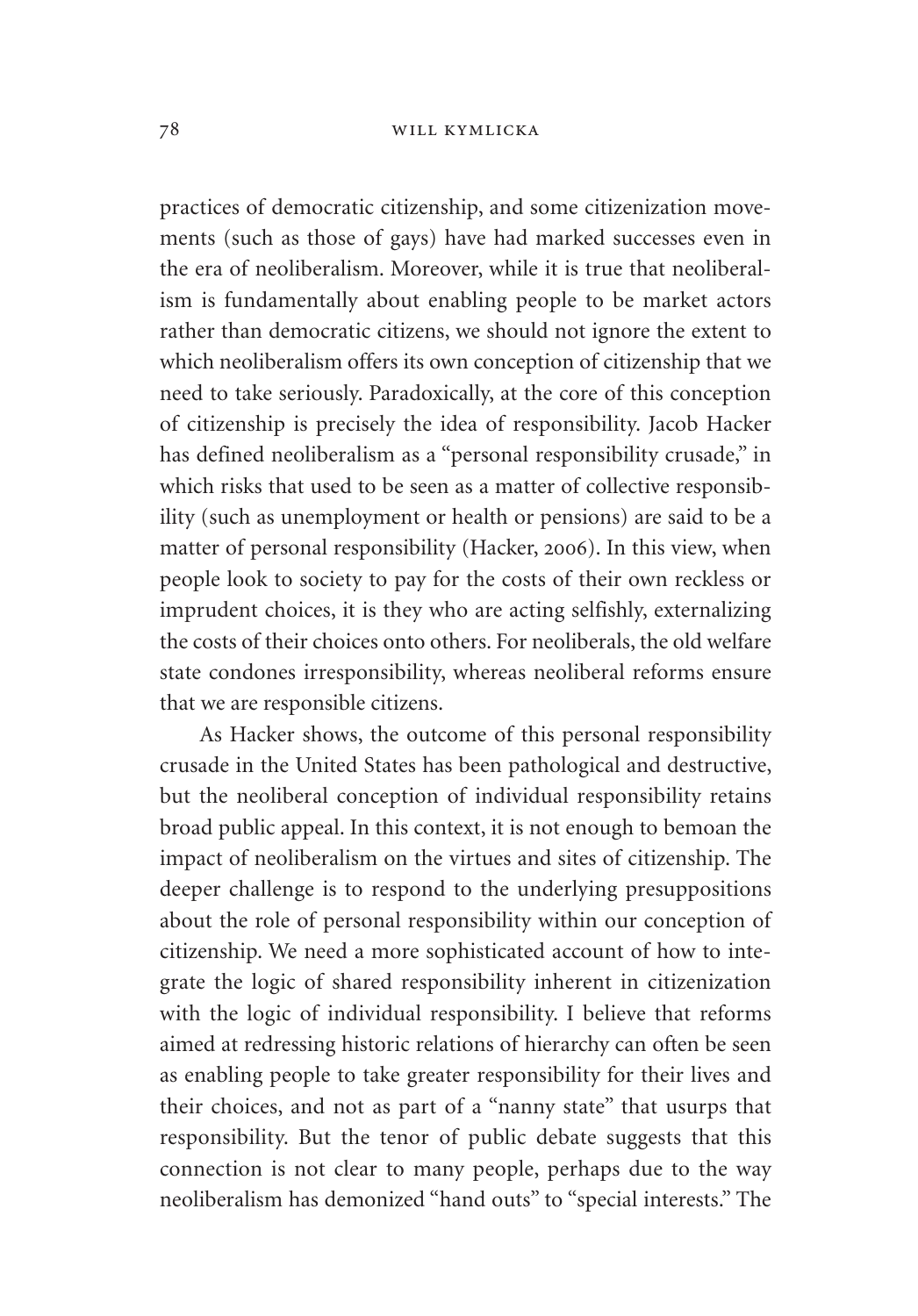practices of democratic citizenship, and some citizenization movements (such as those of gays) have had marked successes even in the era of neoliberalism. Moreover, while it is true that neoliberalism is fundamentally about enabling people to be market actors rather than democratic citizens, we should not ignore the extent to which neoliberalism offers its own conception of citizenship that we need to take seriously. Paradoxically, at the core of this conception of citizenship is precisely the idea of responsibility. Jacob Hacker has defined neoliberalism as a "personal responsibility crusade," in which risks that used to be seen as a matter of collective responsibility (such as unemployment or health or pensions) are said to be a matter of personal responsibility (Hacker, 2006). In this view, when people look to society to pay for the costs of their own reckless or imprudent choices, it is they who are acting selfishly, externalizing the costs of their choices onto others. For neoliberals, the old welfare state condones irresponsibility, whereas neoliberal reforms ensure that we are responsible citizens.

As Hacker shows, the outcome of this personal responsibility crusade in the United States has been pathological and destructive, but the neoliberal conception of individual responsibility retains broad public appeal. In this context, it is not enough to bemoan the impact of neoliberalism on the virtues and sites of citizenship. The deeper challenge is to respond to the underlying presuppositions about the role of personal responsibility within our conception of citizenship. We need a more sophisticated account of how to integrate the logic of shared responsibility inherent in citizenization with the logic of individual responsibility. I believe that reforms aimed at redressing historic relations of hierarchy can often be seen as enabling people to take greater responsibility for their lives and their choices, and not as part of a "nanny state" that usurps that responsibility. But the tenor of public debate suggests that this connection is not clear to many people, perhaps due to the way neoliberalism has demonized "hand outs" to "special interests." The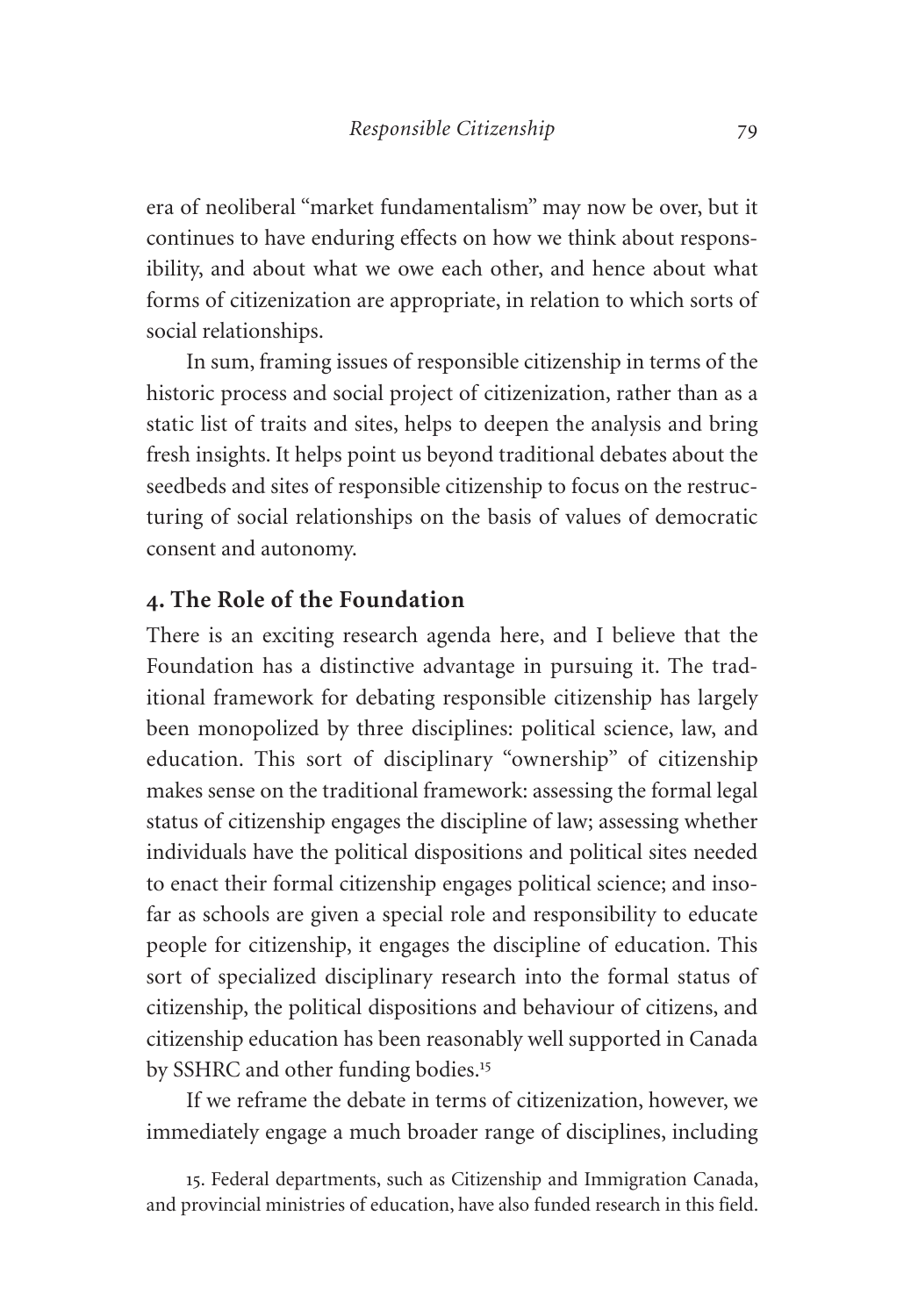era of neoliberal "market fundamentalism" may now be over, but it continues to have enduring effects on how we think about responsibility, and about what we owe each other, and hence about what forms of citizenization are appropriate, in relation to which sorts of social relationships.

In sum, framing issues of responsible citizenship in terms of the historic process and social project of citizenization, rather than as a static list of traits and sites, helps to deepen the analysis and bring fresh insights. It helps point us beyond traditional debates about the seedbeds and sites of responsible citizenship to focus on the restructuring of social relationships on the basis of values of democratic consent and autonomy.

## 4. The Role of the Foundation

There is an exciting research agenda here, and I believe that the Foundation has a distinctive advantage in pursuing it. The traditional framework for debating responsible citizenship has largely been monopolized by three disciplines: political science, law, and education. This sort of disciplinary "ownership" of citizenship makes sense on the traditional framework: assessing the formal legal status of citizenship engages the discipline of law; assessing whether individuals have the political dispositions and political sites needed to enact their formal citizenship engages political science; and insofar as schools are given a special role and responsibility to educate people for citizenship, it engages the discipline of education. This sort of specialized disciplinary research into the formal status of citizenship, the political dispositions and behaviour of citizens, and citizenship education has been reasonably well supported in Canada by SSHRC and other funding bodies.[15]

If we reframe the debate in terms of citizenization, however, we immediately engage a much broader range of disciplines, including

15. Federal departments, such as Citizenship and Immigration Canada, and provincial ministries of education, have also funded research in this field.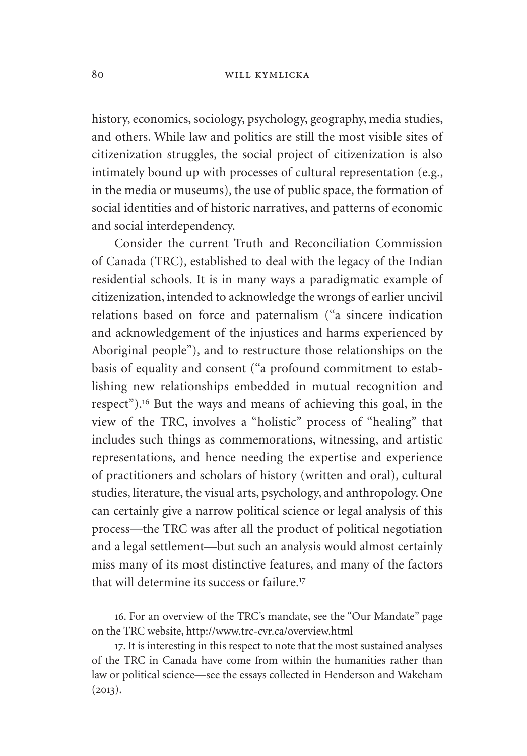history, economics, sociology, psychology, geography, media studies, and others. While law and politics are still the most visible sites of citizenization struggles, the social project of citizenization is also intimately bound up with processes of cultural representation (e.g., in the media or museums), the use of public space, the formation of social identities and of historic narratives, and patterns of economic and social interdependency.

Consider the current Truth and Reconciliation Commission of Canada (TRC), established to deal with the legacy of the Indian residential schools. It is in many ways a paradigmatic example of citizenization, intended to acknowledge the wrongs of earlier uncivil relations based on force and paternalism ("a sincere indication and acknowledgement of the injustices and harms experienced by Aboriginal people"), and to restructure those relationships on the basis of equality and consent ("a profound commitment to establishing new relationships embedded in mutual recognition and respect").[16] But the ways and means of achieving this goal, in the view of the TRC, involves a "holistic" process of "healing" that includes such things as commemorations, witnessing, and artistic representations, and hence needing the expertise and experience of practitioners and scholars of history (written and oral), cultural studies, literature, the visual arts, psychology, and anthropology. One can certainly give a narrow political science or legal analysis of this process—the TRC was after all the product of political negotiation and a legal settlement—but such an analysis would almost certainly miss many of its most distinctive features, and many of the factors that will determine its success or failure.[17]

16. For an overview of the TRC's mandate, see the "Our Mandate" page on the TRC website, http://www.trc-cvr.ca/overview.html

17. It is interesting in this respect to note that the most sustained analyses of the TRC in Canada have come from within the humanities rather than law or political science—see the essays collected in Henderson and Wakeham (2013).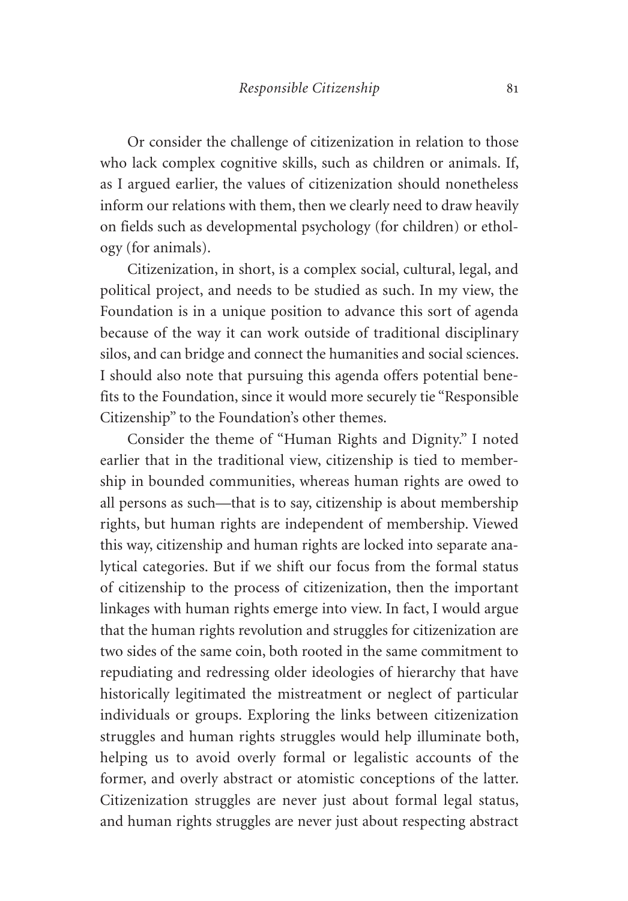Or consider the challenge of citizenization in relation to those who lack complex cognitive skills, such as children or animals. If, as I argued earlier, the values of citizenization should nonetheless inform our relations with them, then we clearly need to draw heavily on fields such as developmental psychology (for children) or ethology (for animals).

Citizenization, in short, is a complex social, cultural, legal, and political project, and needs to be studied as such. In my view, the Foundation is in a unique position to advance this sort of agenda because of the way it can work outside of traditional disciplinary silos, and can bridge and connect the humanities and social sciences. I should also note that pursuing this agenda offers potential benefits to the Foundation, since it would more securely tie "Responsible Citizenship" to the Foundation's other themes.

Consider the theme of "Human Rights and Dignity." I noted earlier that in the traditional view, citizenship is tied to membership in bounded communities, whereas human rights are owed to all persons as such—that is to say, citizenship is about membership rights, but human rights are independent of membership. Viewed this way, citizenship and human rights are locked into separate analytical categories. But if we shift our focus from the formal status of citizenship to the process of citizenization, then the important linkages with human rights emerge into view. In fact, I would argue that the human rights revolution and struggles for citizenization are two sides of the same coin, both rooted in the same commitment to repudiating and redressing older ideologies of hierarchy that have historically legitimated the mistreatment or neglect of particular individuals or groups. Exploring the links between citizenization struggles and human rights struggles would help illuminate both, helping us to avoid overly formal or legalistic accounts of the former, and overly abstract or atomistic conceptions of the latter. Citizenization struggles are never just about formal legal status, and human rights struggles are never just about respecting abstract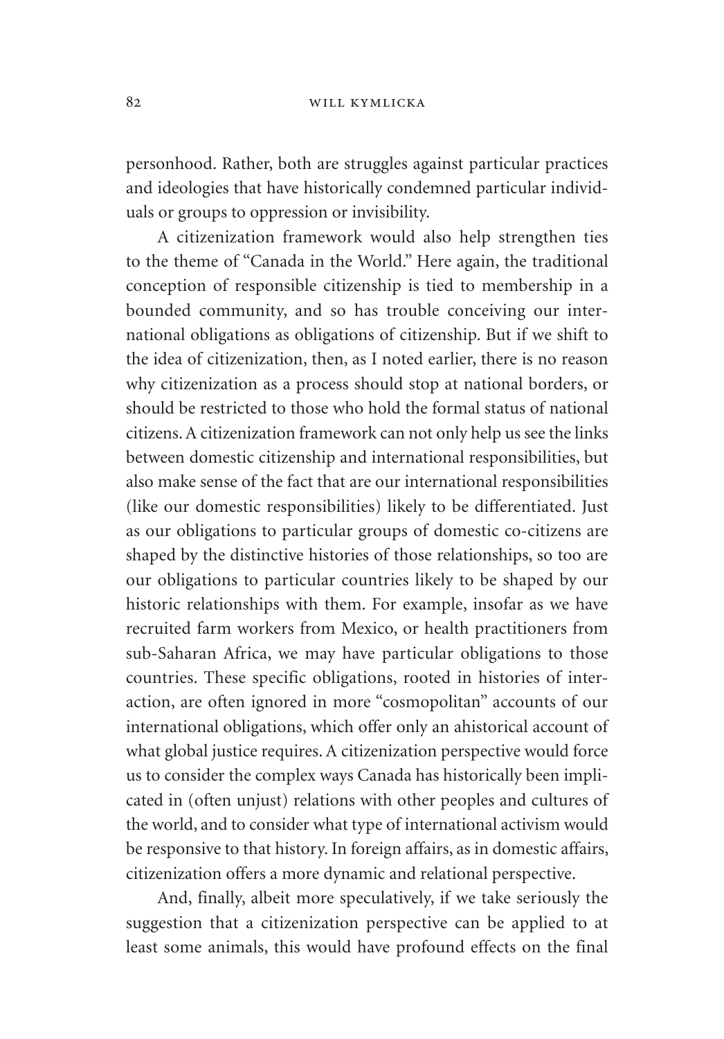personhood. Rather, both are struggles against particular practices and ideologies that have historically condemned particular individuals or groups to oppression or invisibility.

A citizenization framework would also help strengthen ties to the theme of "Canada in the World." Here again, the traditional conception of responsible citizenship is tied to membership in a bounded community, and so has trouble conceiving our international obligations as obligations of citizenship. But if we shift to the idea of citizenization, then, as I noted earlier, there is no reason why citizenization as a process should stop at national borders, or should be restricted to those who hold the formal status of national citizens. A citizenization framework can not only help us see the links between domestic citizenship and international responsibilities, but also make sense of the fact that are our international responsibilities (like our domestic responsibilities) likely to be differentiated. Just as our obligations to particular groups of domestic co-citizens are shaped by the distinctive histories of those relationships, so too are our obligations to particular countries likely to be shaped by our historic relationships with them. For example, insofar as we have recruited farm workers from Mexico, or health practitioners from sub-Saharan Africa, we may have particular obligations to those countries. These specific obligations, rooted in histories of interaction, are often ignored in more "cosmopolitan" accounts of our international obligations, which offer only an ahistorical account of what global justice requires. A citizenization perspective would force us to consider the complex ways Canada has historically been implicated in (often unjust) relations with other peoples and cultures of the world, and to consider what type of international activism would be responsive to that history. In foreign affairs, as in domestic affairs, citizenization offers a more dynamic and relational perspective.

And, finally, albeit more speculatively, if we take seriously the suggestion that a citizenization perspective can be applied to at least some animals, this would have profound effects on the final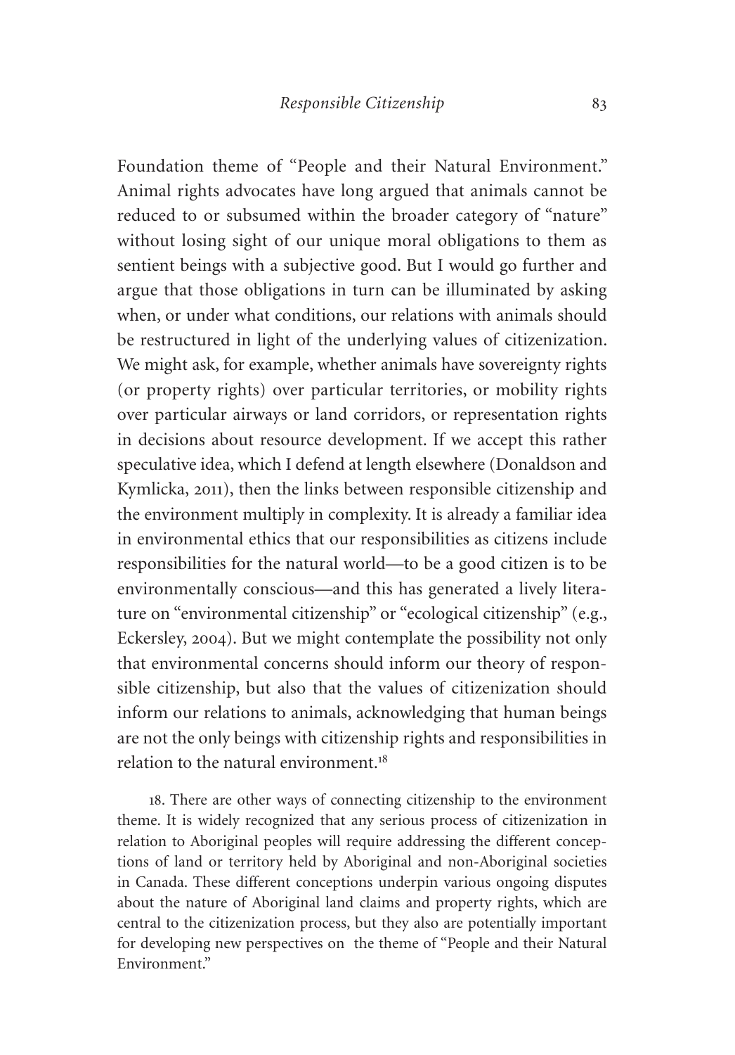Foundation theme of "People and their Natural Environment." Animal rights advocates have long argued that animals cannot be reduced to or subsumed within the broader category of "nature" without losing sight of our unique moral obligations to them as sentient beings with a subjective good. But I would go further and argue that those obligations in turn can be illuminated by asking when, or under what conditions, our relations with animals should be restructured in light of the underlying values of citizenization. We might ask, for example, whether animals have sovereignty rights (or property rights) over particular territories, or mobility rights over particular airways or land corridors, or representation rights in decisions about resource development. If we accept this rather speculative idea, which I defend at length elsewhere (Donaldson and Kymlicka, 2011), then the links between responsible citizenship and the environment multiply in complexity. It is already a familiar idea in environmental ethics that our responsibilities as citizens include responsibilities for the natural world—to be a good citizen is to be environmentally conscious—and this has generated a lively literature on "environmental citizenship" or "ecological citizenship" (e.g., Eckersley, 2004). But we might contemplate the possibility not only that environmental concerns should inform our theory of responsible citizenship, but also that the values of citizenization should inform our relations to animals, acknowledging that human beings are not the only beings with citizenship rights and responsibilities in relation to the natural environment.[18]

18. There are other ways of connecting citizenship to the environment theme. It is widely recognized that any serious process of citizenization in relation to Aboriginal peoples will require addressing the different conceptions of land or territory held by Aboriginal and non-Aboriginal societies in Canada. These different conceptions underpin various ongoing disputes about the nature of Aboriginal land claims and property rights, which are central to the citizenization process, but they also are potentially important for developing new perspectives on the theme of "People and their Natural Environment."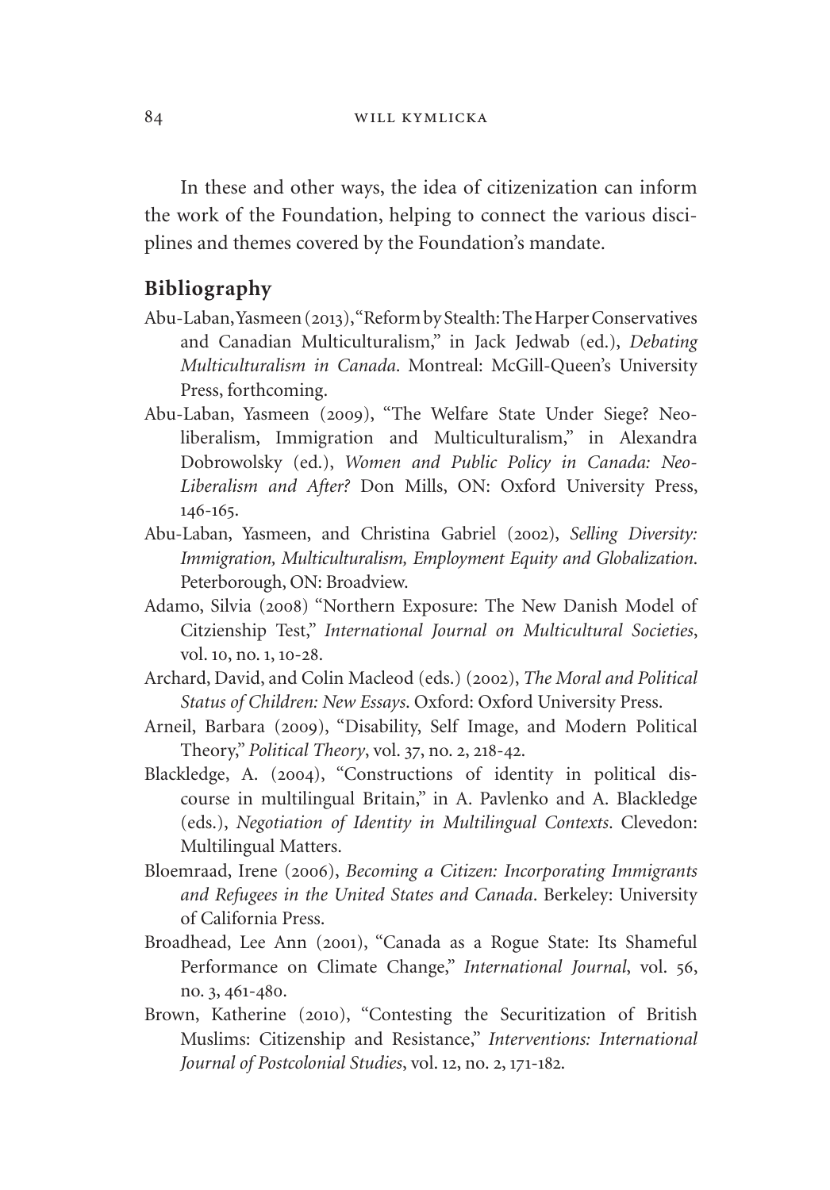In these and other ways, the idea of citizenization can inform the work of the Foundation, helping to connect the various disciplines and themes covered by the Foundation's mandate.

## Bibliography

Abu-Laban, Yasmeen (2013), "Reform by Stealth: The Harper Conservatives and Canadian Multiculturalism," in Jack Jedwab (ed.), *Debating Multiculturalism in Canada*. Montreal: McGill-Queen's University Press, forthcoming.

Abu-Laban, Yasmeen (2009), "The Welfare State Under Siege? Neoliberalism, Immigration and Multiculturalism," in Alexandra Dobrowolsky (ed.), *Women and Public Policy in Canada: Neo-Liberalism and After?* Don Mills, ON: Oxford University Press, 146-165.

Abu-Laban, Yasmeen, and Christina Gabriel (2002), *Selling Diversity: Immigration, Multiculturalism, Employment Equity and Globalization*. Peterborough, ON: Broadview.

Adamo, Silvia (2008) "Northern Exposure: The New Danish Model of Citzienship Test," *International Journal on Multicultural Societies*, vol. 10, no. 1, 10-28.

Archard, David, and Colin Macleod (eds.) (2002), *The Moral and Political Status of Children: New Essays*. Oxford: Oxford University Press.

Arneil, Barbara (2009), "Disability, Self Image, and Modern Political Theory," *Political Theory*, vol. 37, no. 2, 218-42.

Blackledge, A. (2004), "Constructions of identity in political discourse in multilingual Britain," in A. Pavlenko and A. Blackledge (eds.), *Negotiation of Identity in Multilingual Contexts*. Clevedon: Multilingual Matters.

Bloemraad, Irene (2006), *Becoming a Citizen: Incorporating Immigrants and Refugees in the United States and Canada*. Berkeley: University of California Press.

Broadhead, Lee Ann (2001), "Canada as a Rogue State: Its Shameful Performance on Climate Change," *International Journal*, vol. 56, no. 3, 461-480.

Brown, Katherine (2010), "Contesting the Securitization of British Muslims: Citizenship and Resistance," *Interventions: International Journal of Postcolonial Studies*, vol. 12, no. 2, 171-182.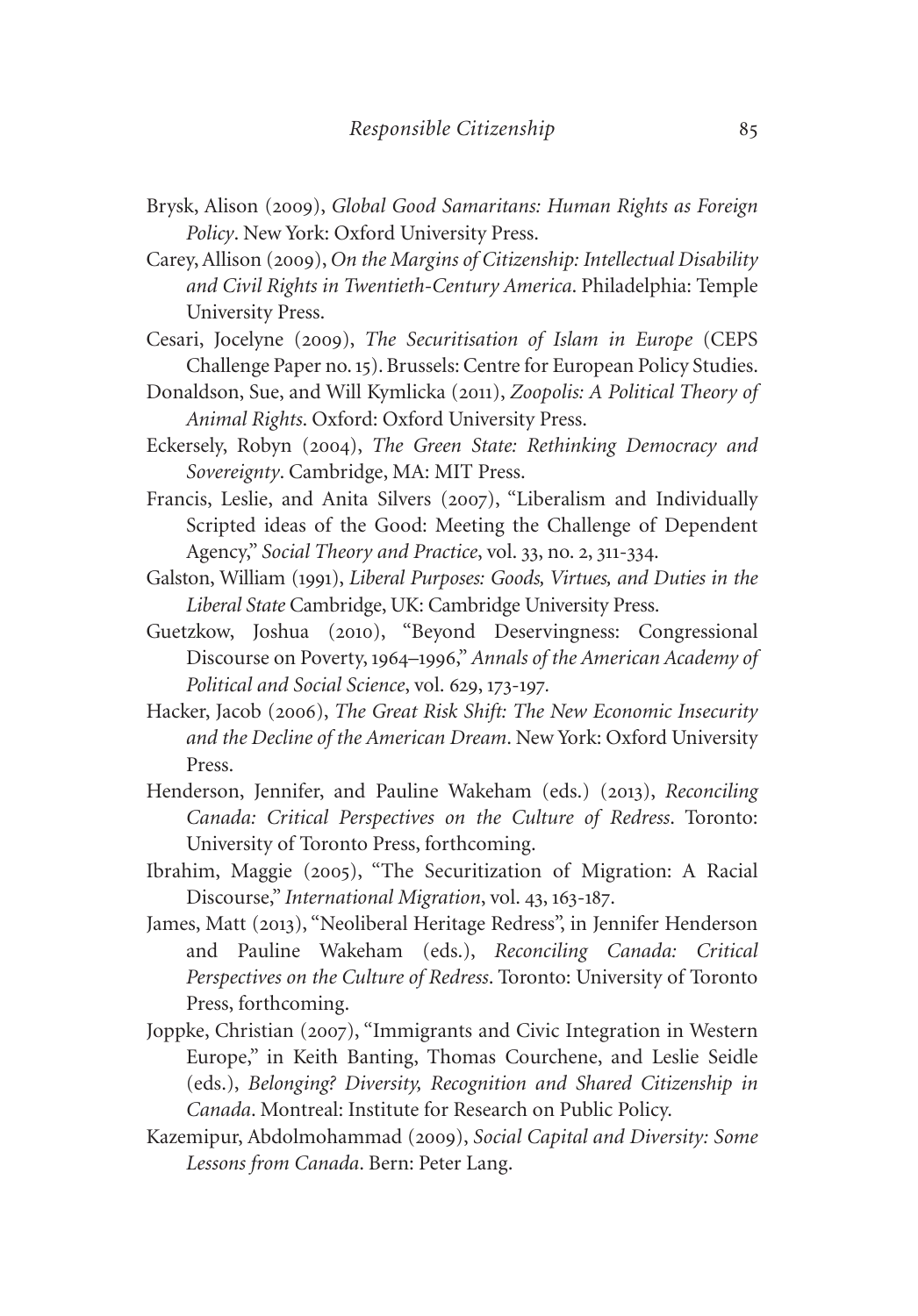Brysk, Alison (2009), *Global Good Samaritans: Human Rights as Foreign Policy*. New York: Oxford University Press.

Carey, Allison (2009), *On the Margins of Citizenship: Intellectual Disability and Civil Rights in Twentieth-Century America*. Philadelphia: Temple University Press.

Cesari, Jocelyne (2009), *The Securitisation of Islam in Europe* (CEPS Challenge Paper no. 15). Brussels: Centre for European Policy Studies.

Donaldson, Sue, and Will Kymlicka (2011), *Zoopolis: A Political Theory of Animal Rights*. Oxford: Oxford University Press.

Eckersely, Robyn (2004), *The Green State: Rethinking Democracy and Sovereignty*. Cambridge, MA: MIT Press.

Francis, Leslie, and Anita Silvers (2007), "Liberalism and Individually Scripted ideas of the Good: Meeting the Challenge of Dependent Agency," *Social Theory and Practice*, vol. 33, no. 2, 311-334.

Galston, William (1991), *Liberal Purposes: Goods, Virtues, and Duties in the Liberal State* Cambridge, UK: Cambridge University Press.

Guetzkow, Joshua (2010), "Beyond Deservingness: Congressional Discourse on Poverty, 1964–1996," *Annals of the American Academy of Political and Social Science*, vol. 629, 173-197.

Hacker, Jacob (2006), *The Great Risk Shift: The New Economic Insecurity and the Decline of the American Dream*. New York: Oxford University Press.

Henderson, Jennifer, and Pauline Wakeham (eds.) (2013), *Reconciling Canada: Critical Perspectives on the Culture of Redress*. Toronto: University of Toronto Press, forthcoming.

Ibrahim, Maggie (2005), "The Securitization of Migration: A Racial Discourse," *International Migration*, vol. 43, 163-187.

James, Matt (2013), "Neoliberal Heritage Redress", in Jennifer Henderson and Pauline Wakeham (eds.), *Reconciling Canada: Critical Perspectives on the Culture of Redress*. Toronto: University of Toronto Press, forthcoming.

Joppke, Christian (2007), "Immigrants and Civic Integration in Western Europe," in Keith Banting, Thomas Courchene, and Leslie Seidle (eds.), *Belonging? Diversity, Recognition and Shared Citizenship in Canada*. Montreal: Institute for Research on Public Policy.

Kazemipur, Abdolmohammad (2009), *Social Capital and Diversity: Some Lessons from Canada*. Bern: Peter Lang.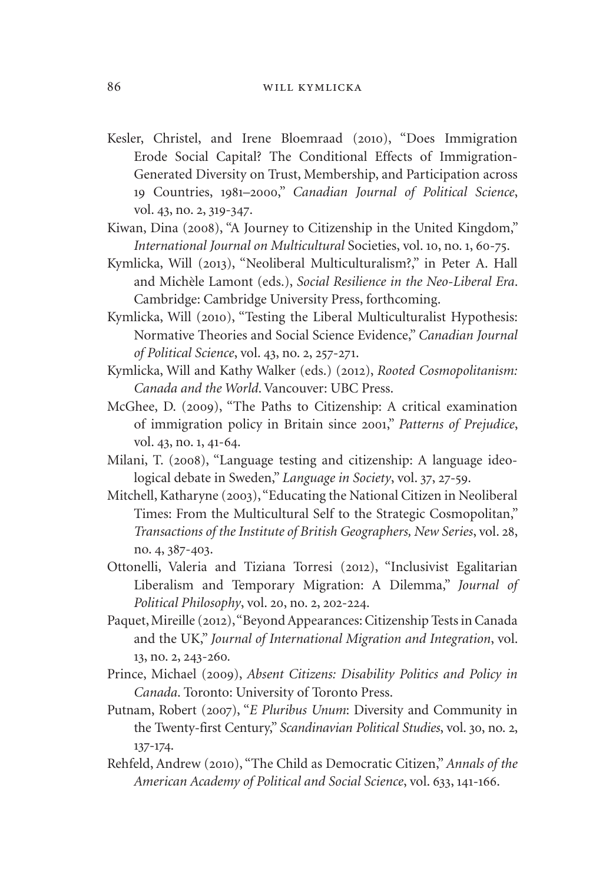Kesler, Christel, and Irene Bloemraad (2010), "Does Immigration Erode Social Capital? The Conditional Effects of Immigration-Generated Diversity on Trust, Membership, and Participation across 19 Countries, 1981–2000," *Canadian Journal of Political Science*, vol. 43, no. 2, 319-347.

Kiwan, Dina (2008), "A Journey to Citizenship in the United Kingdom," *International Journal on Multicultural* Societies, vol. 10, no. 1, 60-75.

Kymlicka, Will (2013), "Neoliberal Multiculturalism?," in Peter A. Hall and Michèle Lamont (eds.), *Social Resilience in the Neo-Liberal Era*. Cambridge: Cambridge University Press, forthcoming.

Kymlicka, Will (2010), "Testing the Liberal Multiculturalist Hypothesis: Normative Theories and Social Science Evidence," *Canadian Journal of Political Science*, vol. 43, no. 2, 257-271.

Kymlicka, Will and Kathy Walker (eds.) (2012), *Rooted Cosmopolitanism: Canada and the World*. Vancouver: UBC Press.

McGhee, D. (2009), "The Paths to Citizenship: A critical examination of immigration policy in Britain since 2001," *Patterns of Prejudice*, vol. 43, no. 1, 41-64.

Milani, T. (2008), "Language testing and citizenship: A language ideological debate in Sweden," *Language in Society*, vol. 37, 27-59.

Mitchell, Katharyne (2003), "Educating the National Citizen in Neoliberal Times: From the Multicultural Self to the Strategic Cosmopolitan," *Transactions of the Institute of British Geographers, New Series*, vol. 28, no. 4, 387-403.

Ottonelli, Valeria and Tiziana Torresi (2012), "Inclusivist Egalitarian Liberalism and Temporary Migration: A Dilemma," *Journal of Political Philosophy*, vol. 20, no. 2, 202-224.

Paquet, Mireille (2012), "Beyond Appearances: Citizenship Tests in Canada and the UK," *Journal of International Migration and Integration*, vol. 13, no. 2, 243-260.

Prince, Michael (2009), *Absent Citizens: Disability Politics and Policy in Canada*. Toronto: University of Toronto Press.

Putnam, Robert (2007), "*E Pluribus Unum*: Diversity and Community in the Twenty-first Century," *Scandinavian Political Studies*, vol. 30, no. 2, 137-174.

Rehfeld, Andrew (2010), "The Child as Democratic Citizen," *Annals of the American Academy of Political and Social Science*, vol. 633, 141-166.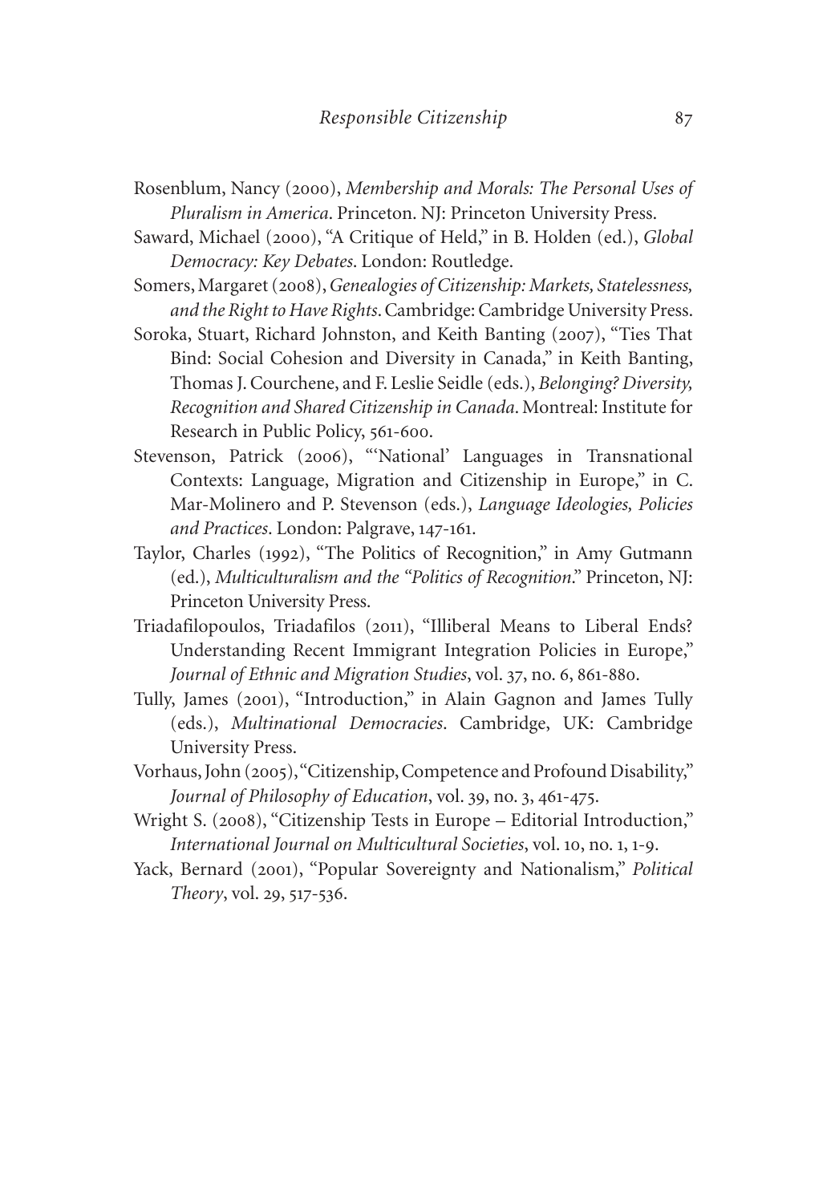Rosenblum, Nancy (2000), *Membership and Morals: The Personal Uses of Pluralism in America*. Princeton. NJ: Princeton University Press.

Saward, Michael (2000), "A Critique of Held," in B. Holden (ed.), *Global Democracy: Key Debates*. London: Routledge.

Somers, Margaret (2008), *Genealogies of Citizenship: Markets, Statelessness, and the Right to Have Rights*. Cambridge: Cambridge University Press.

Soroka, Stuart, Richard Johnston, and Keith Banting (2007), "Ties That Bind: Social Cohesion and Diversity in Canada," in Keith Banting, Thomas J. Courchene, and F. Leslie Seidle (eds.), *Belonging? Diversity, Recognition and Shared Citizenship in Canada*. Montreal: Institute for Research in Public Policy, 561-600.

Stevenson, Patrick (2006), "'National' Languages in Transnational Contexts: Language, Migration and Citizenship in Europe," in C. Mar-Molinero and P. Stevenson (eds.), *Language Ideologies, Policies and Practices*. London: Palgrave, 147-161.

Taylor, Charles (1992), "The Politics of Recognition," in Amy Gutmann (ed.), *Multiculturalism and the "Politics of Recognition*." Princeton, NJ: Princeton University Press.

Triadafilopoulos, Triadafilos (2011), "Illiberal Means to Liberal Ends? Understanding Recent Immigrant Integration Policies in Europe," *Journal of Ethnic and Migration Studies*, vol. 37, no. 6, 861-880.

Tully, James (2001), "Introduction," in Alain Gagnon and James Tully (eds.), *Multinational Democracies*. Cambridge, UK: Cambridge University Press.

Vorhaus, John (2005), "Citizenship, Competence and Profound Disability," *Journal of Philosophy of Education*, vol. 39, no. 3, 461-475.

Wright S. (2008), "Citizenship Tests in Europe – Editorial Introduction," *International Journal on Multicultural Societies*, vol. 10, no. 1, 1-9.

Yack, Bernard (2001), "Popular Sovereignty and Nationalism," *Political Theory*, vol. 29, 517-536.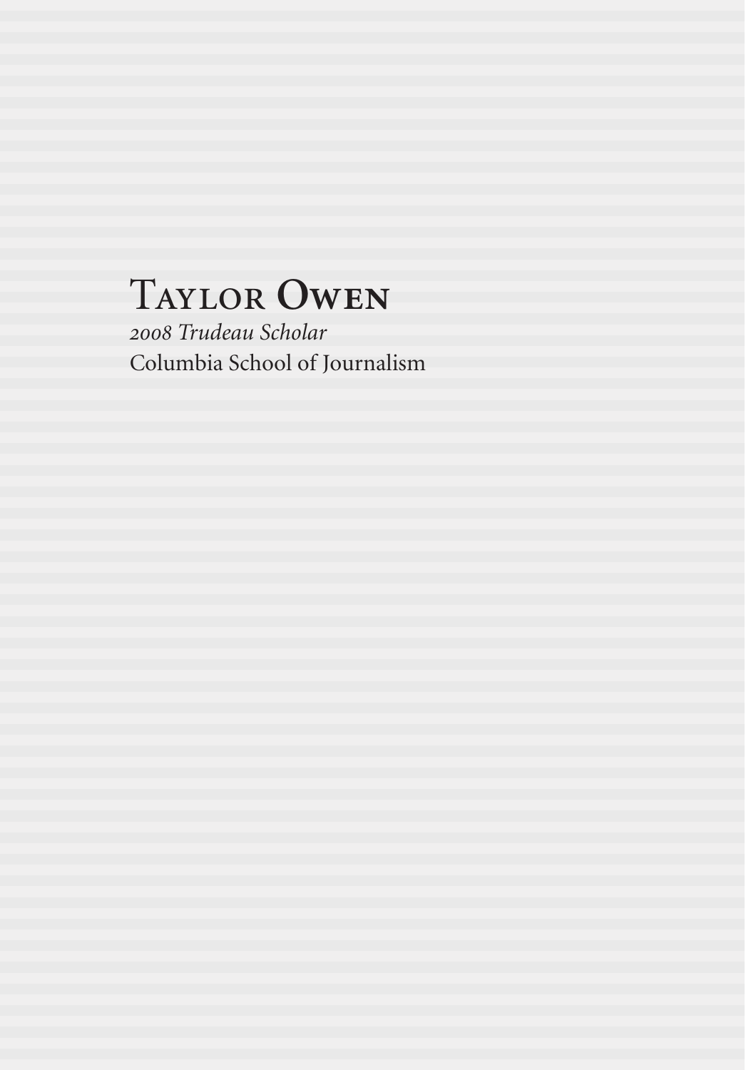# Taylor Owen

*2008 Trudeau Scholar*

Columbia School of Journalism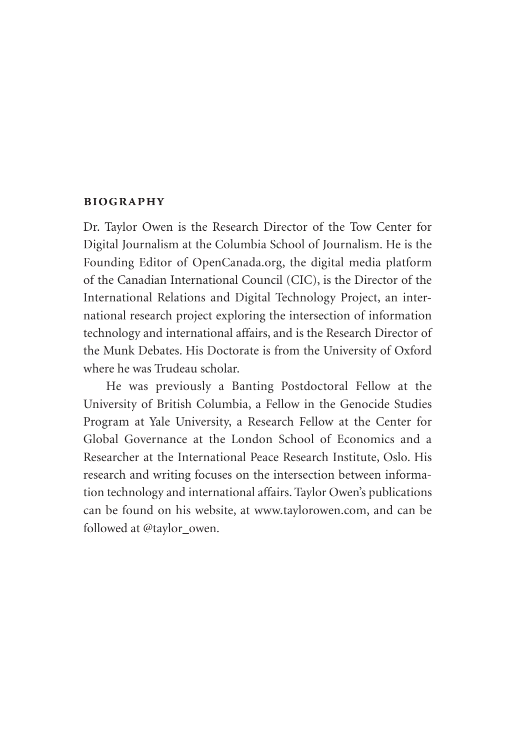## BIOGRAPHY

Dr. Taylor Owen is the Research Director of the Tow Center for Digital Journalism at the Columbia School of Journalism. He is the Founding Editor of OpenCanada.org, the digital media platform of the Canadian International Council (CIC), is the Director of the International Relations and Digital Technology Project, an international research project exploring the intersection of information technology and international affairs, and is the Research Director of the Munk Debates. His Doctorate is from the University of Oxford where he was Trudeau scholar.

He was previously a Banting Postdoctoral Fellow at the University of British Columbia, a Fellow in the Genocide Studies Program at Yale University, a Research Fellow at the Center for Global Governance at the London School of Economics and a Researcher at the International Peace Research Institute, Oslo. His research and writing focuses on the intersection between information technology and international affairs. Taylor Owen's publications can be found on his website, at www.taylorowen.com, and can be followed at @taylor_owen.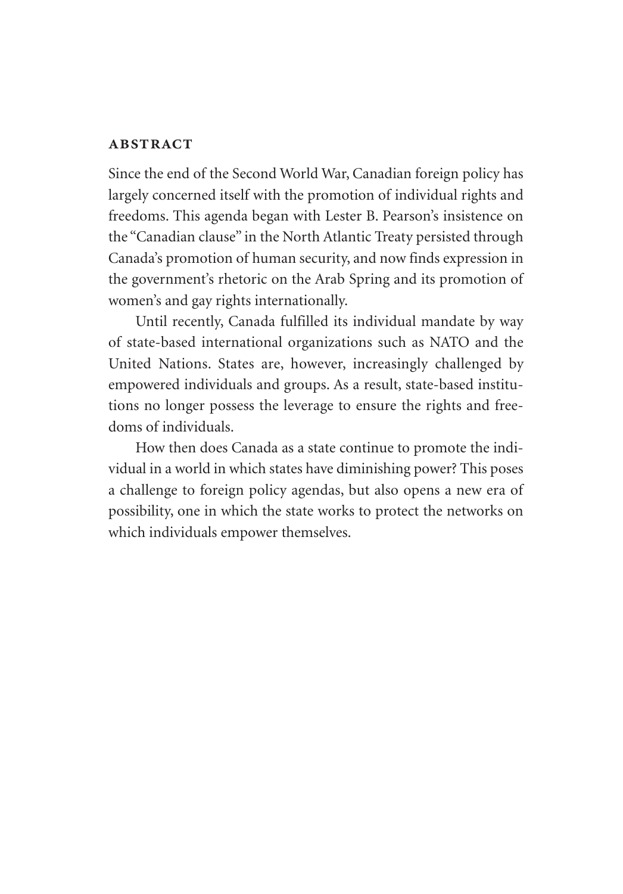## ABSTRACT

Since the end of the Second World War, Canadian foreign policy has largely concerned itself with the promotion of individual rights and freedoms. This agenda began with Lester B. Pearson's insistence on the "Canadian clause" in the North Atlantic Treaty persisted through Canada's promotion of human security, and now finds expression in the government's rhetoric on the Arab Spring and its promotion of women's and gay rights internationally.

Until recently, Canada fulfilled its individual mandate by way of state-based international organizations such as NATO and the United Nations. States are, however, increasingly challenged by empowered individuals and groups. As a result, state-based institutions no longer possess the leverage to ensure the rights and freedoms of individuals.

How then does Canada as a state continue to promote the individual in a world in which states have diminishing power? This poses a challenge to foreign policy agendas, but also opens a new era of possibility, one in which the state works to protect the networks on which individuals empower themselves.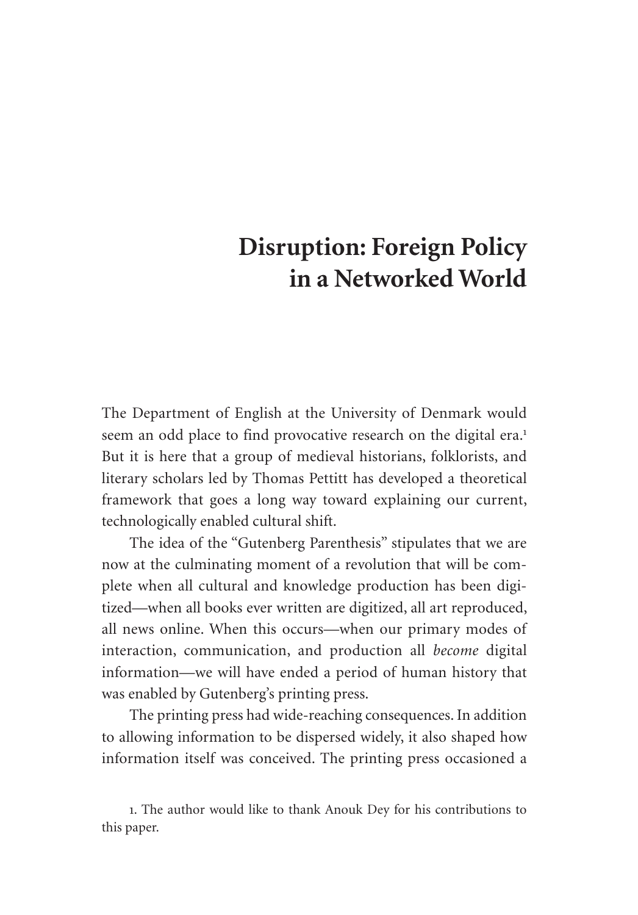# Disruption: Foreign Policy in a Networked World

The Department of English at the University of Denmark would seem an odd place to find provocative research on the digital era.[1] But it is here that a group of medieval historians, folklorists, and literary scholars led by Thomas Pettitt has developed a theoretical framework that goes a long way toward explaining our current, technologically enabled cultural shift.

The idea of the "Gutenberg Parenthesis" stipulates that we are now at the culminating moment of a revolution that will be complete when all cultural and knowledge production has been digitized—when all books ever written are digitized, all art reproduced, all news online. When this occurs—when our primary modes of interaction, communication, and production all *become* digital information—we will have ended a period of human history that was enabled by Gutenberg's printing press.

The printing press had wide-reaching consequences. In addition to allowing information to be dispersed widely, it also shaped how information itself was conceived. The printing press occasioned a

1. The author would like to thank Anouk Dey for his contributions to this paper.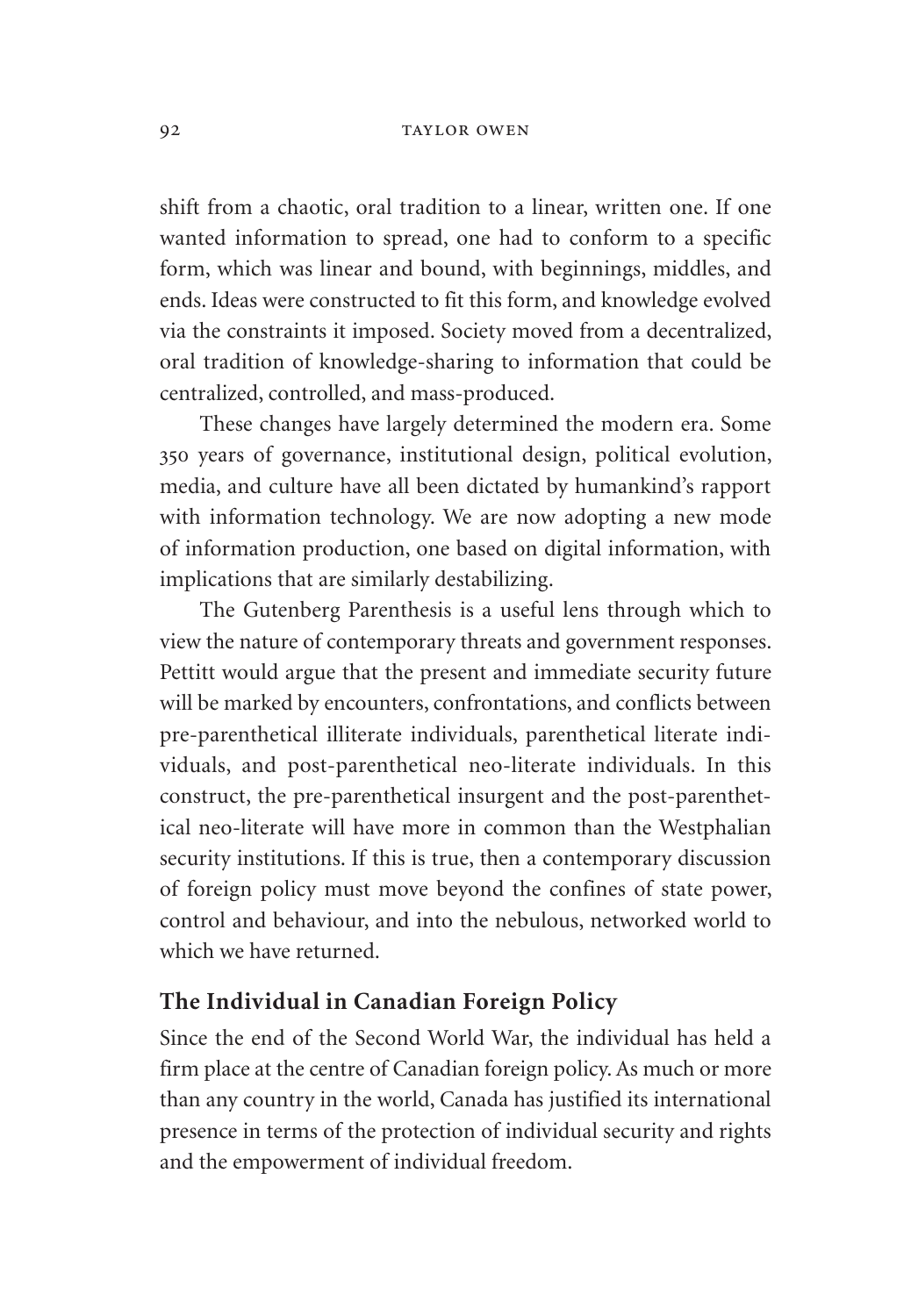shift from a chaotic, oral tradition to a linear, written one. If one wanted information to spread, one had to conform to a specific form, which was linear and bound, with beginnings, middles, and ends. Ideas were constructed to fit this form, and knowledge evolved via the constraints it imposed. Society moved from a decentralized, oral tradition of knowledge-sharing to information that could be centralized, controlled, and mass-produced.

These changes have largely determined the modern era. Some 350 years of governance, institutional design, political evolution, media, and culture have all been dictated by humankind's rapport with information technology. We are now adopting a new mode of information production, one based on digital information, with implications that are similarly destabilizing.

The Gutenberg Parenthesis is a useful lens through which to view the nature of contemporary threats and government responses. Pettitt would argue that the present and immediate security future will be marked by encounters, confrontations, and conflicts between pre-parenthetical illiterate individuals, parenthetical literate individuals, and post-parenthetical neo-literate individuals. In this construct, the pre-parenthetical insurgent and the post-parenthetical neo-literate will have more in common than the Westphalian security institutions. If this is true, then a contemporary discussion of foreign policy must move beyond the confines of state power, control and behaviour, and into the nebulous, networked world to which we have returned.

## The Individual in Canadian Foreign Policy

Since the end of the Second World War, the individual has held a firm place at the centre of Canadian foreign policy. As much or more than any country in the world, Canada has justified its international presence in terms of the protection of individual security and rights and the empowerment of individual freedom.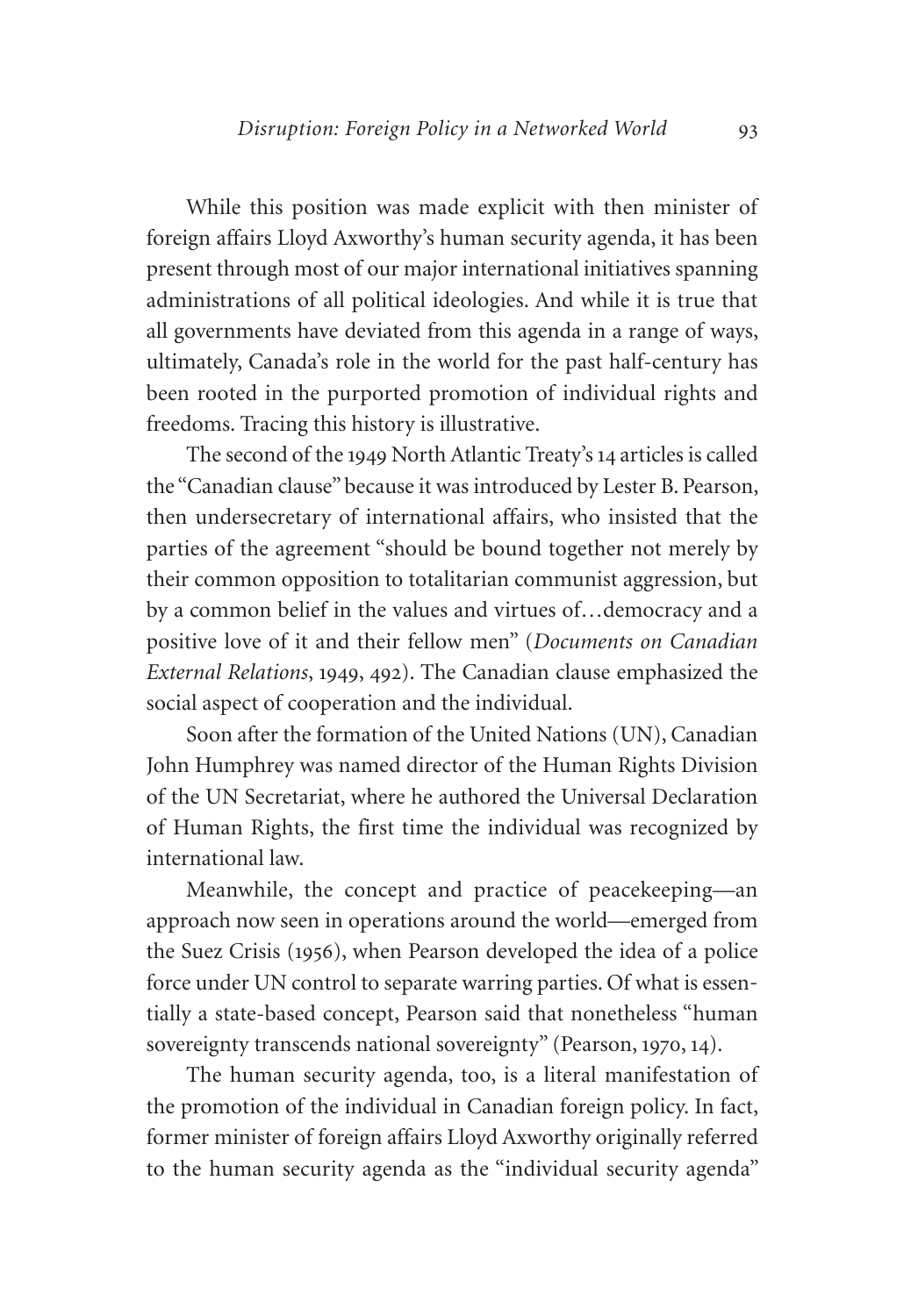While this position was made explicit with then minister of foreign affairs Lloyd Axworthy's human security agenda, it has been present through most of our major international initiatives spanning administrations of all political ideologies. And while it is true that all governments have deviated from this agenda in a range of ways, ultimately, Canada's role in the world for the past half-century has been rooted in the purported promotion of individual rights and freedoms. Tracing this history is illustrative.

The second of the 1949 North Atlantic Treaty's 14 articles is called the "Canadian clause" because it was introduced by Lester B. Pearson, then undersecretary of international affairs, who insisted that the parties of the agreement "should be bound together not merely by their common opposition to totalitarian communist aggression, but by a common belief in the values and virtues of…democracy and a positive love of it and their fellow men" (*Documents on Canadian External Relations*, 1949, 492). The Canadian clause emphasized the social aspect of cooperation and the individual.

Soon after the formation of the United Nations (UN), Canadian John Humphrey was named director of the Human Rights Division of the UN Secretariat, where he authored the Universal Declaration of Human Rights, the first time the individual was recognized by international law.

Meanwhile, the concept and practice of peacekeeping—an approach now seen in operations around the world—emerged from the Suez Crisis (1956), when Pearson developed the idea of a police force under UN control to separate warring parties. Of what is essentially a state-based concept, Pearson said that nonetheless "human sovereignty transcends national sovereignty" (Pearson, 1970, 14).

The human security agenda, too, is a literal manifestation of the promotion of the individual in Canadian foreign policy. In fact, former minister of foreign affairs Lloyd Axworthy originally referred to the human security agenda as the "individual security agenda"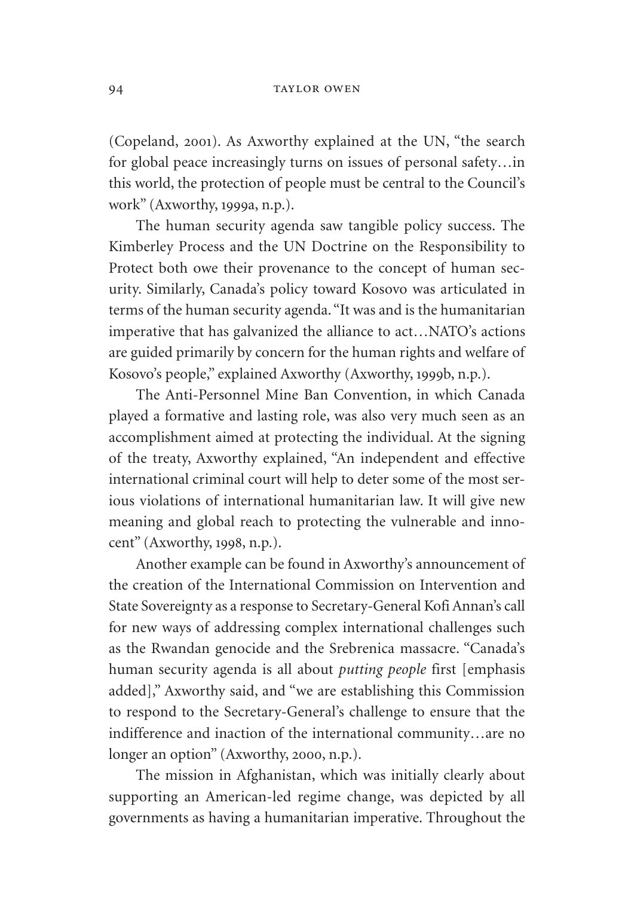(Copeland, 2001). As Axworthy explained at the UN, "the search for global peace increasingly turns on issues of personal safety…in this world, the protection of people must be central to the Council's work" (Axworthy, 1999a, n.p.).

The human security agenda saw tangible policy success. The Kimberley Process and the UN Doctrine on the Responsibility to Protect both owe their provenance to the concept of human security. Similarly, Canada's policy toward Kosovo was articulated in terms of the human security agenda. "It was and is the humanitarian imperative that has galvanized the alliance to act…NATO's actions are guided primarily by concern for the human rights and welfare of Kosovo's people," explained Axworthy (Axworthy, 1999b, n.p.).

The Anti-Personnel Mine Ban Convention, in which Canada played a formative and lasting role, was also very much seen as an accomplishment aimed at protecting the individual. At the signing of the treaty, Axworthy explained, "An independent and effective international criminal court will help to deter some of the most serious violations of international humanitarian law. It will give new meaning and global reach to protecting the vulnerable and innocent" (Axworthy, 1998, n.p.).

Another example can be found in Axworthy's announcement of the creation of the International Commission on Intervention and State Sovereignty as a response to Secretary-General Kofi Annan's call for new ways of addressing complex international challenges such as the Rwandan genocide and the Srebrenica massacre. "Canada's human security agenda is all about *putting people* first [emphasis added]," Axworthy said, and "we are establishing this Commission to respond to the Secretary-General's challenge to ensure that the indifference and inaction of the international community…are no longer an option" (Axworthy, 2000, n.p.).

The mission in Afghanistan, which was initially clearly about supporting an American-led regime change, was depicted by all governments as having a humanitarian imperative. Throughout the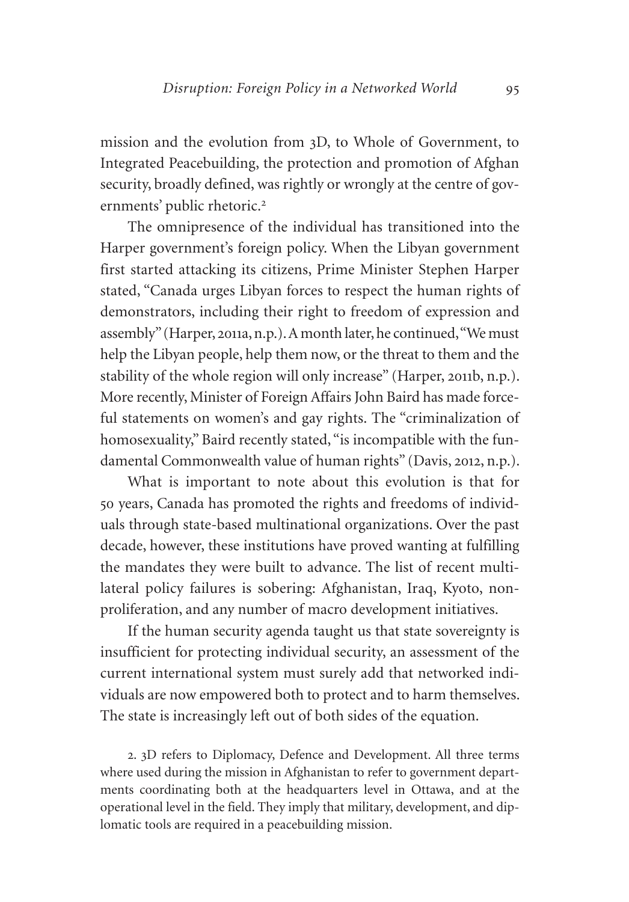mission and the evolution from 3D, to Whole of Government, to Integrated Peacebuilding, the protection and promotion of Afghan security, broadly defined, was rightly or wrongly at the centre of governments' public rhetoric.[2]

The omnipresence of the individual has transitioned into the Harper government's foreign policy. When the Libyan government first started attacking its citizens, Prime Minister Stephen Harper stated, "Canada urges Libyan forces to respect the human rights of demonstrators, including their right to freedom of expression and assembly" (Harper, 2011a, n.p.). A month later, he continued, "We must help the Libyan people, help them now, or the threat to them and the stability of the whole region will only increase" (Harper, 2011b, n.p.). More recently, Minister of Foreign Affairs John Baird has made forceful statements on women's and gay rights. The "criminalization of homosexuality," Baird recently stated, "is incompatible with the fundamental Commonwealth value of human rights" (Davis, 2012, n.p.).

What is important to note about this evolution is that for 50 years, Canada has promoted the rights and freedoms of individuals through state-based multinational organizations. Over the past decade, however, these institutions have proved wanting at fulfilling the mandates they were built to advance. The list of recent multilateral policy failures is sobering: Afghanistan, Iraq, Kyoto, nonproliferation, and any number of macro development initiatives.

If the human security agenda taught us that state sovereignty is insufficient for protecting individual security, an assessment of the current international system must surely add that networked individuals are now empowered both to protect and to harm themselves. The state is increasingly left out of both sides of the equation.

2. 3D refers to Diplomacy, Defence and Development. All three terms where used during the mission in Afghanistan to refer to government departments coordinating both at the headquarters level in Ottawa, and at the operational level in the field. They imply that military, development, and diplomatic tools are required in a peacebuilding mission.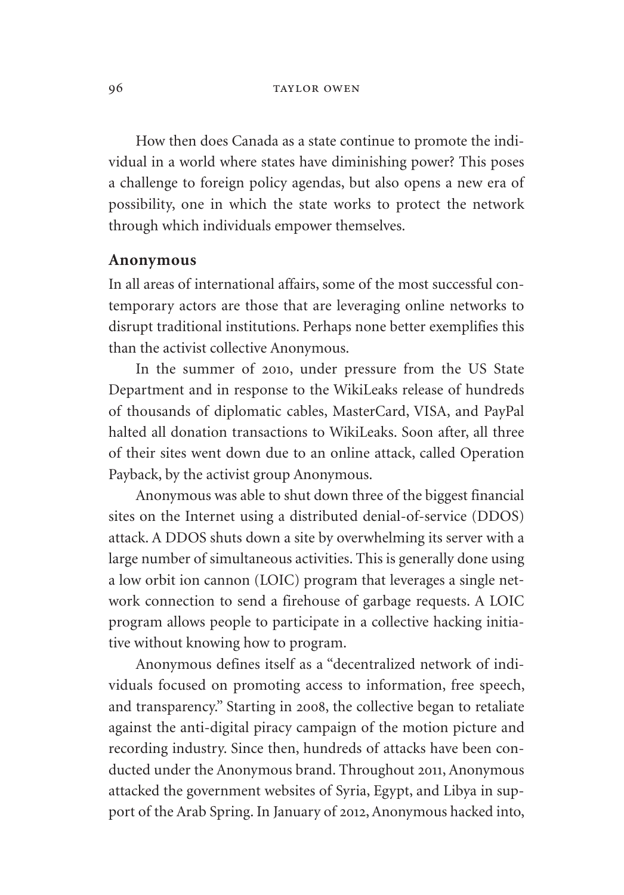How then does Canada as a state continue to promote the individual in a world where states have diminishing power? This poses a challenge to foreign policy agendas, but also opens a new era of possibility, one in which the state works to protect the network through which individuals empower themselves.

## Anonymous

In all areas of international affairs, some of the most successful contemporary actors are those that are leveraging online networks to disrupt traditional institutions. Perhaps none better exemplifies this than the activist collective Anonymous.

In the summer of 2010, under pressure from the US State Department and in response to the WikiLeaks release of hundreds of thousands of diplomatic cables, MasterCard, VISA, and PayPal halted all donation transactions to WikiLeaks. Soon after, all three of their sites went down due to an online attack, called Operation Payback, by the activist group Anonymous.

Anonymous was able to shut down three of the biggest financial sites on the Internet using a distributed denial-of-service (DDOS) attack. A DDOS shuts down a site by overwhelming its server with a large number of simultaneous activities. This is generally done using a low orbit ion cannon (LOIC) program that leverages a single network connection to send a firehouse of garbage requests. A LOIC program allows people to participate in a collective hacking initiative without knowing how to program.

Anonymous defines itself as a "decentralized network of individuals focused on promoting access to information, free speech, and transparency." Starting in 2008, the collective began to retaliate against the anti-digital piracy campaign of the motion picture and recording industry. Since then, hundreds of attacks have been conducted under the Anonymous brand. Throughout 2011, Anonymous attacked the government websites of Syria, Egypt, and Libya in support of the Arab Spring. In January of 2012, Anonymous hacked into,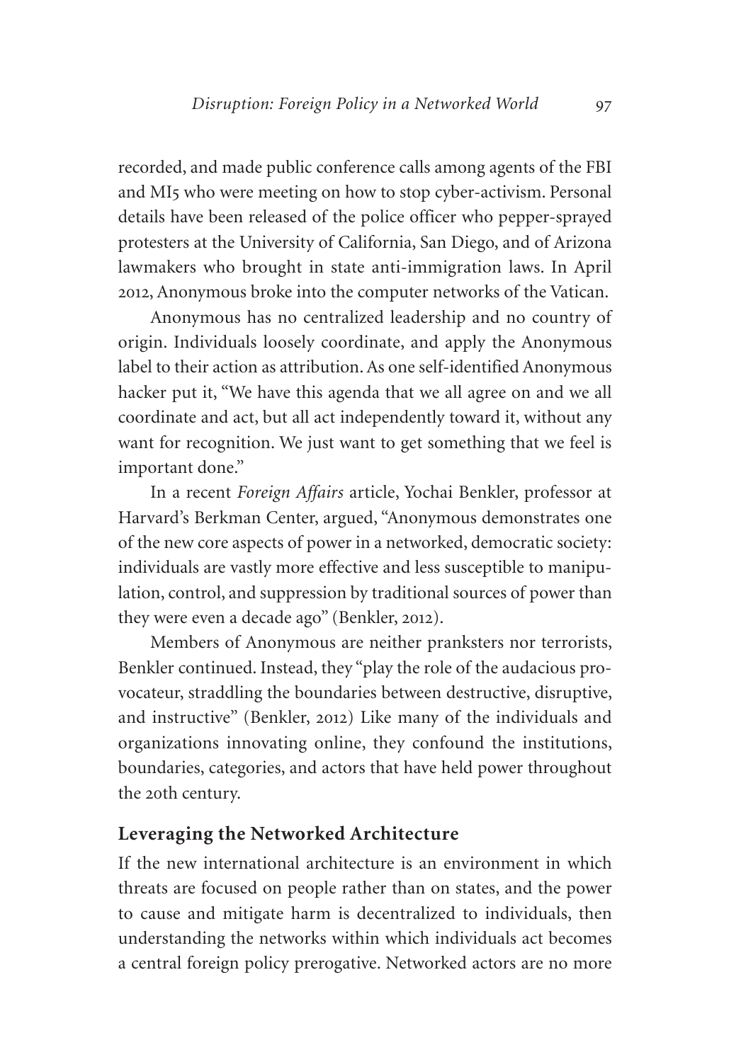recorded, and made public conference calls among agents of the FBI and MI5 who were meeting on how to stop cyber-activism. Personal details have been released of the police officer who pepper-sprayed protesters at the University of California, San Diego, and of Arizona lawmakers who brought in state anti-immigration laws. In April 2012, Anonymous broke into the computer networks of the Vatican.

Anonymous has no centralized leadership and no country of origin. Individuals loosely coordinate, and apply the Anonymous label to their action as attribution. As one self-identified Anonymous hacker put it, "We have this agenda that we all agree on and we all coordinate and act, but all act independently toward it, without any want for recognition. We just want to get something that we feel is important done."

In a recent *Foreign Affairs* article, Yochai Benkler, professor at Harvard's Berkman Center, argued, "Anonymous demonstrates one of the new core aspects of power in a networked, democratic society: individuals are vastly more effective and less susceptible to manipulation, control, and suppression by traditional sources of power than they were even a decade ago" (Benkler, 2012).

Members of Anonymous are neither pranksters nor terrorists, Benkler continued. Instead, they "play the role of the audacious provocateur, straddling the boundaries between destructive, disruptive, and instructive" (Benkler, 2012) Like many of the individuals and organizations innovating online, they confound the institutions, boundaries, categories, and actors that have held power throughout the 20th century.

## Leveraging the Networked Architecture

If the new international architecture is an environment in which threats are focused on people rather than on states, and the power to cause and mitigate harm is decentralized to individuals, then understanding the networks within which individuals act becomes a central foreign policy prerogative. Networked actors are no more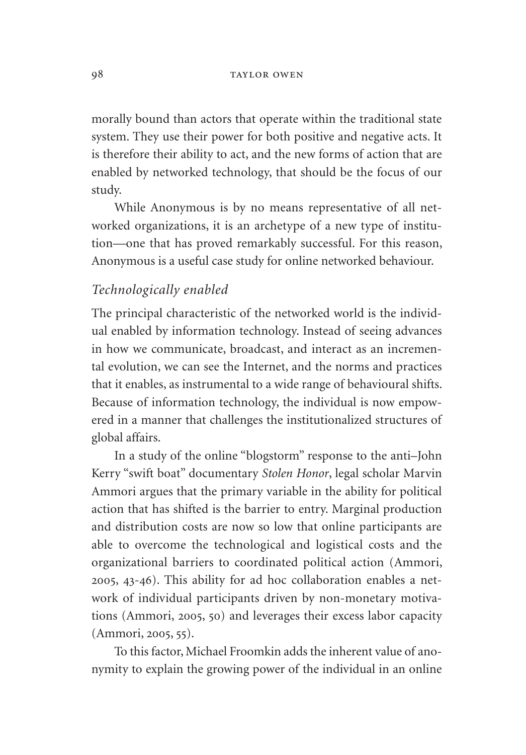morally bound than actors that operate within the traditional state system. They use their power for both positive and negative acts. It is therefore their ability to act, and the new forms of action that are enabled by networked technology, that should be the focus of our study.

While Anonymous is by no means representative of all networked organizations, it is an archetype of a new type of institution—one that has proved remarkably successful. For this reason, Anonymous is a useful case study for online networked behaviour.

### *Technologically enabled*

The principal characteristic of the networked world is the individual enabled by information technology. Instead of seeing advances in how we communicate, broadcast, and interact as an incremental evolution, we can see the Internet, and the norms and practices that it enables, as instrumental to a wide range of behavioural shifts. Because of information technology, the individual is now empowered in a manner that challenges the institutionalized structures of global affairs.

In a study of the online "blogstorm" response to the anti–John Kerry "swift boat" documentary *Stolen Honor*, legal scholar Marvin Ammori argues that the primary variable in the ability for political action that has shifted is the barrier to entry. Marginal production and distribution costs are now so low that online participants are able to overcome the technological and logistical costs and the organizational barriers to coordinated political action (Ammori, 2005, 43-46). This ability for ad hoc collaboration enables a network of individual participants driven by non-monetary motivations (Ammori, 2005, 50) and leverages their excess labor capacity (Ammori, 2005, 55).

To this factor, Michael Froomkin adds the inherent value of anonymity to explain the growing power of the individual in an online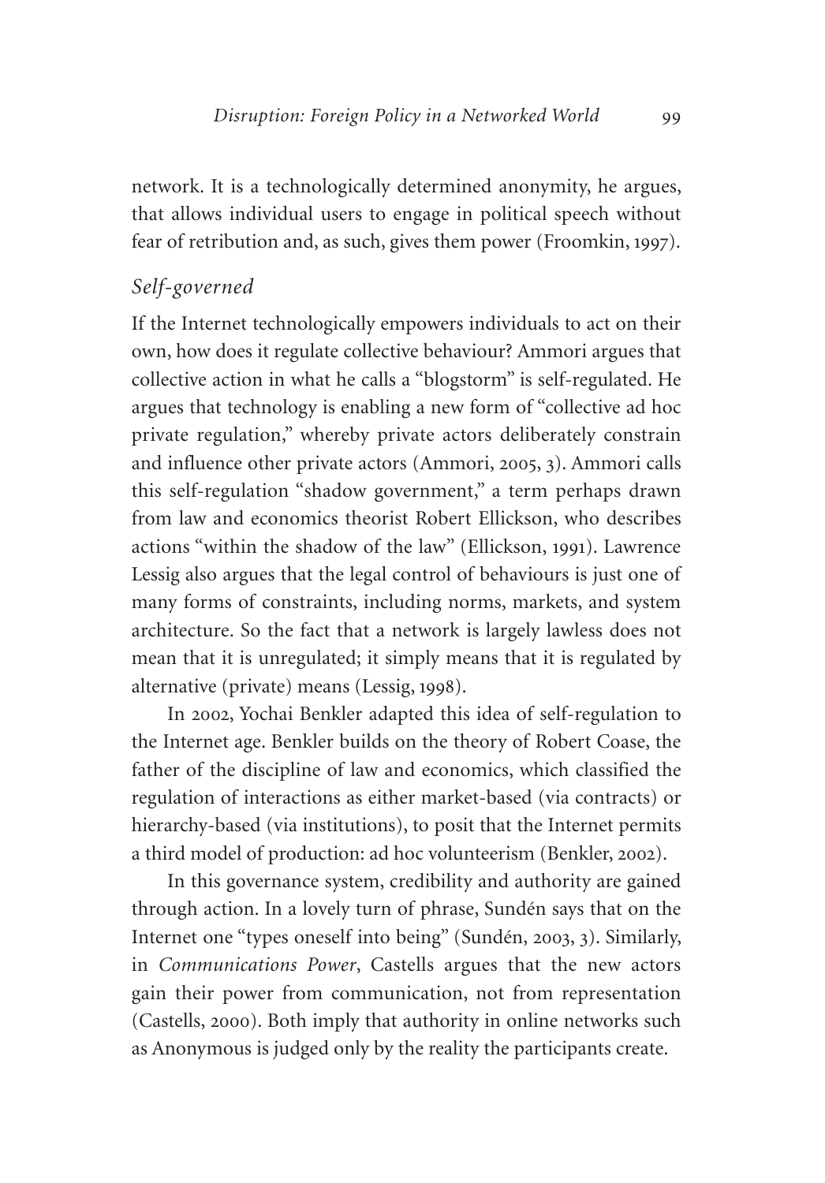network. It is a technologically determined anonymity, he argues, that allows individual users to engage in political speech without fear of retribution and, as such, gives them power (Froomkin, 1997).

### *Self-governed*

If the Internet technologically empowers individuals to act on their own, how does it regulate collective behaviour? Ammori argues that collective action in what he calls a "blogstorm" is self-regulated. He argues that technology is enabling a new form of "collective ad hoc private regulation," whereby private actors deliberately constrain and influence other private actors (Ammori, 2005, 3). Ammori calls this self-regulation "shadow government," a term perhaps drawn from law and economics theorist Robert Ellickson, who describes actions "within the shadow of the law" (Ellickson, 1991). Lawrence Lessig also argues that the legal control of behaviours is just one of many forms of constraints, including norms, markets, and system architecture. So the fact that a network is largely lawless does not mean that it is unregulated; it simply means that it is regulated by alternative (private) means (Lessig, 1998).

In 2002, Yochai Benkler adapted this idea of self-regulation to the Internet age. Benkler builds on the theory of Robert Coase, the father of the discipline of law and economics, which classified the regulation of interactions as either market-based (via contracts) or hierarchy-based (via institutions), to posit that the Internet permits a third model of production: ad hoc volunteerism (Benkler, 2002).

In this governance system, credibility and authority are gained through action. In a lovely turn of phrase, Sundén says that on the Internet one "types oneself into being" (Sundén, 2003, 3). Similarly, in *Communications Power*, Castells argues that the new actors gain their power from communication, not from representation (Castells, 2000). Both imply that authority in online networks such as Anonymous is judged only by the reality the participants create.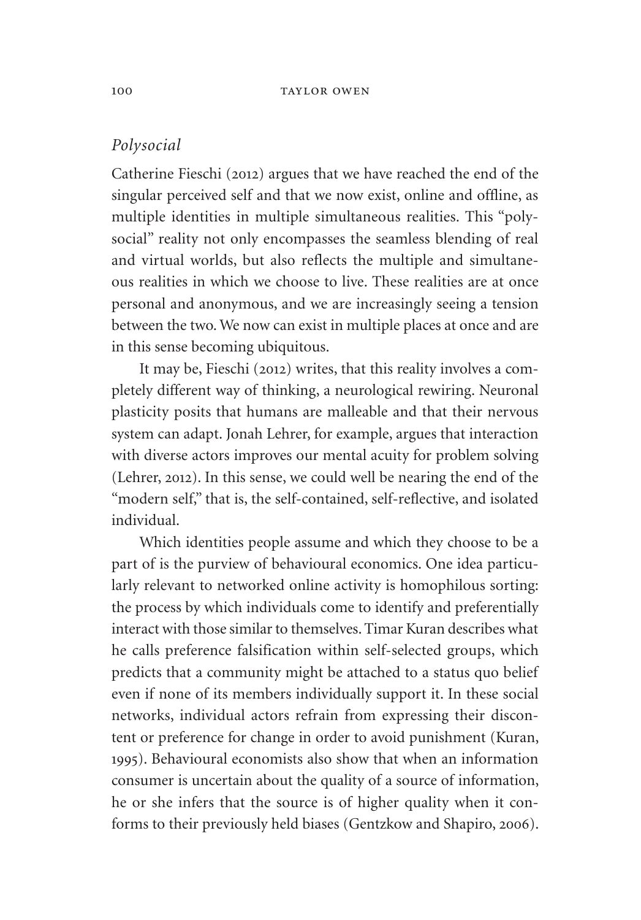### *Polysocial*

Catherine Fieschi (2012) argues that we have reached the end of the singular perceived self and that we now exist, online and offline, as multiple identities in multiple simultaneous realities. This "polysocial" reality not only encompasses the seamless blending of real and virtual worlds, but also reflects the multiple and simultaneous realities in which we choose to live. These realities are at once personal and anonymous, and we are increasingly seeing a tension between the two. We now can exist in multiple places at once and are in this sense becoming ubiquitous.

It may be, Fieschi (2012) writes, that this reality involves a completely different way of thinking, a neurological rewiring. Neuronal plasticity posits that humans are malleable and that their nervous system can adapt. Jonah Lehrer, for example, argues that interaction with diverse actors improves our mental acuity for problem solving (Lehrer, 2012). In this sense, we could well be nearing the end of the "modern self," that is, the self-contained, self-reflective, and isolated individual.

Which identities people assume and which they choose to be a part of is the purview of behavioural economics. One idea particularly relevant to networked online activity is homophilous sorting: the process by which individuals come to identify and preferentially interact with those similar to themselves. Timar Kuran describes what he calls preference falsification within self-selected groups, which predicts that a community might be attached to a status quo belief even if none of its members individually support it. In these social networks, individual actors refrain from expressing their discontent or preference for change in order to avoid punishment (Kuran, 1995). Behavioural economists also show that when an information consumer is uncertain about the quality of a source of information, he or she infers that the source is of higher quality when it conforms to their previously held biases (Gentzkow and Shapiro, 2006).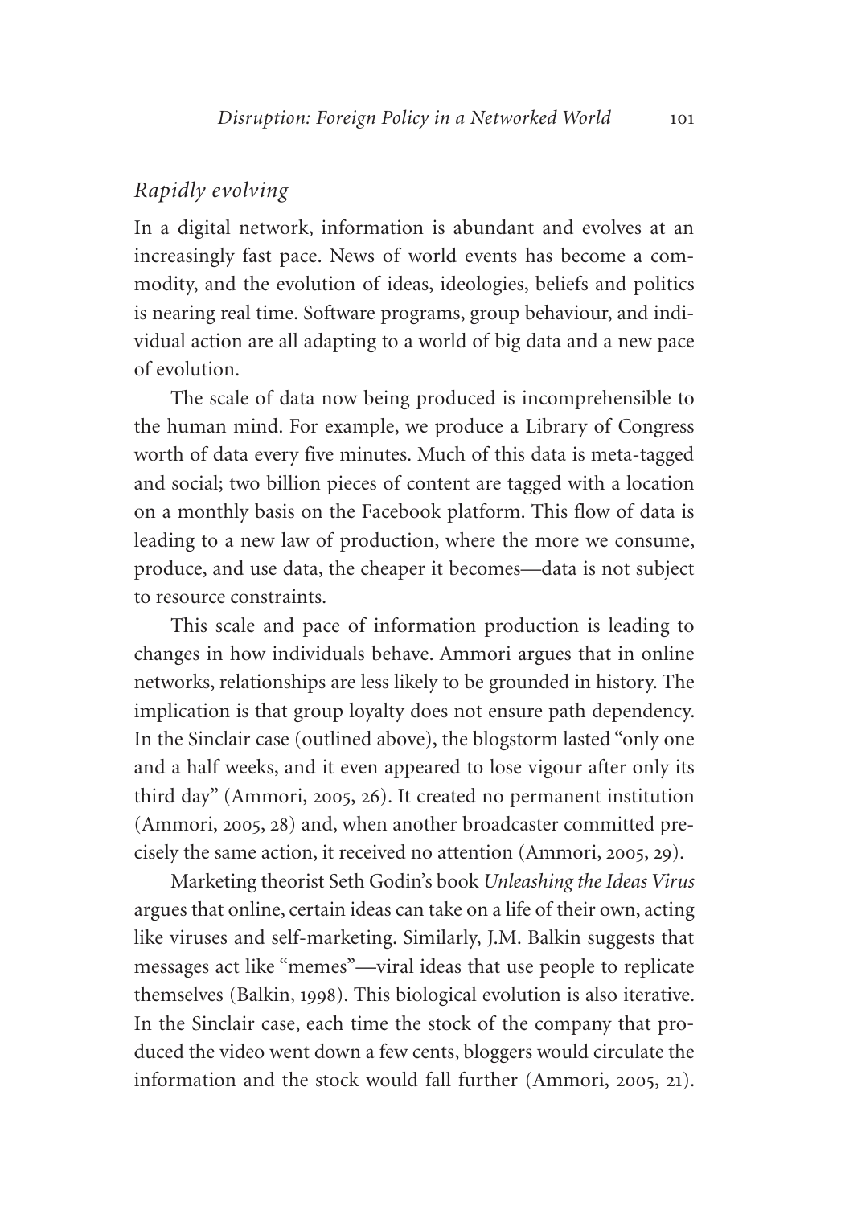## *Rapidly evolving*

In a digital network, information is abundant and evolves at an increasingly fast pace. News of world events has become a commodity, and the evolution of ideas, ideologies, beliefs and politics is nearing real time. Software programs, group behaviour, and individual action are all adapting to a world of big data and a new pace of evolution.

The scale of data now being produced is incomprehensible to the human mind. For example, we produce a Library of Congress worth of data every five minutes. Much of this data is meta-tagged and social; two billion pieces of content are tagged with a location on a monthly basis on the Facebook platform. This flow of data is leading to a new law of production, where the more we consume, produce, and use data, the cheaper it becomes—data is not subject to resource constraints.

This scale and pace of information production is leading to changes in how individuals behave. Ammori argues that in online networks, relationships are less likely to be grounded in history. The implication is that group loyalty does not ensure path dependency. In the Sinclair case (outlined above), the blogstorm lasted "only one and a half weeks, and it even appeared to lose vigour after only its third day" (Ammori, 2005, 26). It created no permanent institution (Ammori, 2005, 28) and, when another broadcaster committed precisely the same action, it received no attention (Ammori, 2005, 29).

Marketing theorist Seth Godin's book *Unleashing the Ideas Virus* argues that online, certain ideas can take on a life of their own, acting like viruses and self-marketing. Similarly, J.M. Balkin suggests that messages act like "memes"—viral ideas that use people to replicate themselves (Balkin, 1998). This biological evolution is also iterative. In the Sinclair case, each time the stock of the company that produced the video went down a few cents, bloggers would circulate the information and the stock would fall further (Ammori, 2005, 21).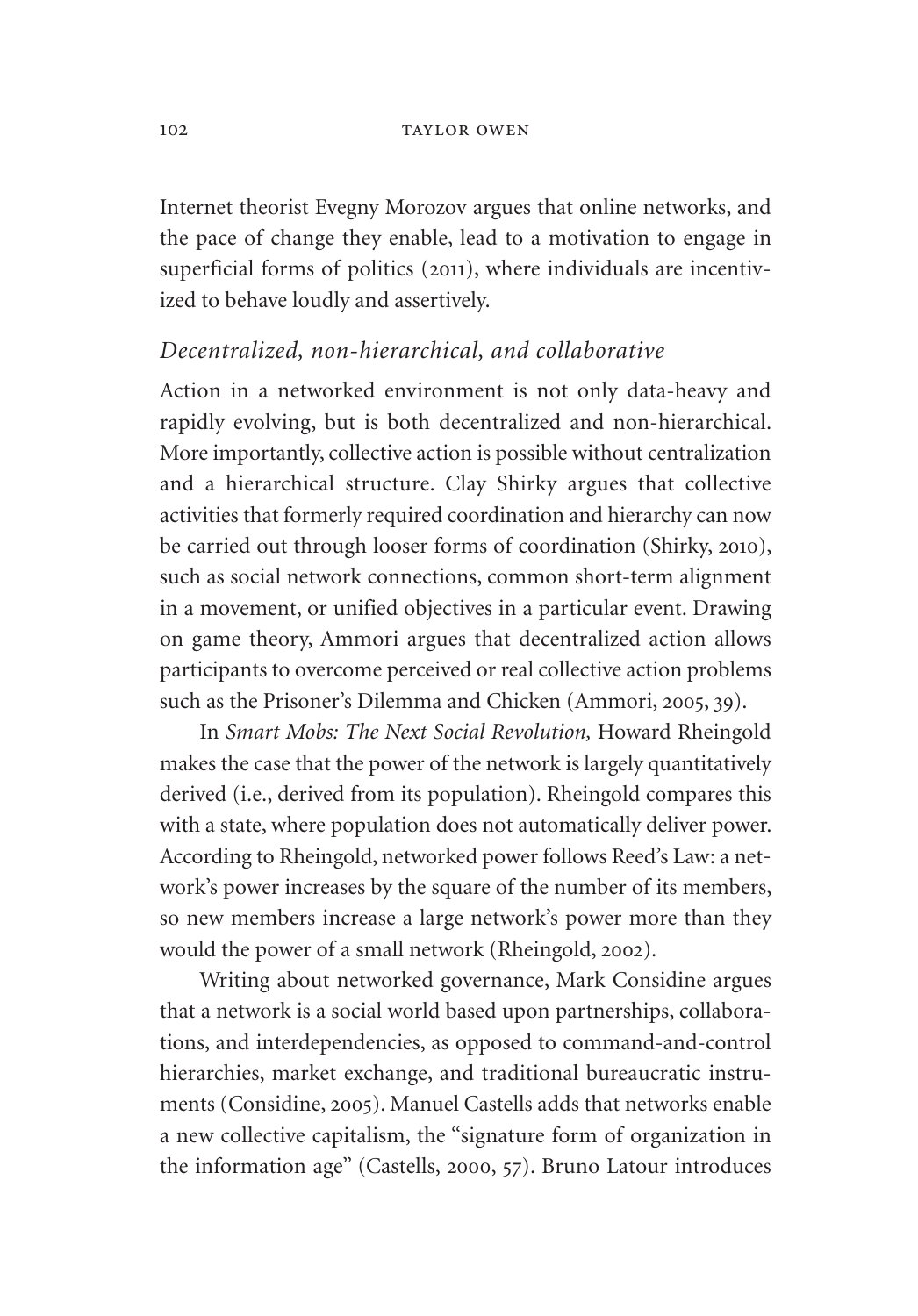Internet theorist Evegny Morozov argues that online networks, and the pace of change they enable, lead to a motivation to engage in superficial forms of politics (2011), where individuals are incentivized to behave loudly and assertively.

### *Decentralized, non-hierarchical, and collaborative*

Action in a networked environment is not only data-heavy and rapidly evolving, but is both decentralized and non-hierarchical. More importantly, collective action is possible without centralization and a hierarchical structure. Clay Shirky argues that collective activities that formerly required coordination and hierarchy can now be carried out through looser forms of coordination (Shirky, 2010), such as social network connections, common short-term alignment in a movement, or unified objectives in a particular event. Drawing on game theory, Ammori argues that decentralized action allows participants to overcome perceived or real collective action problems such as the Prisoner's Dilemma and Chicken (Ammori, 2005, 39).

In *Smart Mobs: The Next Social Revolution,* Howard Rheingold makes the case that the power of the network is largely quantitatively derived (i.e., derived from its population). Rheingold compares this with a state, where population does not automatically deliver power. According to Rheingold, networked power follows Reed's Law: a network's power increases by the square of the number of its members, so new members increase a large network's power more than they would the power of a small network (Rheingold, 2002).

Writing about networked governance, Mark Considine argues that a network is a social world based upon partnerships, collaborations, and interdependencies, as opposed to command-and-control hierarchies, market exchange, and traditional bureaucratic instruments (Considine, 2005). Manuel Castells adds that networks enable a new collective capitalism, the "signature form of organization in the information age" (Castells, 2000, 57). Bruno Latour introduces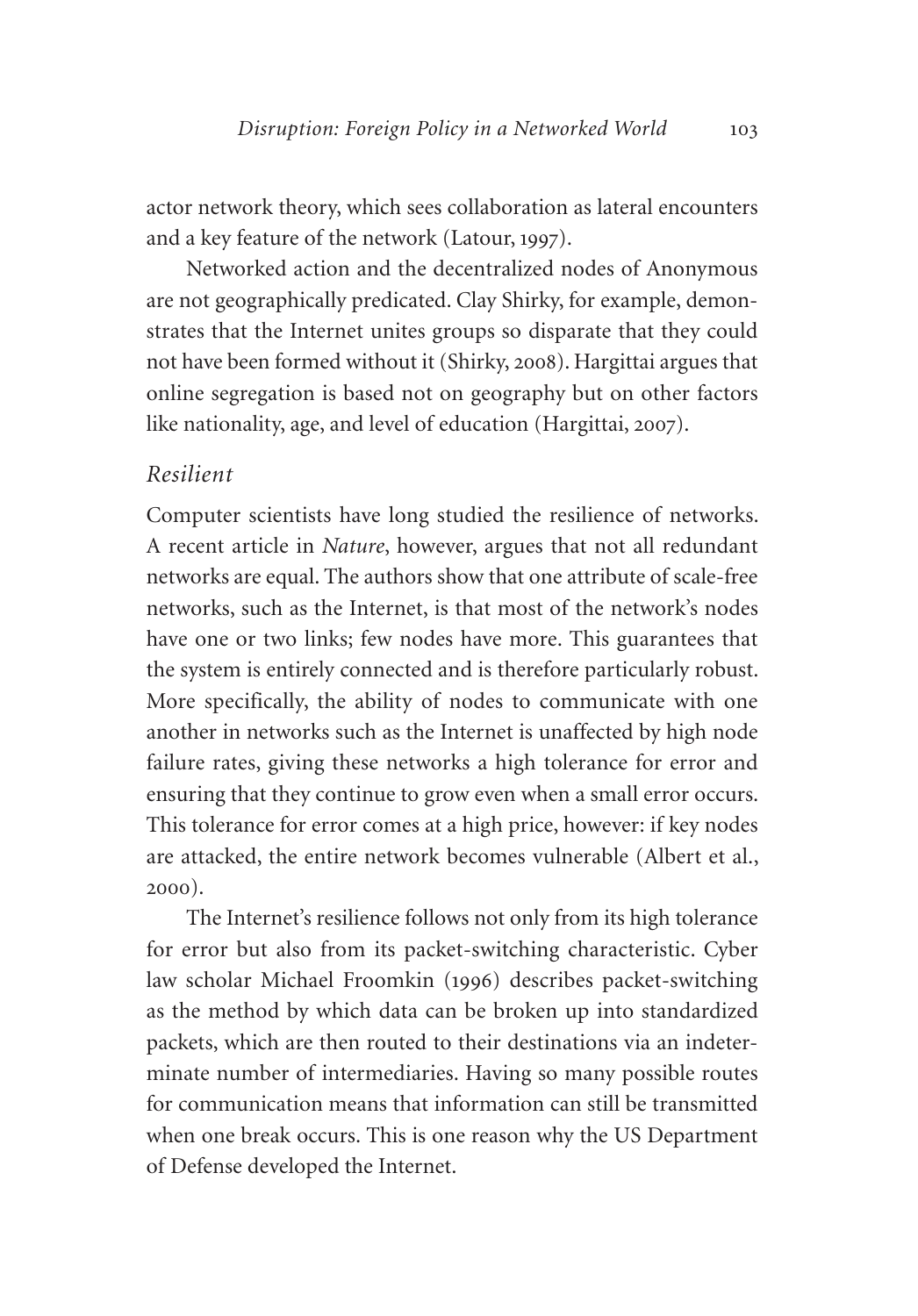actor network theory, which sees collaboration as lateral encounters and a key feature of the network (Latour, 1997).

Networked action and the decentralized nodes of Anonymous are not geographically predicated. Clay Shirky, for example, demonstrates that the Internet unites groups so disparate that they could not have been formed without it (Shirky, 2008). Hargittai argues that online segregation is based not on geography but on other factors like nationality, age, and level of education (Hargittai, 2007).

### *Resilient*

Computer scientists have long studied the resilience of networks. A recent article in *Nature*, however, argues that not all redundant networks are equal. The authors show that one attribute of scale-free networks, such as the Internet, is that most of the network's nodes have one or two links; few nodes have more. This guarantees that the system is entirely connected and is therefore particularly robust. More specifically, the ability of nodes to communicate with one another in networks such as the Internet is unaffected by high node failure rates, giving these networks a high tolerance for error and ensuring that they continue to grow even when a small error occurs. This tolerance for error comes at a high price, however: if key nodes are attacked, the entire network becomes vulnerable (Albert et al., 2000).

The Internet's resilience follows not only from its high tolerance for error but also from its packet-switching characteristic. Cyber law scholar Michael Froomkin (1996) describes packet-switching as the method by which data can be broken up into standardized packets, which are then routed to their destinations via an indeterminate number of intermediaries. Having so many possible routes for communication means that information can still be transmitted when one break occurs. This is one reason why the US Department of Defense developed the Internet.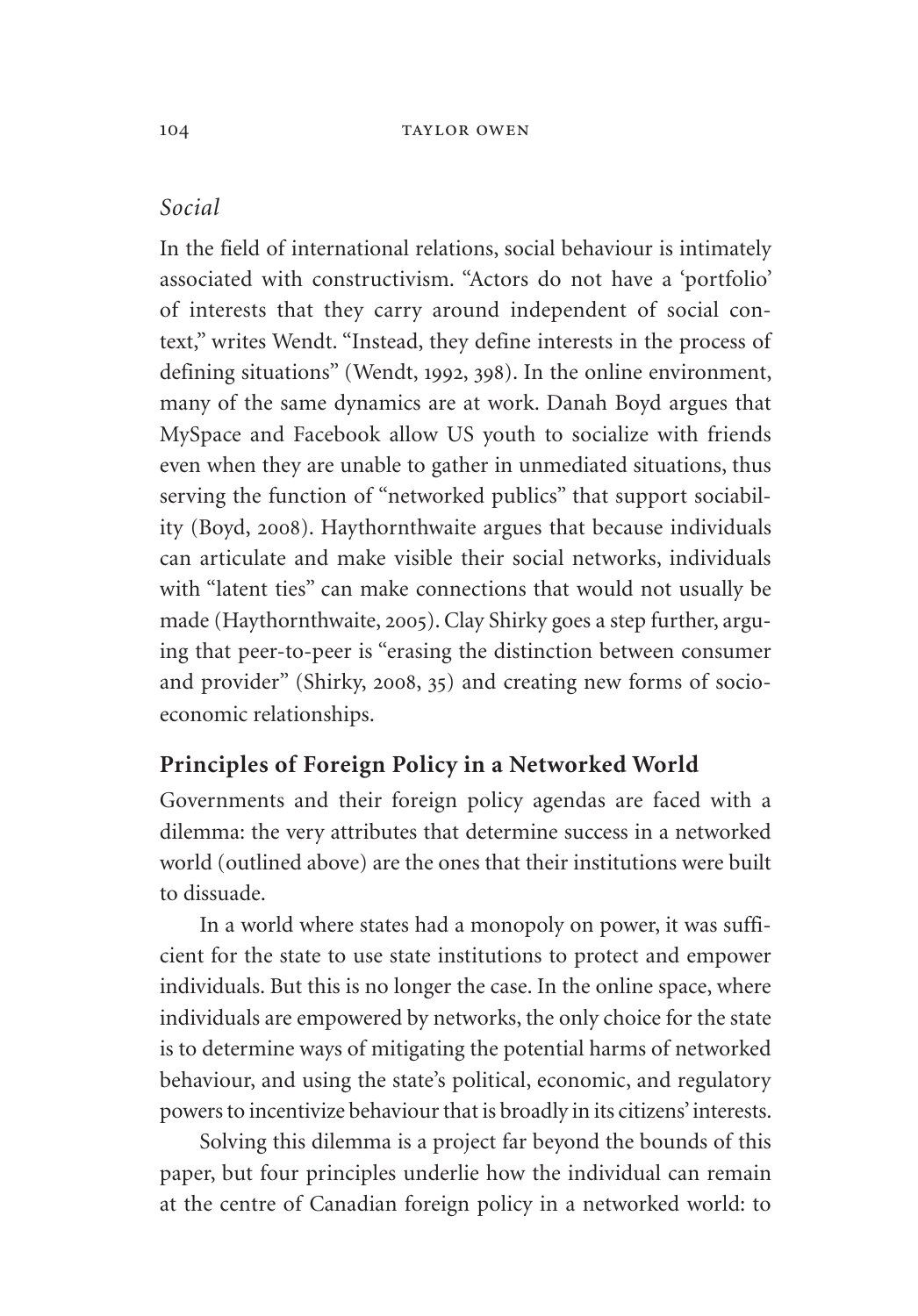*Social*

In the field of international relations, social behaviour is intimately associated with constructivism. "Actors do not have a 'portfolio' of interests that they carry around independent of social context," writes Wendt. "Instead, they define interests in the process of defining situations" (Wendt, 1992, 398). In the online environment, many of the same dynamics are at work. Danah Boyd argues that MySpace and Facebook allow US youth to socialize with friends even when they are unable to gather in unmediated situations, thus serving the function of "networked publics" that support sociability (Boyd, 2008). Haythornthwaite argues that because individuals can articulate and make visible their social networks, individuals with "latent ties" can make connections that would not usually be made (Haythornthwaite, 2005). Clay Shirky goes a step further, arguing that peer-to-peer is "erasing the distinction between consumer and provider" (Shirky, 2008, 35) and creating new forms of socio-economic relationships.

## Principles of Foreign Policy in a Networked World

Governments and their foreign policy agendas are faced with a dilemma: the very attributes that determine success in a networked world (outlined above) are the ones that their institutions were built to dissuade.

In a world where states had a monopoly on power, it was sufficient for the state to use state institutions to protect and empower individuals. But this is no longer the case. In the online space, where individuals are empowered by networks, the only choice for the state is to determine ways of mitigating the potential harms of networked behaviour, and using the state's political, economic, and regulatory powers to incentivize behaviour that is broadly in its citizens' interests.

Solving this dilemma is a project far beyond the bounds of this paper, but four principles underlie how the individual can remain at the centre of Canadian foreign policy in a networked world: to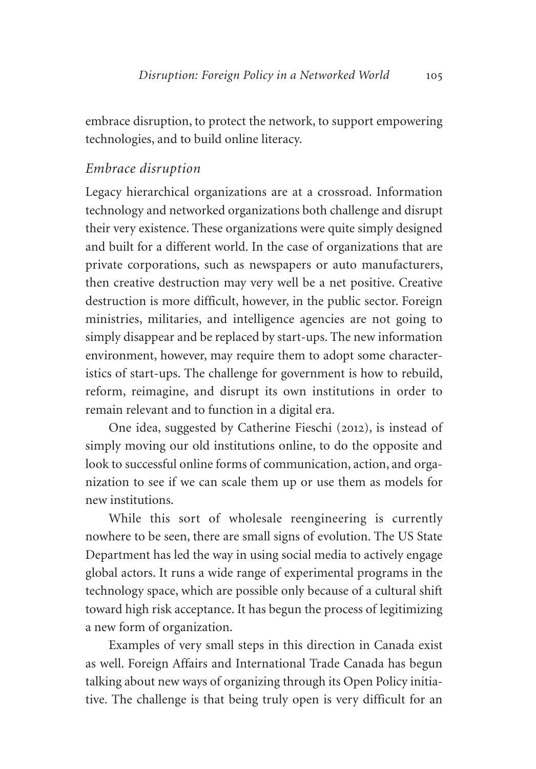embrace disruption, to protect the network, to support empowering technologies, and to build online literacy.

### *Embrace disruption*

Legacy hierarchical organizations are at a crossroad. Information technology and networked organizations both challenge and disrupt their very existence. These organizations were quite simply designed and built for a different world. In the case of organizations that are private corporations, such as newspapers or auto manufacturers, then creative destruction may very well be a net positive. Creative destruction is more difficult, however, in the public sector. Foreign ministries, militaries, and intelligence agencies are not going to simply disappear and be replaced by start-ups. The new information environment, however, may require them to adopt some characteristics of start-ups. The challenge for government is how to rebuild, reform, reimagine, and disrupt its own institutions in order to remain relevant and to function in a digital era.

One idea, suggested by Catherine Fieschi (2012), is instead of simply moving our old institutions online, to do the opposite and look to successful online forms of communication, action, and organization to see if we can scale them up or use them as models for new institutions.

While this sort of wholesale reengineering is currently nowhere to be seen, there are small signs of evolution. The US State Department has led the way in using social media to actively engage global actors. It runs a wide range of experimental programs in the technology space, which are possible only because of a cultural shift toward high risk acceptance. It has begun the process of legitimizing a new form of organization.

Examples of very small steps in this direction in Canada exist as well. Foreign Affairs and International Trade Canada has begun talking about new ways of organizing through its Open Policy initiative. The challenge is that being truly open is very difficult for an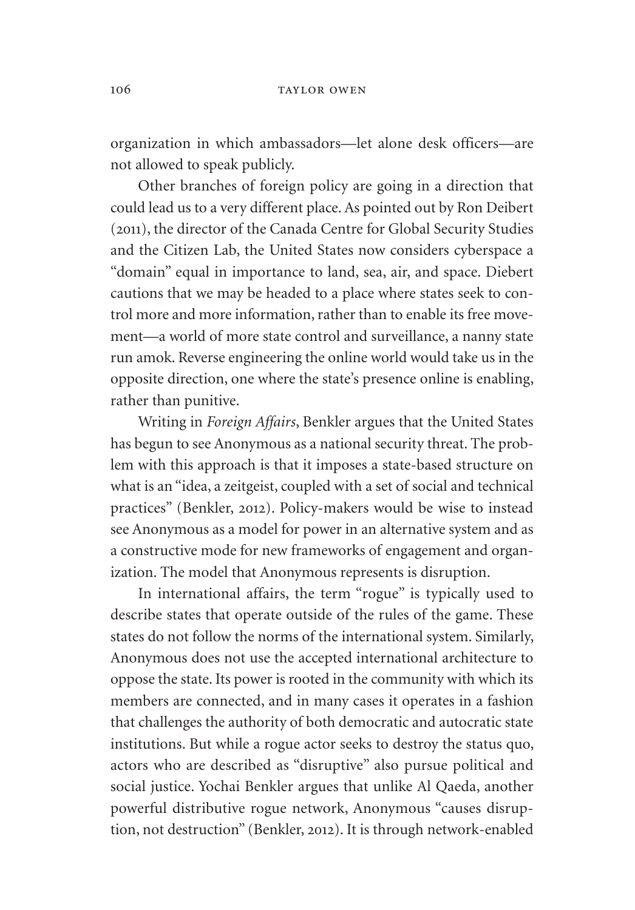organization in which ambassadors—let alone desk officers—are not allowed to speak publicly.

Other branches of foreign policy are going in a direction that could lead us to a very different place. As pointed out by Ron Deibert (2011), the director of the Canada Centre for Global Security Studies and the Citizen Lab, the United States now considers cyberspace a "domain" equal in importance to land, sea, air, and space. Diebert cautions that we may be headed to a place where states seek to control more and more information, rather than to enable its free movement—a world of more state control and surveillance, a nanny state run amok. Reverse engineering the online world would take us in the opposite direction, one where the state's presence online is enabling, rather than punitive.

Writing in *Foreign Affairs*, Benkler argues that the United States has begun to see Anonymous as a national security threat. The problem with this approach is that it imposes a state-based structure on what is an "idea, a zeitgeist, coupled with a set of social and technical practices" (Benkler, 2012). Policy-makers would be wise to instead see Anonymous as a model for power in an alternative system and as a constructive mode for new frameworks of engagement and organization. The model that Anonymous represents is disruption.

In international affairs, the term "rogue" is typically used to describe states that operate outside of the rules of the game. These states do not follow the norms of the international system. Similarly, Anonymous does not use the accepted international architecture to oppose the state. Its power is rooted in the community with which its members are connected, and in many cases it operates in a fashion that challenges the authority of both democratic and autocratic state institutions. But while a rogue actor seeks to destroy the status quo, actors who are described as "disruptive" also pursue political and social justice. Yochai Benkler argues that unlike Al Qaeda, another powerful distributive rogue network, Anonymous "causes disruption, not destruction" (Benkler, 2012). It is through network-enabled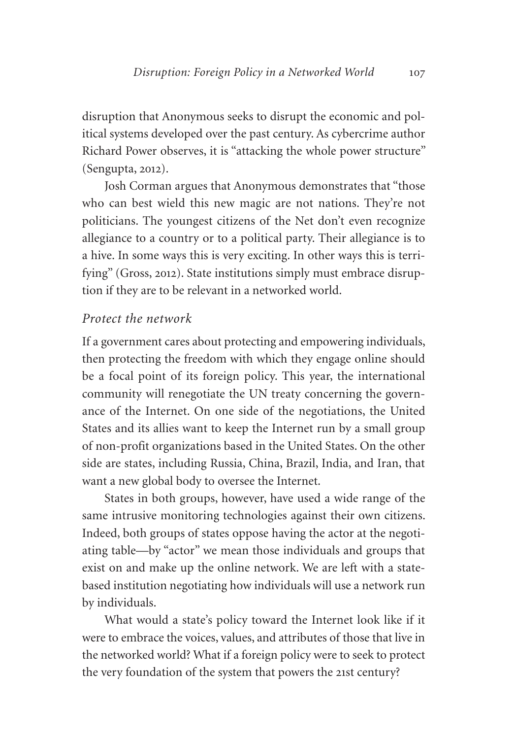disruption that Anonymous seeks to disrupt the economic and political systems developed over the past century. As cybercrime author Richard Power observes, it is "attacking the whole power structure" (Sengupta, 2012).

Josh Corman argues that Anonymous demonstrates that "those who can best wield this new magic are not nations. They're not politicians. The youngest citizens of the Net don't even recognize allegiance to a country or to a political party. Their allegiance is to a hive. In some ways this is very exciting. In other ways this is terrifying" (Gross, 2012). State institutions simply must embrace disruption if they are to be relevant in a networked world.

### *Protect the network*

If a government cares about protecting and empowering individuals, then protecting the freedom with which they engage online should be a focal point of its foreign policy. This year, the international community will renegotiate the UN treaty concerning the governance of the Internet. On one side of the negotiations, the United States and its allies want to keep the Internet run by a small group of non-profit organizations based in the United States. On the other side are states, including Russia, China, Brazil, India, and Iran, that want a new global body to oversee the Internet.

States in both groups, however, have used a wide range of the same intrusive monitoring technologies against their own citizens. Indeed, both groups of states oppose having the actor at the negotiating table—by "actor" we mean those individuals and groups that exist on and make up the online network. We are left with a state-based institution negotiating how individuals will use a network run by individuals.

What would a state's policy toward the Internet look like if it were to embrace the voices, values, and attributes of those that live in the networked world? What if a foreign policy were to seek to protect the very foundation of the system that powers the 21st century?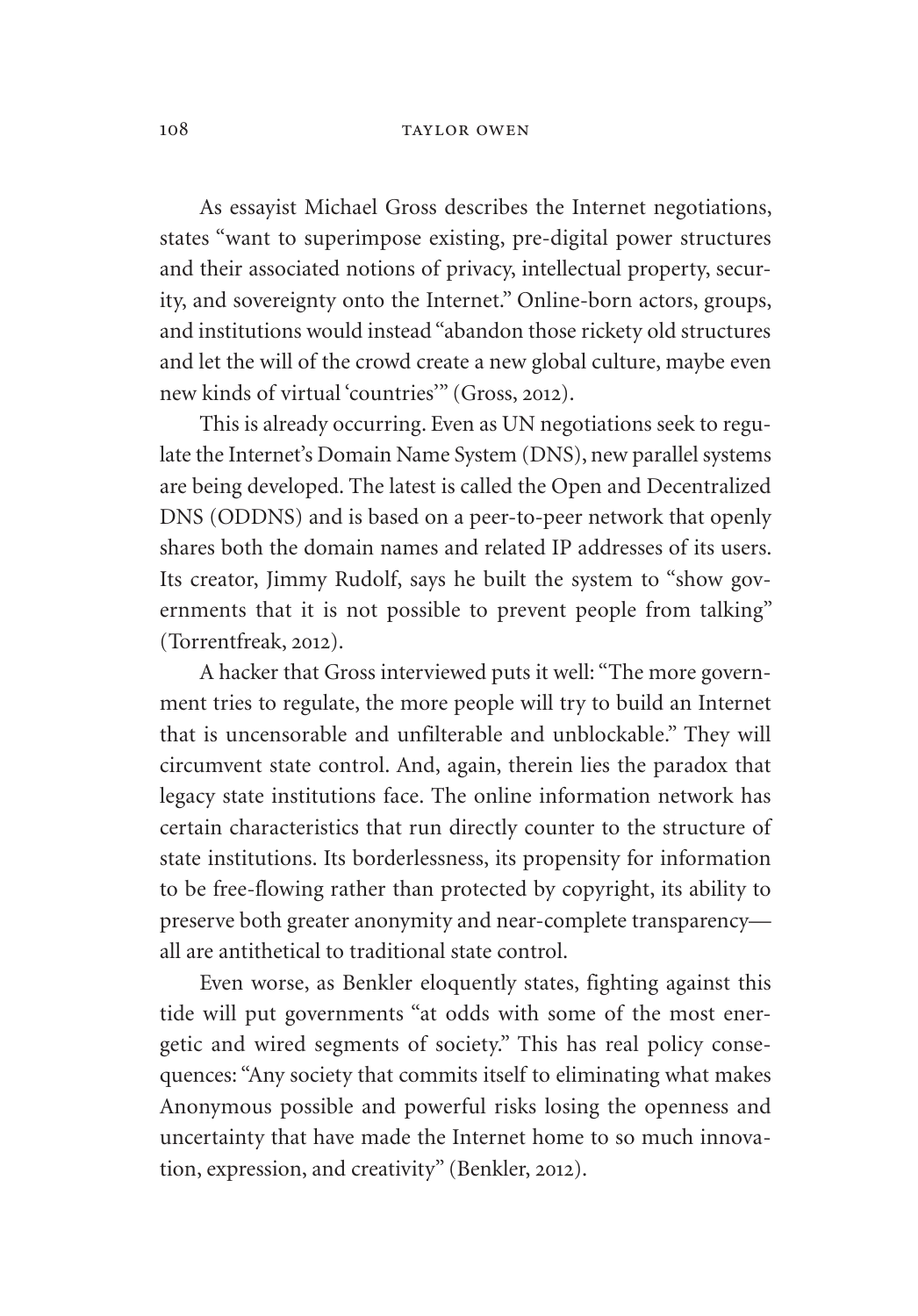As essayist Michael Gross describes the Internet negotiations, states "want to superimpose existing, pre-digital power structures and their associated notions of privacy, intellectual property, security, and sovereignty onto the Internet." Online-born actors, groups, and institutions would instead "abandon those rickety old structures and let the will of the crowd create a new global culture, maybe even new kinds of virtual 'countries'" (Gross, 2012).

This is already occurring. Even as UN negotiations seek to regulate the Internet's Domain Name System (DNS), new parallel systems are being developed. The latest is called the Open and Decentralized DNS (ODDNS) and is based on a peer-to-peer network that openly shares both the domain names and related IP addresses of its users. Its creator, Jimmy Rudolf, says he built the system to "show governments that it is not possible to prevent people from talking" (Torrentfreak, 2012).

A hacker that Gross interviewed puts it well: "The more government tries to regulate, the more people will try to build an Internet that is uncensorable and unfilterable and unblockable." They will circumvent state control. And, again, therein lies the paradox that legacy state institutions face. The online information network has certain characteristics that run directly counter to the structure of state institutions. Its borderlessness, its propensity for information to be free-flowing rather than protected by copyright, its ability to preserve both greater anonymity and near-complete transparency—all are antithetical to traditional state control.

Even worse, as Benkler eloquently states, fighting against this tide will put governments "at odds with some of the most energetic and wired segments of society." This has real policy consequences: "Any society that commits itself to eliminating what makes Anonymous possible and powerful risks losing the openness and uncertainty that have made the Internet home to so much innovation, expression, and creativity" (Benkler, 2012).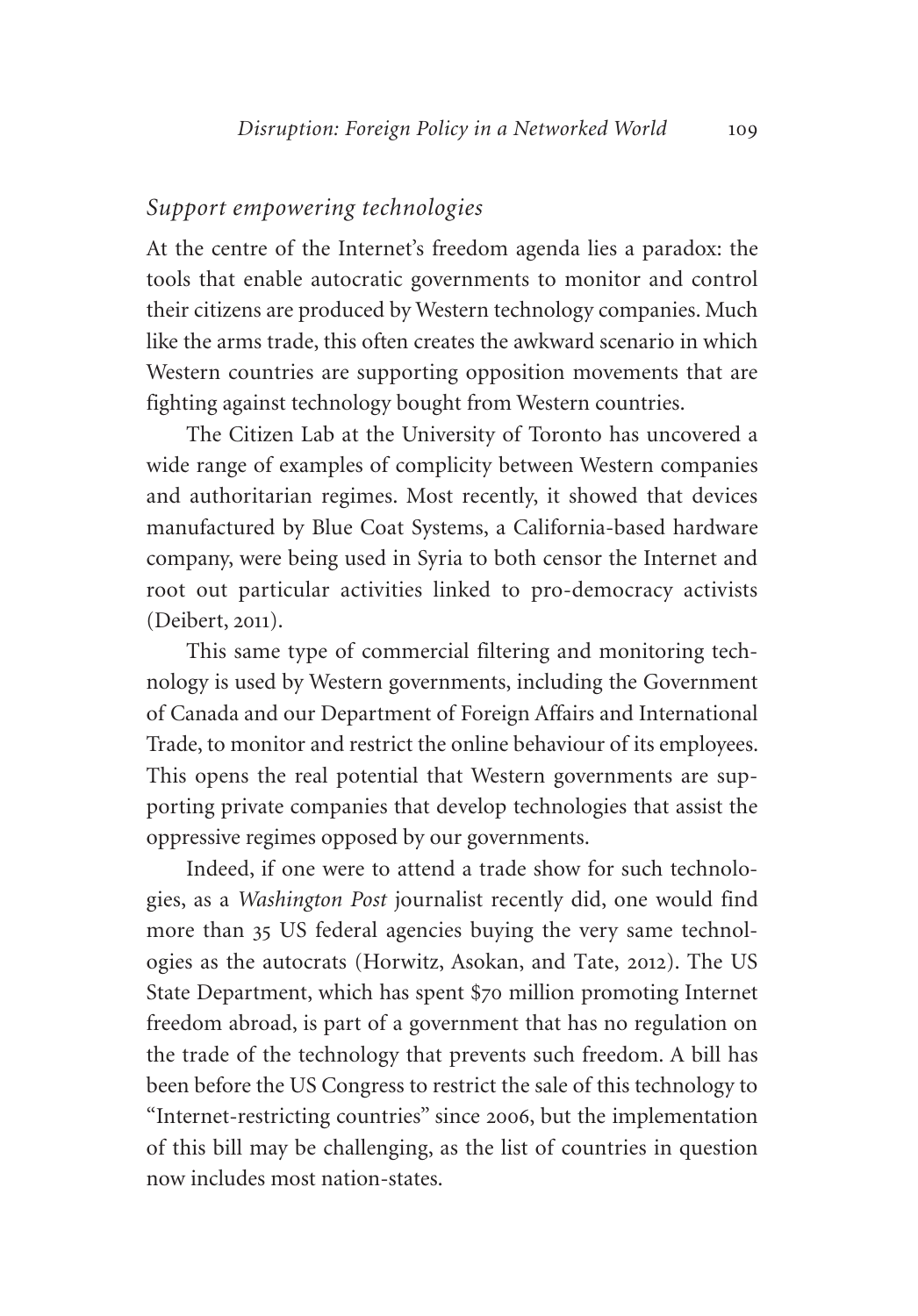### *Support empowering technologies*

At the centre of the Internet's freedom agenda lies a paradox: the tools that enable autocratic governments to monitor and control their citizens are produced by Western technology companies. Much like the arms trade, this often creates the awkward scenario in which Western countries are supporting opposition movements that are fighting against technology bought from Western countries.

The Citizen Lab at the University of Toronto has uncovered a wide range of examples of complicity between Western companies and authoritarian regimes. Most recently, it showed that devices manufactured by Blue Coat Systems, a California-based hardware company, were being used in Syria to both censor the Internet and root out particular activities linked to pro-democracy activists (Deibert, 2011).

This same type of commercial filtering and monitoring technology is used by Western governments, including the Government of Canada and our Department of Foreign Affairs and International Trade, to monitor and restrict the online behaviour of its employees. This opens the real potential that Western governments are supporting private companies that develop technologies that assist the oppressive regimes opposed by our governments.

Indeed, if one were to attend a trade show for such technologies, as a *Washington Post* journalist recently did, one would find more than 35 US federal agencies buying the very same technologies as the autocrats (Horwitz, Asokan, and Tate, 2012). The US State Department, which has spent $70 million promoting Internet freedom abroad, is part of a government that has no regulation on the trade of the technology that prevents such freedom. A bill has been before the US Congress to restrict the sale of this technology to "Internet-restricting countries" since 2006, but the implementation of this bill may be challenging, as the list of countries in question now includes most nation-states.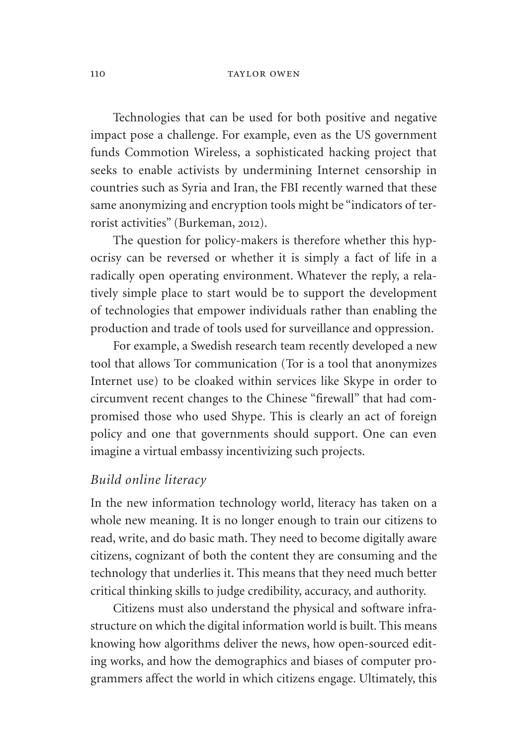Technologies that can be used for both positive and negative impact pose a challenge. For example, even as the US government funds Commotion Wireless, a sophisticated hacking project that seeks to enable activists by undermining Internet censorship in countries such as Syria and Iran, the FBI recently warned that these same anonymizing and encryption tools might be "indicators of terrorist activities" (Burkeman, 2012).

The question for policy-makers is therefore whether this hypocrisy can be reversed or whether it is simply a fact of life in a radically open operating environment. Whatever the reply, a relatively simple place to start would be to support the development of technologies that empower individuals rather than enabling the production and trade of tools used for surveillance and oppression.

For example, a Swedish research team recently developed a new tool that allows Tor communication (Tor is a tool that anonymizes Internet use) to be cloaked within services like Skype in order to circumvent recent changes to the Chinese "firewall" that had compromised those who used Shype. This is clearly an act of foreign policy and one that governments should support. One can even imagine a virtual embassy incentivizing such projects.

### *Build online literacy*

In the new information technology world, literacy has taken on a whole new meaning. It is no longer enough to train our citizens to read, write, and do basic math. They need to become digitally aware citizens, cognizant of both the content they are consuming and the technology that underlies it. This means that they need much better critical thinking skills to judge credibility, accuracy, and authority.

Citizens must also understand the physical and software infrastructure on which the digital information world is built. This means knowing how algorithms deliver the news, how open-sourced editing works, and how the demographics and biases of computer programmers affect the world in which citizens engage. Ultimately, this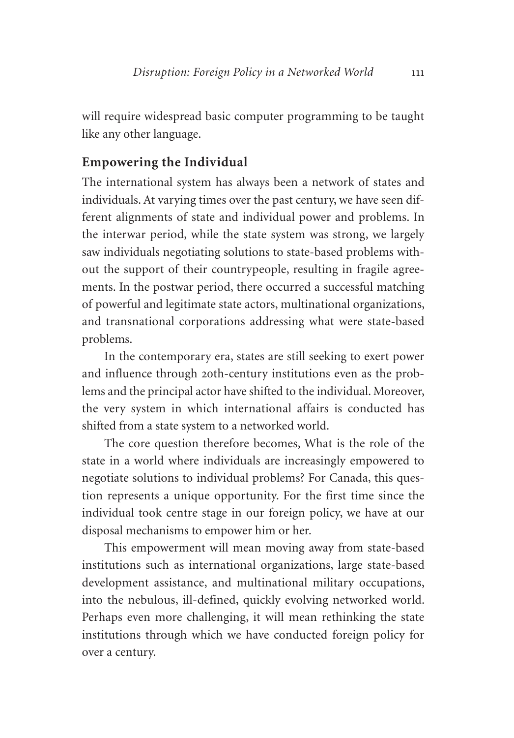will require widespread basic computer programming to be taught like any other language.

## Empowering the Individual

The international system has always been a network of states and individuals. At varying times over the past century, we have seen different alignments of state and individual power and problems. In the interwar period, while the state system was strong, we largely saw individuals negotiating solutions to state-based problems without the support of their countrypeople, resulting in fragile agreements. In the postwar period, there occurred a successful matching of powerful and legitimate state actors, multinational organizations, and transnational corporations addressing what were state-based problems.

In the contemporary era, states are still seeking to exert power and influence through 20th-century institutions even as the problems and the principal actor have shifted to the individual. Moreover, the very system in which international affairs is conducted has shifted from a state system to a networked world.

The core question therefore becomes, What is the role of the state in a world where individuals are increasingly empowered to negotiate solutions to individual problems? For Canada, this question represents a unique opportunity. For the first time since the individual took centre stage in our foreign policy, we have at our disposal mechanisms to empower him or her.

This empowerment will mean moving away from state-based institutions such as international organizations, large state-based development assistance, and multinational military occupations, into the nebulous, ill-defined, quickly evolving networked world. Perhaps even more challenging, it will mean rethinking the state institutions through which we have conducted foreign policy for over a century.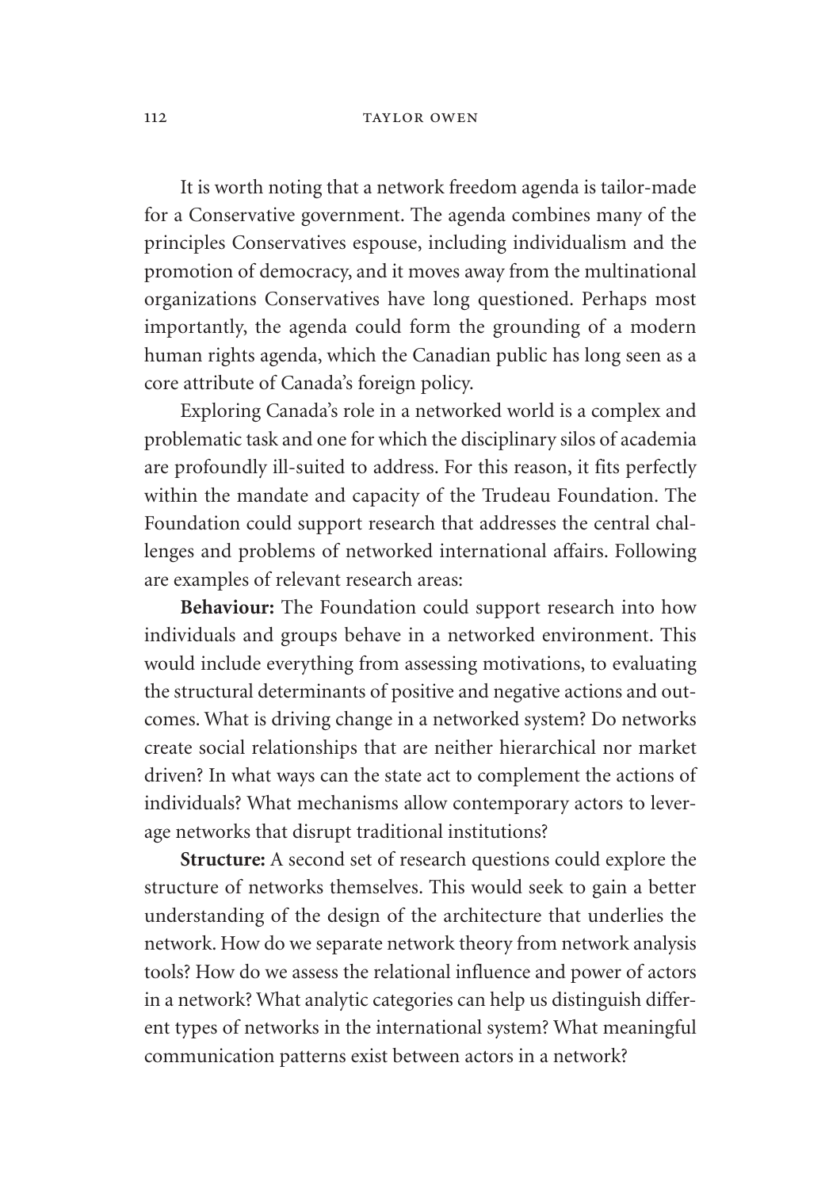It is worth noting that a network freedom agenda is tailor-made for a Conservative government. The agenda combines many of the principles Conservatives espouse, including individualism and the promotion of democracy, and it moves away from the multinational organizations Conservatives have long questioned. Perhaps most importantly, the agenda could form the grounding of a modern human rights agenda, which the Canadian public has long seen as a core attribute of Canada's foreign policy.

Exploring Canada's role in a networked world is a complex and problematic task and one for which the disciplinary silos of academia are profoundly ill-suited to address. For this reason, it fits perfectly within the mandate and capacity of the Trudeau Foundation. The Foundation could support research that addresses the central challenges and problems of networked international affairs. Following are examples of relevant research areas:

**Behaviour:** The Foundation could support research into how individuals and groups behave in a networked environment. This would include everything from assessing motivations, to evaluating the structural determinants of positive and negative actions and outcomes. What is driving change in a networked system? Do networks create social relationships that are neither hierarchical nor market driven? In what ways can the state act to complement the actions of individuals? What mechanisms allow contemporary actors to leverage networks that disrupt traditional institutions?

**Structure:** A second set of research questions could explore the structure of networks themselves. This would seek to gain a better understanding of the design of the architecture that underlies the network. How do we separate network theory from network analysis tools? How do we assess the relational influence and power of actors in a network? What analytic categories can help us distinguish different types of networks in the international system? What meaningful communication patterns exist between actors in a network?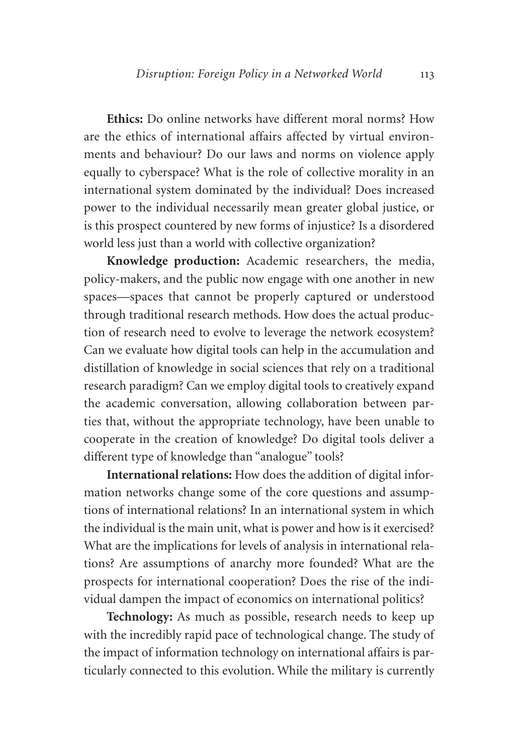**Ethics:** Do online networks have different moral norms? How are the ethics of international affairs affected by virtual environments and behaviour? Do our laws and norms on violence apply equally to cyberspace? What is the role of collective morality in an international system dominated by the individual? Does increased power to the individual necessarily mean greater global justice, or is this prospect countered by new forms of injustice? Is a disordered world less just than a world with collective organization?

**Knowledge production:** Academic researchers, the media, policy-makers, and the public now engage with one another in new spaces—spaces that cannot be properly captured or understood through traditional research methods. How does the actual production of research need to evolve to leverage the network ecosystem? Can we evaluate how digital tools can help in the accumulation and distillation of knowledge in social sciences that rely on a traditional research paradigm? Can we employ digital tools to creatively expand the academic conversation, allowing collaboration between parties that, without the appropriate technology, have been unable to cooperate in the creation of knowledge? Do digital tools deliver a different type of knowledge than "analogue" tools?

**International relations:** How does the addition of digital information networks change some of the core questions and assumptions of international relations? In an international system in which the individual is the main unit, what is power and how is it exercised? What are the implications for levels of analysis in international relations? Are assumptions of anarchy more founded? What are the prospects for international cooperation? Does the rise of the individual dampen the impact of economics on international politics?

**Technology:** As much as possible, research needs to keep up with the incredibly rapid pace of technological change. The study of the impact of information technology on international affairs is particularly connected to this evolution. While the military is currently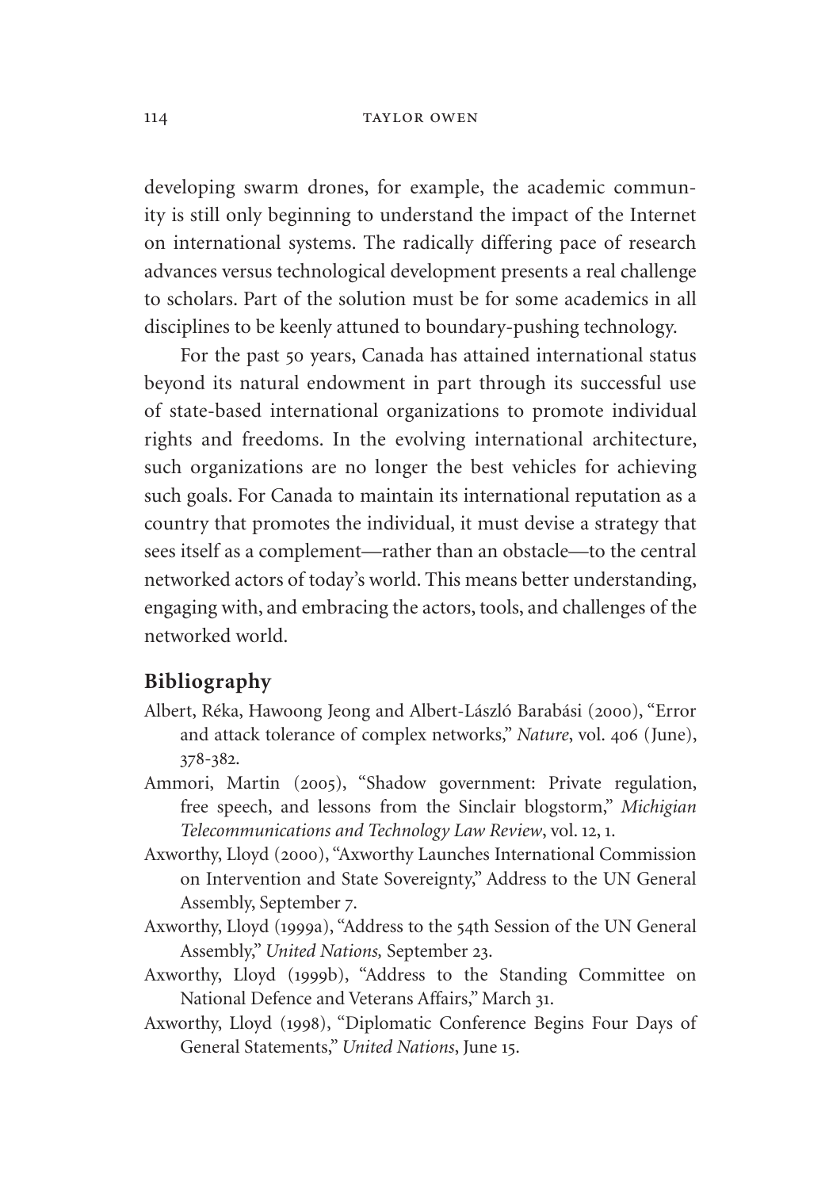developing swarm drones, for example, the academic community is still only beginning to understand the impact of the Internet on international systems. The radically differing pace of research advances versus technological development presents a real challenge to scholars. Part of the solution must be for some academics in all disciplines to be keenly attuned to boundary-pushing technology.

For the past 50 years, Canada has attained international status beyond its natural endowment in part through its successful use of state-based international organizations to promote individual rights and freedoms. In the evolving international architecture, such organizations are no longer the best vehicles for achieving such goals. For Canada to maintain its international reputation as a country that promotes the individual, it must devise a strategy that sees itself as a complement—rather than an obstacle—to the central networked actors of today's world. This means better understanding, engaging with, and embracing the actors, tools, and challenges of the networked world.

## Bibliography

Albert, Réka, Hawoong Jeong and Albert-László Barabási (2000), "Error and attack tolerance of complex networks," *Nature*, vol. 406 (June), 378-382.

Ammori, Martin (2005), "Shadow government: Private regulation, free speech, and lessons from the Sinclair blogstorm," *Michigian Telecommunications and Technology Law Review*, vol. 12, 1.

Axworthy, Lloyd (2000), "Axworthy Launches International Commission on Intervention and State Sovereignty," Address to the UN General Assembly, September 7.

Axworthy, Lloyd (1999a), "Address to the 54th Session of the UN General Assembly," *United Nations,* September 23.

Axworthy, Lloyd (1999b), "Address to the Standing Committee on National Defence and Veterans Affairs," March 31.

Axworthy, Lloyd (1998), "Diplomatic Conference Begins Four Days of General Statements," *United Nations*, June 15.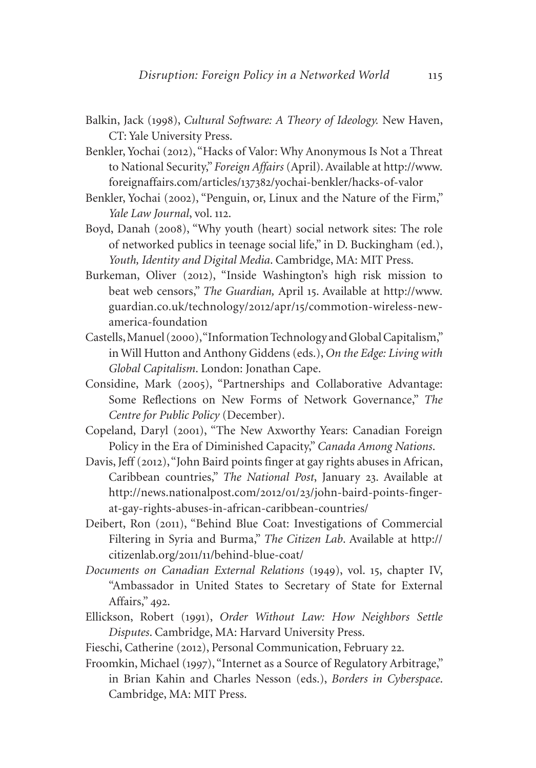Balkin, Jack (1998), *Cultural Software: A Theory of Ideology.* New Haven, CT: Yale University Press.

Benkler, Yochai (2012), "Hacks of Valor: Why Anonymous Is Not a Threat to National Security," *Foreign Affairs* (April). Available at http://www.foreignaffairs.com/articles/137382/yochai-benkler/hacks-of-valor

Benkler, Yochai (2002), "Penguin, or, Linux and the Nature of the Firm," *Yale Law Journal*, vol. 112.

Boyd, Danah (2008), "Why youth (heart) social network sites: The role of networked publics in teenage social life," in D. Buckingham (ed.), *Youth, Identity and Digital Media*. Cambridge, MA: MIT Press.

Burkeman, Oliver (2012), "Inside Washington's high risk mission to beat web censors," *The Guardian,* April 15. Available at http://www.guardian.co.uk/technology/2012/apr/15/commotion-wireless-new-america-foundation

Castells, Manuel (2000), "Information Technology and Global Capitalism," in Will Hutton and Anthony Giddens (eds.), *On the Edge: Living with Global Capitalism*. London: Jonathan Cape.

Considine, Mark (2005), "Partnerships and Collaborative Advantage: Some Reflections on New Forms of Network Governance," *The Centre for Public Policy* (December).

Copeland, Daryl (2001), "The New Axworthy Years: Canadian Foreign Policy in the Era of Diminished Capacity," *Canada Among Nations.*

Davis, Jeff (2012), "John Baird points finger at gay rights abuses in African, Caribbean countries," *The National Post*, January 23. Available at http://news.nationalpost.com/2012/01/23/john-baird-points-finger-at-gay-rights-abuses-in-african-caribbean-countries/

Deibert, Ron (2011), "Behind Blue Coat: Investigations of Commercial Filtering in Syria and Burma," *The Citizen Lab*. Available at http://citizenlab.org/2011/11/behind-blue-coat/

*Documents on Canadian External Relations* (1949), vol. 15, chapter IV, "Ambassador in United States to Secretary of State for External Affairs," 492.

Ellickson, Robert (1991), *Order Without Law: How Neighbors Settle Disputes.* Cambridge, MA: Harvard University Press.

Fieschi, Catherine (2012), Personal Communication, February 22.

Froomkin, Michael (1997), "Internet as a Source of Regulatory Arbitrage," in Brian Kahin and Charles Nesson (eds.), *Borders in Cyberspace.* Cambridge, MA: MIT Press.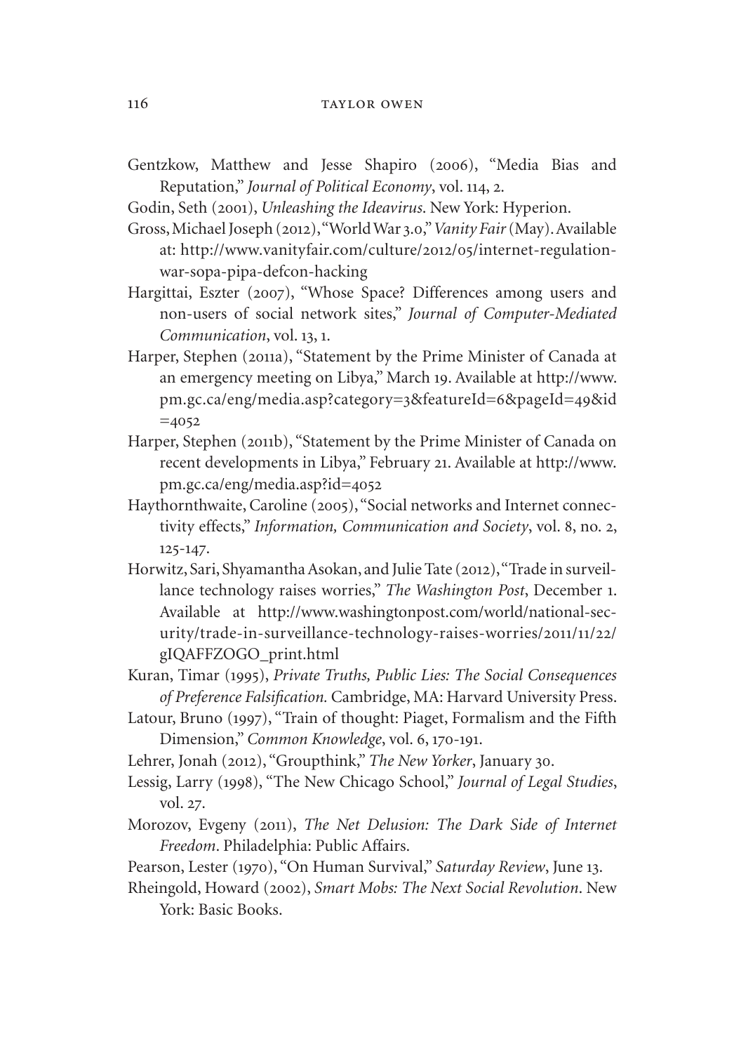Gentzkow, Matthew and Jesse Shapiro (2006), "Media Bias and Reputation," *Journal of Political Economy*, vol. 114, 2.

Godin, Seth (2001), *Unleashing the Ideavirus*. New York: Hyperion.

Gross, Michael Joseph (2012), "World War 3.0," *Vanity Fair* (May). Available at: http://www.vanityfair.com/culture/2012/05/internet-regulation-war-sopa-pipa-defcon-hacking

Hargittai, Eszter (2007), "Whose Space? Differences among users and non-users of social network sites," *Journal of Computer-Mediated Communication*, vol. 13, 1.

Harper, Stephen (2011a), "Statement by the Prime Minister of Canada at an emergency meeting on Libya," March 19. Available at http://www.pm.gc.ca/eng/media.asp?category=3&featureId=6&pageId=49&id=4052

Harper, Stephen (2011b), "Statement by the Prime Minister of Canada on recent developments in Libya," February 21. Available at http://www.pm.gc.ca/eng/media.asp?id=4052

Haythornthwaite, Caroline (2005), "Social networks and Internet connectivity effects," *Information, Communication and Society*, vol. 8, no. 2, 125-147.

Horwitz, Sari, Shyamantha Asokan, and Julie Tate (2012), "Trade in surveillance technology raises worries," *The Washington Post*, December 1. Available at http://www.washingtonpost.com/world/national-security/trade-in-surveillance-technology-raises-worries/2011/11/22/gIQAFFZOGO_print.html

Kuran, Timar (1995), *Private Truths, Public Lies: The Social Consequences of Preference Falsification.* Cambridge, MA: Harvard University Press.

Latour, Bruno (1997), "Train of thought: Piaget, Formalism and the Fifth Dimension," *Common Knowledge*, vol. 6, 170-191.

Lehrer, Jonah (2012), "Groupthink," *The New Yorker*, January 30.

Lessig, Larry (1998), "The New Chicago School," *Journal of Legal Studies*, vol. 27.

Morozov, Evgeny (2011), *The Net Delusion: The Dark Side of Internet Freedom*. Philadelphia: Public Affairs.

Pearson, Lester (1970), "On Human Survival," *Saturday Review*, June 13.

Rheingold, Howard (2002), *Smart Mobs: The Next Social Revolution*. New York: Basic Books.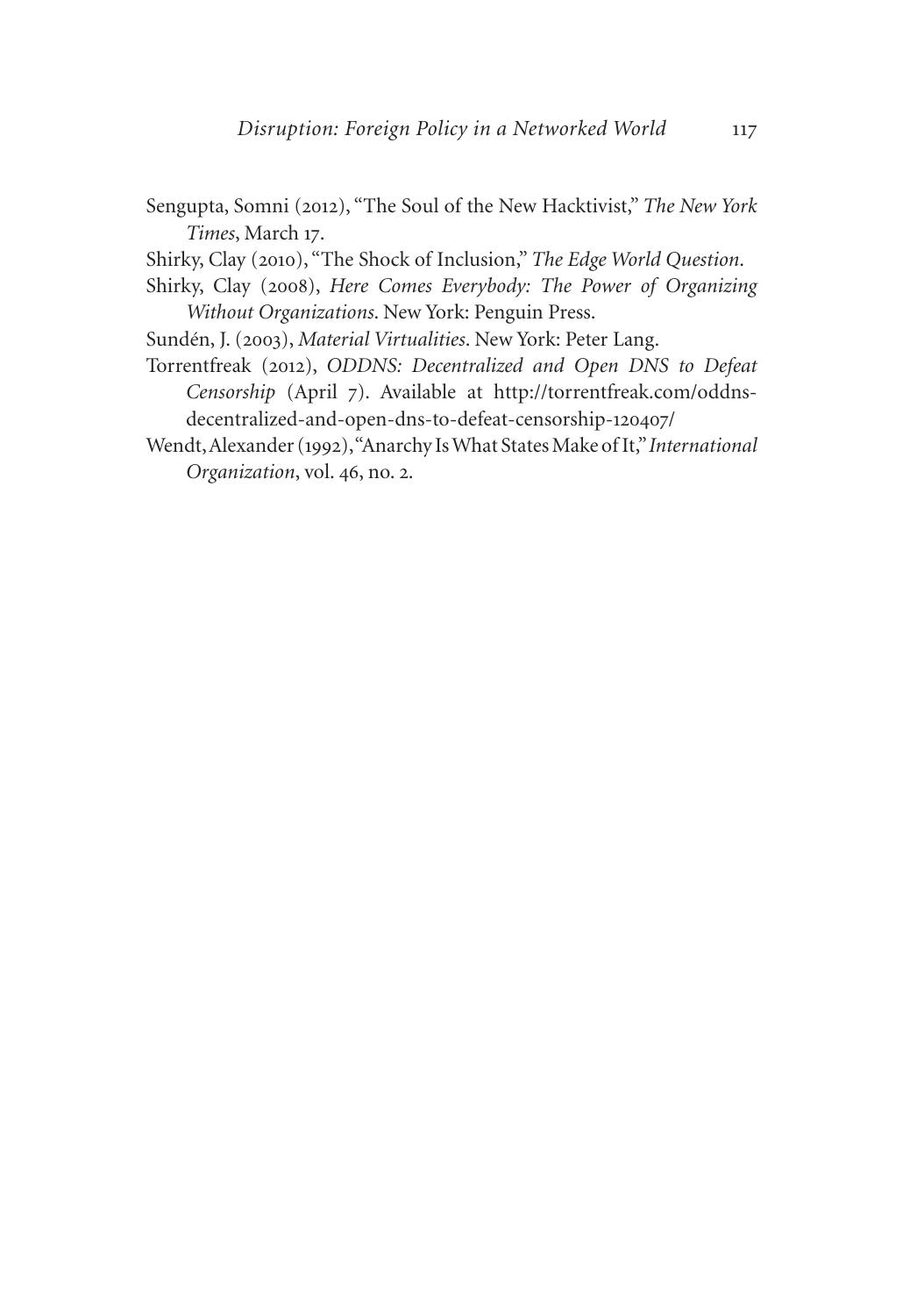Sengupta, Somni (2012), "The Soul of the New Hacktivist," *The New York Times*, March 17.

Shirky, Clay (2010), "The Shock of Inclusion," *The Edge World Question*.

Shirky, Clay (2008), *Here Comes Everybody: The Power of Organizing Without Organizations*. New York: Penguin Press.

Sundén, J. (2003), *Material Virtualities*. New York: Peter Lang.

Torrentfreak (2012), *ODDNS: Decentralized and Open DNS to Defeat Censorship* (April 7). Available at http://torrentfreak.com/oddns-decentralized-and-open-dns-to-defeat-censorship-120407/

Wendt, Alexander (1992), "Anarchy Is What States Make of It," *International Organization*, vol. 46, no. 2.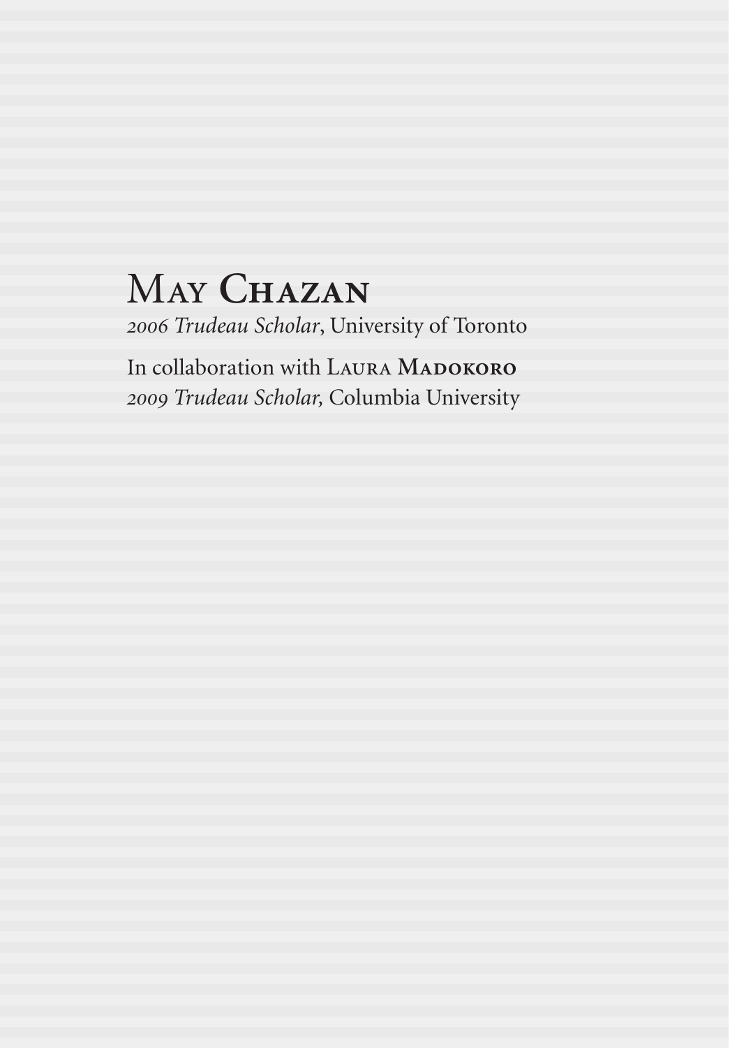# May Chazan

*2006 Trudeau Scholar*, University of Toronto

In collaboration with Laura **Madokoro**
*2009 Trudeau Scholar,* Columbia University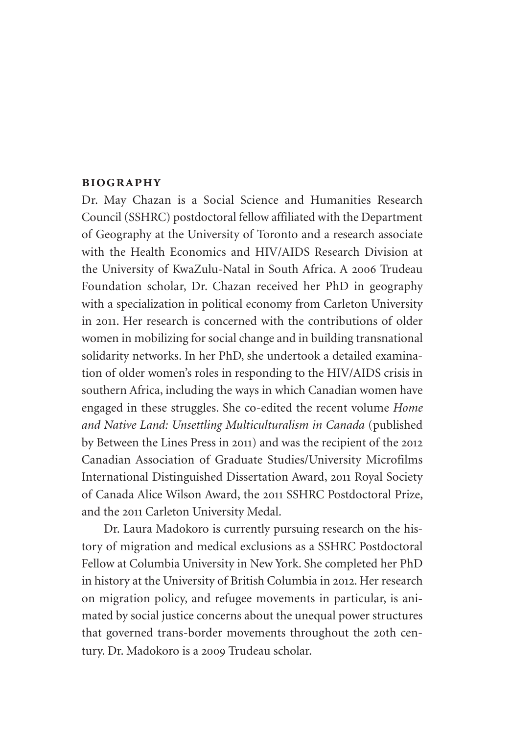## BIOGRAPHY

Dr. May Chazan is a Social Science and Humanities Research Council (SSHRC) postdoctoral fellow affiliated with the Department of Geography at the University of Toronto and a research associate with the Health Economics and HIV/AIDS Research Division at the University of KwaZulu-Natal in South Africa. A 2006 Trudeau Foundation scholar, Dr. Chazan received her PhD in geography with a specialization in political economy from Carleton University in 2011. Her research is concerned with the contributions of older women in mobilizing for social change and in building transnational solidarity networks. In her PhD, she undertook a detailed examination of older women's roles in responding to the HIV/AIDS crisis in southern Africa, including the ways in which Canadian women have engaged in these struggles. She co-edited the recent volume *Home and Native Land: Unsettling Multiculturalism in Canada* (published by Between the Lines Press in 2011) and was the recipient of the 2012 Canadian Association of Graduate Studies/University Microfilms International Distinguished Dissertation Award, 2011 Royal Society of Canada Alice Wilson Award, the 2011 SSHRC Postdoctoral Prize, and the 2011 Carleton University Medal.

Dr. Laura Madokoro is currently pursuing research on the history of migration and medical exclusions as a SSHRC Postdoctoral Fellow at Columbia University in New York. She completed her PhD in history at the University of British Columbia in 2012. Her research on migration policy, and refugee movements in particular, is animated by social justice concerns about the unequal power structures that governed trans-border movements throughout the 20th century. Dr. Madokoro is a 2009 Trudeau scholar.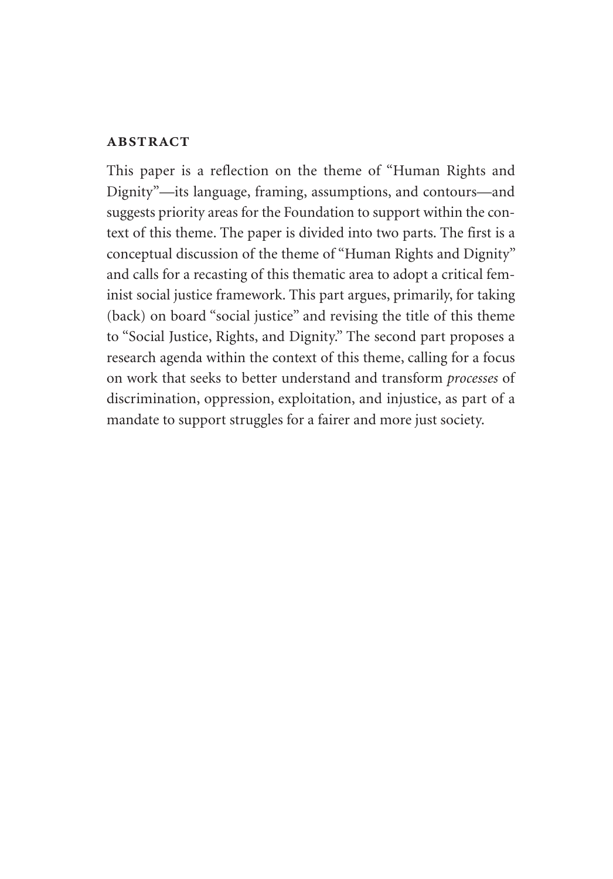## ABSTRACT

This paper is a reflection on the theme of "Human Rights and Dignity"—its language, framing, assumptions, and contours—and suggests priority areas for the Foundation to support within the context of this theme. The paper is divided into two parts. The first is a conceptual discussion of the theme of "Human Rights and Dignity" and calls for a recasting of this thematic area to adopt a critical feminist social justice framework. This part argues, primarily, for taking (back) on board "social justice" and revising the title of this theme to "Social Justice, Rights, and Dignity." The second part proposes a research agenda within the context of this theme, calling for a focus on work that seeks to better understand and transform *processes* of discrimination, oppression, exploitation, and injustice, as part of a mandate to support struggles for a fairer and more just society.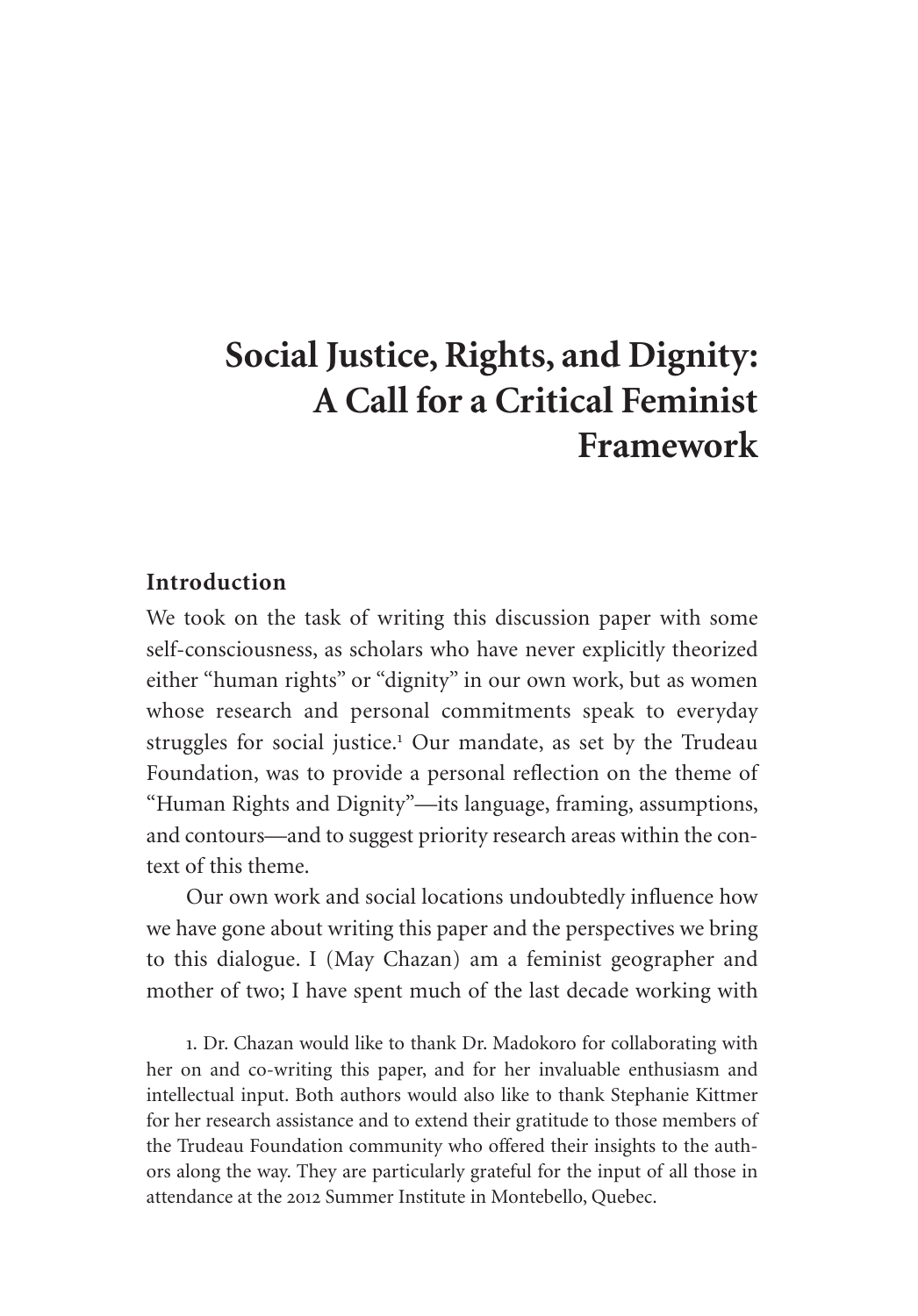# Social Justice, Rights, and Dignity: A Call for a Critical Feminist Framework

## Introduction

We took on the task of writing this discussion paper with some self-consciousness, as scholars who have never explicitly theorized either "human rights" or "dignity" in our own work, but as women whose research and personal commitments speak to everyday struggles for social justice.[1] Our mandate, as set by the Trudeau Foundation, was to provide a personal reflection on the theme of "Human Rights and Dignity"—its language, framing, assumptions, and contours—and to suggest priority research areas within the context of this theme.

Our own work and social locations undoubtedly influence how we have gone about writing this paper and the perspectives we bring to this dialogue. I (May Chazan) am a feminist geographer and mother of two; I have spent much of the last decade working with

1. Dr. Chazan would like to thank Dr. Madokoro for collaborating with her on and co-writing this paper, and for her invaluable enthusiasm and intellectual input. Both authors would also like to thank Stephanie Kittmer for her research assistance and to extend their gratitude to those members of the Trudeau Foundation community who offered their insights to the authors along the way. They are particularly grateful for the input of all those in attendance at the 2012 Summer Institute in Montebello, Quebec.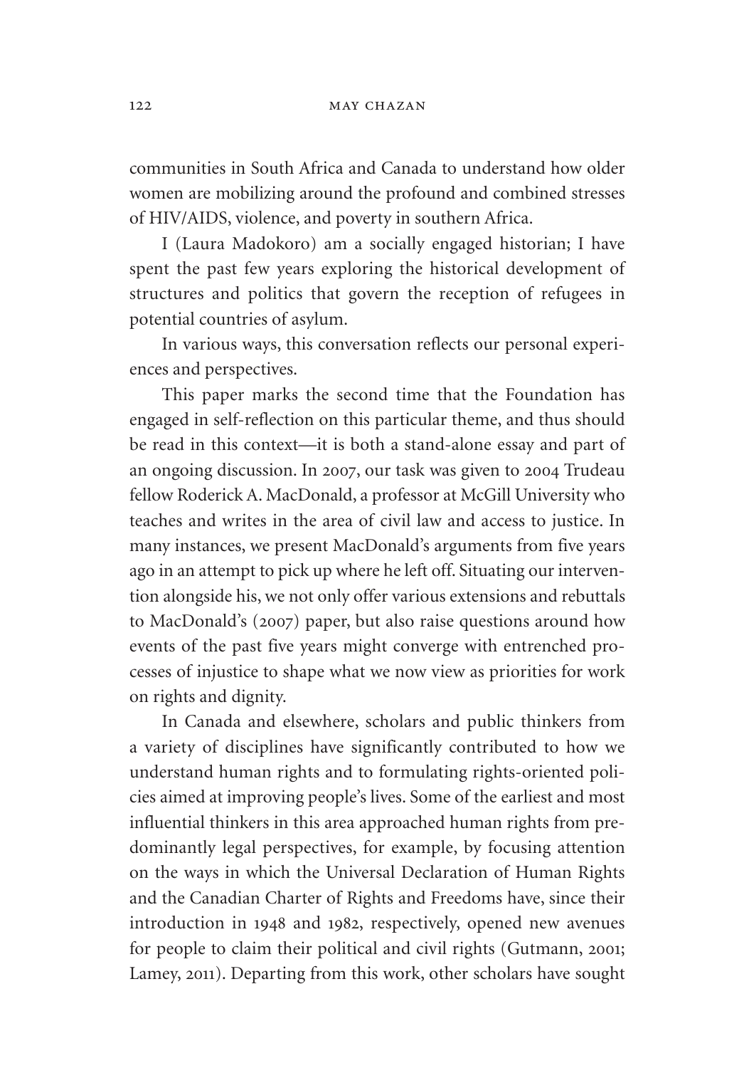communities in South Africa and Canada to understand how older women are mobilizing around the profound and combined stresses of HIV/AIDS, violence, and poverty in southern Africa.

I (Laura Madokoro) am a socially engaged historian; I have spent the past few years exploring the historical development of structures and politics that govern the reception of refugees in potential countries of asylum.

In various ways, this conversation reflects our personal experiences and perspectives.

This paper marks the second time that the Foundation has engaged in self-reflection on this particular theme, and thus should be read in this context—it is both a stand-alone essay and part of an ongoing discussion. In 2007, our task was given to 2004 Trudeau fellow Roderick A. MacDonald, a professor at McGill University who teaches and writes in the area of civil law and access to justice. In many instances, we present MacDonald's arguments from five years ago in an attempt to pick up where he left off. Situating our intervention alongside his, we not only offer various extensions and rebuttals to MacDonald's (2007) paper, but also raise questions around how events of the past five years might converge with entrenched processes of injustice to shape what we now view as priorities for work on rights and dignity.

In Canada and elsewhere, scholars and public thinkers from a variety of disciplines have significantly contributed to how we understand human rights and to formulating rights-oriented policies aimed at improving people's lives. Some of the earliest and most influential thinkers in this area approached human rights from predominantly legal perspectives, for example, by focusing attention on the ways in which the Universal Declaration of Human Rights and the Canadian Charter of Rights and Freedoms have, since their introduction in 1948 and 1982, respectively, opened new avenues for people to claim their political and civil rights (Gutmann, 2001; Lamey, 2011). Departing from this work, other scholars have sought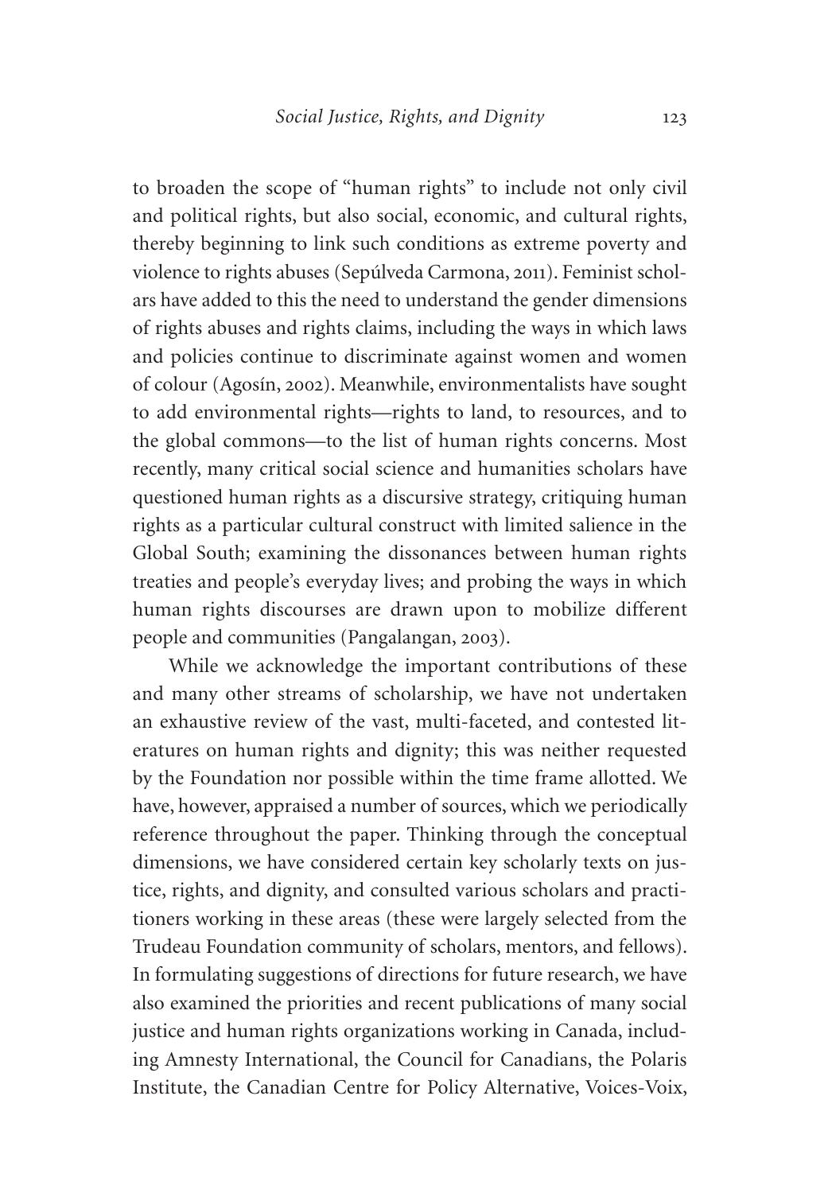to broaden the scope of "human rights" to include not only civil and political rights, but also social, economic, and cultural rights, thereby beginning to link such conditions as extreme poverty and violence to rights abuses (Sepúlveda Carmona, 2011). Feminist scholars have added to this the need to understand the gender dimensions of rights abuses and rights claims, including the ways in which laws and policies continue to discriminate against women and women of colour (Agosín, 2002). Meanwhile, environmentalists have sought to add environmental rights—rights to land, to resources, and to the global commons—to the list of human rights concerns. Most recently, many critical social science and humanities scholars have questioned human rights as a discursive strategy, critiquing human rights as a particular cultural construct with limited salience in the Global South; examining the dissonances between human rights treaties and people's everyday lives; and probing the ways in which human rights discourses are drawn upon to mobilize different people and communities (Pangalangan, 2003).

While we acknowledge the important contributions of these and many other streams of scholarship, we have not undertaken an exhaustive review of the vast, multi-faceted, and contested literatures on human rights and dignity; this was neither requested by the Foundation nor possible within the time frame allotted. We have, however, appraised a number of sources, which we periodically reference throughout the paper. Thinking through the conceptual dimensions, we have considered certain key scholarly texts on justice, rights, and dignity, and consulted various scholars and practitioners working in these areas (these were largely selected from the Trudeau Foundation community of scholars, mentors, and fellows). In formulating suggestions of directions for future research, we have also examined the priorities and recent publications of many social justice and human rights organizations working in Canada, including Amnesty International, the Council for Canadians, the Polaris Institute, the Canadian Centre for Policy Alternative, Voices-Voix,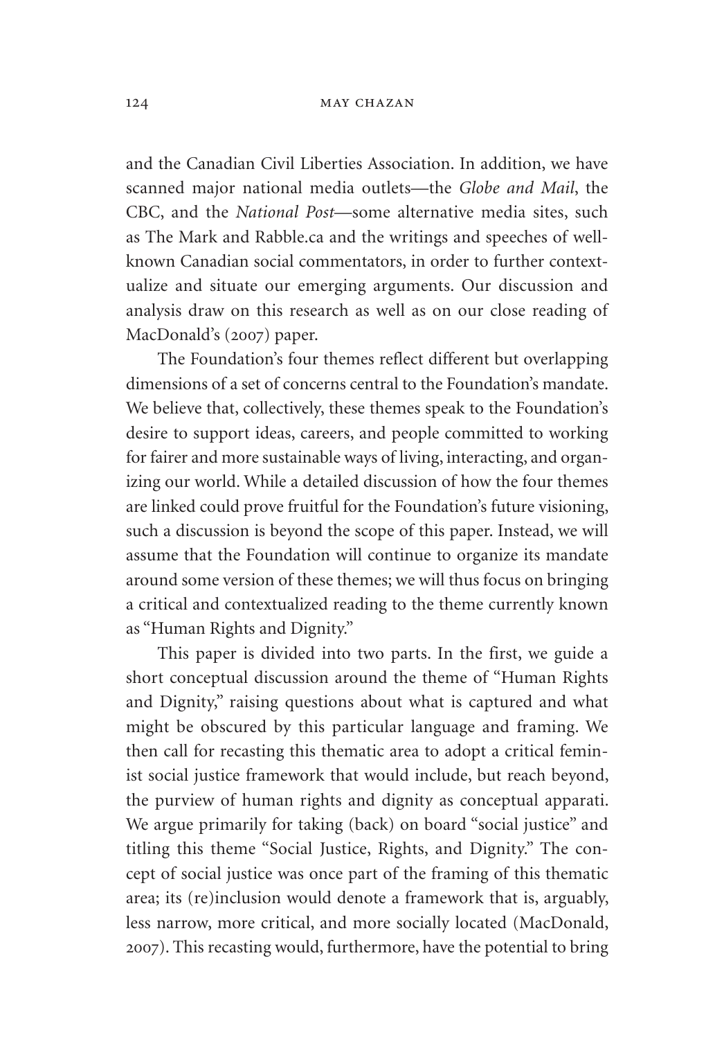and the Canadian Civil Liberties Association. In addition, we have scanned major national media outlets—the *Globe and Mail*, the CBC, and the *National Post*—some alternative media sites, such as The Mark and Rabble.ca and the writings and speeches of well-known Canadian social commentators, in order to further contextualize and situate our emerging arguments. Our discussion and analysis draw on this research as well as on our close reading of MacDonald's (2007) paper.

The Foundation's four themes reflect different but overlapping dimensions of a set of concerns central to the Foundation's mandate. We believe that, collectively, these themes speak to the Foundation's desire to support ideas, careers, and people committed to working for fairer and more sustainable ways of living, interacting, and organizing our world. While a detailed discussion of how the four themes are linked could prove fruitful for the Foundation's future visioning, such a discussion is beyond the scope of this paper. Instead, we will assume that the Foundation will continue to organize its mandate around some version of these themes; we will thus focus on bringing a critical and contextualized reading to the theme currently known as "Human Rights and Dignity."

This paper is divided into two parts. In the first, we guide a short conceptual discussion around the theme of "Human Rights and Dignity," raising questions about what is captured and what might be obscured by this particular language and framing. We then call for recasting this thematic area to adopt a critical feminist social justice framework that would include, but reach beyond, the purview of human rights and dignity as conceptual apparati. We argue primarily for taking (back) on board "social justice" and titling this theme "Social Justice, Rights, and Dignity." The concept of social justice was once part of the framing of this thematic area; its (re)inclusion would denote a framework that is, arguably, less narrow, more critical, and more socially located (MacDonald, 2007). This recasting would, furthermore, have the potential to bring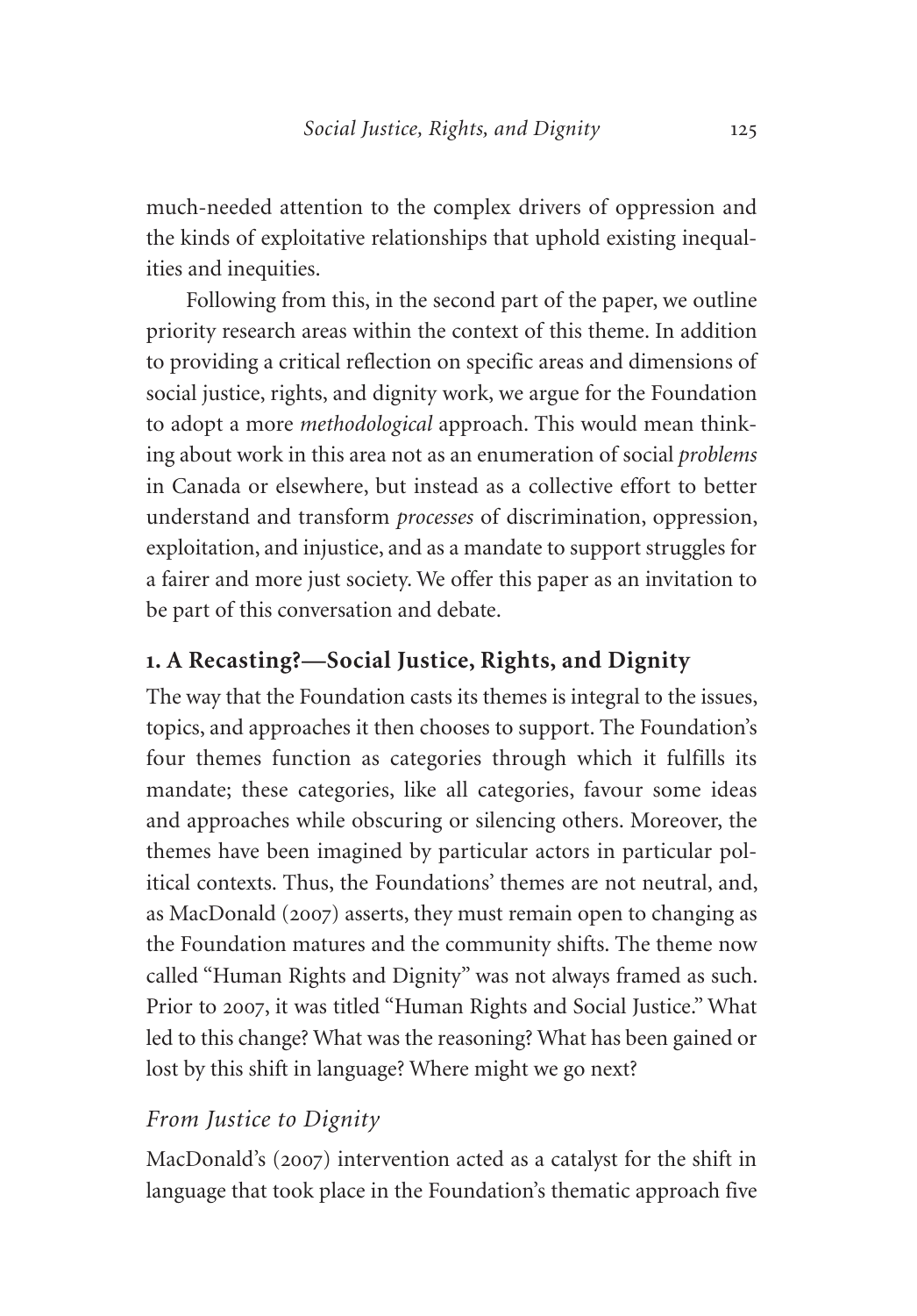much-needed attention to the complex drivers of oppression and the kinds of exploitative relationships that uphold existing inequalities and inequities.

Following from this, in the second part of the paper, we outline priority research areas within the context of this theme. In addition to providing a critical reflection on specific areas and dimensions of social justice, rights, and dignity work, we argue for the Foundation to adopt a more *methodological* approach. This would mean thinking about work in this area not as an enumeration of social *problems* in Canada or elsewhere, but instead as a collective effort to better understand and transform *processes* of discrimination, oppression, exploitation, and injustice, and as a mandate to support struggles for a fairer and more just society. We offer this paper as an invitation to be part of this conversation and debate.

## 1. A Recasting?—Social Justice, Rights, and Dignity

The way that the Foundation casts its themes is integral to the issues, topics, and approaches it then chooses to support. The Foundation's four themes function as categories through which it fulfills its mandate; these categories, like all categories, favour some ideas and approaches while obscuring or silencing others. Moreover, the themes have been imagined by particular actors in particular political contexts. Thus, the Foundations' themes are not neutral, and, as MacDonald (2007) asserts, they must remain open to changing as the Foundation matures and the community shifts. The theme now called "Human Rights and Dignity" was not always framed as such. Prior to 2007, it was titled "Human Rights and Social Justice." What led to this change? What was the reasoning? What has been gained or lost by this shift in language? Where might we go next?

### *From Justice to Dignity*

MacDonald's (2007) intervention acted as a catalyst for the shift in language that took place in the Foundation's thematic approach five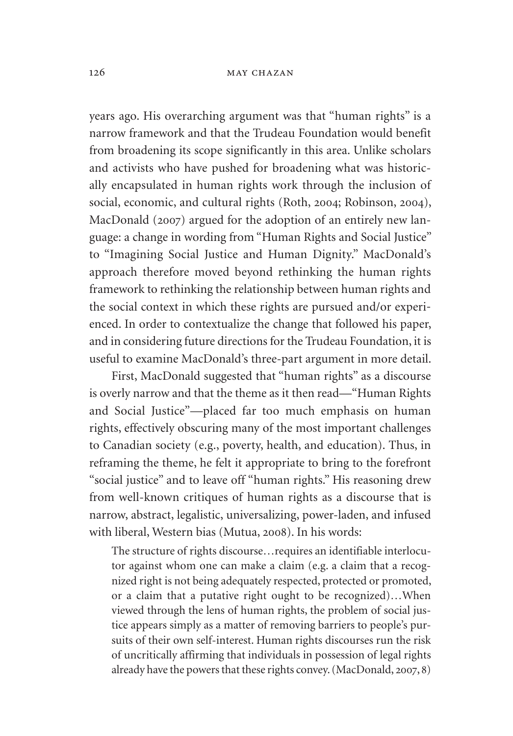years ago. His overarching argument was that "human rights" is a narrow framework and that the Trudeau Foundation would benefit from broadening its scope significantly in this area. Unlike scholars and activists who have pushed for broadening what was historically encapsulated in human rights work through the inclusion of social, economic, and cultural rights (Roth, 2004; Robinson, 2004), MacDonald (2007) argued for the adoption of an entirely new language: a change in wording from "Human Rights and Social Justice" to "Imagining Social Justice and Human Dignity." MacDonald's approach therefore moved beyond rethinking the human rights framework to rethinking the relationship between human rights and the social context in which these rights are pursued and/or experienced. In order to contextualize the change that followed his paper, and in considering future directions for the Trudeau Foundation, it is useful to examine MacDonald's three-part argument in more detail.

First, MacDonald suggested that "human rights" as a discourse is overly narrow and that the theme as it then read—"Human Rights and Social Justice"—placed far too much emphasis on human rights, effectively obscuring many of the most important challenges to Canadian society (e.g., poverty, health, and education). Thus, in reframing the theme, he felt it appropriate to bring to the forefront "social justice" and to leave off "human rights." His reasoning drew from well-known critiques of human rights as a discourse that is narrow, abstract, legalistic, universalizing, power-laden, and infused with liberal, Western bias (Mutua, 2008). In his words:

> The structure of rights discourse…requires an identifiable interlocutor against whom one can make a claim (e.g. a claim that a recognized right is not being adequately respected, protected or promoted, or a claim that a putative right ought to be recognized)…When viewed through the lens of human rights, the problem of social justice appears simply as a matter of removing barriers to people's pursuits of their own self-interest. Human rights discourses run the risk of uncritically affirming that individuals in possession of legal rights already have the powers that these rights convey. (MacDonald, 2007, 8)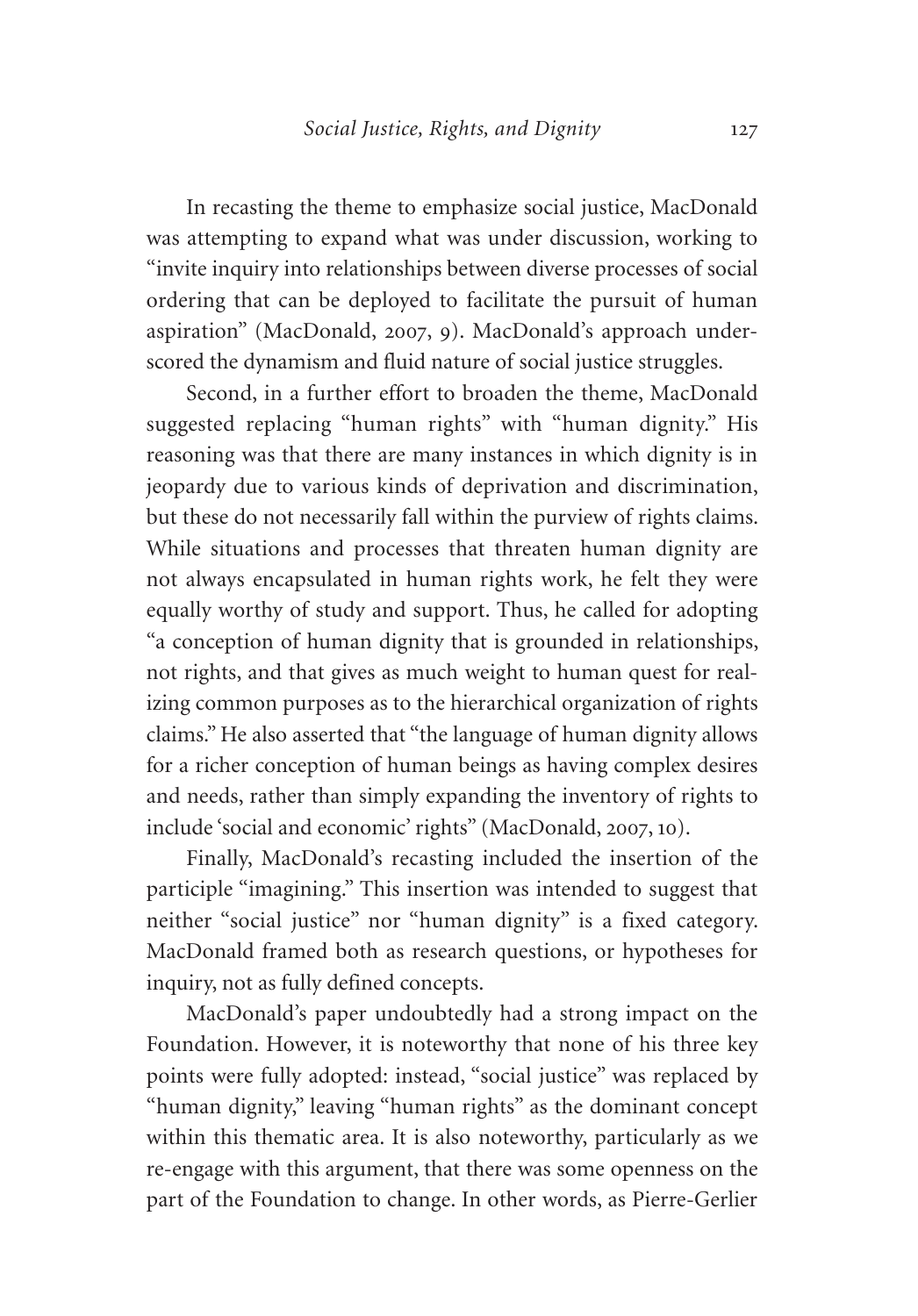In recasting the theme to emphasize social justice, MacDonald was attempting to expand what was under discussion, working to "invite inquiry into relationships between diverse processes of social ordering that can be deployed to facilitate the pursuit of human aspiration" (MacDonald, 2007, 9). MacDonald's approach underscored the dynamism and fluid nature of social justice struggles.

Second, in a further effort to broaden the theme, MacDonald suggested replacing "human rights" with "human dignity." His reasoning was that there are many instances in which dignity is in jeopardy due to various kinds of deprivation and discrimination, but these do not necessarily fall within the purview of rights claims. While situations and processes that threaten human dignity are not always encapsulated in human rights work, he felt they were equally worthy of study and support. Thus, he called for adopting "a conception of human dignity that is grounded in relationships, not rights, and that gives as much weight to human quest for realizing common purposes as to the hierarchical organization of rights claims." He also asserted that "the language of human dignity allows for a richer conception of human beings as having complex desires and needs, rather than simply expanding the inventory of rights to include 'social and economic' rights" (MacDonald, 2007, 10).

Finally, MacDonald's recasting included the insertion of the participle "imagining." This insertion was intended to suggest that neither "social justice" nor "human dignity" is a fixed category. MacDonald framed both as research questions, or hypotheses for inquiry, not as fully defined concepts.

MacDonald's paper undoubtedly had a strong impact on the Foundation. However, it is noteworthy that none of his three key points were fully adopted: instead, "social justice" was replaced by "human dignity," leaving "human rights" as the dominant concept within this thematic area. It is also noteworthy, particularly as we re-engage with this argument, that there was some openness on the part of the Foundation to change. In other words, as Pierre-Gerlier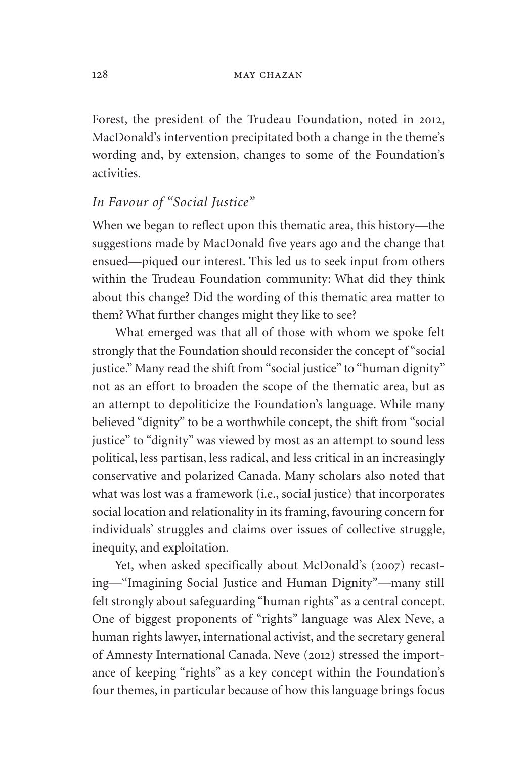Forest, the president of the Trudeau Foundation, noted in 2012, MacDonald's intervention precipitated both a change in the theme's wording and, by extension, changes to some of the Foundation's activities.

### *In Favour of "Social Justice"*

When we began to reflect upon this thematic area, this history—the suggestions made by MacDonald five years ago and the change that ensued—piqued our interest. This led us to seek input from others within the Trudeau Foundation community: What did they think about this change? Did the wording of this thematic area matter to them? What further changes might they like to see?

What emerged was that all of those with whom we spoke felt strongly that the Foundation should reconsider the concept of "social justice." Many read the shift from "social justice" to "human dignity" not as an effort to broaden the scope of the thematic area, but as an attempt to depoliticize the Foundation's language. While many believed "dignity" to be a worthwhile concept, the shift from "social justice" to "dignity" was viewed by most as an attempt to sound less political, less partisan, less radical, and less critical in an increasingly conservative and polarized Canada. Many scholars also noted that what was lost was a framework (i.e., social justice) that incorporates social location and relationality in its framing, favouring concern for individuals' struggles and claims over issues of collective struggle, inequity, and exploitation.

Yet, when asked specifically about McDonald's (2007) recasting—"Imagining Social Justice and Human Dignity"—many still felt strongly about safeguarding "human rights" as a central concept. One of biggest proponents of "rights" language was Alex Neve, a human rights lawyer, international activist, and the secretary general of Amnesty International Canada. Neve (2012) stressed the importance of keeping "rights" as a key concept within the Foundation's four themes, in particular because of how this language brings focus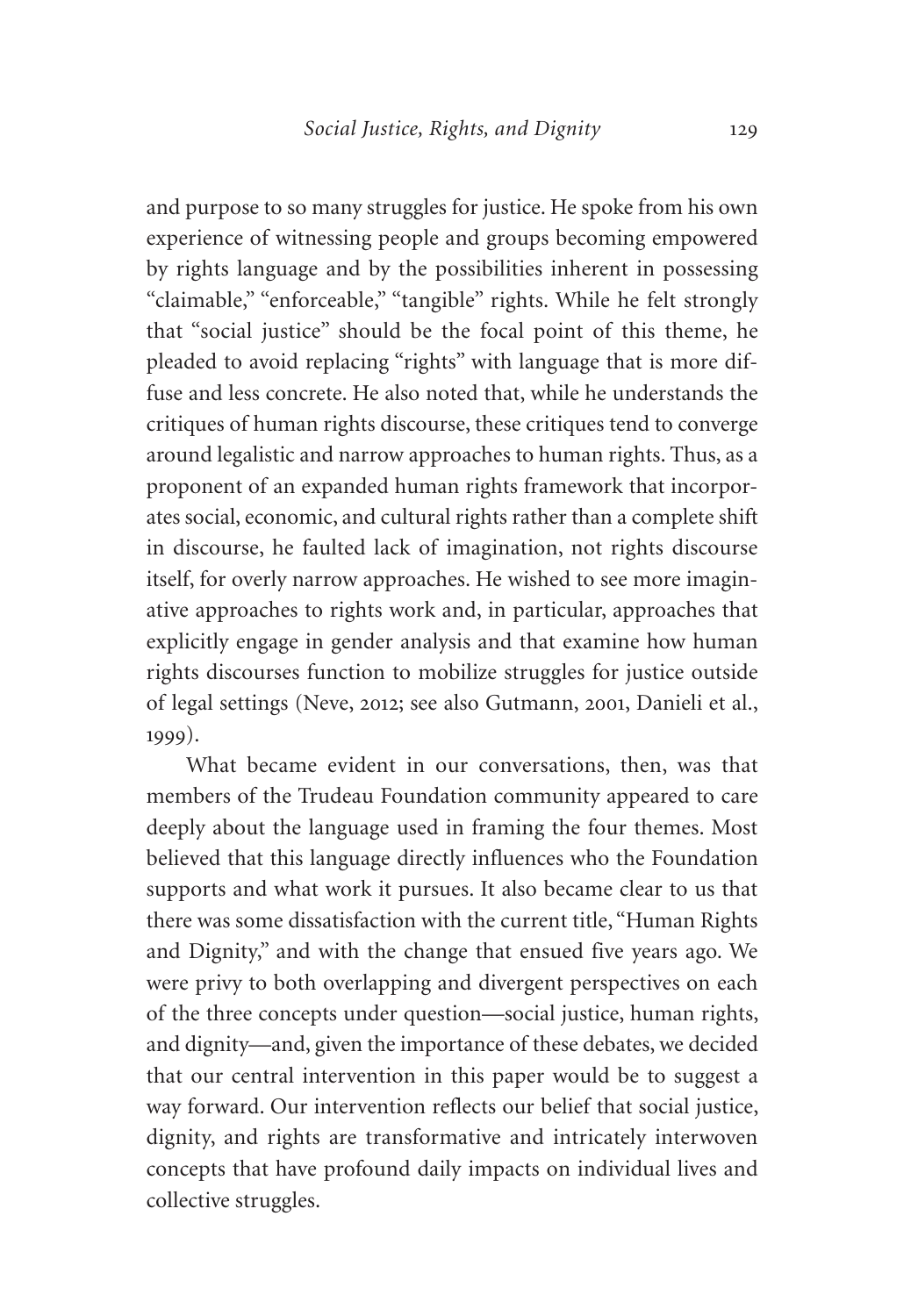and purpose to so many struggles for justice. He spoke from his own experience of witnessing people and groups becoming empowered by rights language and by the possibilities inherent in possessing "claimable," "enforceable," "tangible" rights. While he felt strongly that "social justice" should be the focal point of this theme, he pleaded to avoid replacing "rights" with language that is more diffuse and less concrete. He also noted that, while he understands the critiques of human rights discourse, these critiques tend to converge around legalistic and narrow approaches to human rights. Thus, as a proponent of an expanded human rights framework that incorporates social, economic, and cultural rights rather than a complete shift in discourse, he faulted lack of imagination, not rights discourse itself, for overly narrow approaches. He wished to see more imaginative approaches to rights work and, in particular, approaches that explicitly engage in gender analysis and that examine how human rights discourses function to mobilize struggles for justice outside of legal settings (Neve, 2012; see also Gutmann, 2001, Danieli et al., 1999).

What became evident in our conversations, then, was that members of the Trudeau Foundation community appeared to care deeply about the language used in framing the four themes. Most believed that this language directly influences who the Foundation supports and what work it pursues. It also became clear to us that there was some dissatisfaction with the current title, "Human Rights and Dignity," and with the change that ensued five years ago. We were privy to both overlapping and divergent perspectives on each of the three concepts under question—social justice, human rights, and dignity—and, given the importance of these debates, we decided that our central intervention in this paper would be to suggest a way forward. Our intervention reflects our belief that social justice, dignity, and rights are transformative and intricately interwoven concepts that have profound daily impacts on individual lives and collective struggles.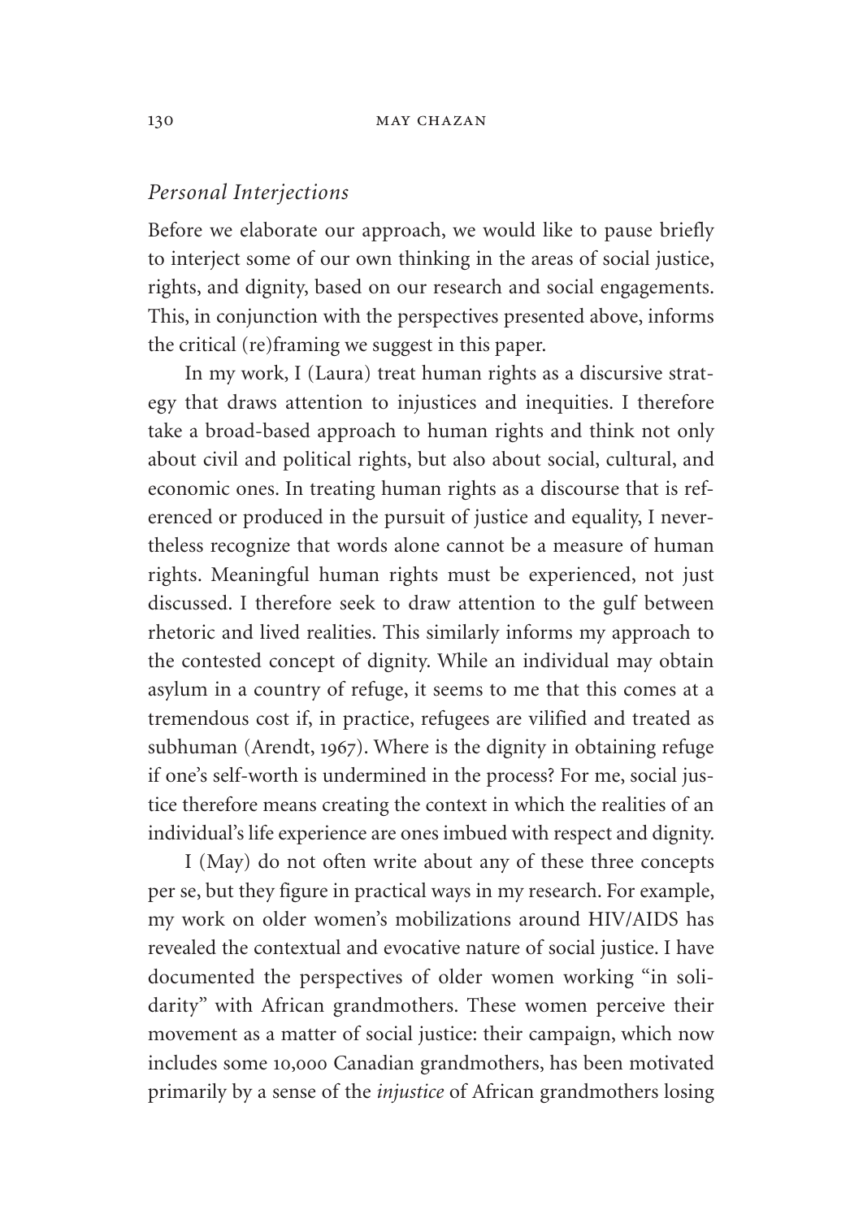## *Personal Interjections*

Before we elaborate our approach, we would like to pause briefly to interject some of our own thinking in the areas of social justice, rights, and dignity, based on our research and social engagements. This, in conjunction with the perspectives presented above, informs the critical (re)framing we suggest in this paper.

In my work, I (Laura) treat human rights as a discursive strategy that draws attention to injustices and inequities. I therefore take a broad-based approach to human rights and think not only about civil and political rights, but also about social, cultural, and economic ones. In treating human rights as a discourse that is referenced or produced in the pursuit of justice and equality, I nevertheless recognize that words alone cannot be a measure of human rights. Meaningful human rights must be experienced, not just discussed. I therefore seek to draw attention to the gulf between rhetoric and lived realities. This similarly informs my approach to the contested concept of dignity. While an individual may obtain asylum in a country of refuge, it seems to me that this comes at a tremendous cost if, in practice, refugees are vilified and treated as subhuman (Arendt, 1967). Where is the dignity in obtaining refuge if one's self-worth is undermined in the process? For me, social justice therefore means creating the context in which the realities of an individual's life experience are ones imbued with respect and dignity.

I (May) do not often write about any of these three concepts per se, but they figure in practical ways in my research. For example, my work on older women's mobilizations around HIV/AIDS has revealed the contextual and evocative nature of social justice. I have documented the perspectives of older women working "in solidarity" with African grandmothers. These women perceive their movement as a matter of social justice: their campaign, which now includes some 10,000 Canadian grandmothers, has been motivated primarily by a sense of the *injustice* of African grandmothers losing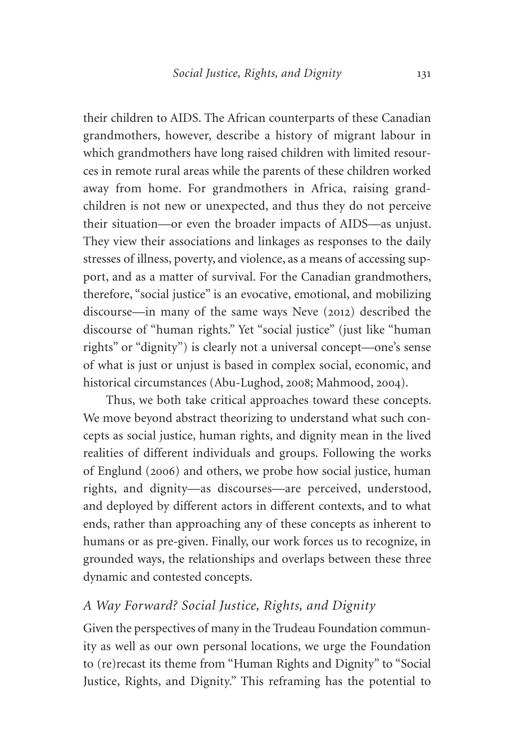their children to AIDS. The African counterparts of these Canadian grandmothers, however, describe a history of migrant labour in which grandmothers have long raised children with limited resources in remote rural areas while the parents of these children worked away from home. For grandmothers in Africa, raising grandchildren is not new or unexpected, and thus they do not perceive their situation—or even the broader impacts of AIDS—as unjust. They view their associations and linkages as responses to the daily stresses of illness, poverty, and violence, as a means of accessing support, and as a matter of survival. For the Canadian grandmothers, therefore, "social justice" is an evocative, emotional, and mobilizing discourse—in many of the same ways Neve (2012) described the discourse of "human rights." Yet "social justice" (just like "human rights" or "dignity") is clearly not a universal concept—one's sense of what is just or unjust is based in complex social, economic, and historical circumstances (Abu-Lughod, 2008; Mahmood, 2004).

Thus, we both take critical approaches toward these concepts. We move beyond abstract theorizing to understand what such concepts as social justice, human rights, and dignity mean in the lived realities of different individuals and groups. Following the works of Englund (2006) and others, we probe how social justice, human rights, and dignity—as discourses—are perceived, understood, and deployed by different actors in different contexts, and to what ends, rather than approaching any of these concepts as inherent to humans or as pre-given. Finally, our work forces us to recognize, in grounded ways, the relationships and overlaps between these three dynamic and contested concepts.

## *A Way Forward? Social Justice, Rights, and Dignity*

Given the perspectives of many in the Trudeau Foundation community as well as our own personal locations, we urge the Foundation to (re)recast its theme from "Human Rights and Dignity" to "Social Justice, Rights, and Dignity." This reframing has the potential to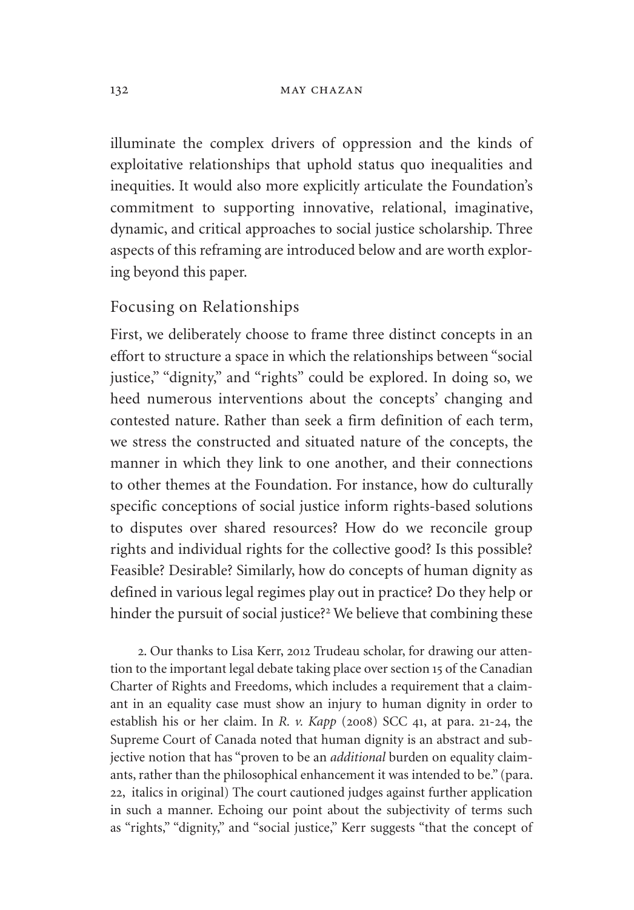illuminate the complex drivers of oppression and the kinds of exploitative relationships that uphold status quo inequalities and inequities. It would also more explicitly articulate the Foundation's commitment to supporting innovative, relational, imaginative, dynamic, and critical approaches to social justice scholarship. Three aspects of this reframing are introduced below and are worth exploring beyond this paper.

## Focusing on Relationships

First, we deliberately choose to frame three distinct concepts in an effort to structure a space in which the relationships between "social justice," "dignity," and "rights" could be explored. In doing so, we heed numerous interventions about the concepts' changing and contested nature. Rather than seek a firm definition of each term, we stress the constructed and situated nature of the concepts, the manner in which they link to one another, and their connections to other themes at the Foundation. For instance, how do culturally specific conceptions of social justice inform rights-based solutions to disputes over shared resources? How do we reconcile group rights and individual rights for the collective good? Is this possible? Feasible? Desirable? Similarly, how do concepts of human dignity as defined in various legal regimes play out in practice? Do they help or hinder the pursuit of social justice?[2] We believe that combining these

2. Our thanks to Lisa Kerr, 2012 Trudeau scholar, for drawing our attention to the important legal debate taking place over section 15 of the Canadian Charter of Rights and Freedoms, which includes a requirement that a claimant in an equality case must show an injury to human dignity in order to establish his or her claim. In *R. v. Kapp* (2008) SCC 41, at para. 21-24, the Supreme Court of Canada noted that human dignity is an abstract and subjective notion that has "proven to be an *additional* burden on equality claimants, rather than the philosophical enhancement it was intended to be." (para. 22, italics in original) The court cautioned judges against further application in such a manner. Echoing our point about the subjectivity of terms such as "rights," "dignity," and "social justice," Kerr suggests "that the concept of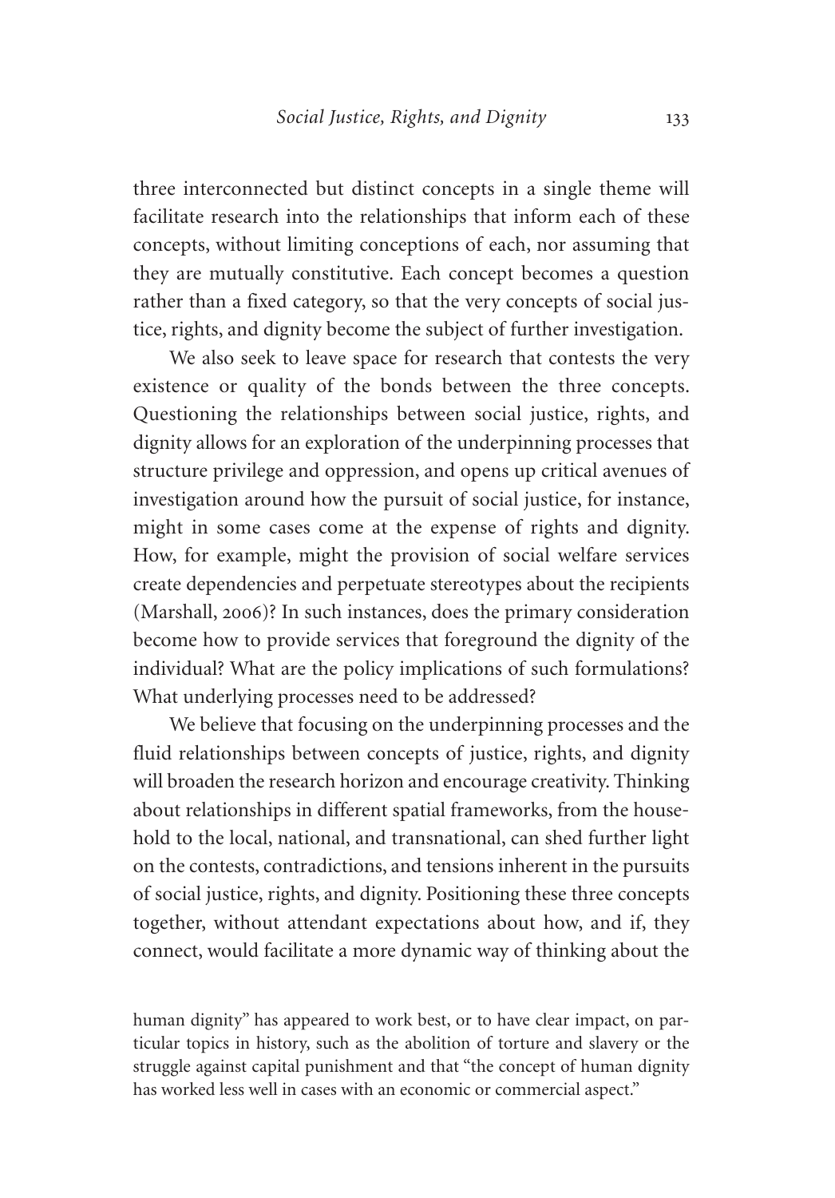three interconnected but distinct concepts in a single theme will facilitate research into the relationships that inform each of these concepts, without limiting conceptions of each, nor assuming that they are mutually constitutive. Each concept becomes a question rather than a fixed category, so that the very concepts of social justice, rights, and dignity become the subject of further investigation.

We also seek to leave space for research that contests the very existence or quality of the bonds between the three concepts. Questioning the relationships between social justice, rights, and dignity allows for an exploration of the underpinning processes that structure privilege and oppression, and opens up critical avenues of investigation around how the pursuit of social justice, for instance, might in some cases come at the expense of rights and dignity. How, for example, might the provision of social welfare services create dependencies and perpetuate stereotypes about the recipients (Marshall, 2006)? In such instances, does the primary consideration become how to provide services that foreground the dignity of the individual? What are the policy implications of such formulations? What underlying processes need to be addressed?

We believe that focusing on the underpinning processes and the fluid relationships between concepts of justice, rights, and dignity will broaden the research horizon and encourage creativity. Thinking about relationships in different spatial frameworks, from the household to the local, national, and transnational, can shed further light on the contests, contradictions, and tensions inherent in the pursuits of social justice, rights, and dignity. Positioning these three concepts together, without attendant expectations about how, and if, they connect, would facilitate a more dynamic way of thinking about the

human dignity" has appeared to work best, or to have clear impact, on particular topics in history, such as the abolition of torture and slavery or the struggle against capital punishment and that "the concept of human dignity has worked less well in cases with an economic or commercial aspect."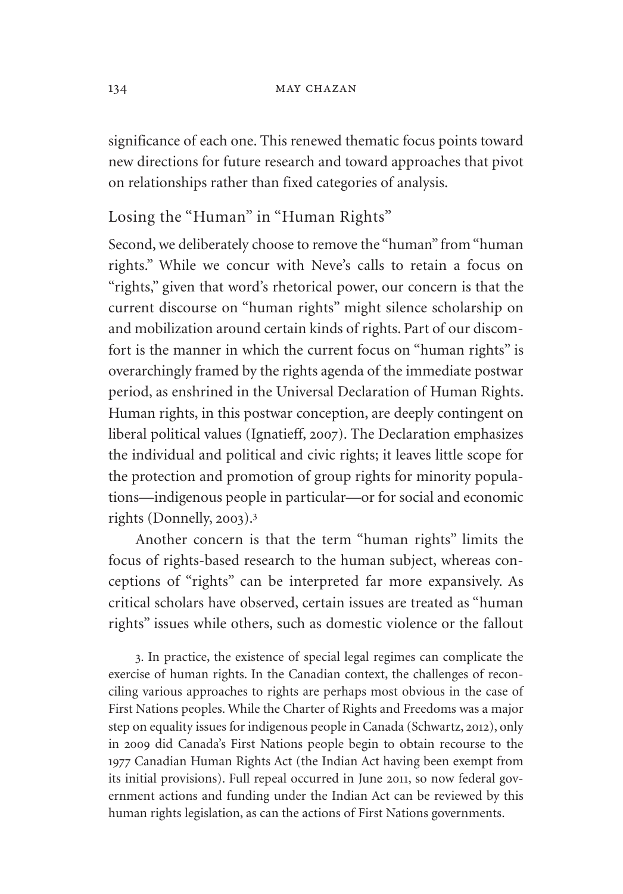significance of each one. This renewed thematic focus points toward new directions for future research and toward approaches that pivot on relationships rather than fixed categories of analysis.

## Losing the "Human" in "Human Rights"

Second, we deliberately choose to remove the "human" from "human rights." While we concur with Neve's calls to retain a focus on "rights," given that word's rhetorical power, our concern is that the current discourse on "human rights" might silence scholarship on and mobilization around certain kinds of rights. Part of our discomfort is the manner in which the current focus on "human rights" is overarchingly framed by the rights agenda of the immediate postwar period, as enshrined in the Universal Declaration of Human Rights. Human rights, in this postwar conception, are deeply contingent on liberal political values (Ignatieff, 2007). The Declaration emphasizes the individual and political and civic rights; it leaves little scope for the protection and promotion of group rights for minority populations—indigenous people in particular—or for social and economic rights (Donnelly, 2003).[3]

Another concern is that the term "human rights" limits the focus of rights-based research to the human subject, whereas conceptions of "rights" can be interpreted far more expansively. As critical scholars have observed, certain issues are treated as "human rights" issues while others, such as domestic violence or the fallout

3. In practice, the existence of special legal regimes can complicate the exercise of human rights. In the Canadian context, the challenges of reconciling various approaches to rights are perhaps most obvious in the case of First Nations peoples. While the Charter of Rights and Freedoms was a major step on equality issues for indigenous people in Canada (Schwartz, 2012), only in 2009 did Canada's First Nations people begin to obtain recourse to the 1977 Canadian Human Rights Act (the Indian Act having been exempt from its initial provisions). Full repeal occurred in June 2011, so now federal government actions and funding under the Indian Act can be reviewed by this human rights legislation, as can the actions of First Nations governments.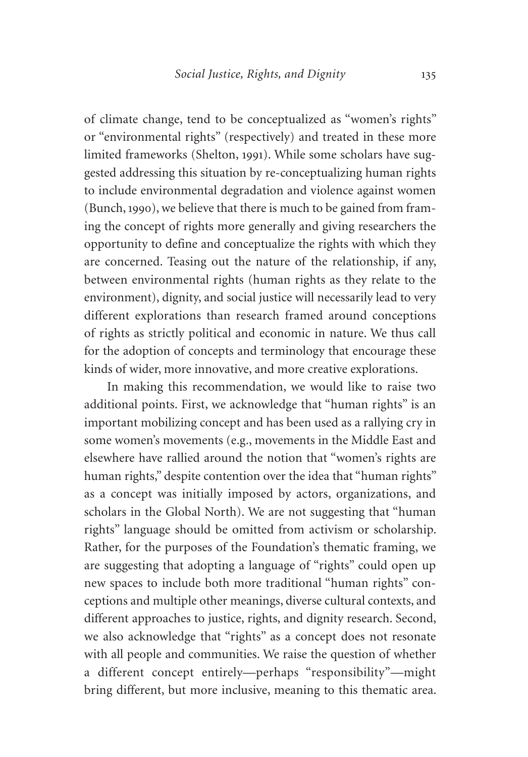of climate change, tend to be conceptualized as "women's rights" or "environmental rights" (respectively) and treated in these more limited frameworks (Shelton, 1991). While some scholars have suggested addressing this situation by re-conceptualizing human rights to include environmental degradation and violence against women (Bunch, 1990), we believe that there is much to be gained from framing the concept of rights more generally and giving researchers the opportunity to define and conceptualize the rights with which they are concerned. Teasing out the nature of the relationship, if any, between environmental rights (human rights as they relate to the environment), dignity, and social justice will necessarily lead to very different explorations than research framed around conceptions of rights as strictly political and economic in nature. We thus call for the adoption of concepts and terminology that encourage these kinds of wider, more innovative, and more creative explorations.

In making this recommendation, we would like to raise two additional points. First, we acknowledge that "human rights" is an important mobilizing concept and has been used as a rallying cry in some women's movements (e.g., movements in the Middle East and elsewhere have rallied around the notion that "women's rights are human rights," despite contention over the idea that "human rights" as a concept was initially imposed by actors, organizations, and scholars in the Global North). We are not suggesting that "human rights" language should be omitted from activism or scholarship. Rather, for the purposes of the Foundation's thematic framing, we are suggesting that adopting a language of "rights" could open up new spaces to include both more traditional "human rights" conceptions and multiple other meanings, diverse cultural contexts, and different approaches to justice, rights, and dignity research. Second, we also acknowledge that "rights" as a concept does not resonate with all people and communities. We raise the question of whether a different concept entirely—perhaps "responsibility"—might bring different, but more inclusive, meaning to this thematic area.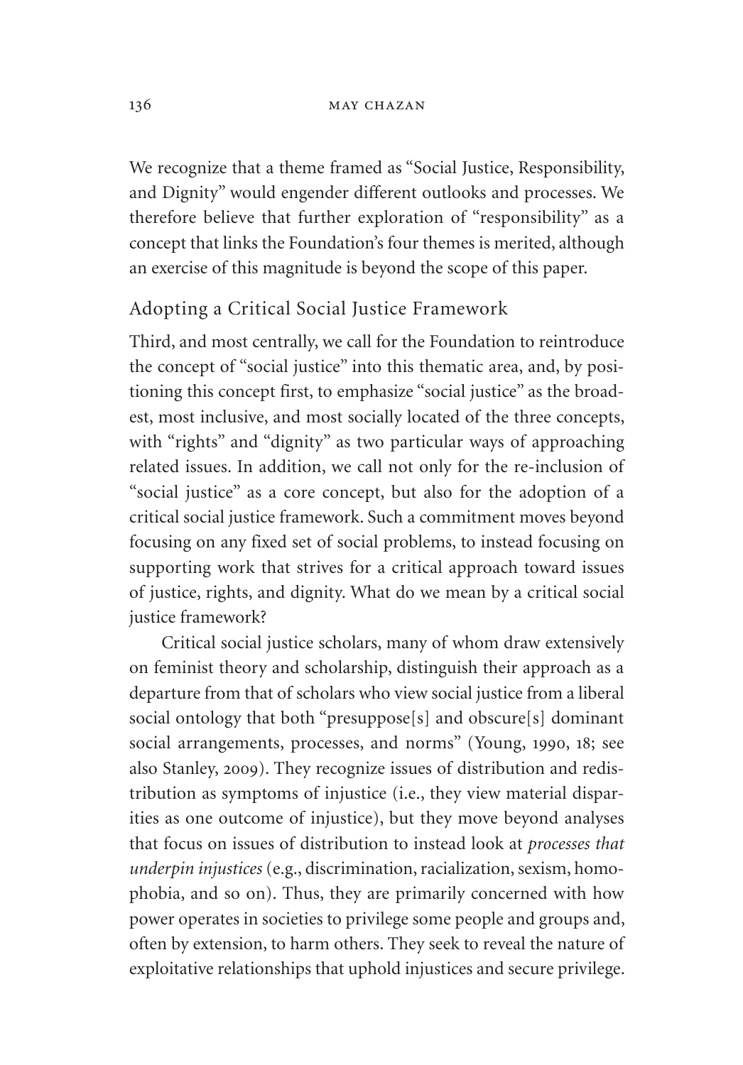We recognize that a theme framed as "Social Justice, Responsibility, and Dignity" would engender different outlooks and processes. We therefore believe that further exploration of "responsibility" as a concept that links the Foundation's four themes is merited, although an exercise of this magnitude is beyond the scope of this paper.

## Adopting a Critical Social Justice Framework

Third, and most centrally, we call for the Foundation to reintroduce the concept of "social justice" into this thematic area, and, by positioning this concept first, to emphasize "social justice" as the broadest, most inclusive, and most socially located of the three concepts, with "rights" and "dignity" as two particular ways of approaching related issues. In addition, we call not only for the re-inclusion of "social justice" as a core concept, but also for the adoption of a critical social justice framework. Such a commitment moves beyond focusing on any fixed set of social problems, to instead focusing on supporting work that strives for a critical approach toward issues of justice, rights, and dignity. What do we mean by a critical social justice framework?

Critical social justice scholars, many of whom draw extensively on feminist theory and scholarship, distinguish their approach as a departure from that of scholars who view social justice from a liberal social ontology that both "presuppose[s] and obscure[s] dominant social arrangements, processes, and norms" (Young, 1990, 18; see also Stanley, 2009). They recognize issues of distribution and redistribution as symptoms of injustice (i.e., they view material disparities as one outcome of injustice), but they move beyond analyses that focus on issues of distribution to instead look at *processes that underpin injustices* (e.g., discrimination, racialization, sexism, homophobia, and so on). Thus, they are primarily concerned with how power operates in societies to privilege some people and groups and, often by extension, to harm others. They seek to reveal the nature of exploitative relationships that uphold injustices and secure privilege.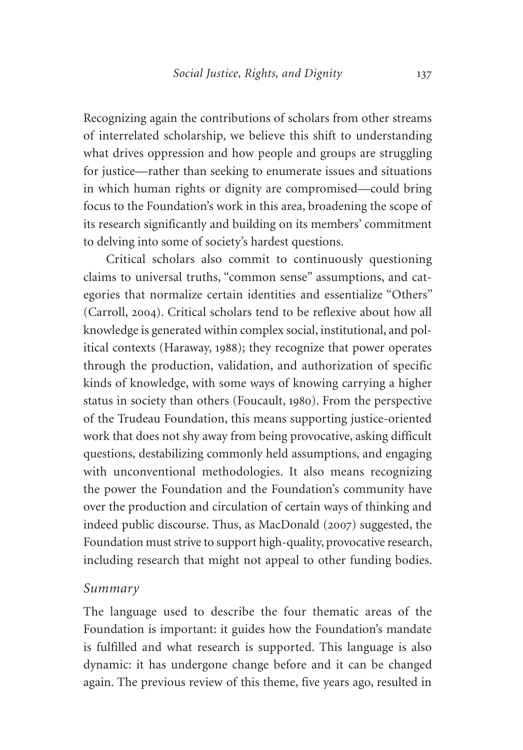Recognizing again the contributions of scholars from other streams of interrelated scholarship, we believe this shift to understanding what drives oppression and how people and groups are struggling for justice—rather than seeking to enumerate issues and situations in which human rights or dignity are compromised—could bring focus to the Foundation's work in this area, broadening the scope of its research significantly and building on its members' commitment to delving into some of society's hardest questions.

Critical scholars also commit to continuously questioning claims to universal truths, "common sense" assumptions, and categories that normalize certain identities and essentialize "Others" (Carroll, 2004). Critical scholars tend to be reflexive about how all knowledge is generated within complex social, institutional, and political contexts (Haraway, 1988); they recognize that power operates through the production, validation, and authorization of specific kinds of knowledge, with some ways of knowing carrying a higher status in society than others (Foucault, 1980). From the perspective of the Trudeau Foundation, this means supporting justice-oriented work that does not shy away from being provocative, asking difficult questions, destabilizing commonly held assumptions, and engaging with unconventional methodologies. It also means recognizing the power the Foundation and the Foundation's community have over the production and circulation of certain ways of thinking and indeed public discourse. Thus, as MacDonald (2007) suggested, the Foundation must strive to support high-quality, provocative research, including research that might not appeal to other funding bodies.

### *Summary*

The language used to describe the four thematic areas of the Foundation is important: it guides how the Foundation's mandate is fulfilled and what research is supported. This language is also dynamic: it has undergone change before and it can be changed again. The previous review of this theme, five years ago, resulted in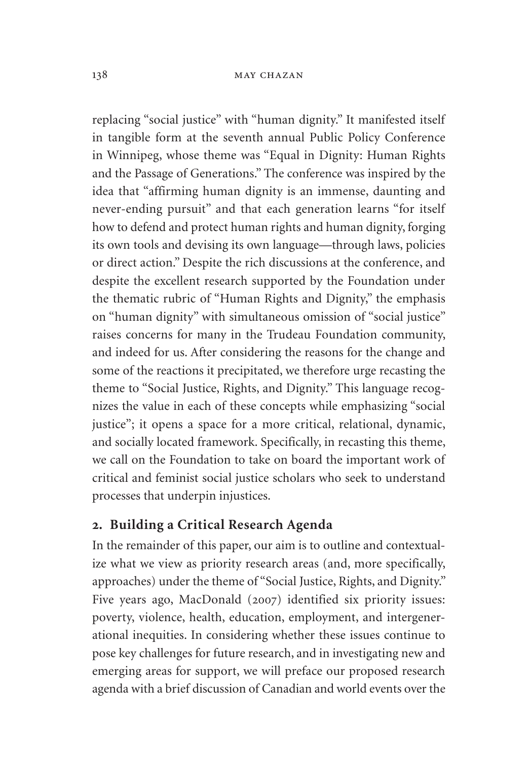replacing "social justice" with "human dignity." It manifested itself in tangible form at the seventh annual Public Policy Conference in Winnipeg, whose theme was "Equal in Dignity: Human Rights and the Passage of Generations." The conference was inspired by the idea that "affirming human dignity is an immense, daunting and never-ending pursuit" and that each generation learns "for itself how to defend and protect human rights and human dignity, forging its own tools and devising its own language—through laws, policies or direct action." Despite the rich discussions at the conference, and despite the excellent research supported by the Foundation under the thematic rubric of "Human Rights and Dignity," the emphasis on "human dignity" with simultaneous omission of "social justice" raises concerns for many in the Trudeau Foundation community, and indeed for us. After considering the reasons for the change and some of the reactions it precipitated, we therefore urge recasting the theme to "Social Justice, Rights, and Dignity." This language recognizes the value in each of these concepts while emphasizing "social justice"; it opens a space for a more critical, relational, dynamic, and socially located framework. Specifically, in recasting this theme, we call on the Foundation to take on board the important work of critical and feminist social justice scholars who seek to understand processes that underpin injustices.

## 2. Building a Critical Research Agenda

In the remainder of this paper, our aim is to outline and contextualize what we view as priority research areas (and, more specifically, approaches) under the theme of "Social Justice, Rights, and Dignity." Five years ago, MacDonald (2007) identified six priority issues: poverty, violence, health, education, employment, and intergenerational inequities. In considering whether these issues continue to pose key challenges for future research, and in investigating new and emerging areas for support, we will preface our proposed research agenda with a brief discussion of Canadian and world events over the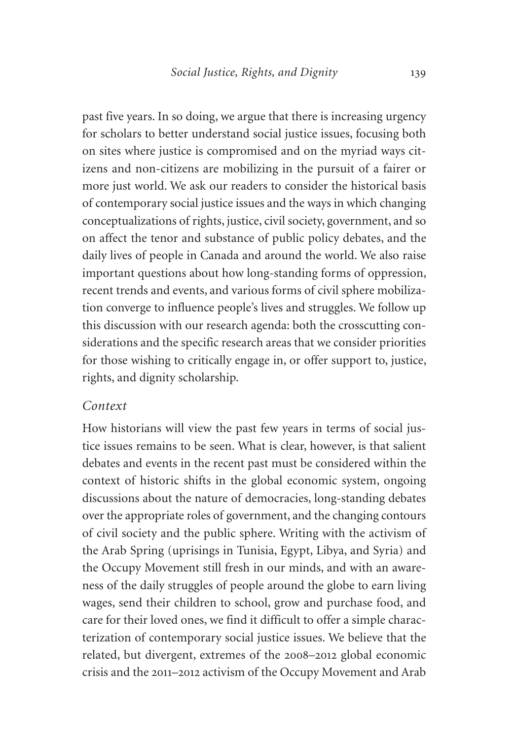past five years. In so doing, we argue that there is increasing urgency for scholars to better understand social justice issues, focusing both on sites where justice is compromised and on the myriad ways citizens and non-citizens are mobilizing in the pursuit of a fairer or more just world. We ask our readers to consider the historical basis of contemporary social justice issues and the ways in which changing conceptualizations of rights, justice, civil society, government, and so on affect the tenor and substance of public policy debates, and the daily lives of people in Canada and around the world. We also raise important questions about how long-standing forms of oppression, recent trends and events, and various forms of civil sphere mobilization converge to influence people's lives and struggles. We follow up this discussion with our research agenda: both the crosscutting considerations and the specific research areas that we consider priorities for those wishing to critically engage in, or offer support to, justice, rights, and dignity scholarship.

### *Context*

How historians will view the past few years in terms of social justice issues remains to be seen. What is clear, however, is that salient debates and events in the recent past must be considered within the context of historic shifts in the global economic system, ongoing discussions about the nature of democracies, long-standing debates over the appropriate roles of government, and the changing contours of civil society and the public sphere. Writing with the activism of the Arab Spring (uprisings in Tunisia, Egypt, Libya, and Syria) and the Occupy Movement still fresh in our minds, and with an awareness of the daily struggles of people around the globe to earn living wages, send their children to school, grow and purchase food, and care for their loved ones, we find it difficult to offer a simple characterization of contemporary social justice issues. We believe that the related, but divergent, extremes of the 2008–2012 global economic crisis and the 2011–2012 activism of the Occupy Movement and Arab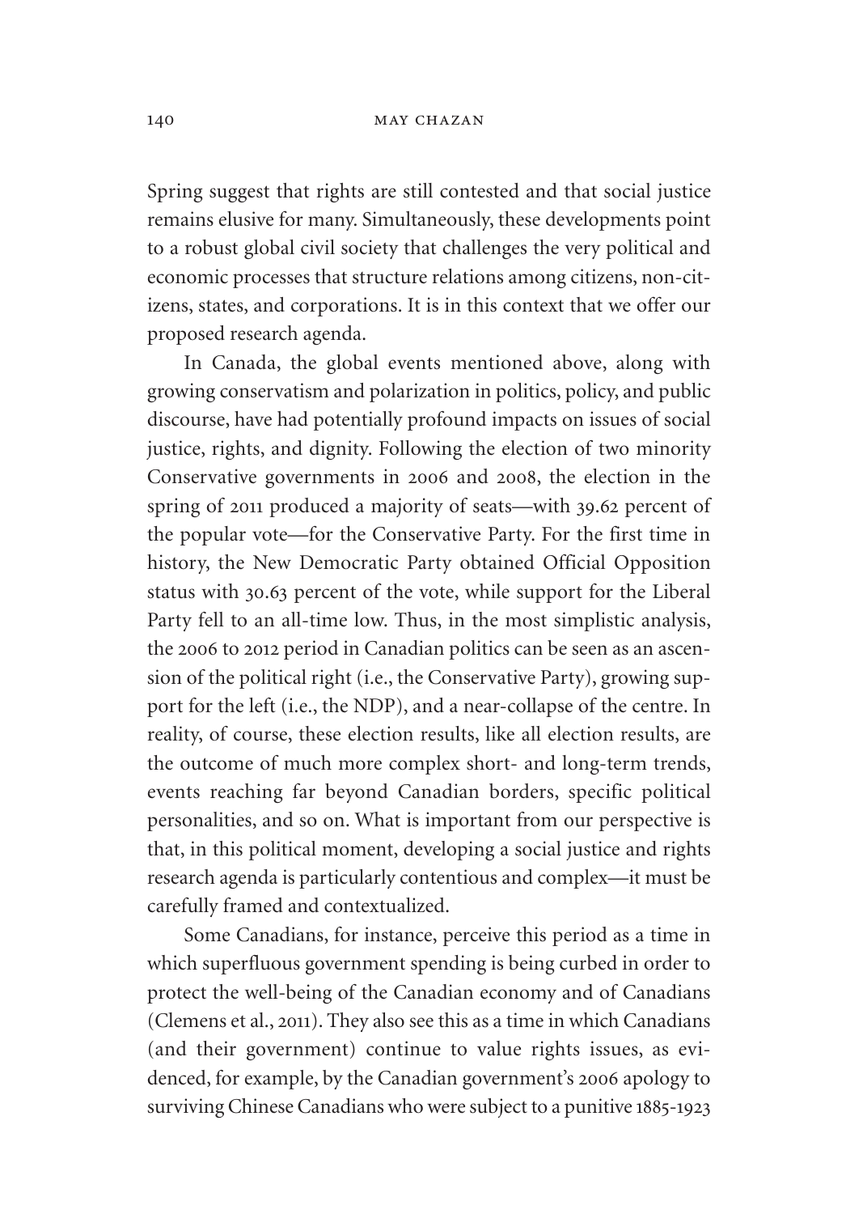Spring suggest that rights are still contested and that social justice remains elusive for many. Simultaneously, these developments point to a robust global civil society that challenges the very political and economic processes that structure relations among citizens, non-citizens, states, and corporations. It is in this context that we offer our proposed research agenda.

In Canada, the global events mentioned above, along with growing conservatism and polarization in politics, policy, and public discourse, have had potentially profound impacts on issues of social justice, rights, and dignity. Following the election of two minority Conservative governments in 2006 and 2008, the election in the spring of 2011 produced a majority of seats—with 39.62 percent of the popular vote—for the Conservative Party. For the first time in history, the New Democratic Party obtained Official Opposition status with 30.63 percent of the vote, while support for the Liberal Party fell to an all-time low. Thus, in the most simplistic analysis, the 2006 to 2012 period in Canadian politics can be seen as an ascension of the political right (i.e., the Conservative Party), growing support for the left (i.e., the NDP), and a near-collapse of the centre. In reality, of course, these election results, like all election results, are the outcome of much more complex short- and long-term trends, events reaching far beyond Canadian borders, specific political personalities, and so on. What is important from our perspective is that, in this political moment, developing a social justice and rights research agenda is particularly contentious and complex—it must be carefully framed and contextualized.

Some Canadians, for instance, perceive this period as a time in which superfluous government spending is being curbed in order to protect the well-being of the Canadian economy and of Canadians (Clemens et al., 2011). They also see this as a time in which Canadians (and their government) continue to value rights issues, as evidenced, for example, by the Canadian government's 2006 apology to surviving Chinese Canadians who were subject to a punitive 1885-1923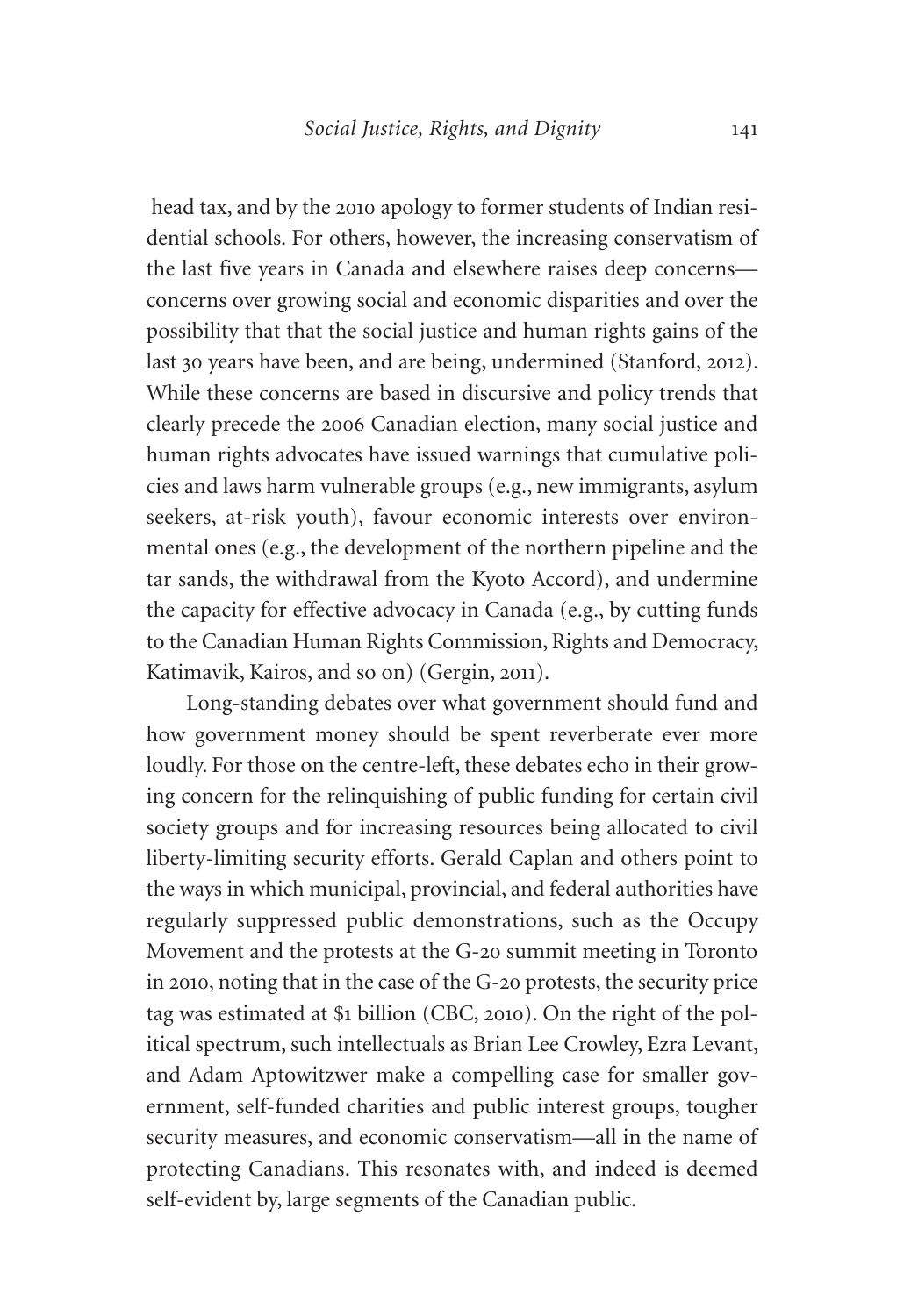head tax, and by the 2010 apology to former students of Indian residential schools. For others, however, the increasing conservatism of the last five years in Canada and elsewhere raises deep concerns—concerns over growing social and economic disparities and over the possibility that that the social justice and human rights gains of the last 30 years have been, and are being, undermined (Stanford, 2012). While these concerns are based in discursive and policy trends that clearly precede the 2006 Canadian election, many social justice and human rights advocates have issued warnings that cumulative policies and laws harm vulnerable groups (e.g., new immigrants, asylum seekers, at-risk youth), favour economic interests over environmental ones (e.g., the development of the northern pipeline and the tar sands, the withdrawal from the Kyoto Accord), and undermine the capacity for effective advocacy in Canada (e.g., by cutting funds to the Canadian Human Rights Commission, Rights and Democracy, Katimavik, Kairos, and so on) (Gergin, 2011).

Long-standing debates over what government should fund and how government money should be spent reverberate ever more loudly. For those on the centre-left, these debates echo in their growing concern for the relinquishing of public funding for certain civil society groups and for increasing resources being allocated to civil liberty-limiting security efforts. Gerald Caplan and others point to the ways in which municipal, provincial, and federal authorities have regularly suppressed public demonstrations, such as the Occupy Movement and the protests at the G-20 summit meeting in Toronto in 2010, noting that in the case of the G-20 protests, the security price tag was estimated at $1 billion (CBC, 2010). On the right of the political spectrum, such intellectuals as Brian Lee Crowley, Ezra Levant, and Adam Aptowitzwer make a compelling case for smaller government, self-funded charities and public interest groups, tougher security measures, and economic conservatism—all in the name of protecting Canadians. This resonates with, and indeed is deemed self-evident by, large segments of the Canadian public.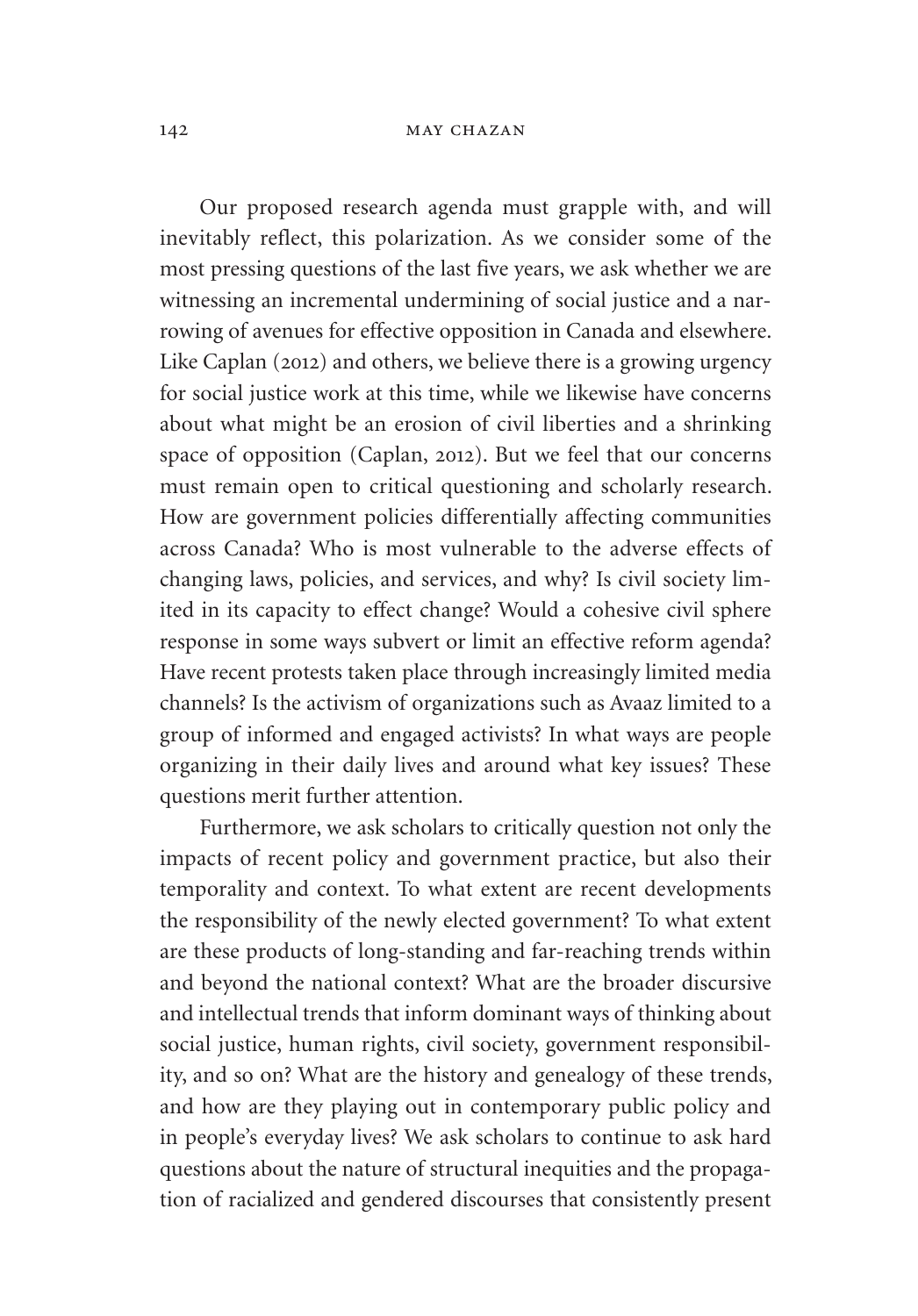Our proposed research agenda must grapple with, and will inevitably reflect, this polarization. As we consider some of the most pressing questions of the last five years, we ask whether we are witnessing an incremental undermining of social justice and a narrowing of avenues for effective opposition in Canada and elsewhere. Like Caplan (2012) and others, we believe there is a growing urgency for social justice work at this time, while we likewise have concerns about what might be an erosion of civil liberties and a shrinking space of opposition (Caplan, 2012). But we feel that our concerns must remain open to critical questioning and scholarly research. How are government policies differentially affecting communities across Canada? Who is most vulnerable to the adverse effects of changing laws, policies, and services, and why? Is civil society limited in its capacity to effect change? Would a cohesive civil sphere response in some ways subvert or limit an effective reform agenda? Have recent protests taken place through increasingly limited media channels? Is the activism of organizations such as Avaaz limited to a group of informed and engaged activists? In what ways are people organizing in their daily lives and around what key issues? These questions merit further attention.

Furthermore, we ask scholars to critically question not only the impacts of recent policy and government practice, but also their temporality and context. To what extent are recent developments the responsibility of the newly elected government? To what extent are these products of long-standing and far-reaching trends within and beyond the national context? What are the broader discursive and intellectual trends that inform dominant ways of thinking about social justice, human rights, civil society, government responsibility, and so on? What are the history and genealogy of these trends, and how are they playing out in contemporary public policy and in people's everyday lives? We ask scholars to continue to ask hard questions about the nature of structural inequities and the propagation of racialized and gendered discourses that consistently present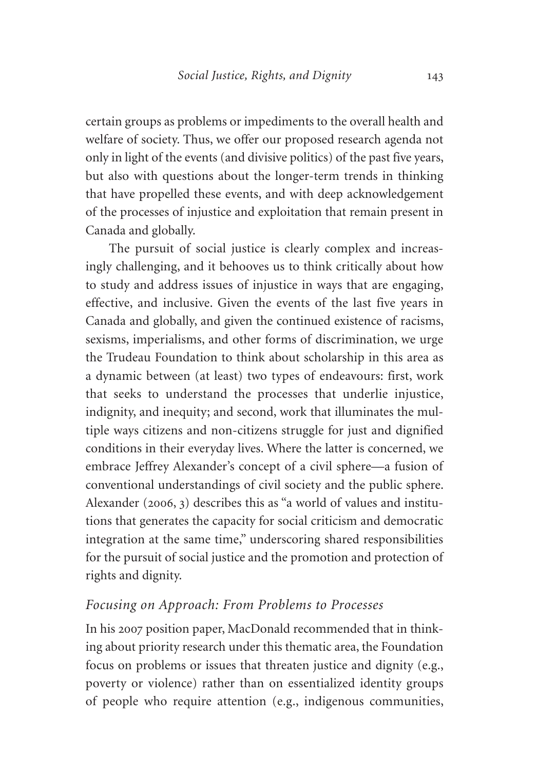certain groups as problems or impediments to the overall health and welfare of society. Thus, we offer our proposed research agenda not only in light of the events (and divisive politics) of the past five years, but also with questions about the longer-term trends in thinking that have propelled these events, and with deep acknowledgement of the processes of injustice and exploitation that remain present in Canada and globally.

The pursuit of social justice is clearly complex and increasingly challenging, and it behooves us to think critically about how to study and address issues of injustice in ways that are engaging, effective, and inclusive. Given the events of the last five years in Canada and globally, and given the continued existence of racisms, sexisms, imperialisms, and other forms of discrimination, we urge the Trudeau Foundation to think about scholarship in this area as a dynamic between (at least) two types of endeavours: first, work that seeks to understand the processes that underlie injustice, indignity, and inequity; and second, work that illuminates the multiple ways citizens and non-citizens struggle for just and dignified conditions in their everyday lives. Where the latter is concerned, we embrace Jeffrey Alexander's concept of a civil sphere—a fusion of conventional understandings of civil society and the public sphere. Alexander (2006, 3) describes this as "a world of values and institutions that generates the capacity for social criticism and democratic integration at the same time," underscoring shared responsibilities for the pursuit of social justice and the promotion and protection of rights and dignity.

### *Focusing on Approach: From Problems to Processes*

In his 2007 position paper, MacDonald recommended that in thinking about priority research under this thematic area, the Foundation focus on problems or issues that threaten justice and dignity (e.g., poverty or violence) rather than on essentialized identity groups of people who require attention (e.g., indigenous communities,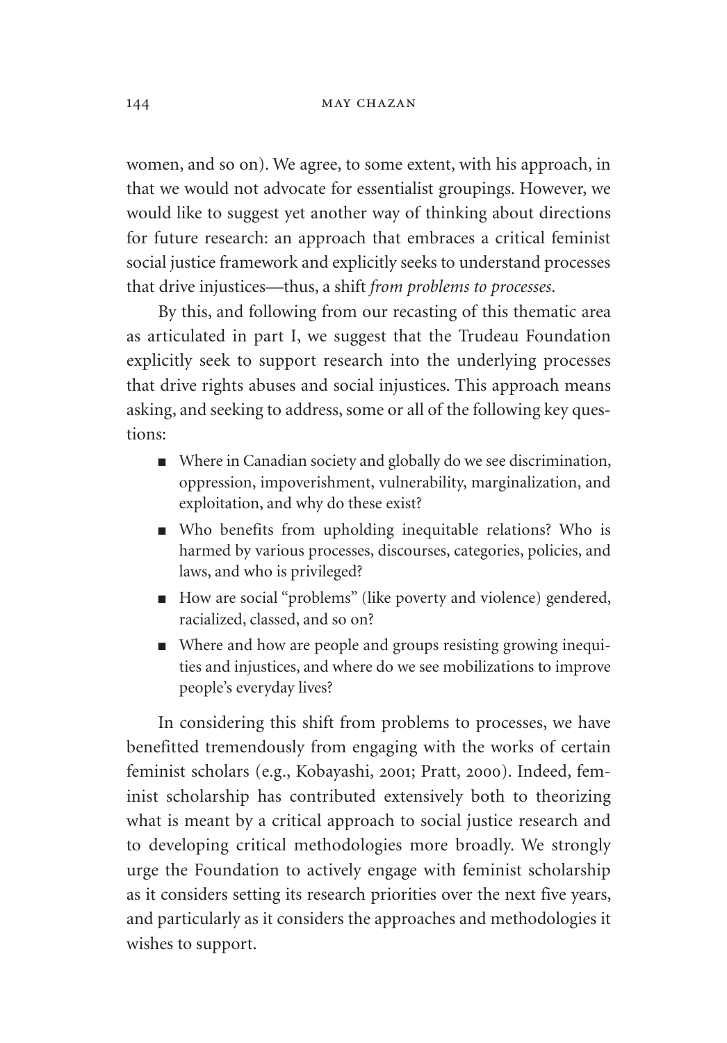women, and so on). We agree, to some extent, with his approach, in that we would not advocate for essentialist groupings. However, we would like to suggest yet another way of thinking about directions for future research: an approach that embraces a critical feminist social justice framework and explicitly seeks to understand processes that drive injustices—thus, a shift *from problems to processes*.

By this, and following from our recasting of this thematic area as articulated in part I, we suggest that the Trudeau Foundation explicitly seek to support research into the underlying processes that drive rights abuses and social injustices. This approach means asking, and seeking to address, some or all of the following key questions:

- Where in Canadian society and globally do we see discrimination, oppression, impoverishment, vulnerability, marginalization, and exploitation, and why do these exist?
- Who benefits from upholding inequitable relations? Who is harmed by various processes, discourses, categories, policies, and laws, and who is privileged?
- How are social "problems" (like poverty and violence) gendered, racialized, classed, and so on?
- Where and how are people and groups resisting growing inequities and injustices, and where do we see mobilizations to improve people's everyday lives?

In considering this shift from problems to processes, we have benefitted tremendously from engaging with the works of certain feminist scholars (e.g., Kobayashi, 2001; Pratt, 2000). Indeed, feminist scholarship has contributed extensively both to theorizing what is meant by a critical approach to social justice research and to developing critical methodologies more broadly. We strongly urge the Foundation to actively engage with feminist scholarship as it considers setting its research priorities over the next five years, and particularly as it considers the approaches and methodologies it wishes to support.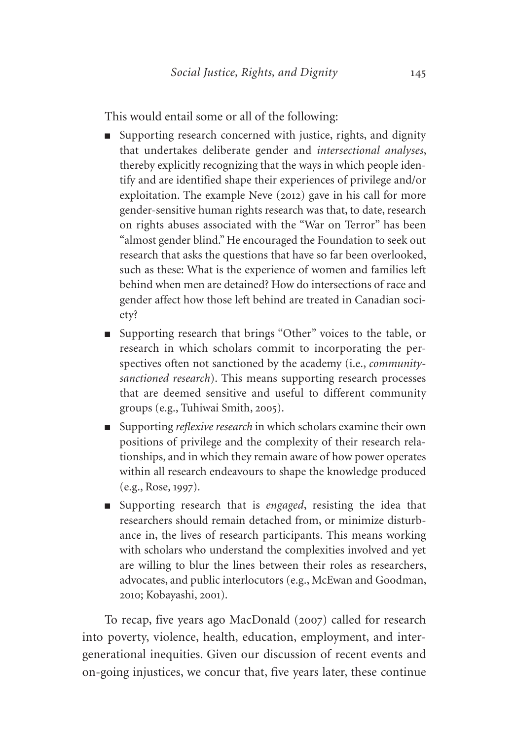This would entail some or all of the following:

- Supporting research concerned with justice, rights, and dignity that undertakes deliberate gender and *intersectional analyses*, thereby explicitly recognizing that the ways in which people identify and are identified shape their experiences of privilege and/or exploitation. The example Neve (2012) gave in his call for more gender-sensitive human rights research was that, to date, research on rights abuses associated with the "War on Terror" has been "almost gender blind." He encouraged the Foundation to seek out research that asks the questions that have so far been overlooked, such as these: What is the experience of women and families left behind when men are detained? How do intersections of race and gender affect how those left behind are treated in Canadian society?
- Supporting research that brings "Other" voices to the table, or research in which scholars commit to incorporating the perspectives often not sanctioned by the academy (i.e., *community-sanctioned research*). This means supporting research processes that are deemed sensitive and useful to different community groups (e.g., Tuhiwai Smith, 2005).
- Supporting *reflexive research* in which scholars examine their own positions of privilege and the complexity of their research relationships, and in which they remain aware of how power operates within all research endeavours to shape the knowledge produced (e.g., Rose, 1997).
- Supporting research that is *engaged*, resisting the idea that researchers should remain detached from, or minimize disturbance in, the lives of research participants. This means working with scholars who understand the complexities involved and yet are willing to blur the lines between their roles as researchers, advocates, and public interlocutors (e.g., McEwan and Goodman, 2010; Kobayashi, 2001).

To recap, five years ago MacDonald (2007) called for research into poverty, violence, health, education, employment, and intergenerational inequities. Given our discussion of recent events and on-going injustices, we concur that, five years later, these continue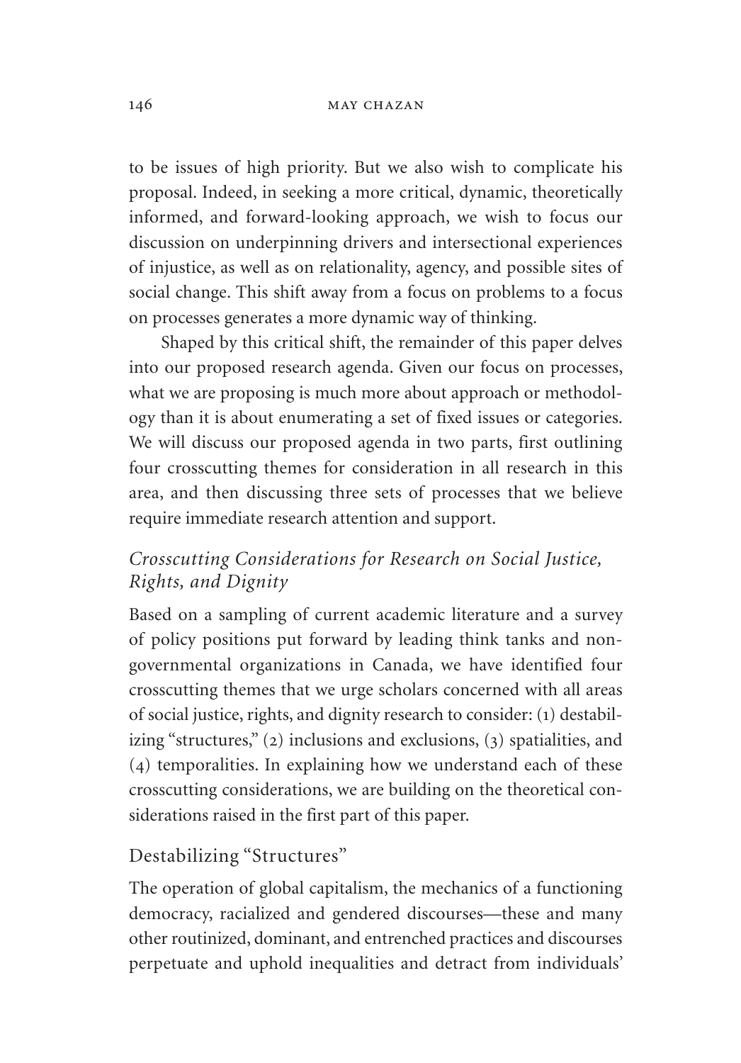to be issues of high priority. But we also wish to complicate his proposal. Indeed, in seeking a more critical, dynamic, theoretically informed, and forward-looking approach, we wish to focus our discussion on underpinning drivers and intersectional experiences of injustice, as well as on relationality, agency, and possible sites of social change. This shift away from a focus on problems to a focus on processes generates a more dynamic way of thinking.

Shaped by this critical shift, the remainder of this paper delves into our proposed research agenda. Given our focus on processes, what we are proposing is much more about approach or methodology than it is about enumerating a set of fixed issues or categories. We will discuss our proposed agenda in two parts, first outlining four crosscutting themes for consideration in all research in this area, and then discussing three sets of processes that we believe require immediate research attention and support.

## *Crosscutting Considerations for Research on Social Justice, Rights, and Dignity*

Based on a sampling of current academic literature and a survey of policy positions put forward by leading think tanks and non-governmental organizations in Canada, we have identified four crosscutting themes that we urge scholars concerned with all areas of social justice, rights, and dignity research to consider: (1) destabilizing "structures," (2) inclusions and exclusions, (3) spatialities, and (4) temporalities. In explaining how we understand each of these crosscutting considerations, we are building on the theoretical considerations raised in the first part of this paper.

### Destabilizing "Structures"

The operation of global capitalism, the mechanics of a functioning democracy, racialized and gendered discourses—these and many other routinized, dominant, and entrenched practices and discourses perpetuate and uphold inequalities and detract from individuals'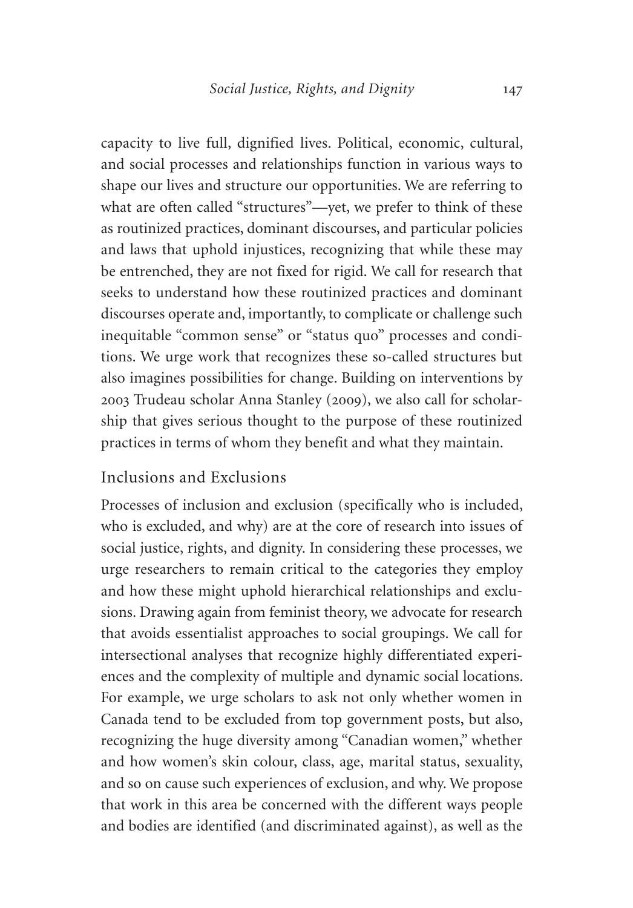capacity to live full, dignified lives. Political, economic, cultural, and social processes and relationships function in various ways to shape our lives and structure our opportunities. We are referring to what are often called "structures"—yet, we prefer to think of these as routinized practices, dominant discourses, and particular policies and laws that uphold injustices, recognizing that while these may be entrenched, they are not fixed for rigid. We call for research that seeks to understand how these routinized practices and dominant discourses operate and, importantly, to complicate or challenge such inequitable "common sense" or "status quo" processes and conditions. We urge work that recognizes these so-called structures but also imagines possibilities for change. Building on interventions by 2003 Trudeau scholar Anna Stanley (2009), we also call for scholarship that gives serious thought to the purpose of these routinized practices in terms of whom they benefit and what they maintain.

## Inclusions and Exclusions

Processes of inclusion and exclusion (specifically who is included, who is excluded, and why) are at the core of research into issues of social justice, rights, and dignity. In considering these processes, we urge researchers to remain critical to the categories they employ and how these might uphold hierarchical relationships and exclusions. Drawing again from feminist theory, we advocate for research that avoids essentialist approaches to social groupings. We call for intersectional analyses that recognize highly differentiated experiences and the complexity of multiple and dynamic social locations. For example, we urge scholars to ask not only whether women in Canada tend to be excluded from top government posts, but also, recognizing the huge diversity among "Canadian women," whether and how women's skin colour, class, age, marital status, sexuality, and so on cause such experiences of exclusion, and why. We propose that work in this area be concerned with the different ways people and bodies are identified (and discriminated against), as well as the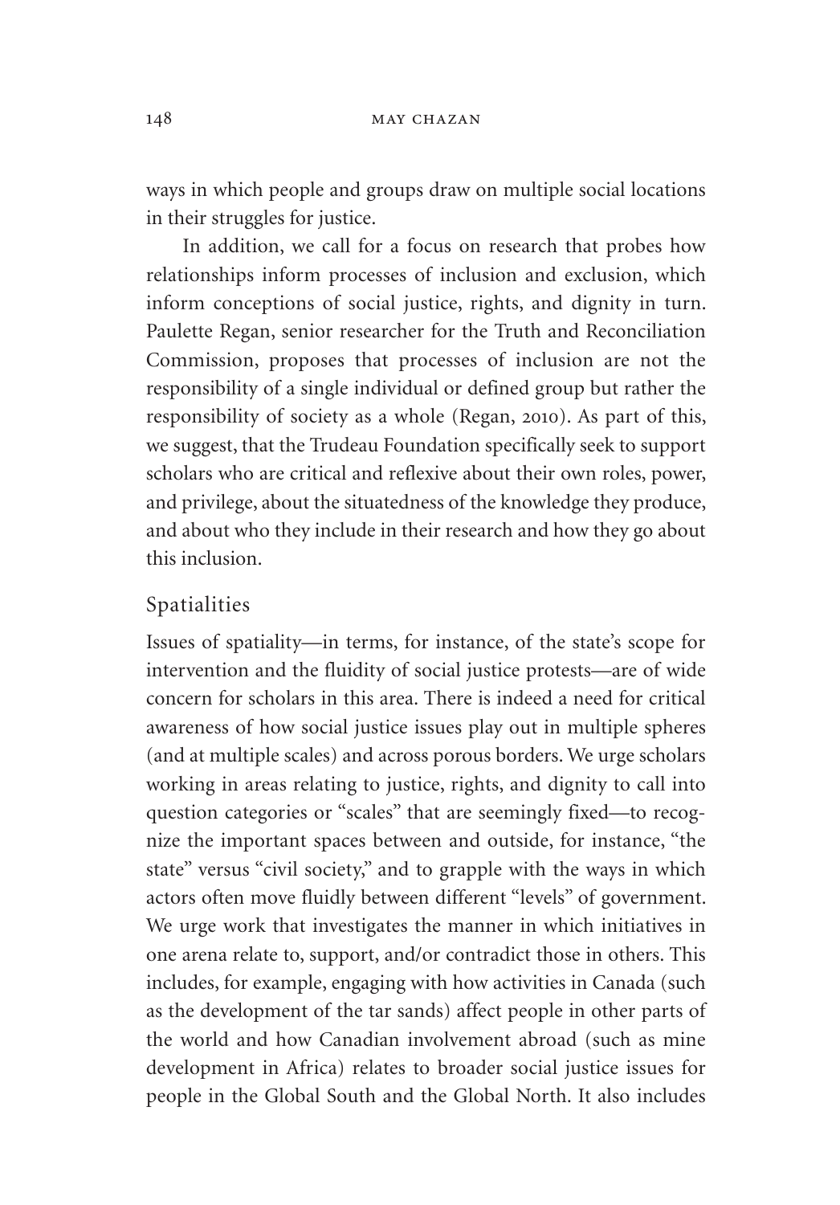ways in which people and groups draw on multiple social locations in their struggles for justice.

In addition, we call for a focus on research that probes how relationships inform processes of inclusion and exclusion, which inform conceptions of social justice, rights, and dignity in turn. Paulette Regan, senior researcher for the Truth and Reconciliation Commission, proposes that processes of inclusion are not the responsibility of a single individual or defined group but rather the responsibility of society as a whole (Regan, 2010). As part of this, we suggest, that the Trudeau Foundation specifically seek to support scholars who are critical and reflexive about their own roles, power, and privilege, about the situatedness of the knowledge they produce, and about who they include in their research and how they go about this inclusion.

## Spatialities

Issues of spatiality—in terms, for instance, of the state's scope for intervention and the fluidity of social justice protests—are of wide concern for scholars in this area. There is indeed a need for critical awareness of how social justice issues play out in multiple spheres (and at multiple scales) and across porous borders. We urge scholars working in areas relating to justice, rights, and dignity to call into question categories or "scales" that are seemingly fixed—to recognize the important spaces between and outside, for instance, "the state" versus "civil society," and to grapple with the ways in which actors often move fluidly between different "levels" of government. We urge work that investigates the manner in which initiatives in one arena relate to, support, and/or contradict those in others. This includes, for example, engaging with how activities in Canada (such as the development of the tar sands) affect people in other parts of the world and how Canadian involvement abroad (such as mine development in Africa) relates to broader social justice issues for people in the Global South and the Global North. It also includes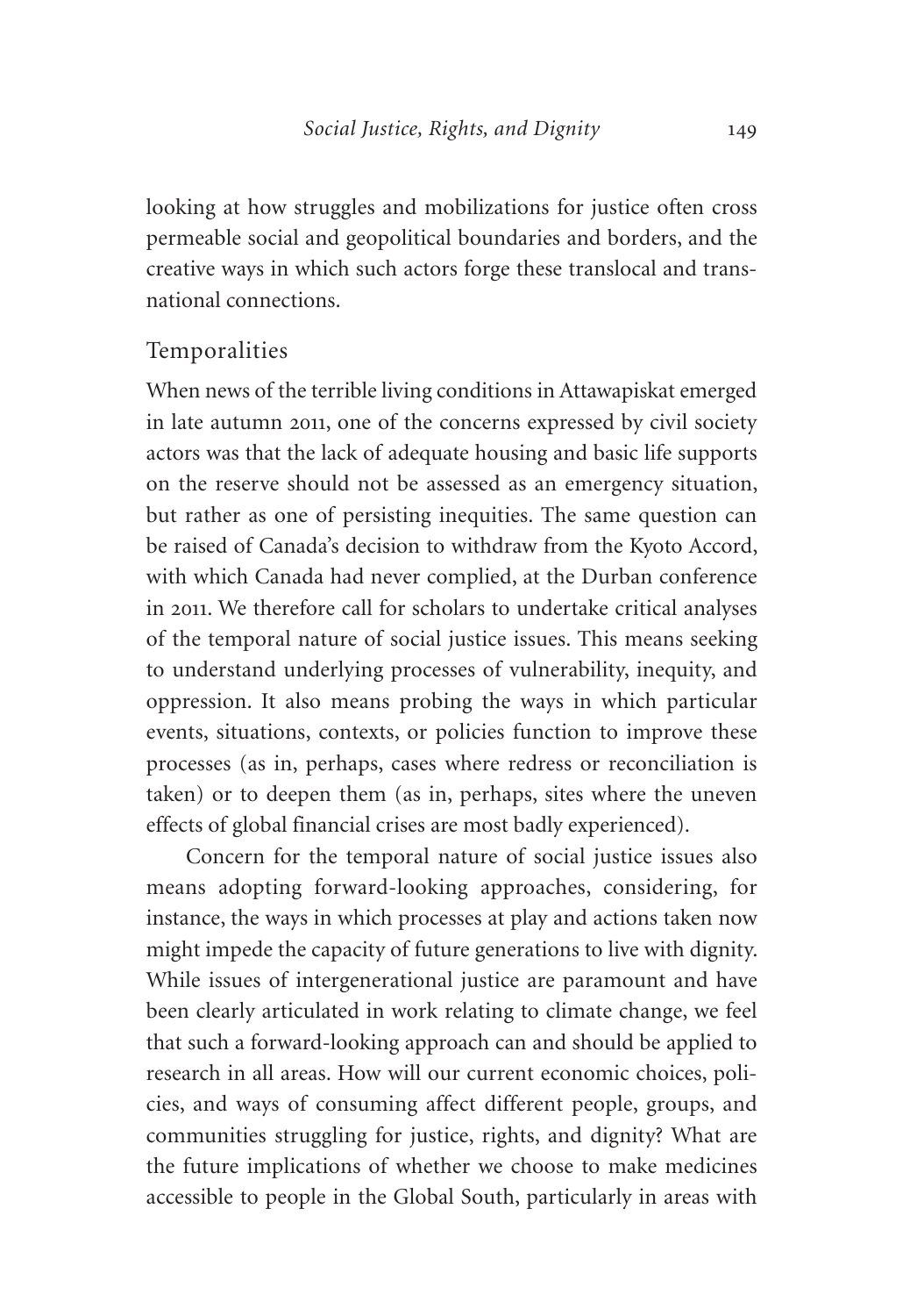looking at how struggles and mobilizations for justice often cross permeable social and geopolitical boundaries and borders, and the creative ways in which such actors forge these translocal and transnational connections.

## Temporalities

When news of the terrible living conditions in Attawapiskat emerged in late autumn 2011, one of the concerns expressed by civil society actors was that the lack of adequate housing and basic life supports on the reserve should not be assessed as an emergency situation, but rather as one of persisting inequities. The same question can be raised of Canada's decision to withdraw from the Kyoto Accord, with which Canada had never complied, at the Durban conference in 2011. We therefore call for scholars to undertake critical analyses of the temporal nature of social justice issues. This means seeking to understand underlying processes of vulnerability, inequity, and oppression. It also means probing the ways in which particular events, situations, contexts, or policies function to improve these processes (as in, perhaps, cases where redress or reconciliation is taken) or to deepen them (as in, perhaps, sites where the uneven effects of global financial crises are most badly experienced).

Concern for the temporal nature of social justice issues also means adopting forward-looking approaches, considering, for instance, the ways in which processes at play and actions taken now might impede the capacity of future generations to live with dignity. While issues of intergenerational justice are paramount and have been clearly articulated in work relating to climate change, we feel that such a forward-looking approach can and should be applied to research in all areas. How will our current economic choices, policies, and ways of consuming affect different people, groups, and communities struggling for justice, rights, and dignity? What are the future implications of whether we choose to make medicines accessible to people in the Global South, particularly in areas with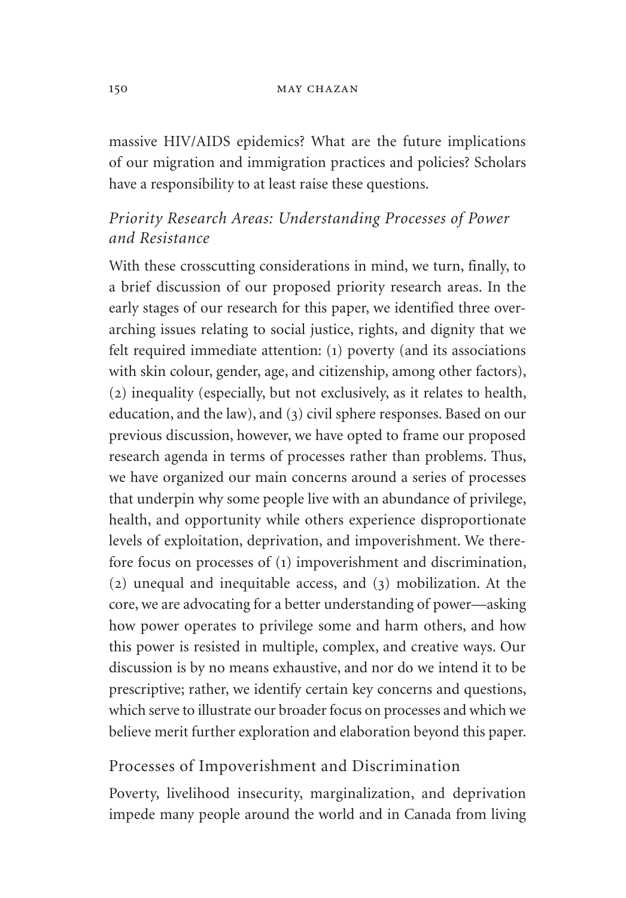massive HIV/AIDS epidemics? What are the future implications of our migration and immigration practices and policies? Scholars have a responsibility to at least raise these questions.

### *Priority Research Areas: Understanding Processes of Power and Resistance*

With these crosscutting considerations in mind, we turn, finally, to a brief discussion of our proposed priority research areas. In the early stages of our research for this paper, we identified three overarching issues relating to social justice, rights, and dignity that we felt required immediate attention: (1) poverty (and its associations with skin colour, gender, age, and citizenship, among other factors), (2) inequality (especially, but not exclusively, as it relates to health, education, and the law), and (3) civil sphere responses. Based on our previous discussion, however, we have opted to frame our proposed research agenda in terms of processes rather than problems. Thus, we have organized our main concerns around a series of processes that underpin why some people live with an abundance of privilege, health, and opportunity while others experience disproportionate levels of exploitation, deprivation, and impoverishment. We therefore focus on processes of (1) impoverishment and discrimination, (2) unequal and inequitable access, and (3) mobilization. At the core, we are advocating for a better understanding of power—asking how power operates to privilege some and harm others, and how this power is resisted in multiple, complex, and creative ways. Our discussion is by no means exhaustive, and nor do we intend it to be prescriptive; rather, we identify certain key concerns and questions, which serve to illustrate our broader focus on processes and which we believe merit further exploration and elaboration beyond this paper.

### Processes of Impoverishment and Discrimination

Poverty, livelihood insecurity, marginalization, and deprivation impede many people around the world and in Canada from living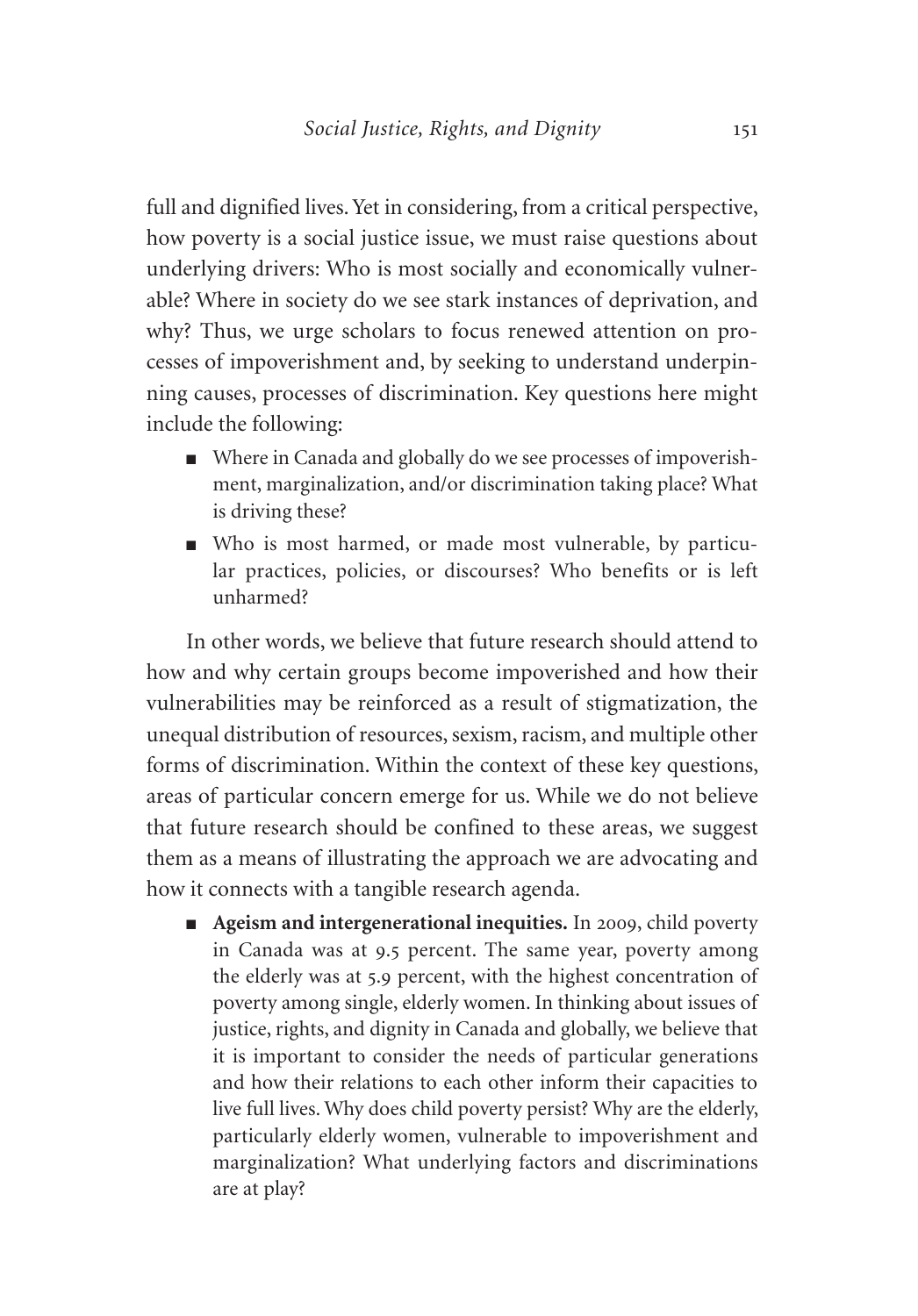full and dignified lives. Yet in considering, from a critical perspective, how poverty is a social justice issue, we must raise questions about underlying drivers: Who is most socially and economically vulnerable? Where in society do we see stark instances of deprivation, and why? Thus, we urge scholars to focus renewed attention on processes of impoverishment and, by seeking to understand underpinning causes, processes of discrimination. Key questions here might include the following:

- Where in Canada and globally do we see processes of impoverishment, marginalization, and/or discrimination taking place? What is driving these?
- Who is most harmed, or made most vulnerable, by particular practices, policies, or discourses? Who benefits or is left unharmed?

In other words, we believe that future research should attend to how and why certain groups become impoverished and how their vulnerabilities may be reinforced as a result of stigmatization, the unequal distribution of resources, sexism, racism, and multiple other forms of discrimination. Within the context of these key questions, areas of particular concern emerge for us. While we do not believe that future research should be confined to these areas, we suggest them as a means of illustrating the approach we are advocating and how it connects with a tangible research agenda.

- **Ageism and intergenerational inequities.** In 2009, child poverty in Canada was at 9.5 percent. The same year, poverty among the elderly was at 5.9 percent, with the highest concentration of poverty among single, elderly women. In thinking about issues of justice, rights, and dignity in Canada and globally, we believe that it is important to consider the needs of particular generations and how their relations to each other inform their capacities to live full lives. Why does child poverty persist? Why are the elderly, particularly elderly women, vulnerable to impoverishment and marginalization? What underlying factors and discriminations are at play?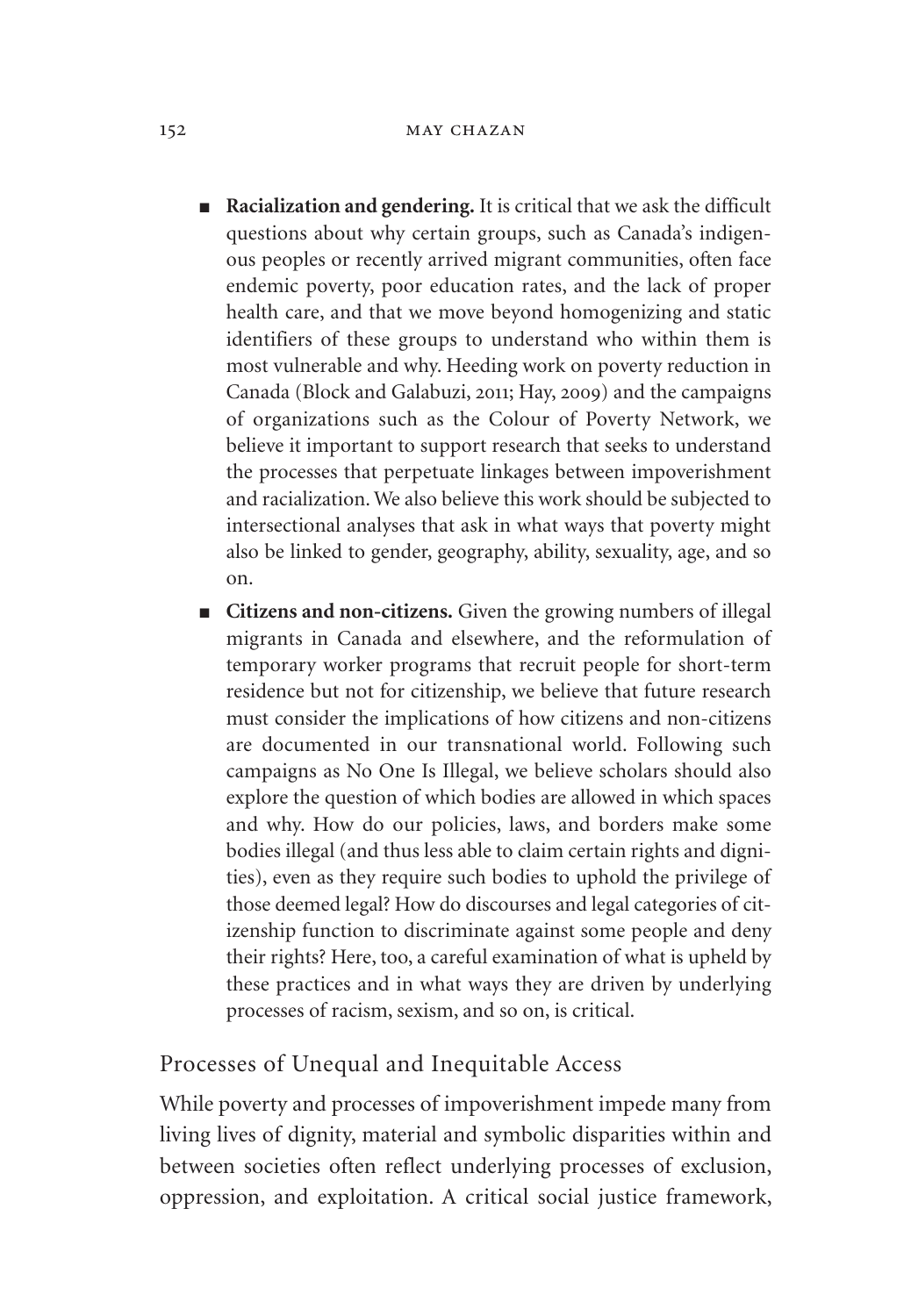- **Racialization and gendering.** It is critical that we ask the difficult questions about why certain groups, such as Canada's indigenous peoples or recently arrived migrant communities, often face endemic poverty, poor education rates, and the lack of proper health care, and that we move beyond homogenizing and static identifiers of these groups to understand who within them is most vulnerable and why. Heeding work on poverty reduction in Canada (Block and Galabuzi, 2011; Hay, 2009) and the campaigns of organizations such as the Colour of Poverty Network, we believe it important to support research that seeks to understand the processes that perpetuate linkages between impoverishment and racialization. We also believe this work should be subjected to intersectional analyses that ask in what ways that poverty might also be linked to gender, geography, ability, sexuality, age, and so on.
- **Citizens and non-citizens.** Given the growing numbers of illegal migrants in Canada and elsewhere, and the reformulation of temporary worker programs that recruit people for short-term residence but not for citizenship, we believe that future research must consider the implications of how citizens and non-citizens are documented in our transnational world. Following such campaigns as No One Is Illegal, we believe scholars should also explore the question of which bodies are allowed in which spaces and why. How do our policies, laws, and borders make some bodies illegal (and thus less able to claim certain rights and dignities), even as they require such bodies to uphold the privilege of those deemed legal? How do discourses and legal categories of citizenship function to discriminate against some people and deny their rights? Here, too, a careful examination of what is upheld by these practices and in what ways they are driven by underlying processes of racism, sexism, and so on, is critical.

## Processes of Unequal and Inequitable Access

While poverty and processes of impoverishment impede many from living lives of dignity, material and symbolic disparities within and between societies often reflect underlying processes of exclusion, oppression, and exploitation. A critical social justice framework,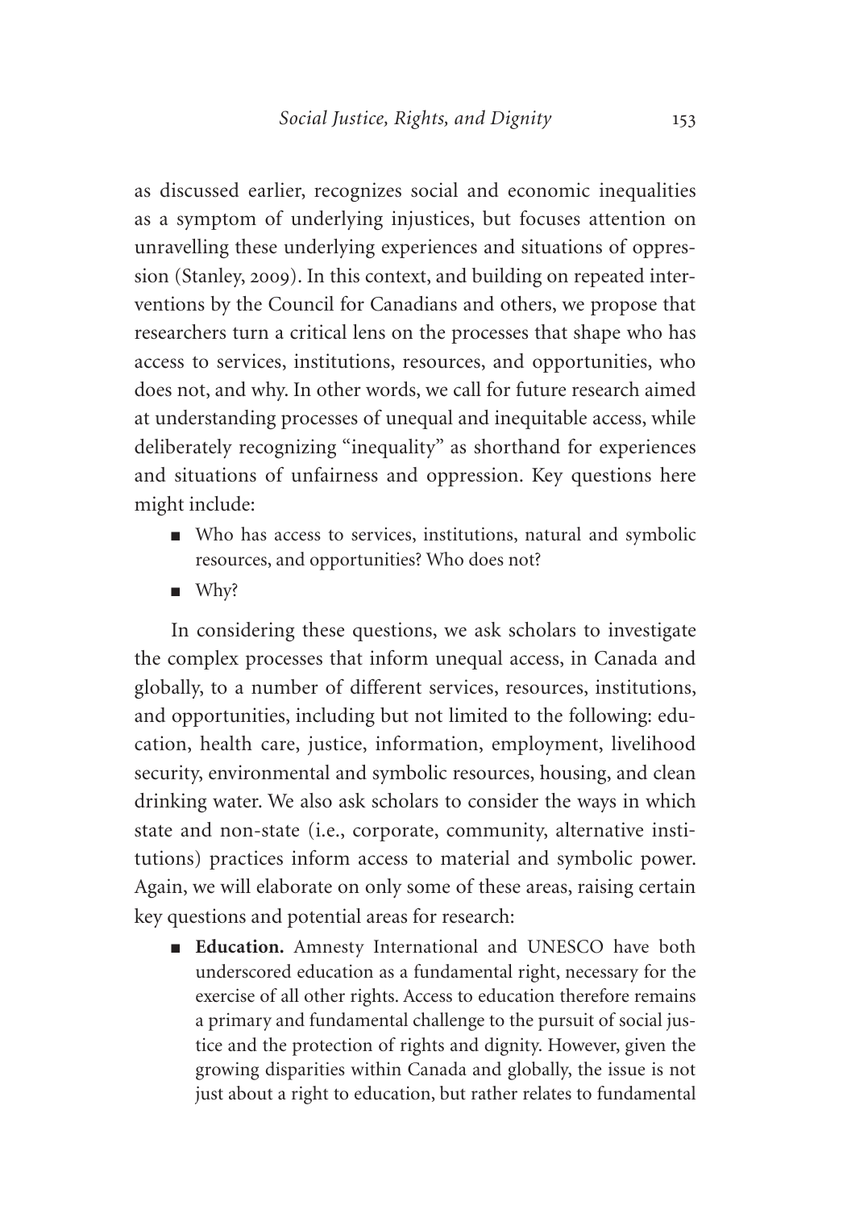as discussed earlier, recognizes social and economic inequalities as a symptom of underlying injustices, but focuses attention on unravelling these underlying experiences and situations of oppression (Stanley, 2009). In this context, and building on repeated interventions by the Council for Canadians and others, we propose that researchers turn a critical lens on the processes that shape who has access to services, institutions, resources, and opportunities, who does not, and why. In other words, we call for future research aimed at understanding processes of unequal and inequitable access, while deliberately recognizing "inequality" as shorthand for experiences and situations of unfairness and oppression. Key questions here might include:

- Who has access to services, institutions, natural and symbolic resources, and opportunities? Who does not?
- Why?

In considering these questions, we ask scholars to investigate the complex processes that inform unequal access, in Canada and globally, to a number of different services, resources, institutions, and opportunities, including but not limited to the following: education, health care, justice, information, employment, livelihood security, environmental and symbolic resources, housing, and clean drinking water. We also ask scholars to consider the ways in which state and non-state (i.e., corporate, community, alternative institutions) practices inform access to material and symbolic power. Again, we will elaborate on only some of these areas, raising certain key questions and potential areas for research:

- **Education.** Amnesty International and UNESCO have both underscored education as a fundamental right, necessary for the exercise of all other rights. Access to education therefore remains a primary and fundamental challenge to the pursuit of social justice and the protection of rights and dignity. However, given the growing disparities within Canada and globally, the issue is not just about a right to education, but rather relates to fundamental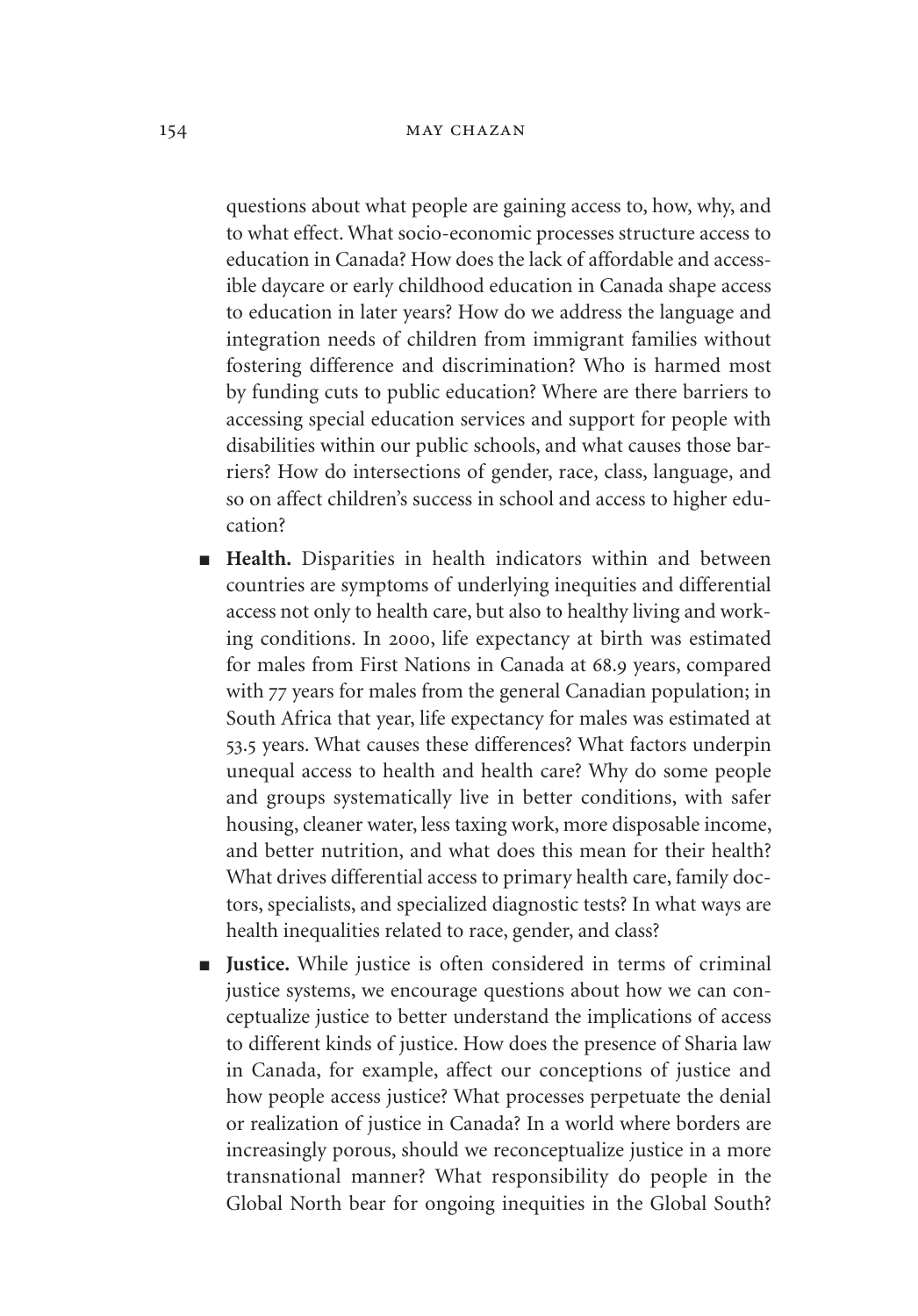questions about what people are gaining access to, how, why, and to what effect. What socio-economic processes structure access to education in Canada? How does the lack of affordable and accessible daycare or early childhood education in Canada shape access to education in later years? How do we address the language and integration needs of children from immigrant families without fostering difference and discrimination? Who is harmed most by funding cuts to public education? Where are there barriers to accessing special education services and support for people with disabilities within our public schools, and what causes those barriers? How do intersections of gender, race, class, language, and so on affect children's success in school and access to higher education?

- **Health.** Disparities in health indicators within and between countries are symptoms of underlying inequities and differential access not only to health care, but also to healthy living and working conditions. In 2000, life expectancy at birth was estimated for males from First Nations in Canada at 68.9 years, compared with 77 years for males from the general Canadian population; in South Africa that year, life expectancy for males was estimated at 53.5 years. What causes these differences? What factors underpin unequal access to health and health care? Why do some people and groups systematically live in better conditions, with safer housing, cleaner water, less taxing work, more disposable income, and better nutrition, and what does this mean for their health? What drives differential access to primary health care, family doctors, specialists, and specialized diagnostic tests? In what ways are health inequalities related to race, gender, and class?
- **Justice.** While justice is often considered in terms of criminal justice systems, we encourage questions about how we can conceptualize justice to better understand the implications of access to different kinds of justice. How does the presence of Sharia law in Canada, for example, affect our conceptions of justice and how people access justice? What processes perpetuate the denial or realization of justice in Canada? In a world where borders are increasingly porous, should we reconceptualize justice in a more transnational manner? What responsibility do people in the Global North bear for ongoing inequities in the Global South?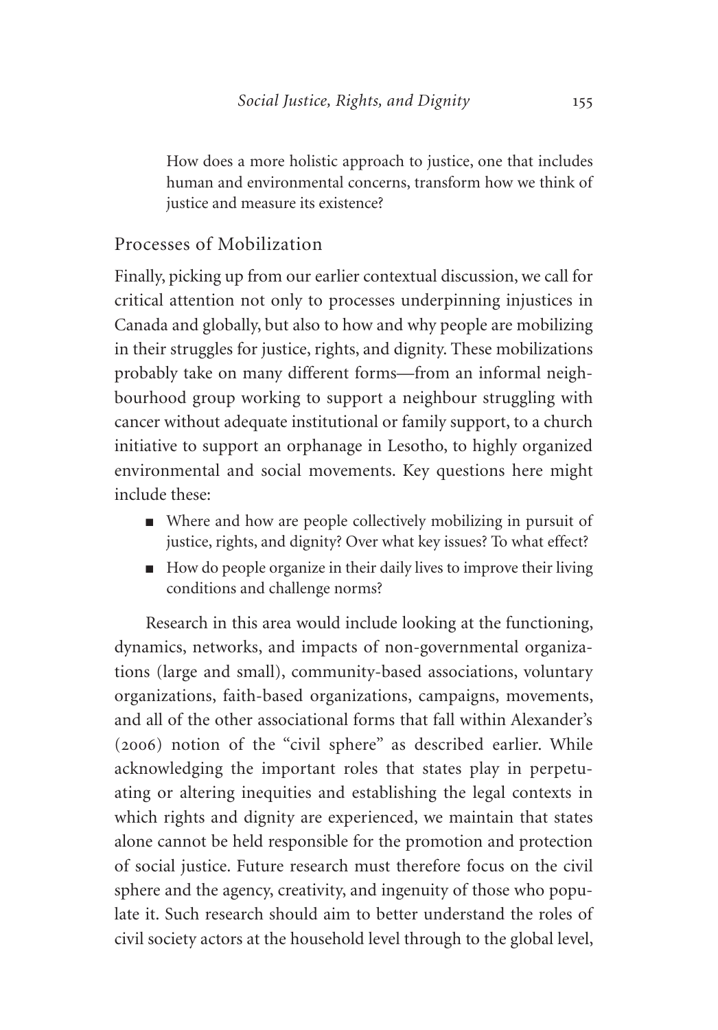How does a more holistic approach to justice, one that includes human and environmental concerns, transform how we think of justice and measure its existence?

## Processes of Mobilization

Finally, picking up from our earlier contextual discussion, we call for critical attention not only to processes underpinning injustices in Canada and globally, but also to how and why people are mobilizing in their struggles for justice, rights, and dignity. These mobilizations probably take on many different forms—from an informal neighbourhood group working to support a neighbour struggling with cancer without adequate institutional or family support, to a church initiative to support an orphanage in Lesotho, to highly organized environmental and social movements. Key questions here might include these:

- Where and how are people collectively mobilizing in pursuit of justice, rights, and dignity? Over what key issues? To what effect?
- How do people organize in their daily lives to improve their living conditions and challenge norms?

Research in this area would include looking at the functioning, dynamics, networks, and impacts of non-governmental organizations (large and small), community-based associations, voluntary organizations, faith-based organizations, campaigns, movements, and all of the other associational forms that fall within Alexander's (2006) notion of the "civil sphere" as described earlier. While acknowledging the important roles that states play in perpetuating or altering inequities and establishing the legal contexts in which rights and dignity are experienced, we maintain that states alone cannot be held responsible for the promotion and protection of social justice. Future research must therefore focus on the civil sphere and the agency, creativity, and ingenuity of those who populate it. Such research should aim to better understand the roles of civil society actors at the household level through to the global level,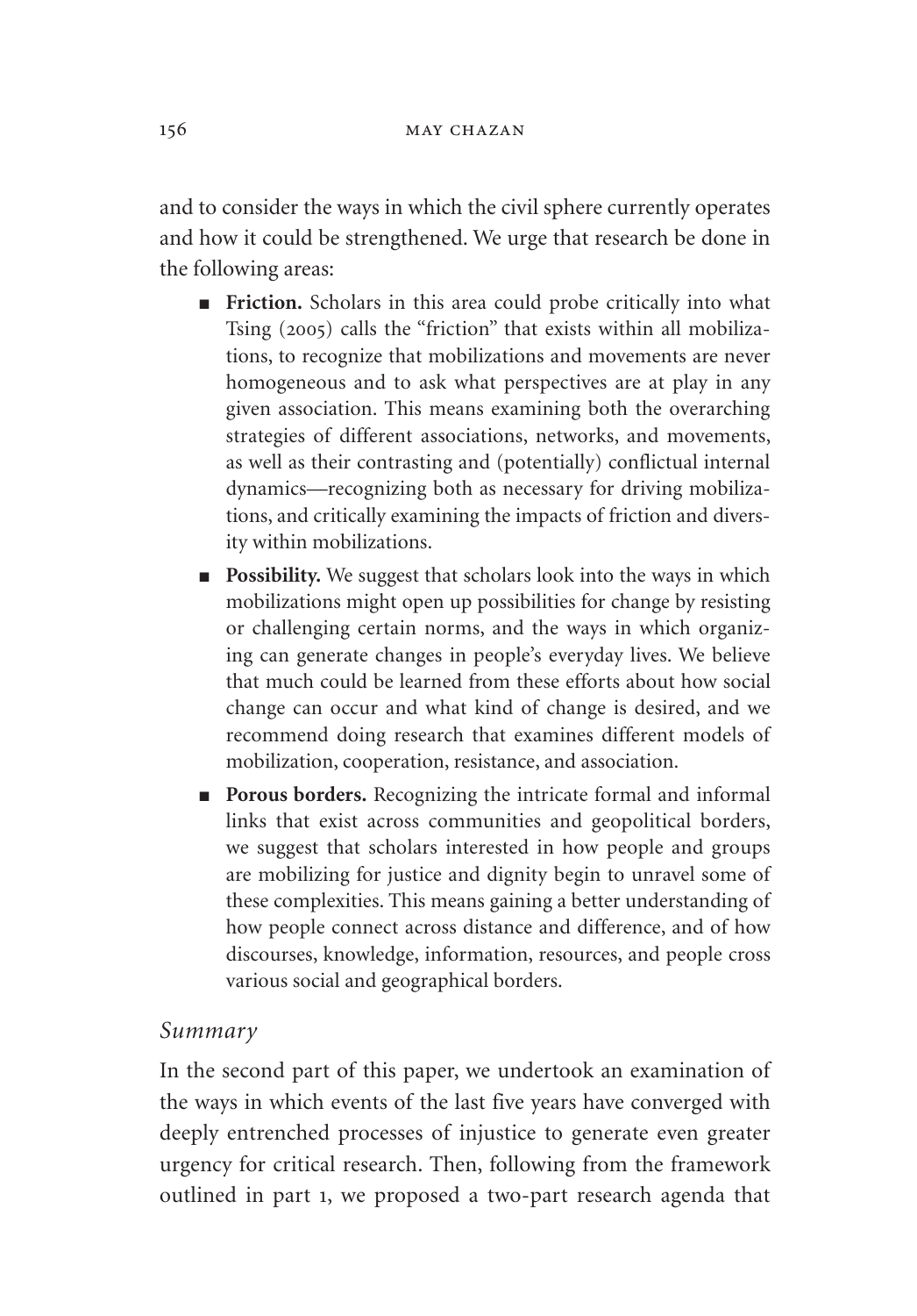and to consider the ways in which the civil sphere currently operates and how it could be strengthened. We urge that research be done in the following areas:

- **Friction.** Scholars in this area could probe critically into what Tsing (2005) calls the "friction" that exists within all mobilizations, to recognize that mobilizations and movements are never homogeneous and to ask what perspectives are at play in any given association. This means examining both the overarching strategies of different associations, networks, and movements, as well as their contrasting and (potentially) conflictual internal dynamics—recognizing both as necessary for driving mobilizations, and critically examining the impacts of friction and diversity within mobilizations.
- **Possibility.** We suggest that scholars look into the ways in which mobilizations might open up possibilities for change by resisting or challenging certain norms, and the ways in which organizing can generate changes in people's everyday lives. We believe that much could be learned from these efforts about how social change can occur and what kind of change is desired, and we recommend doing research that examines different models of mobilization, cooperation, resistance, and association.
- **Porous borders.** Recognizing the intricate formal and informal links that exist across communities and geopolitical borders, we suggest that scholars interested in how people and groups are mobilizing for justice and dignity begin to unravel some of these complexities. This means gaining a better understanding of how people connect across distance and difference, and of how discourses, knowledge, information, resources, and people cross various social and geographical borders.

### *Summary*

In the second part of this paper, we undertook an examination of the ways in which events of the last five years have converged with deeply entrenched processes of injustice to generate even greater urgency for critical research. Then, following from the framework outlined in part 1, we proposed a two-part research agenda that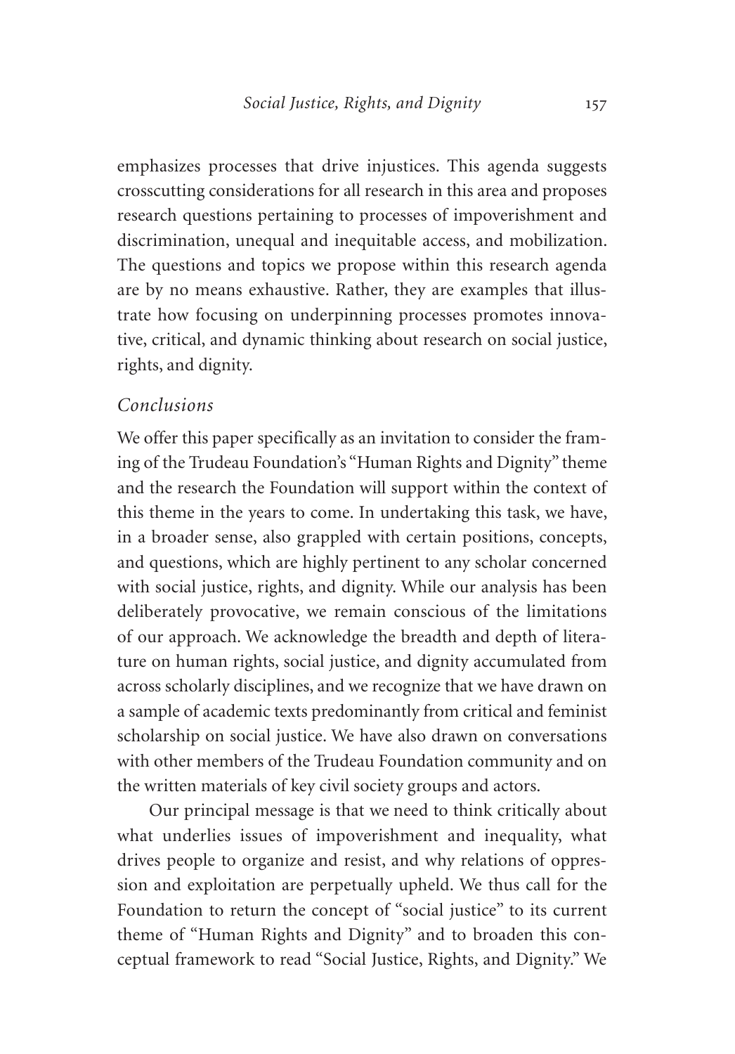emphasizes processes that drive injustices. This agenda suggests crosscutting considerations for all research in this area and proposes research questions pertaining to processes of impoverishment and discrimination, unequal and inequitable access, and mobilization. The questions and topics we propose within this research agenda are by no means exhaustive. Rather, they are examples that illustrate how focusing on underpinning processes promotes innovative, critical, and dynamic thinking about research on social justice, rights, and dignity.

### *Conclusions*

We offer this paper specifically as an invitation to consider the framing of the Trudeau Foundation's "Human Rights and Dignity" theme and the research the Foundation will support within the context of this theme in the years to come. In undertaking this task, we have, in a broader sense, also grappled with certain positions, concepts, and questions, which are highly pertinent to any scholar concerned with social justice, rights, and dignity. While our analysis has been deliberately provocative, we remain conscious of the limitations of our approach. We acknowledge the breadth and depth of literature on human rights, social justice, and dignity accumulated from across scholarly disciplines, and we recognize that we have drawn on a sample of academic texts predominantly from critical and feminist scholarship on social justice. We have also drawn on conversations with other members of the Trudeau Foundation community and on the written materials of key civil society groups and actors.

Our principal message is that we need to think critically about what underlies issues of impoverishment and inequality, what drives people to organize and resist, and why relations of oppression and exploitation are perpetually upheld. We thus call for the Foundation to return the concept of "social justice" to its current theme of "Human Rights and Dignity" and to broaden this conceptual framework to read "Social Justice, Rights, and Dignity." We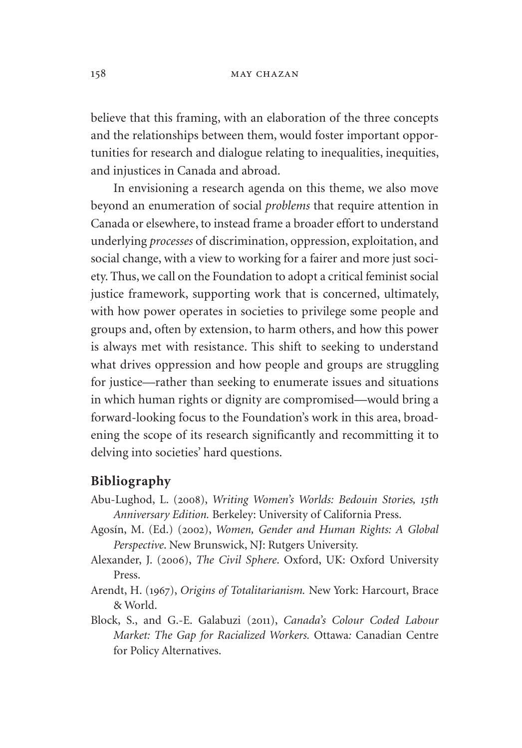believe that this framing, with an elaboration of the three concepts and the relationships between them, would foster important opportunities for research and dialogue relating to inequalities, inequities, and injustices in Canada and abroad.

In envisioning a research agenda on this theme, we also move beyond an enumeration of social *problems* that require attention in Canada or elsewhere, to instead frame a broader effort to understand underlying *processes* of discrimination, oppression, exploitation, and social change, with a view to working for a fairer and more just society. Thus, we call on the Foundation to adopt a critical feminist social justice framework, supporting work that is concerned, ultimately, with how power operates in societies to privilege some people and groups and, often by extension, to harm others, and how this power is always met with resistance. This shift to seeking to understand what drives oppression and how people and groups are struggling for justice—rather than seeking to enumerate issues and situations in which human rights or dignity are compromised—would bring a forward-looking focus to the Foundation's work in this area, broadening the scope of its research significantly and recommitting it to delving into societies' hard questions.

## Bibliography

Abu-Lughod, L. (2008), *Writing Women's Worlds: Bedouin Stories, 15th Anniversary Edition.* Berkeley: University of California Press.

Agosín, M. (Ed.) (2002), *Women, Gender and Human Rights: A Global Perspective*. New Brunswick, NJ: Rutgers University.

Alexander, J. (2006), *The Civil Sphere*. Oxford, UK: Oxford University Press.

Arendt, H. (1967), *Origins of Totalitarianism.* New York: Harcourt, Brace & World.

Block, S., and G.-E. Galabuzi (2011), *Canada's Colour Coded Labour Market: The Gap for Racialized Workers.* Ottawa*:* Canadian Centre for Policy Alternatives.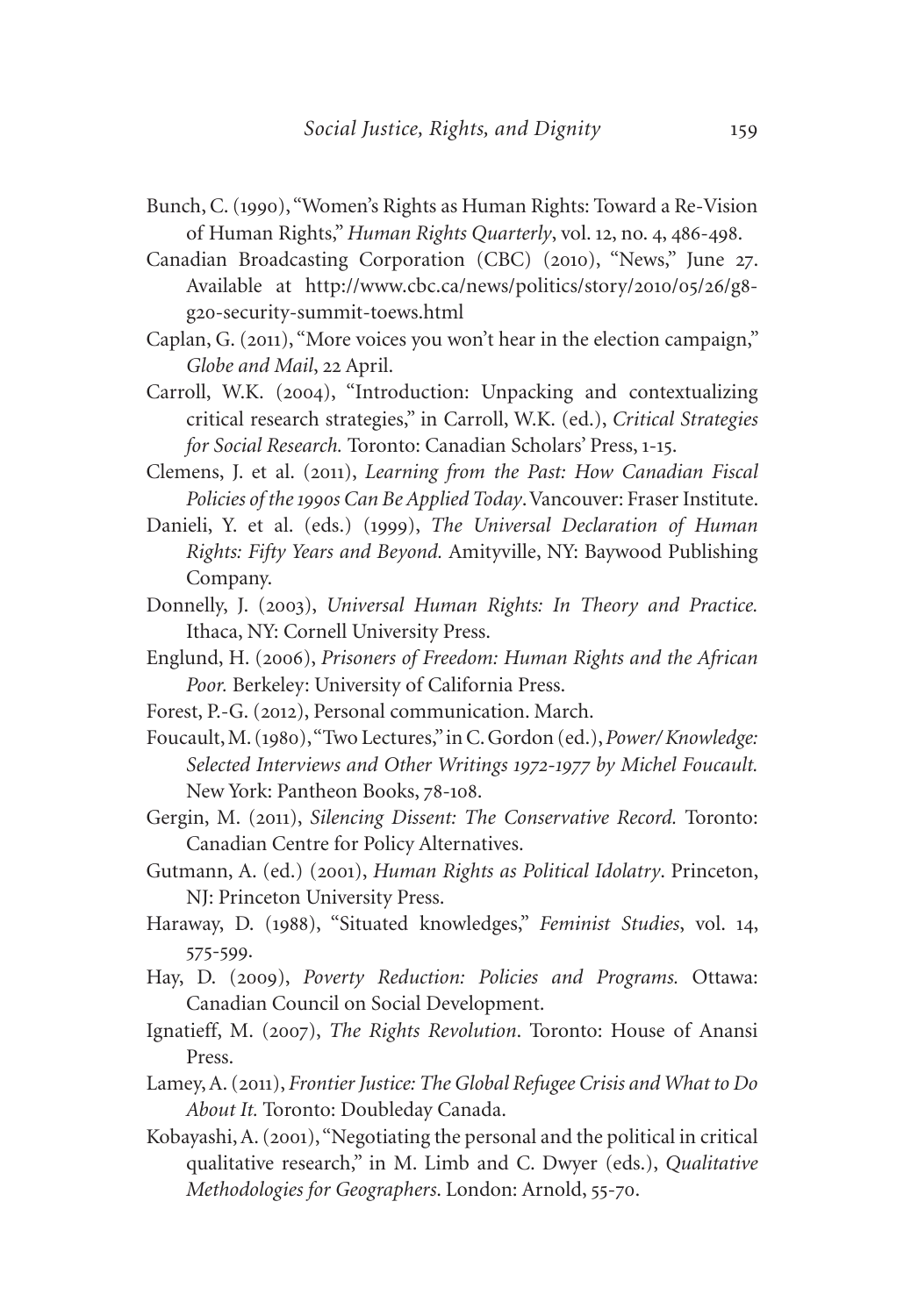Bunch, C. (1990), "Women's Rights as Human Rights: Toward a Re-Vision of Human Rights," *Human Rights Quarterly*, vol. 12, no. 4, 486-498.

Canadian Broadcasting Corporation (CBC) (2010), "News," June 27. Available at http://www.cbc.ca/news/politics/story/2010/05/26/g8-g20-security-summit-toews.html

Caplan, G. (2011), "More voices you won't hear in the election campaign," *Globe and Mail*, 22 April.

Carroll, W.K. (2004), "Introduction: Unpacking and contextualizing critical research strategies," in Carroll, W.K. (ed.), *Critical Strategies for Social Research.* Toronto: Canadian Scholars' Press, 1-15.

Clemens, J. et al. (2011), *Learning from the Past: How Canadian Fiscal Policies of the 1990s Can Be Applied Today*. Vancouver: Fraser Institute.

Danieli, Y. et al. (eds.) (1999), *The Universal Declaration of Human Rights: Fifty Years and Beyond.* Amityville, NY: Baywood Publishing Company.

Donnelly, J. (2003), *Universal Human Rights: In Theory and Practice.* Ithaca, NY: Cornell University Press.

Englund, H. (2006), *Prisoners of Freedom: Human Rights and the African Poor.* Berkeley: University of California Press.

Forest, P.-G. (2012), Personal communication. March.

Foucault, M. (1980), "Two Lectures," in C. Gordon (ed.), *Power/Knowledge: Selected Interviews and Other Writings 1972-1977 by Michel Foucault.* New York: Pantheon Books, 78-108.

Gergin, M. (2011), *Silencing Dissent: The Conservative Record.* Toronto: Canadian Centre for Policy Alternatives.

Gutmann, A. (ed.) (2001), *Human Rights as Political Idolatry*. Princeton, NJ: Princeton University Press.

Haraway, D. (1988), "Situated knowledges," *Feminist Studies*, vol. 14, 575-599.

Hay, D. (2009), *Poverty Reduction: Policies and Programs.* Ottawa: Canadian Council on Social Development.

Ignatieff, M. (2007), *The Rights Revolution*. Toronto: House of Anansi Press.

Lamey, A. (2011), *Frontier Justice: The Global Refugee Crisis and What to Do About It.* Toronto: Doubleday Canada.

Kobayashi, A. (2001), "Negotiating the personal and the political in critical qualitative research," in M. Limb and C. Dwyer (eds.), *Qualitative Methodologies for Geographers*. London: Arnold, 55-70.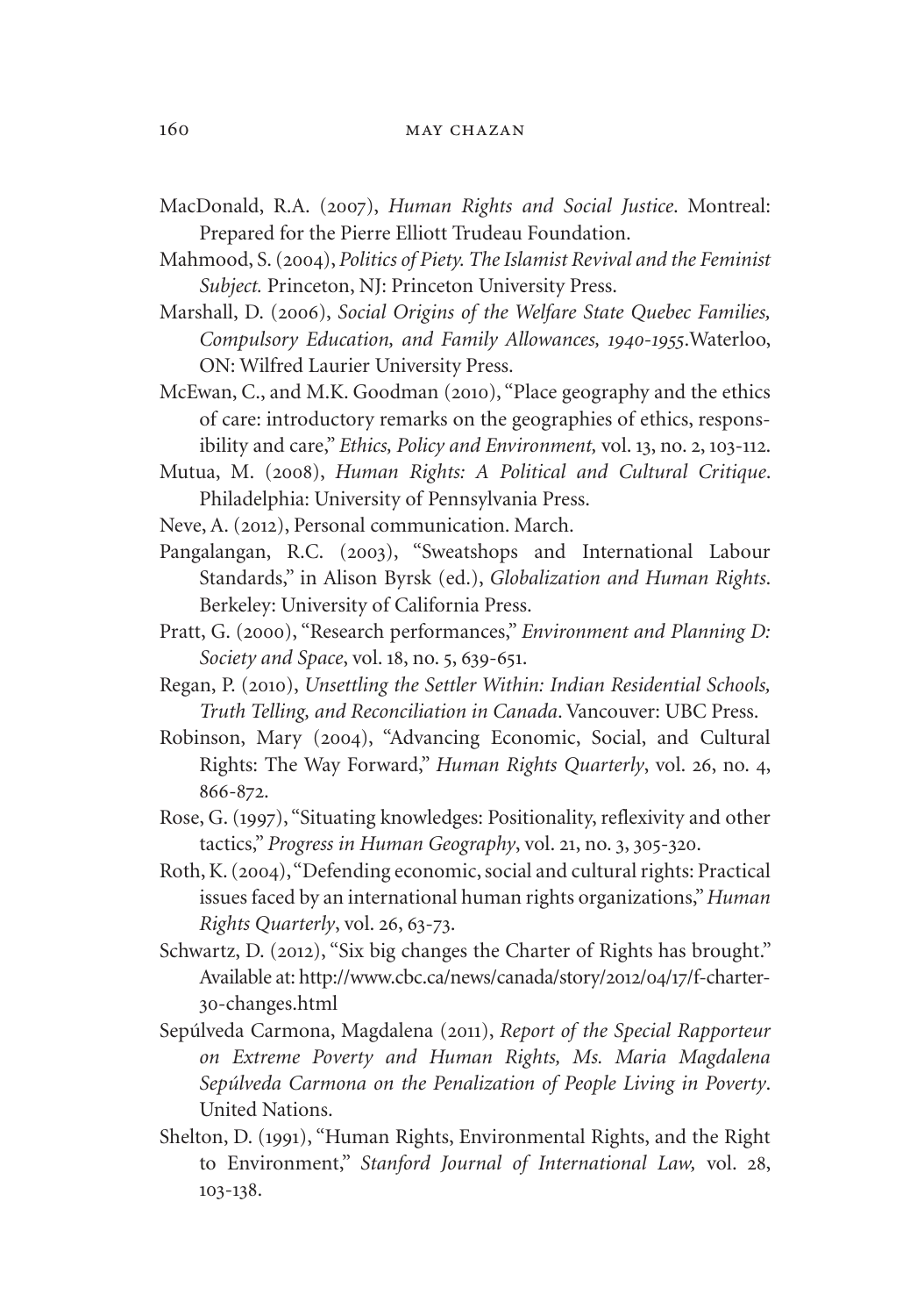MacDonald, R.A. (2007), *Human Rights and Social Justice*. Montreal: Prepared for the Pierre Elliott Trudeau Foundation.

Mahmood, S. (2004), *Politics of Piety. The Islamist Revival and the Feminist Subject.* Princeton, NJ: Princeton University Press.

Marshall, D. (2006), *Social Origins of the Welfare State Quebec Families, Compulsory Education, and Family Allowances, 1940-1955*.Waterloo, ON: Wilfred Laurier University Press.

McEwan, C., and M.K. Goodman (2010), "Place geography and the ethics of care: introductory remarks on the geographies of ethics, responsibility and care," *Ethics, Policy and Environment,* vol. 13, no. 2, 103-112.

Mutua, M. (2008), *Human Rights: A Political and Cultural Critique*. Philadelphia: University of Pennsylvania Press.

Neve, A. (2012), Personal communication. March.

Pangalangan, R.C. (2003), "Sweatshops and International Labour Standards," in Alison Byrsk (ed.), *Globalization and Human Rights.* Berkeley: University of California Press.

Pratt, G. (2000), "Research performances," *Environment and Planning D: Society and Space*, vol. 18, no. 5, 639-651.

Regan, P. (2010), *Unsettling the Settler Within: Indian Residential Schools, Truth Telling, and Reconciliation in Canada*. Vancouver: UBC Press.

Robinson, Mary (2004), "Advancing Economic, Social, and Cultural Rights: The Way Forward," *Human Rights Quarterly*, vol. 26, no. 4, 866-872.

Rose, G. (1997), "Situating knowledges: Positionality, reflexivity and other tactics," *Progress in Human Geography*, vol. 21, no. 3, 305-320.

Roth, K. (2004), "Defending economic, social and cultural rights: Practical issues faced by an international human rights organizations," *Human Rights Quarterly*, vol. 26, 63-73.

Schwartz, D. (2012), "Six big changes the Charter of Rights has brought." Available at: http://www.cbc.ca/news/canada/story/2012/04/17/f-charter-30-changes.html

Sepúlveda Carmona, Magdalena (2011), *Report of the Special Rapporteur on Extreme Poverty and Human Rights, Ms. Maria Magdalena Sepúlveda Carmona on the Penalization of People Living in Poverty*. United Nations.

Shelton, D. (1991), "Human Rights, Environmental Rights, and the Right to Environment," *Stanford Journal of International Law,* vol. 28, 103-138.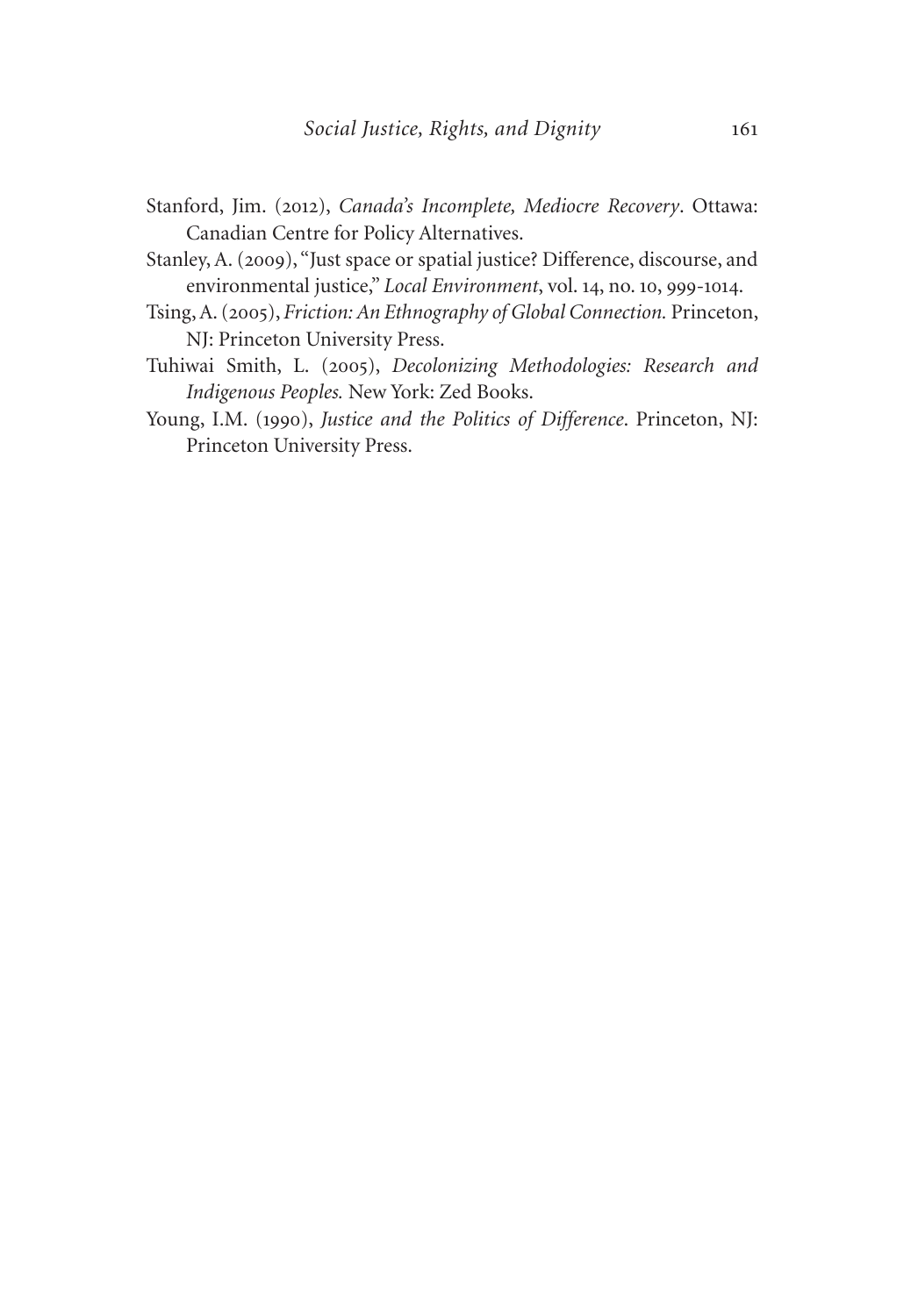Stanford, Jim. (2012), *Canada's Incomplete, Mediocre Recovery*. Ottawa: Canadian Centre for Policy Alternatives.

Stanley, A. (2009), "Just space or spatial justice? Difference, discourse, and environmental justice," *Local Environment*, vol. 14, no. 10, 999-1014.

Tsing, A. (2005), *Friction: An Ethnography of Global Connection.* Princeton, NJ: Princeton University Press.

Tuhiwai Smith, L. (2005), *Decolonizing Methodologies: Research and Indigenous Peoples.* New York: Zed Books.

Young, I.M. (1990), *Justice and the Politics of Difference*. Princeton, NJ: Princeton University Press.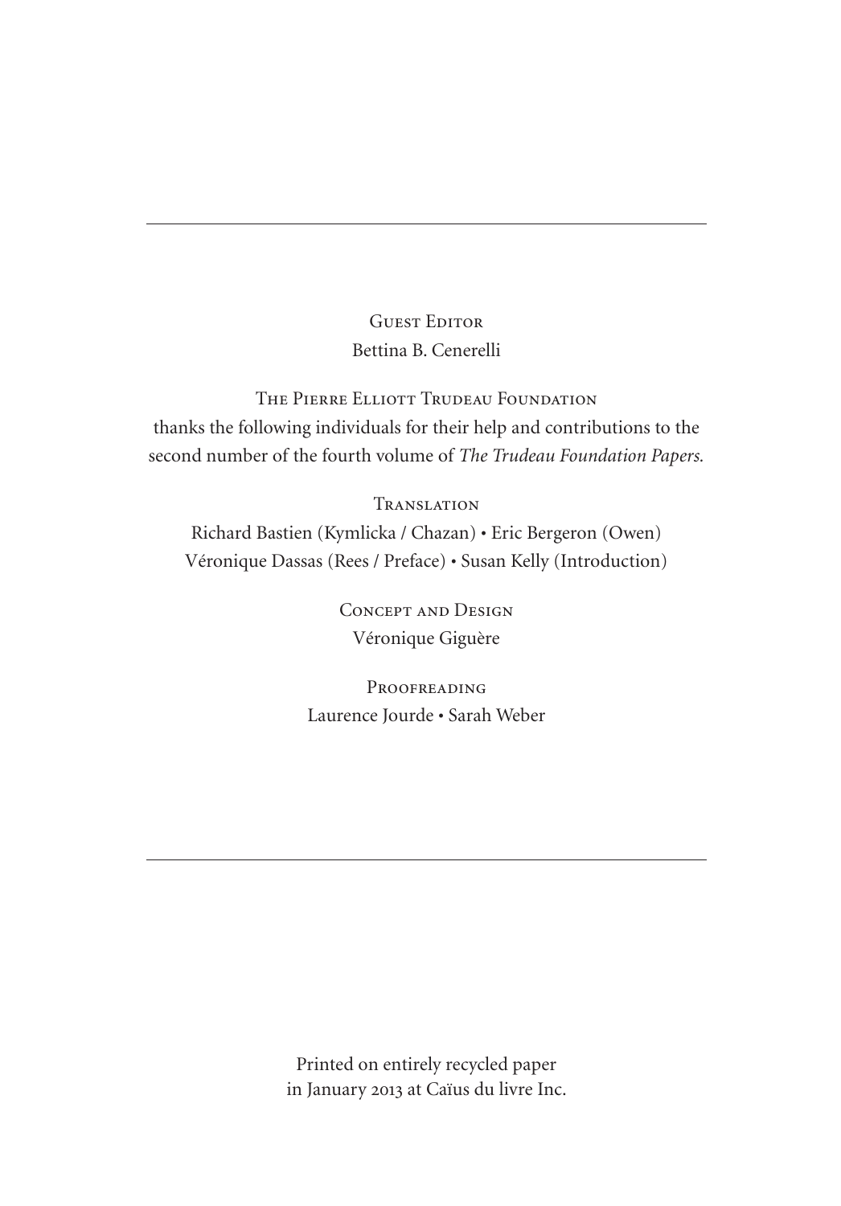Guest Editor

Bettina B. Cenerelli

The Pierre Elliott Trudeau Foundation

thanks the following individuals for their help and contributions to the second number of the fourth volume of *The Trudeau Foundation Papers.*

Translation

Richard Bastien (Kymlicka / Chazan) • Eric Bergeron (Owen)
Véronique Dassas (Rees / Preface) • Susan Kelly (Introduction)

Concept and Design

Véronique Giguère

Proofreading

Laurence Jourde • Sarah Weber

Printed on entirely recycled paper
in January 2013 at Caïus du livre Inc.